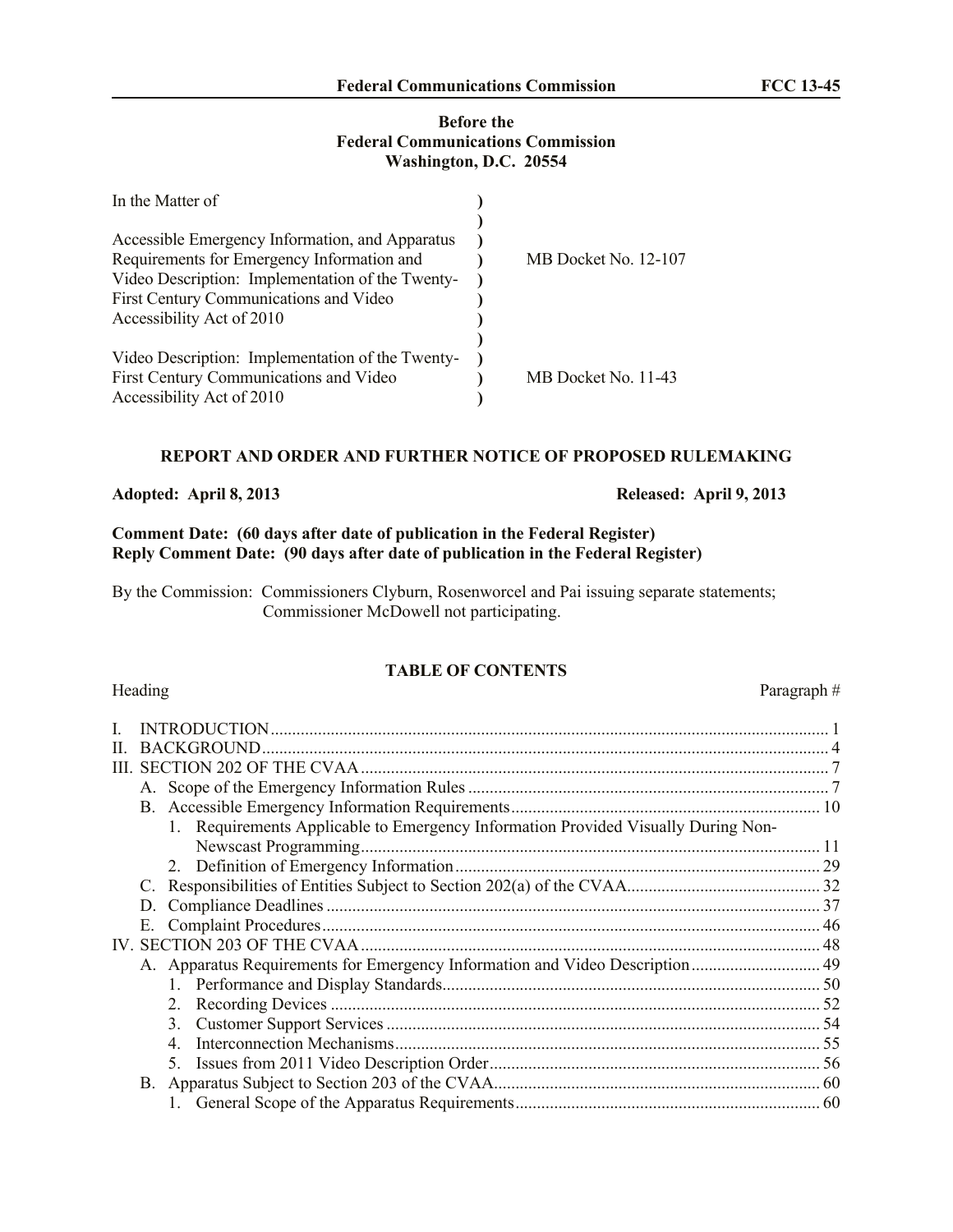**Before the**
**Federal Communications Commission**
**Washington, D.C. 20554**

| | | |
|---|---|---|
| In the Matter of | ) | |
| | ) | |
| Accessible Emergency Information, and Apparatus Requirements for Emergency Information and Video Description: Implementation of the Twenty-First Century Communications and Video Accessibility Act of 2010 | ) | MB Docket No. 12-107 |
| | ) | |
| Video Description: Implementation of the Twenty-First Century Communications and Video Accessibility Act of 2010 | ) | MB Docket No. 11-43 |

## REPORT AND ORDER AND FURTHER NOTICE OF PROPOSED RULEMAKING

**Adopted: April 8, 2013** **Released: April 9, 2013**

**Comment Date: (60 days after date of publication in the Federal Register)**
**Reply Comment Date: (90 days after date of publication in the Federal Register)**

By the Commission: Commissioners Clyburn, Rosenworcel and Pai issuing separate statements; Commissioner McDowell not participating.

### TABLE OF CONTENTS

| Heading | Paragraph # |
|---|---|
| I. INTRODUCTION | 1 |
| II. BACKGROUND | 4 |
| III. SECTION 202 OF THE CVAA | 7 |
| A. Scope of the Emergency Information Rules | 7 |
| B. Accessible Emergency Information Requirements | 10 |
| 1. Requirements Applicable to Emergency Information Provided Visually During Non-Newscast Programming | 11 |
| 2. Definition of Emergency Information | 29 |
| C. Responsibilities of Entities Subject to Section 202(a) of the CVAA | 32 |
| D. Compliance Deadlines | 37 |
| E. Complaint Procedures | 46 |
| IV. SECTION 203 OF THE CVAA | 48 |
| A. Apparatus Requirements for Emergency Information and Video Description | 49 |
| 1. Performance and Display Standards | 50 |
| 2. Recording Devices | 52 |
| 3. Customer Support Services | 54 |
| 4. Interconnection Mechanisms | 55 |
| 5. Issues from 2011 Video Description Order | 56 |
| B. Apparatus Subject to Section 203 of the CVAA | 60 |
| 1. General Scope of the Apparatus Requirements | 60 |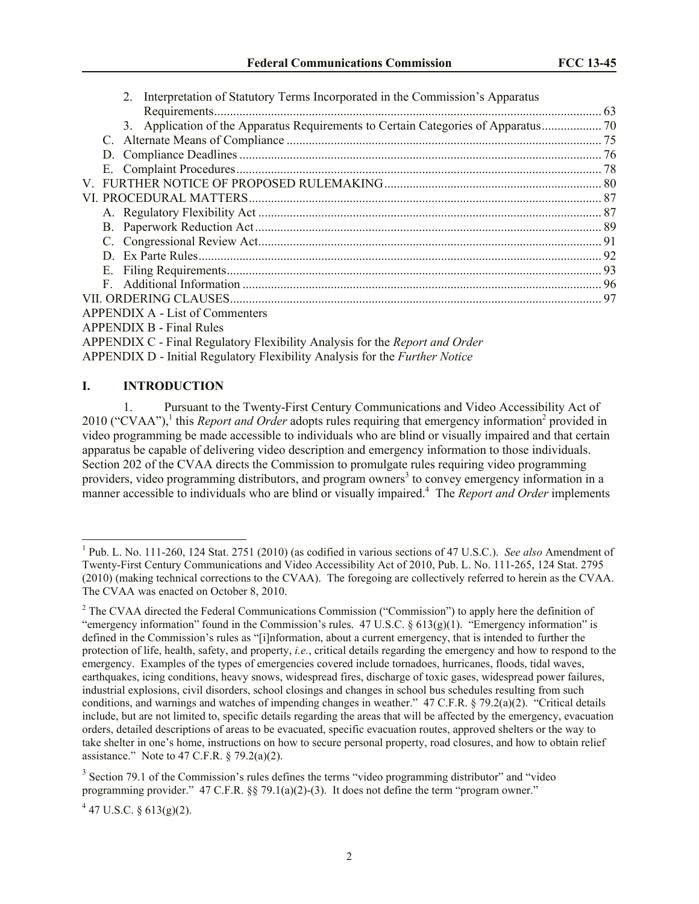2. Interpretation of Statutory Terms Incorporated in the Commission's Apparatus Requirements .......... 63
3. Application of the Apparatus Requirements to Certain Categories of Apparatus .......... 70

C. Alternate Means of Compliance .......... 75
D. Compliance Deadlines .......... 76
E. Complaint Procedures .......... 78

V. FURTHER NOTICE OF PROPOSED RULEMAKING .......... 80

VI. PROCEDURAL MATTERS .......... 87

A. Regulatory Flexibility Act .......... 87
B. Paperwork Reduction Act .......... 89
C. Congressional Review Act .......... 91
D. Ex Parte Rules .......... 92
E. Filing Requirements .......... 93
F. Additional Information .......... 96

VII. ORDERING CLAUSES .......... 97

APPENDIX A - List of Commenters

APPENDIX B - Final Rules

APPENDIX C - Final Regulatory Flexibility Analysis for the *Report and Order*

APPENDIX D - Initial Regulatory Flexibility Analysis for the *Further Notice*

## I. INTRODUCTION

1. Pursuant to the Twenty-First Century Communications and Video Accessibility Act of 2010 ("CVAA"),[1] this *Report and Order* adopts rules requiring that emergency information[2] provided in video programming be made accessible to individuals who are blind or visually impaired and that certain apparatus be capable of delivering video description and emergency information to those individuals. Section 202 of the CVAA directs the Commission to promulgate rules requiring video programming providers, video programming distributors, and program owners[3] to convey emergency information in a manner accessible to individuals who are blind or visually impaired.[4] The *Report and Order* implements

---

[1] Pub. L. No. 111-260, 124 Stat. 2751 (2010) (as codified in various sections of 47 U.S.C.). *See also* Amendment of Twenty-First Century Communications and Video Accessibility Act of 2010, Pub. L. No. 111-265, 124 Stat. 2795 (2010) (making technical corrections to the CVAA). The foregoing are collectively referred to herein as the CVAA. The CVAA was enacted on October 8, 2010.

[2] The CVAA directed the Federal Communications Commission ("Commission") to apply here the definition of "emergency information" found in the Commission's rules. 47 U.S.C. § 613(g)(1). "Emergency information" is defined in the Commission's rules as "[i]nformation, about a current emergency, that is intended to further the protection of life, health, safety, and property, *i.e.*, critical details regarding the emergency and how to respond to the emergency. Examples of the types of emergencies covered include tornadoes, hurricanes, floods, tidal waves, earthquakes, icing conditions, heavy snows, widespread fires, discharge of toxic gases, widespread power failures, industrial explosions, civil disorders, school closings and changes in school bus schedules resulting from such conditions, and warnings and watches of impending changes in weather." 47 C.F.R. § 79.2(a)(2). "Critical details include, but are not limited to, specific details regarding the areas that will be affected by the emergency, evacuation orders, detailed descriptions of areas to be evacuated, specific evacuation routes, approved shelters or the way to take shelter in one's home, instructions on how to secure personal property, road closures, and how to obtain relief assistance." Note to 47 C.F.R. § 79.2(a)(2).

[3] Section 79.1 of the Commission's rules defines the terms "video programming distributor" and "video programming provider." 47 C.F.R. §§ 79.1(a)(2)-(3). It does not define the term "program owner."

[4] 47 U.S.C. § 613(g)(2).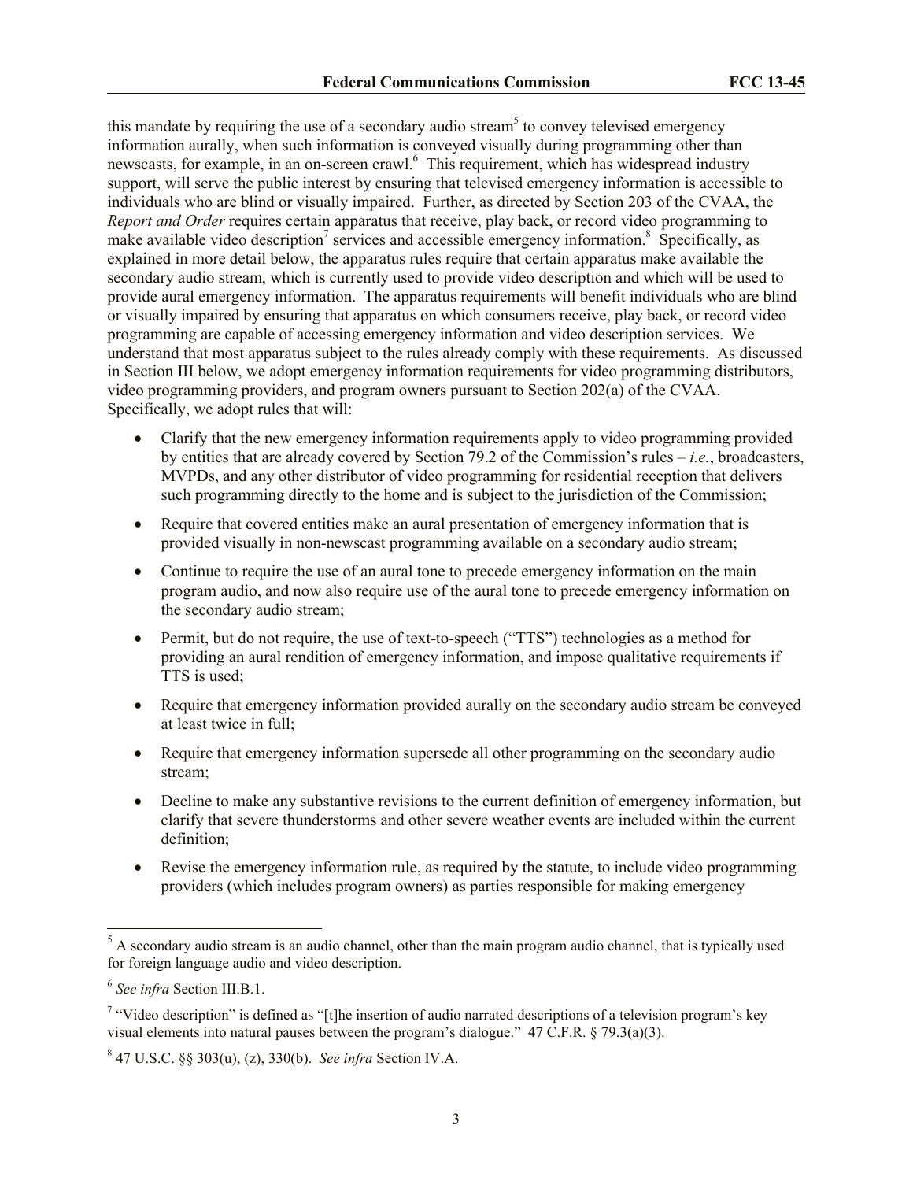this mandate by requiring the use of a secondary audio stream[5] to convey televised emergency information aurally, when such information is conveyed visually during programming other than newscasts, for example, in an on-screen crawl.[6] This requirement, which has widespread industry support, will serve the public interest by ensuring that televised emergency information is accessible to individuals who are blind or visually impaired. Further, as directed by Section 203 of the CVAA, the *Report and Order* requires certain apparatus that receive, play back, or record video programming to make available video description[7] services and accessible emergency information.[8] Specifically, as explained in more detail below, the apparatus rules require that certain apparatus make available the secondary audio stream, which is currently used to provide video description and which will be used to provide aural emergency information. The apparatus requirements will benefit individuals who are blind or visually impaired by ensuring that apparatus on which consumers receive, play back, or record video programming are capable of accessing emergency information and video description services. We understand that most apparatus subject to the rules already comply with these requirements. As discussed in Section III below, we adopt emergency information requirements for video programming distributors, video programming providers, and program owners pursuant to Section 202(a) of the CVAA. Specifically, we adopt rules that will:

- Clarify that the new emergency information requirements apply to video programming provided by entities that are already covered by Section 79.2 of the Commission's rules – *i.e.*, broadcasters, MVPDs, and any other distributor of video programming for residential reception that delivers such programming directly to the home and is subject to the jurisdiction of the Commission;
- Require that covered entities make an aural presentation of emergency information that is provided visually in non-newscast programming available on a secondary audio stream;
- Continue to require the use of an aural tone to precede emergency information on the main program audio, and now also require use of the aural tone to precede emergency information on the secondary audio stream;
- Permit, but do not require, the use of text-to-speech ("TTS") technologies as a method for providing an aural rendition of emergency information, and impose qualitative requirements if TTS is used;
- Require that emergency information provided aurally on the secondary audio stream be conveyed at least twice in full;
- Require that emergency information supersede all other programming on the secondary audio stream;
- Decline to make any substantive revisions to the current definition of emergency information, but clarify that severe thunderstorms and other severe weather events are included within the current definition;
- Revise the emergency information rule, as required by the statute, to include video programming providers (which includes program owners) as parties responsible for making emergency

---

[5] A secondary audio stream is an audio channel, other than the main program audio channel, that is typically used for foreign language audio and video description.

[6] *See infra* Section III.B.1.

[7] "Video description" is defined as "[t]he insertion of audio narrated descriptions of a television program's key visual elements into natural pauses between the program's dialogue." 47 C.F.R. § 79.3(a)(3).

[8] 47 U.S.C. §§ 303(u), (z), 330(b). *See infra* Section IV.A.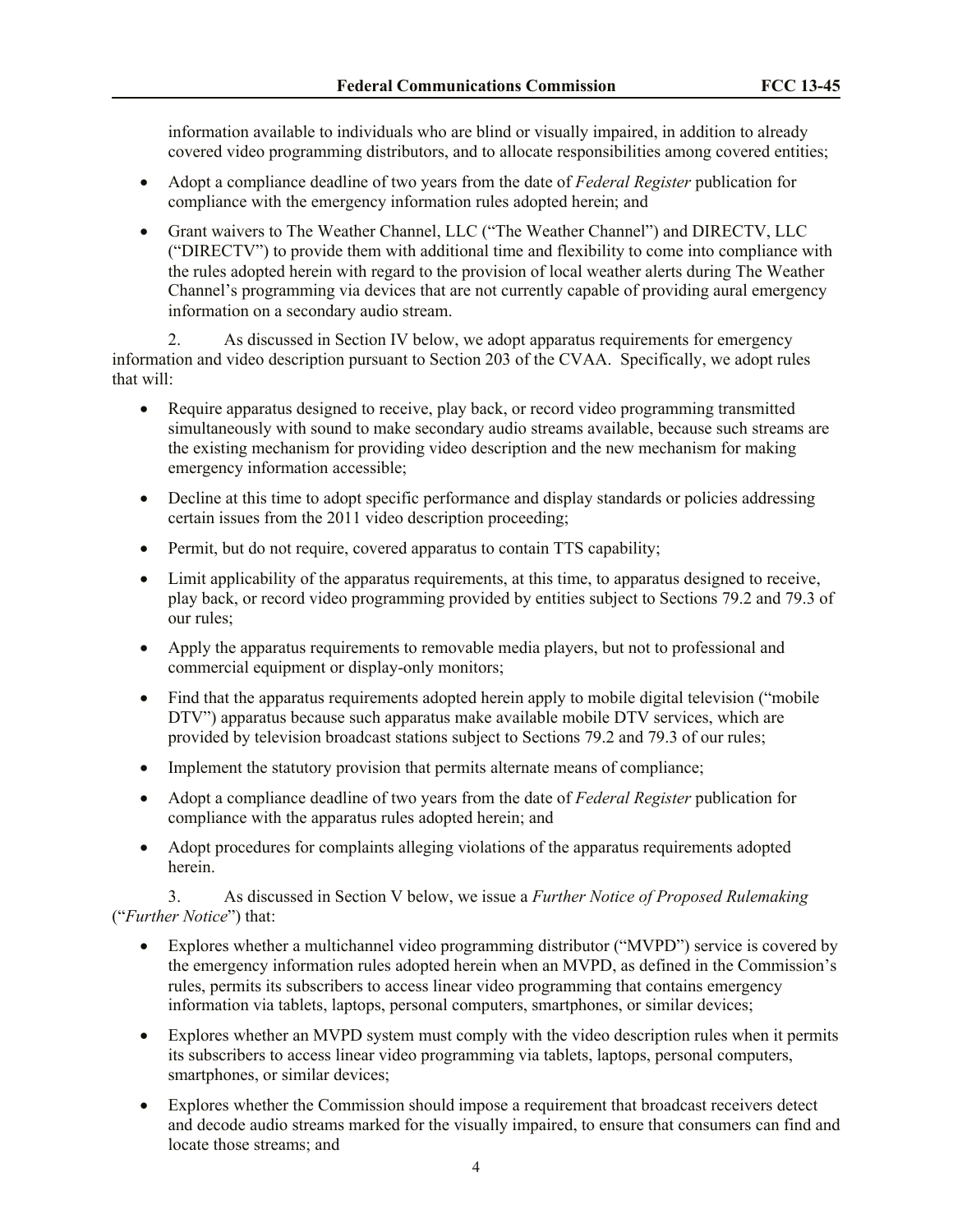information available to individuals who are blind or visually impaired, in addition to already covered video programming distributors, and to allocate responsibilities among covered entities;

- Adopt a compliance deadline of two years from the date of *Federal Register* publication for compliance with the emergency information rules adopted herein; and
- Grant waivers to The Weather Channel, LLC ("The Weather Channel") and DIRECTV, LLC ("DIRECTV") to provide them with additional time and flexibility to come into compliance with the rules adopted herein with regard to the provision of local weather alerts during The Weather Channel's programming via devices that are not currently capable of providing aural emergency information on a secondary audio stream.

2. As discussed in Section IV below, we adopt apparatus requirements for emergency information and video description pursuant to Section 203 of the CVAA. Specifically, we adopt rules that will:

- Require apparatus designed to receive, play back, or record video programming transmitted simultaneously with sound to make secondary audio streams available, because such streams are the existing mechanism for providing video description and the new mechanism for making emergency information accessible;
- Decline at this time to adopt specific performance and display standards or policies addressing certain issues from the 2011 video description proceeding;
- Permit, but do not require, covered apparatus to contain TTS capability;
- Limit applicability of the apparatus requirements, at this time, to apparatus designed to receive, play back, or record video programming provided by entities subject to Sections 79.2 and 79.3 of our rules;
- Apply the apparatus requirements to removable media players, but not to professional and commercial equipment or display-only monitors;
- Find that the apparatus requirements adopted herein apply to mobile digital television ("mobile DTV") apparatus because such apparatus make available mobile DTV services, which are provided by television broadcast stations subject to Sections 79.2 and 79.3 of our rules;
- Implement the statutory provision that permits alternate means of compliance;
- Adopt a compliance deadline of two years from the date of *Federal Register* publication for compliance with the apparatus rules adopted herein; and
- Adopt procedures for complaints alleging violations of the apparatus requirements adopted herein.

3. As discussed in Section V below, we issue a *Further Notice of Proposed Rulemaking* ("*Further Notice*") that:

- Explores whether a multichannel video programming distributor ("MVPD") service is covered by the emergency information rules adopted herein when an MVPD, as defined in the Commission's rules, permits its subscribers to access linear video programming that contains emergency information via tablets, laptops, personal computers, smartphones, or similar devices;
- Explores whether an MVPD system must comply with the video description rules when it permits its subscribers to access linear video programming via tablets, laptops, personal computers, smartphones, or similar devices;
- Explores whether the Commission should impose a requirement that broadcast receivers detect and decode audio streams marked for the visually impaired, to ensure that consumers can find and locate those streams; and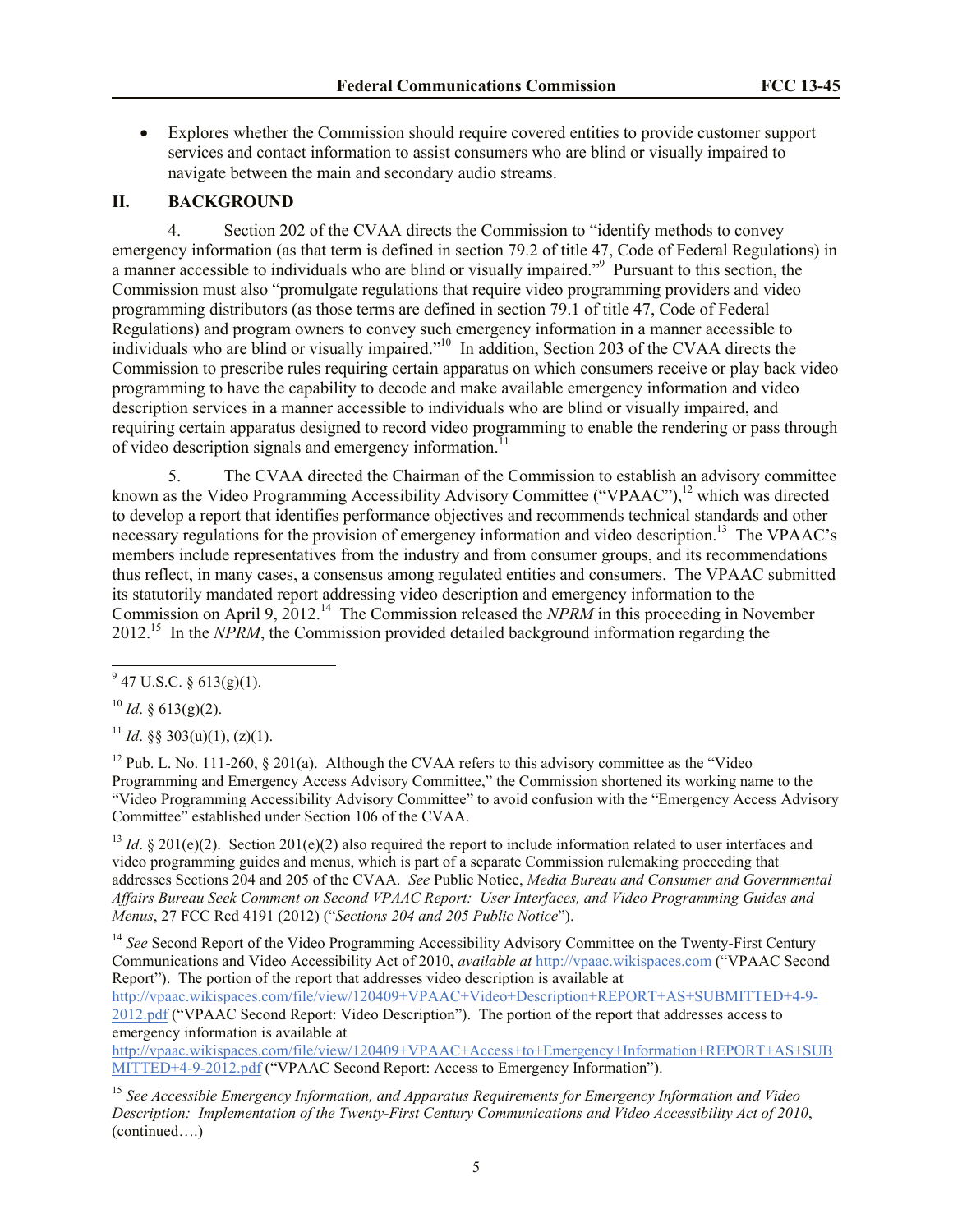- Explores whether the Commission should require covered entities to provide customer support services and contact information to assist consumers who are blind or visually impaired to navigate between the main and secondary audio streams.

## II. BACKGROUND

4. Section 202 of the CVAA directs the Commission to "identify methods to convey emergency information (as that term is defined in section 79.2 of title 47, Code of Federal Regulations) in a manner accessible to individuals who are blind or visually impaired."[9] Pursuant to this section, the Commission must also "promulgate regulations that require video programming providers and video programming distributors (as those terms are defined in section 79.1 of title 47, Code of Federal Regulations) and program owners to convey such emergency information in a manner accessible to individuals who are blind or visually impaired."[10] In addition, Section 203 of the CVAA directs the Commission to prescribe rules requiring certain apparatus on which consumers receive or play back video programming to have the capability to decode and make available emergency information and video description services in a manner accessible to individuals who are blind or visually impaired, and requiring certain apparatus designed to record video programming to enable the rendering or pass through of video description signals and emergency information.[11]

5. The CVAA directed the Chairman of the Commission to establish an advisory committee known as the Video Programming Accessibility Advisory Committee ("VPAAC"),[12] which was directed to develop a report that identifies performance objectives and recommends technical standards and other necessary regulations for the provision of emergency information and video description.[13] The VPAAC's members include representatives from the industry and from consumer groups, and its recommendations thus reflect, in many cases, a consensus among regulated entities and consumers. The VPAAC submitted its statutorily mandated report addressing video description and emergency information to the Commission on April 9, 2012.[14] The Commission released the *NPRM* in this proceeding in November 2012.[15] In the *NPRM*, the Commission provided detailed background information regarding the

---

[9] 47 U.S.C. § 613(g)(1).

[10] *Id*. § 613(g)(2).

[11] *Id*. §§ 303(u)(1), (z)(1).

[12] Pub. L. No. 111-260, § 201(a). Although the CVAA refers to this advisory committee as the "Video Programming and Emergency Access Advisory Committee," the Commission shortened its working name to the "Video Programming Accessibility Advisory Committee" to avoid confusion with the "Emergency Access Advisory Committee" established under Section 106 of the CVAA.

[13] *Id*. § 201(e)(2). Section 201(e)(2) also required the report to include information related to user interfaces and video programming guides and menus, which is part of a separate Commission rulemaking proceeding that addresses Sections 204 and 205 of the CVAA. *See* Public Notice, *Media Bureau and Consumer and Governmental Affairs Bureau Seek Comment on Second VPAAC Report: User Interfaces, and Video Programming Guides and Menus*, 27 FCC Rcd 4191 (2012) ("*Sections 204 and 205 Public Notice*").

[14] *See* Second Report of the Video Programming Accessibility Advisory Committee on the Twenty-First Century Communications and Video Accessibility Act of 2010, *available at* http://vpaac.wikispaces.com ("VPAAC Second Report"). The portion of the report that addresses video description is available at http://vpaac.wikispaces.com/file/view/120409+VPAAC+Video+Description+REPORT+AS+SUBMITTED+4-9-2012.pdf ("VPAAC Second Report: Video Description"). The portion of the report that addresses access to emergency information is available at http://vpaac.wikispaces.com/file/view/120409+VPAAC+Access+to+Emergency+Information+REPORT+AS+SUBMITTED+4-9-2012.pdf ("VPAAC Second Report: Access to Emergency Information").

[15] *See Accessible Emergency Information, and Apparatus Requirements for Emergency Information and Video Description: Implementation of the Twenty-First Century Communications and Video Accessibility Act of 2010*, (continued….)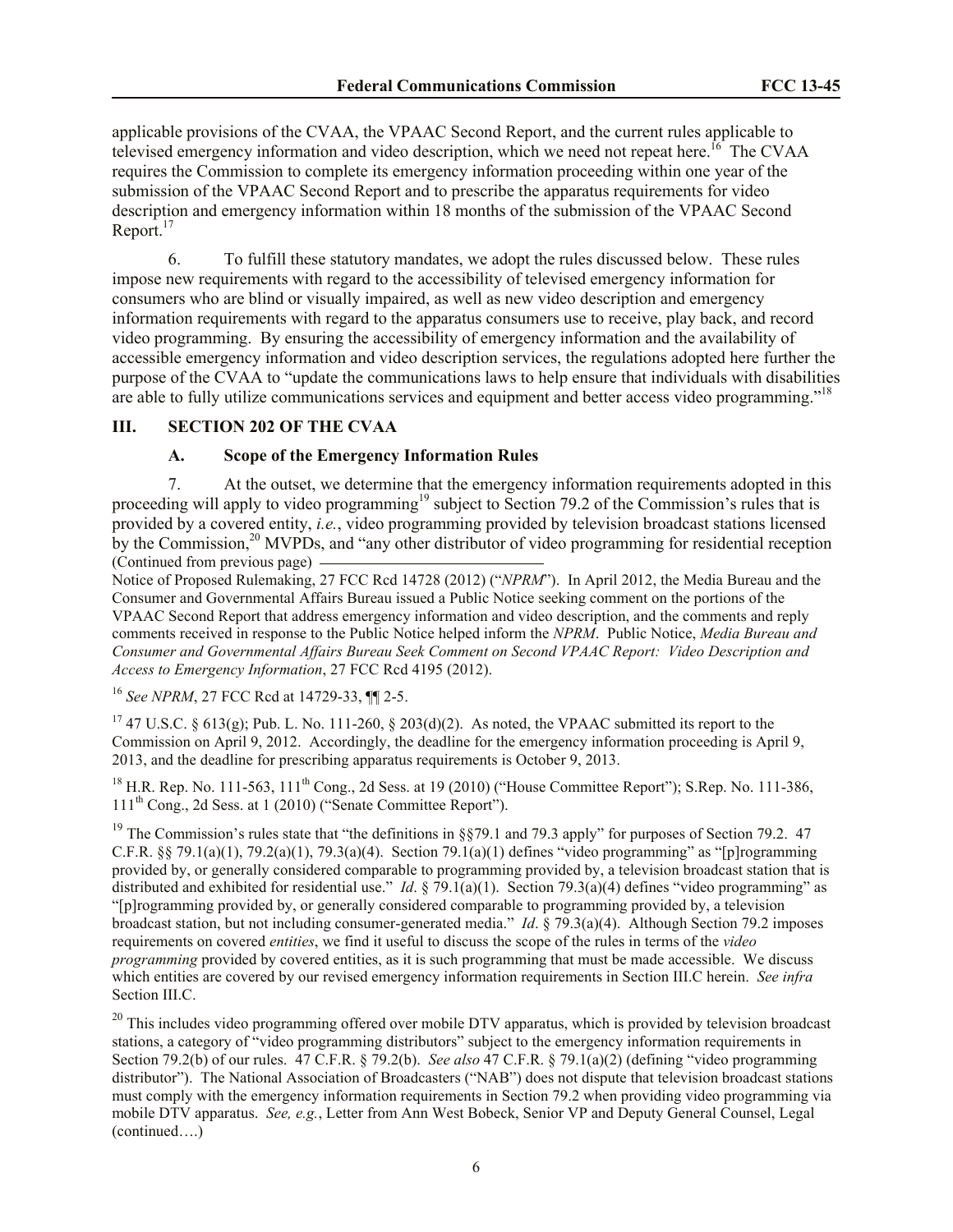applicable provisions of the CVAA, the VPAAC Second Report, and the current rules applicable to televised emergency information and video description, which we need not repeat here.[16] The CVAA requires the Commission to complete its emergency information proceeding within one year of the submission of the VPAAC Second Report and to prescribe the apparatus requirements for video description and emergency information within 18 months of the submission of the VPAAC Second Report.[17]

6. To fulfill these statutory mandates, we adopt the rules discussed below. These rules impose new requirements with regard to the accessibility of televised emergency information for consumers who are blind or visually impaired, as well as new video description and emergency information requirements with regard to the apparatus consumers use to receive, play back, and record video programming. By ensuring the accessibility of emergency information and the availability of accessible emergency information and video description services, the regulations adopted here further the purpose of the CVAA to "update the communications laws to help ensure that individuals with disabilities are able to fully utilize communications services and equipment and better access video programming."[18]

## III. SECTION 202 OF THE CVAA

### A. Scope of the Emergency Information Rules

7. At the outset, we determine that the emergency information requirements adopted in this proceeding will apply to video programming[19] subject to Section 79.2 of the Commission's rules that is provided by a covered entity, *i.e.*, video programming provided by television broadcast stations licensed by the Commission,[20] MVPDs, and "any other distributor of video programming for residential reception

(Continued from previous page)

Notice of Proposed Rulemaking, 27 FCC Rcd 14728 (2012) ("*NPRM*"). In April 2012, the Media Bureau and the Consumer and Governmental Affairs Bureau issued a Public Notice seeking comment on the portions of the VPAAC Second Report that address emergency information and video description, and the comments and reply comments received in response to the Public Notice helped inform the *NPRM*. Public Notice, *Media Bureau and Consumer and Governmental Affairs Bureau Seek Comment on Second VPAAC Report: Video Description and Access to Emergency Information*, 27 FCC Rcd 4195 (2012).

[16] *See NPRM*, 27 FCC Rcd at 14729-33, ¶¶ 2-5.

[17] 47 U.S.C. § 613(g); Pub. L. No. 111-260, § 203(d)(2). As noted, the VPAAC submitted its report to the Commission on April 9, 2012. Accordingly, the deadline for the emergency information proceeding is April 9, 2013, and the deadline for prescribing apparatus requirements is October 9, 2013.

[18] H.R. Rep. No. 111-563, 111th Cong., 2d Sess. at 19 (2010) ("House Committee Report"); S.Rep. No. 111-386, 111th Cong., 2d Sess. at 1 (2010) ("Senate Committee Report").

[19] The Commission's rules state that "the definitions in §§79.1 and 79.3 apply" for purposes of Section 79.2. 47 C.F.R. §§ 79.1(a)(1), 79.2(a)(1), 79.3(a)(4). Section 79.1(a)(1) defines "video programming" as "[p]rogramming provided by, or generally considered comparable to programming provided by, a television broadcast station that is distributed and exhibited for residential use." *Id*. § 79.1(a)(1). Section 79.3(a)(4) defines "video programming" as "[p]rogramming provided by, or generally considered comparable to programming provided by, a television broadcast station, but not including consumer-generated media." *Id*. § 79.3(a)(4). Although Section 79.2 imposes requirements on covered *entities*, we find it useful to discuss the scope of the rules in terms of the *video programming* provided by covered entities, as it is such programming that must be made accessible. We discuss which entities are covered by our revised emergency information requirements in Section III.C herein. *See infra* Section III.C.

[20] This includes video programming offered over mobile DTV apparatus, which is provided by television broadcast stations, a category of "video programming distributors" subject to the emergency information requirements in Section 79.2(b) of our rules. 47 C.F.R. § 79.2(b). *See also* 47 C.F.R. § 79.1(a)(2) (defining "video programming distributor"). The National Association of Broadcasters ("NAB") does not dispute that television broadcast stations must comply with the emergency information requirements in Section 79.2 when providing video programming via mobile DTV apparatus. *See, e.g.*, Letter from Ann West Bobeck, Senior VP and Deputy General Counsel, Legal (continued….)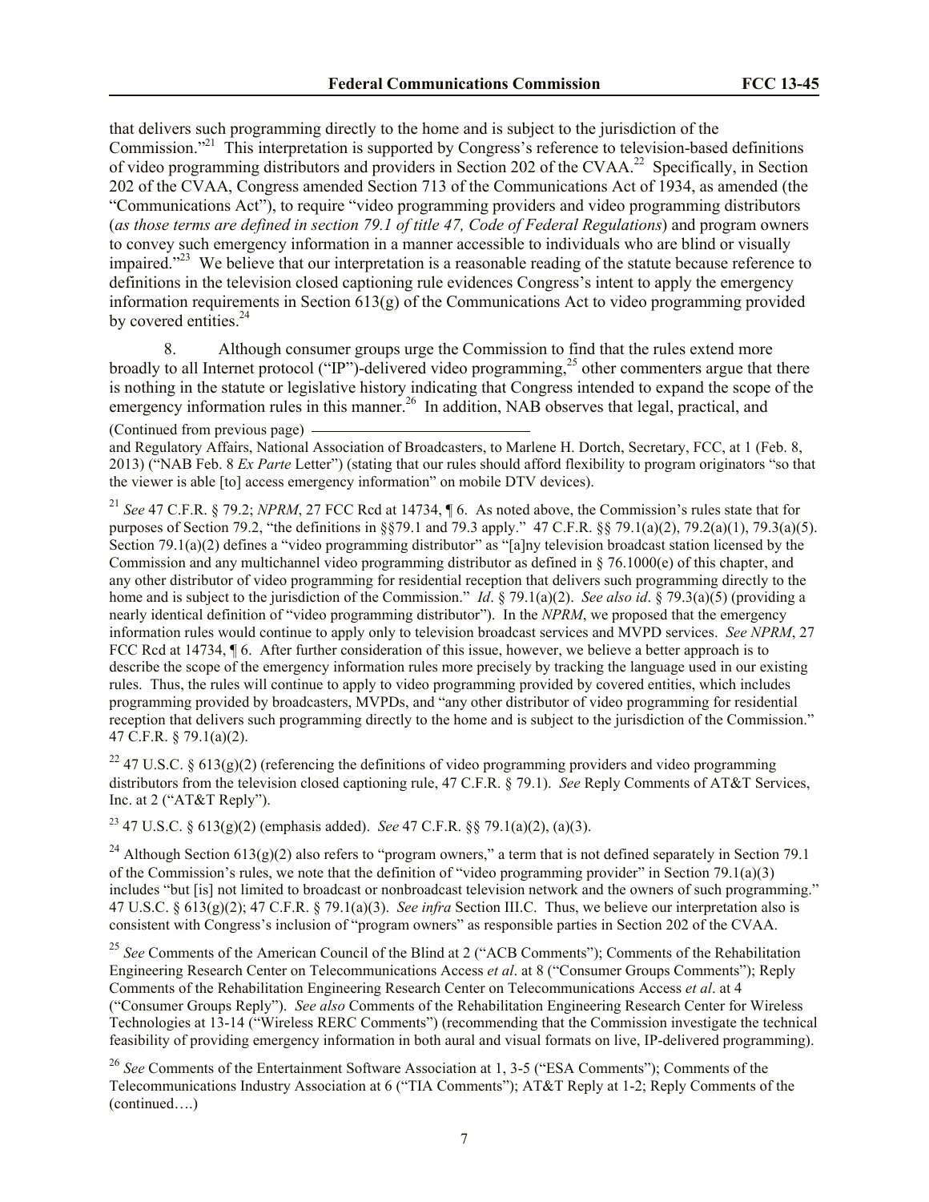that delivers such programming directly to the home and is subject to the jurisdiction of the Commission."[21] This interpretation is supported by Congress's reference to television-based definitions of video programming distributors and providers in Section 202 of the CVAA.[22] Specifically, in Section 202 of the CVAA, Congress amended Section 713 of the Communications Act of 1934, as amended (the "Communications Act"), to require "video programming providers and video programming distributors (*as those terms are defined in section 79.1 of title 47, Code of Federal Regulations*) and program owners to convey such emergency information in a manner accessible to individuals who are blind or visually impaired."[23] We believe that our interpretation is a reasonable reading of the statute because reference to definitions in the television closed captioning rule evidences Congress's intent to apply the emergency information requirements in Section 613(g) of the Communications Act to video programming provided by covered entities.[24]

8. Although consumer groups urge the Commission to find that the rules extend more broadly to all Internet protocol ("IP")-delivered video programming,[25] other commenters argue that there is nothing in the statute or legislative history indicating that Congress intended to expand the scope of the emergency information rules in this manner.[26] In addition, NAB observes that legal, practical, and

(Continued from previous page)

and Regulatory Affairs, National Association of Broadcasters, to Marlene H. Dortch, Secretary, FCC, at 1 (Feb. 8, 2013) ("NAB Feb. 8 *Ex Parte* Letter") (stating that our rules should afford flexibility to program originators "so that the viewer is able [to] access emergency information" on mobile DTV devices).

[21] *See* 47 C.F.R. § 79.2; *NPRM*, 27 FCC Rcd at 14734, ¶ 6. As noted above, the Commission's rules state that for purposes of Section 79.2, "the definitions in §§79.1 and 79.3 apply." 47 C.F.R. §§ 79.1(a)(2), 79.2(a)(1), 79.3(a)(5). Section 79.1(a)(2) defines a "video programming distributor" as "[a]ny television broadcast station licensed by the Commission and any multichannel video programming distributor as defined in § 76.1000(e) of this chapter, and any other distributor of video programming for residential reception that delivers such programming directly to the home and is subject to the jurisdiction of the Commission." *Id*. § 79.1(a)(2). *See also id*. § 79.3(a)(5) (providing a nearly identical definition of "video programming distributor"). In the *NPRM*, we proposed that the emergency information rules would continue to apply only to television broadcast services and MVPD services. *See NPRM*, 27 FCC Rcd at 14734, ¶ 6. After further consideration of this issue, however, we believe a better approach is to describe the scope of the emergency information rules more precisely by tracking the language used in our existing rules. Thus, the rules will continue to apply to video programming provided by covered entities, which includes programming provided by broadcasters, MVPDs, and "any other distributor of video programming for residential reception that delivers such programming directly to the home and is subject to the jurisdiction of the Commission." 47 C.F.R. § 79.1(a)(2).

[22] 47 U.S.C. § 613(g)(2) (referencing the definitions of video programming providers and video programming distributors from the television closed captioning rule, 47 C.F.R. § 79.1). *See* Reply Comments of AT&T Services, Inc. at 2 ("AT&T Reply").

[23] 47 U.S.C. § 613(g)(2) (emphasis added). *See* 47 C.F.R. §§ 79.1(a)(2), (a)(3).

[24] Although Section 613(g)(2) also refers to "program owners," a term that is not defined separately in Section 79.1 of the Commission's rules, we note that the definition of "video programming provider" in Section 79.1(a)(3) includes "but [is] not limited to broadcast or nonbroadcast television network and the owners of such programming." 47 U.S.C. § 613(g)(2); 47 C.F.R. § 79.1(a)(3). *See infra* Section III.C. Thus, we believe our interpretation also is consistent with Congress's inclusion of "program owners" as responsible parties in Section 202 of the CVAA.

[25] *See* Comments of the American Council of the Blind at 2 ("ACB Comments"); Comments of the Rehabilitation Engineering Research Center on Telecommunications Access *et al*. at 8 ("Consumer Groups Comments"); Reply Comments of the Rehabilitation Engineering Research Center on Telecommunications Access *et al*. at 4 ("Consumer Groups Reply"). *See also* Comments of the Rehabilitation Engineering Research Center for Wireless Technologies at 13-14 ("Wireless RERC Comments") (recommending that the Commission investigate the technical feasibility of providing emergency information in both aural and visual formats on live, IP-delivered programming).

[26] *See* Comments of the Entertainment Software Association at 1, 3-5 ("ESA Comments"); Comments of the Telecommunications Industry Association at 6 ("TIA Comments"); AT&T Reply at 1-2; Reply Comments of the (continued….)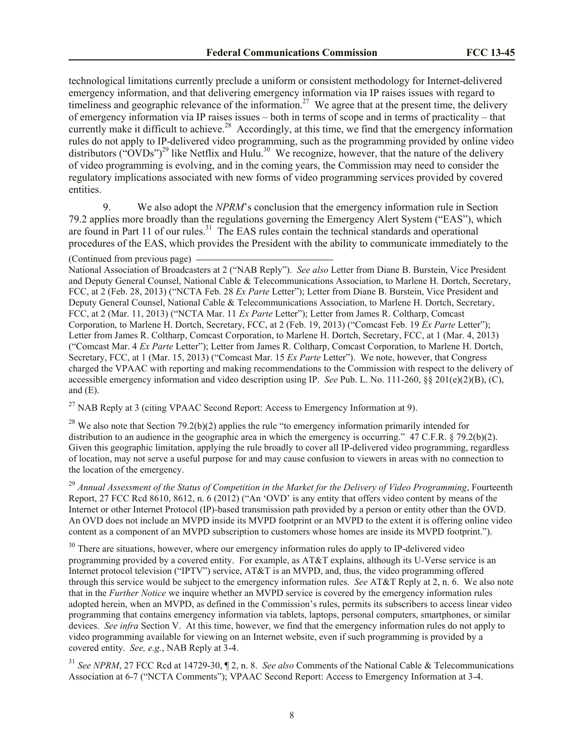technological limitations currently preclude a uniform or consistent methodology for Internet-delivered emergency information, and that delivering emergency information via IP raises issues with regard to timeliness and geographic relevance of the information.[27] We agree that at the present time, the delivery of emergency information via IP raises issues – both in terms of scope and in terms of practicality – that currently make it difficult to achieve.[28] Accordingly, at this time, we find that the emergency information rules do not apply to IP-delivered video programming, such as the programming provided by online video distributors ("OVDs")[29] like Netflix and Hulu.[30] We recognize, however, that the nature of the delivery of video programming is evolving, and in the coming years, the Commission may need to consider the regulatory implications associated with new forms of video programming services provided by covered entities.

9. We also adopt the *NPRM*'s conclusion that the emergency information rule in Section 79.2 applies more broadly than the regulations governing the Emergency Alert System ("EAS"), which are found in Part 11 of our rules.[31] The EAS rules contain the technical standards and operational procedures of the EAS, which provides the President with the ability to communicate immediately to the

(Continued from previous page)

National Association of Broadcasters at 2 ("NAB Reply"). *See also* Letter from Diane B. Burstein, Vice President and Deputy General Counsel, National Cable & Telecommunications Association, to Marlene H. Dortch, Secretary, FCC, at 2 (Feb. 28, 2013) ("NCTA Feb. 28 *Ex Parte* Letter"); Letter from Diane B. Burstein, Vice President and Deputy General Counsel, National Cable & Telecommunications Association, to Marlene H. Dortch, Secretary, FCC, at 2 (Mar. 11, 2013) ("NCTA Mar. 11 *Ex Parte* Letter"); Letter from James R. Coltharp, Comcast Corporation, to Marlene H. Dortch, Secretary, FCC, at 2 (Feb. 19, 2013) ("Comcast Feb. 19 *Ex Parte* Letter"); Letter from James R. Coltharp, Comcast Corporation, to Marlene H. Dortch, Secretary, FCC, at 1 (Mar. 4, 2013) ("Comcast Mar. 4 *Ex Parte* Letter"); Letter from James R. Coltharp, Comcast Corporation, to Marlene H. Dortch, Secretary, FCC, at 1 (Mar. 15, 2013) ("Comcast Mar. 15 *Ex Parte* Letter"). We note, however, that Congress charged the VPAAC with reporting and making recommendations to the Commission with respect to the delivery of accessible emergency information and video description using IP. *See* Pub. L. No. 111-260, §§ 201(e)(2)(B), (C), and (E).

[27] NAB Reply at 3 (citing VPAAC Second Report: Access to Emergency Information at 9).

[28] We also note that Section 79.2(b)(2) applies the rule "to emergency information primarily intended for distribution to an audience in the geographic area in which the emergency is occurring." 47 C.F.R. § 79.2(b)(2). Given this geographic limitation, applying the rule broadly to cover all IP-delivered video programming, regardless of location, may not serve a useful purpose for and may cause confusion to viewers in areas with no connection to the location of the emergency.

[29] *Annual Assessment of the Status of Competition in the Market for the Delivery of Video Programming*, Fourteenth Report, 27 FCC Rcd 8610, 8612, n. 6 (2012) ("An 'OVD' is any entity that offers video content by means of the Internet or other Internet Protocol (IP)-based transmission path provided by a person or entity other than the OVD. An OVD does not include an MVPD inside its MVPD footprint or an MVPD to the extent it is offering online video content as a component of an MVPD subscription to customers whose homes are inside its MVPD footprint.").

[30] There are situations, however, where our emergency information rules do apply to IP-delivered video programming provided by a covered entity. For example, as AT&T explains, although its U-Verse service is an Internet protocol television ("IPTV") service, AT&T is an MVPD, and, thus, the video programming offered through this service would be subject to the emergency information rules. *See* AT&T Reply at 2, n. 6. We also note that in the *Further Notice* we inquire whether an MVPD service is covered by the emergency information rules adopted herein, when an MVPD, as defined in the Commission's rules, permits its subscribers to access linear video programming that contains emergency information via tablets, laptops, personal computers, smartphones, or similar devices. *See infra* Section V. At this time, however, we find that the emergency information rules do not apply to video programming available for viewing on an Internet website, even if such programming is provided by a covered entity. *See, e.g.*, NAB Reply at 3-4.

[31] *See NPRM*, 27 FCC Rcd at 14729-30, ¶ 2, n. 8. *See also* Comments of the National Cable & Telecommunications Association at 6-7 ("NCTA Comments"); VPAAC Second Report: Access to Emergency Information at 3-4.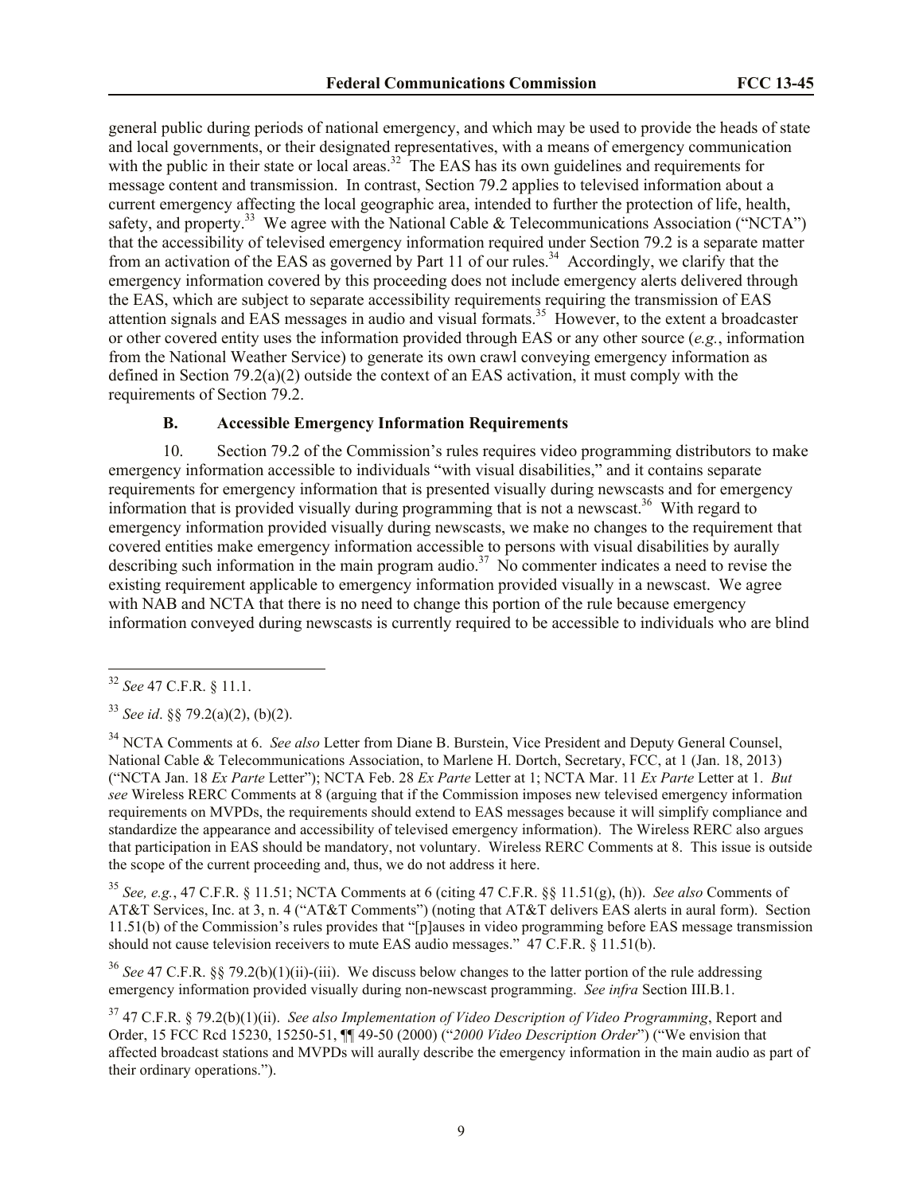general public during periods of national emergency, and which may be used to provide the heads of state and local governments, or their designated representatives, with a means of emergency communication with the public in their state or local areas.[32] The EAS has its own guidelines and requirements for message content and transmission. In contrast, Section 79.2 applies to televised information about a current emergency affecting the local geographic area, intended to further the protection of life, health, safety, and property.[33] We agree with the National Cable & Telecommunications Association ("NCTA") that the accessibility of televised emergency information required under Section 79.2 is a separate matter from an activation of the EAS as governed by Part 11 of our rules.[34] Accordingly, we clarify that the emergency information covered by this proceeding does not include emergency alerts delivered through the EAS, which are subject to separate accessibility requirements requiring the transmission of EAS attention signals and EAS messages in audio and visual formats.[35] However, to the extent a broadcaster or other covered entity uses the information provided through EAS or any other source (*e.g.*, information from the National Weather Service) to generate its own crawl conveying emergency information as defined in Section 79.2(a)(2) outside the context of an EAS activation, it must comply with the requirements of Section 79.2.

### B. Accessible Emergency Information Requirements

10. Section 79.2 of the Commission's rules requires video programming distributors to make emergency information accessible to individuals "with visual disabilities," and it contains separate requirements for emergency information that is presented visually during newscasts and for emergency information that is provided visually during programming that is not a newscast.[36] With regard to emergency information provided visually during newscasts, we make no changes to the requirement that covered entities make emergency information accessible to persons with visual disabilities by aurally describing such information in the main program audio.[37] No commenter indicates a need to revise the existing requirement applicable to emergency information provided visually in a newscast. We agree with NAB and NCTA that there is no need to change this portion of the rule because emergency information conveyed during newscasts is currently required to be accessible to individuals who are blind

---

[32] *See* 47 C.F.R. § 11.1.

[33] *See id*. §§ 79.2(a)(2), (b)(2).

[34] NCTA Comments at 6. *See also* Letter from Diane B. Burstein, Vice President and Deputy General Counsel, National Cable & Telecommunications Association, to Marlene H. Dortch, Secretary, FCC, at 1 (Jan. 18, 2013) ("NCTA Jan. 18 *Ex Parte* Letter"); NCTA Feb. 28 *Ex Parte* Letter at 1; NCTA Mar. 11 *Ex Parte* Letter at 1. *But see* Wireless RERC Comments at 8 (arguing that if the Commission imposes new televised emergency information requirements on MVPDs, the requirements should extend to EAS messages because it will simplify compliance and standardize the appearance and accessibility of televised emergency information). The Wireless RERC also argues that participation in EAS should be mandatory, not voluntary. Wireless RERC Comments at 8. This issue is outside the scope of the current proceeding and, thus, we do not address it here.

[35] *See, e.g.*, 47 C.F.R. § 11.51; NCTA Comments at 6 (citing 47 C.F.R. §§ 11.51(g), (h)). *See also* Comments of AT&T Services, Inc. at 3, n. 4 ("AT&T Comments") (noting that AT&T delivers EAS alerts in aural form). Section 11.51(b) of the Commission's rules provides that "[p]auses in video programming before EAS message transmission should not cause television receivers to mute EAS audio messages." 47 C.F.R. § 11.51(b).

[36] *See* 47 C.F.R. §§ 79.2(b)(1)(ii)-(iii). We discuss below changes to the latter portion of the rule addressing emergency information provided visually during non-newscast programming. *See infra* Section III.B.1.

[37] 47 C.F.R. § 79.2(b)(1)(ii). *See also Implementation of Video Description of Video Programming*, Report and Order, 15 FCC Rcd 15230, 15250-51, ¶¶ 49-50 (2000) ("*2000 Video Description Order*") ("We envision that affected broadcast stations and MVPDs will aurally describe the emergency information in the main audio as part of their ordinary operations.").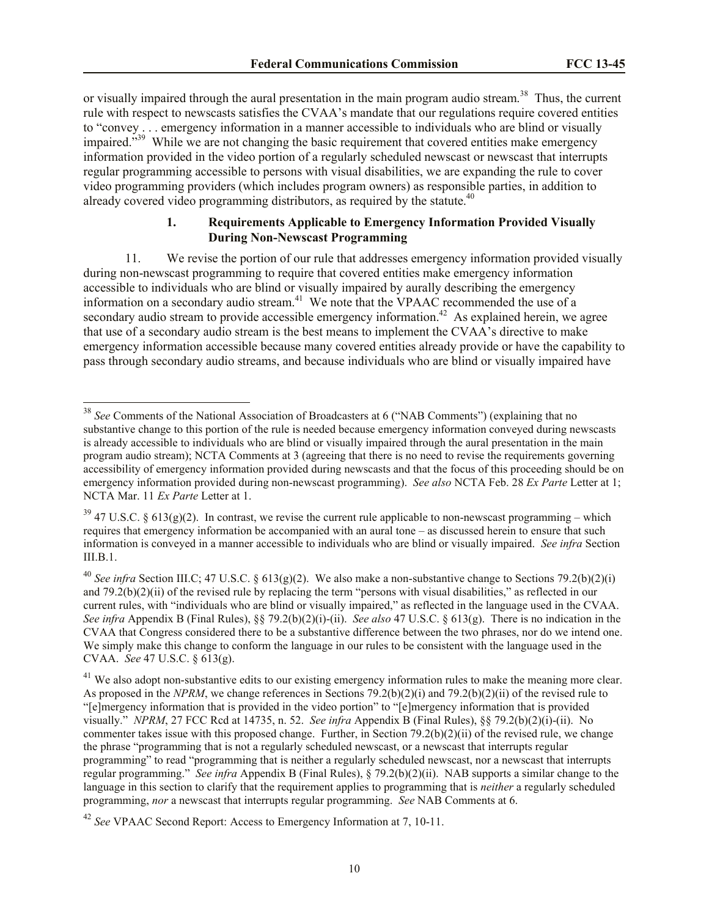or visually impaired through the aural presentation in the main program audio stream.[38] Thus, the current rule with respect to newscasts satisfies the CVAA's mandate that our regulations require covered entities to "convey . . . emergency information in a manner accessible to individuals who are blind or visually impaired."[39] While we are not changing the basic requirement that covered entities make emergency information provided in the video portion of a regularly scheduled newscast or newscast that interrupts regular programming accessible to persons with visual disabilities, we are expanding the rule to cover video programming providers (which includes program owners) as responsible parties, in addition to already covered video programming distributors, as required by the statute.[40]

### 1. Requirements Applicable to Emergency Information Provided Visually During Non-Newscast Programming

11. We revise the portion of our rule that addresses emergency information provided visually during non-newscast programming to require that covered entities make emergency information accessible to individuals who are blind or visually impaired by aurally describing the emergency information on a secondary audio stream.[41] We note that the VPAAC recommended the use of a secondary audio stream to provide accessible emergency information.[42] As explained herein, we agree that use of a secondary audio stream is the best means to implement the CVAA's directive to make emergency information accessible because many covered entities already provide or have the capability to pass through secondary audio streams, and because individuals who are blind or visually impaired have

---

[38] *See* Comments of the National Association of Broadcasters at 6 ("NAB Comments") (explaining that no substantive change to this portion of the rule is needed because emergency information conveyed during newscasts is already accessible to individuals who are blind or visually impaired through the aural presentation in the main program audio stream); NCTA Comments at 3 (agreeing that there is no need to revise the requirements governing accessibility of emergency information provided during newscasts and that the focus of this proceeding should be on emergency information provided during non-newscast programming). *See also* NCTA Feb. 28 *Ex Parte* Letter at 1; NCTA Mar. 11 *Ex Parte* Letter at 1.

[39] 47 U.S.C. § 613(g)(2). In contrast, we revise the current rule applicable to non-newscast programming – which requires that emergency information be accompanied with an aural tone – as discussed herein to ensure that such information is conveyed in a manner accessible to individuals who are blind or visually impaired. *See infra* Section III.B.1.

[40] *See infra* Section III.C; 47 U.S.C. § 613(g)(2). We also make a non-substantive change to Sections 79.2(b)(2)(i) and 79.2(b)(2)(ii) of the revised rule by replacing the term "persons with visual disabilities," as reflected in our current rules, with "individuals who are blind or visually impaired," as reflected in the language used in the CVAA. *See infra* Appendix B (Final Rules), §§ 79.2(b)(2)(i)-(ii). *See also* 47 U.S.C. § 613(g). There is no indication in the CVAA that Congress considered there to be a substantive difference between the two phrases, nor do we intend one. We simply make this change to conform the language in our rules to be consistent with the language used in the CVAA. *See* 47 U.S.C. § 613(g).

[41] We also adopt non-substantive edits to our existing emergency information rules to make the meaning more clear. As proposed in the *NPRM*, we change references in Sections 79.2(b)(2)(i) and 79.2(b)(2)(ii) of the revised rule to "[e]mergency information that is provided in the video portion" to "[e]mergency information that is provided visually." *NPRM*, 27 FCC Rcd at 14735, n. 52. *See infra* Appendix B (Final Rules), §§ 79.2(b)(2)(i)-(ii). No commenter takes issue with this proposed change. Further, in Section 79.2(b)(2)(ii) of the revised rule, we change the phrase "programming that is not a regularly scheduled newscast, or a newscast that interrupts regular programming" to read "programming that is neither a regularly scheduled newscast, nor a newscast that interrupts regular programming." *See infra* Appendix B (Final Rules), § 79.2(b)(2)(ii). NAB supports a similar change to the language in this section to clarify that the requirement applies to programming that is *neither* a regularly scheduled programming, *nor* a newscast that interrupts regular programming. *See* NAB Comments at 6.

[42] *See* VPAAC Second Report: Access to Emergency Information at 7, 10-11.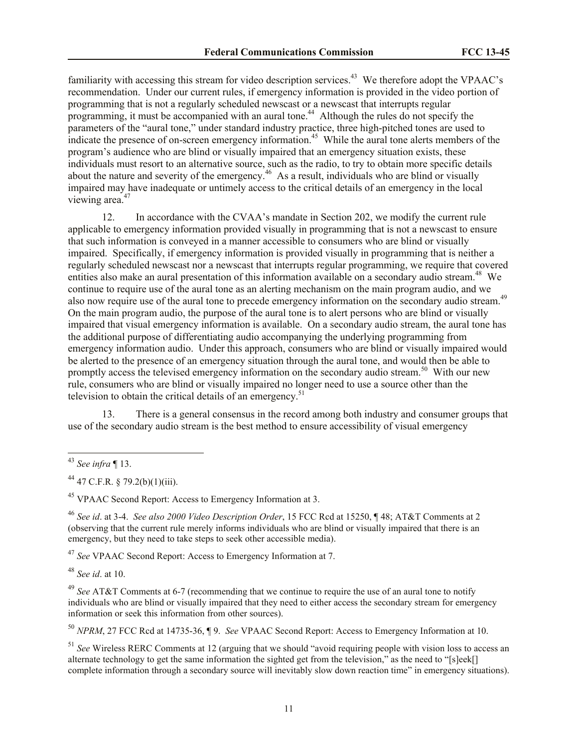familiarity with accessing this stream for video description services.[43] We therefore adopt the VPAAC's recommendation. Under our current rules, if emergency information is provided in the video portion of programming that is not a regularly scheduled newscast or a newscast that interrupts regular programming, it must be accompanied with an aural tone.[44] Although the rules do not specify the parameters of the "aural tone," under standard industry practice, three high-pitched tones are used to indicate the presence of on-screen emergency information.[45] While the aural tone alerts members of the program's audience who are blind or visually impaired that an emergency situation exists, these individuals must resort to an alternative source, such as the radio, to try to obtain more specific details about the nature and severity of the emergency.[46] As a result, individuals who are blind or visually impaired may have inadequate or untimely access to the critical details of an emergency in the local viewing area.[47]

12. In accordance with the CVAA's mandate in Section 202, we modify the current rule applicable to emergency information provided visually in programming that is not a newscast to ensure that such information is conveyed in a manner accessible to consumers who are blind or visually impaired. Specifically, if emergency information is provided visually in programming that is neither a regularly scheduled newscast nor a newscast that interrupts regular programming, we require that covered entities also make an aural presentation of this information available on a secondary audio stream.[48] We continue to require use of the aural tone as an alerting mechanism on the main program audio, and we also now require use of the aural tone to precede emergency information on the secondary audio stream.[49] On the main program audio, the purpose of the aural tone is to alert persons who are blind or visually impaired that visual emergency information is available. On a secondary audio stream, the aural tone has the additional purpose of differentiating audio accompanying the underlying programming from emergency information audio. Under this approach, consumers who are blind or visually impaired would be alerted to the presence of an emergency situation through the aural tone, and would then be able to promptly access the televised emergency information on the secondary audio stream.[50] With our new rule, consumers who are blind or visually impaired no longer need to use a source other than the television to obtain the critical details of an emergency.[51]

13. There is a general consensus in the record among both industry and consumer groups that use of the secondary audio stream is the best method to ensure accessibility of visual emergency

---

[43] *See infra* ¶ 13.

[44] 47 C.F.R. § 79.2(b)(1)(iii).

[45] VPAAC Second Report: Access to Emergency Information at 3.

[46] *See id*. at 3-4. *See also 2000 Video Description Order*, 15 FCC Rcd at 15250, ¶ 48; AT&T Comments at 2 (observing that the current rule merely informs individuals who are blind or visually impaired that there is an emergency, but they need to take steps to seek other accessible media).

[47] *See* VPAAC Second Report: Access to Emergency Information at 7.

[48] *See id*. at 10.

[49] *See* AT&T Comments at 6-7 (recommending that we continue to require the use of an aural tone to notify individuals who are blind or visually impaired that they need to either access the secondary stream for emergency information or seek this information from other sources).

[50] *NPRM*, 27 FCC Rcd at 14735-36, ¶ 9. *See* VPAAC Second Report: Access to Emergency Information at 10.

[51] *See* Wireless RERC Comments at 12 (arguing that we should "avoid requiring people with vision loss to access an alternate technology to get the same information the sighted get from the television," as the need to "[s]eek[] complete information through a secondary source will inevitably slow down reaction time" in emergency situations).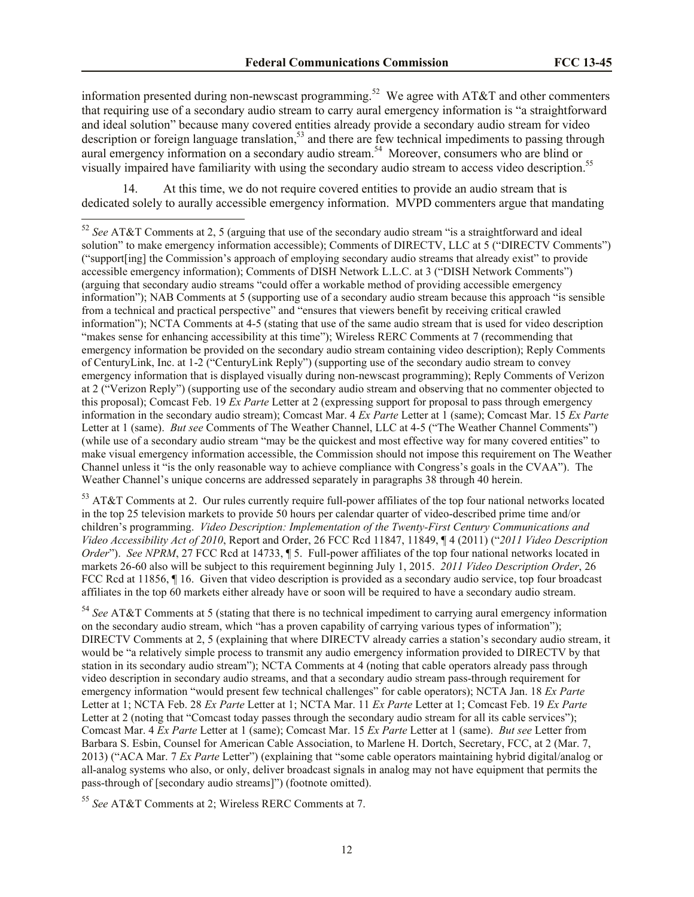information presented during non-newscast programming.[52] We agree with AT&T and other commenters that requiring use of a secondary audio stream to carry aural emergency information is "a straightforward and ideal solution" because many covered entities already provide a secondary audio stream for video description or foreign language translation,[53] and there are few technical impediments to passing through aural emergency information on a secondary audio stream.[54] Moreover, consumers who are blind or visually impaired have familiarity with using the secondary audio stream to access video description.[55]

14. At this time, we do not require covered entities to provide an audio stream that is dedicated solely to aurally accessible emergency information. MVPD commenters argue that mandating

---

[52] *See* AT&T Comments at 2, 5 (arguing that use of the secondary audio stream "is a straightforward and ideal solution" to make emergency information accessible); Comments of DIRECTV, LLC at 5 ("DIRECTV Comments") ("support[ing] the Commission's approach of employing secondary audio streams that already exist" to provide accessible emergency information); Comments of DISH Network L.L.C. at 3 ("DISH Network Comments") (arguing that secondary audio streams "could offer a workable method of providing accessible emergency information"); NAB Comments at 5 (supporting use of a secondary audio stream because this approach "is sensible from a technical and practical perspective" and "ensures that viewers benefit by receiving critical crawled information"); NCTA Comments at 4-5 (stating that use of the same audio stream that is used for video description "makes sense for enhancing accessibility at this time"); Wireless RERC Comments at 7 (recommending that emergency information be provided on the secondary audio stream containing video description); Reply Comments of CenturyLink, Inc. at 1-2 ("CenturyLink Reply") (supporting use of the secondary audio stream to convey emergency information that is displayed visually during non-newscast programming); Reply Comments of Verizon at 2 ("Verizon Reply") (supporting use of the secondary audio stream and observing that no commenter objected to this proposal); Comcast Feb. 19 *Ex Parte* Letter at 2 (expressing support for proposal to pass through emergency information in the secondary audio stream); Comcast Mar. 4 *Ex Parte* Letter at 1 (same); Comcast Mar. 15 *Ex Parte* Letter at 1 (same). *But see* Comments of The Weather Channel, LLC at 4-5 ("The Weather Channel Comments") (while use of a secondary audio stream "may be the quickest and most effective way for many covered entities" to make visual emergency information accessible, the Commission should not impose this requirement on The Weather Channel unless it "is the only reasonable way to achieve compliance with Congress's goals in the CVAA"). The Weather Channel's unique concerns are addressed separately in paragraphs 38 through 40 herein.

[53] AT&T Comments at 2. Our rules currently require full-power affiliates of the top four national networks located in the top 25 television markets to provide 50 hours per calendar quarter of video-described prime time and/or children's programming. *Video Description: Implementation of the Twenty-First Century Communications and Video Accessibility Act of 2010*, Report and Order, 26 FCC Rcd 11847, 11849, ¶ 4 (2011) ("*2011 Video Description Order*"). *See NPRM*, 27 FCC Rcd at 14733, ¶ 5. Full-power affiliates of the top four national networks located in markets 26-60 also will be subject to this requirement beginning July 1, 2015. *2011 Video Description Order*, 26 FCC Rcd at 11856, ¶ 16. Given that video description is provided as a secondary audio service, top four broadcast affiliates in the top 60 markets either already have or soon will be required to have a secondary audio stream.

[54] *See* AT&T Comments at 5 (stating that there is no technical impediment to carrying aural emergency information on the secondary audio stream, which "has a proven capability of carrying various types of information"); DIRECTV Comments at 2, 5 (explaining that where DIRECTV already carries a station's secondary audio stream, it would be "a relatively simple process to transmit any audio emergency information provided to DIRECTV by that station in its secondary audio stream"); NCTA Comments at 4 (noting that cable operators already pass through video description in secondary audio streams, and that a secondary audio stream pass-through requirement for emergency information "would present few technical challenges" for cable operators); NCTA Jan. 18 *Ex Parte* Letter at 1; NCTA Feb. 28 *Ex Parte* Letter at 1; NCTA Mar. 11 *Ex Parte* Letter at 1; Comcast Feb. 19 *Ex Parte* Letter at 2 (noting that "Comcast today passes through the secondary audio stream for all its cable services"); Comcast Mar. 4 *Ex Parte* Letter at 1 (same); Comcast Mar. 15 *Ex Parte* Letter at 1 (same). *But see* Letter from Barbara S. Esbin, Counsel for American Cable Association, to Marlene H. Dortch, Secretary, FCC, at 2 (Mar. 7, 2013) ("ACA Mar. 7 *Ex Parte* Letter") (explaining that "some cable operators maintaining hybrid digital/analog or all-analog systems who also, or only, deliver broadcast signals in analog may not have equipment that permits the pass-through of [secondary audio streams]") (footnote omitted).

[55] *See* AT&T Comments at 2; Wireless RERC Comments at 7.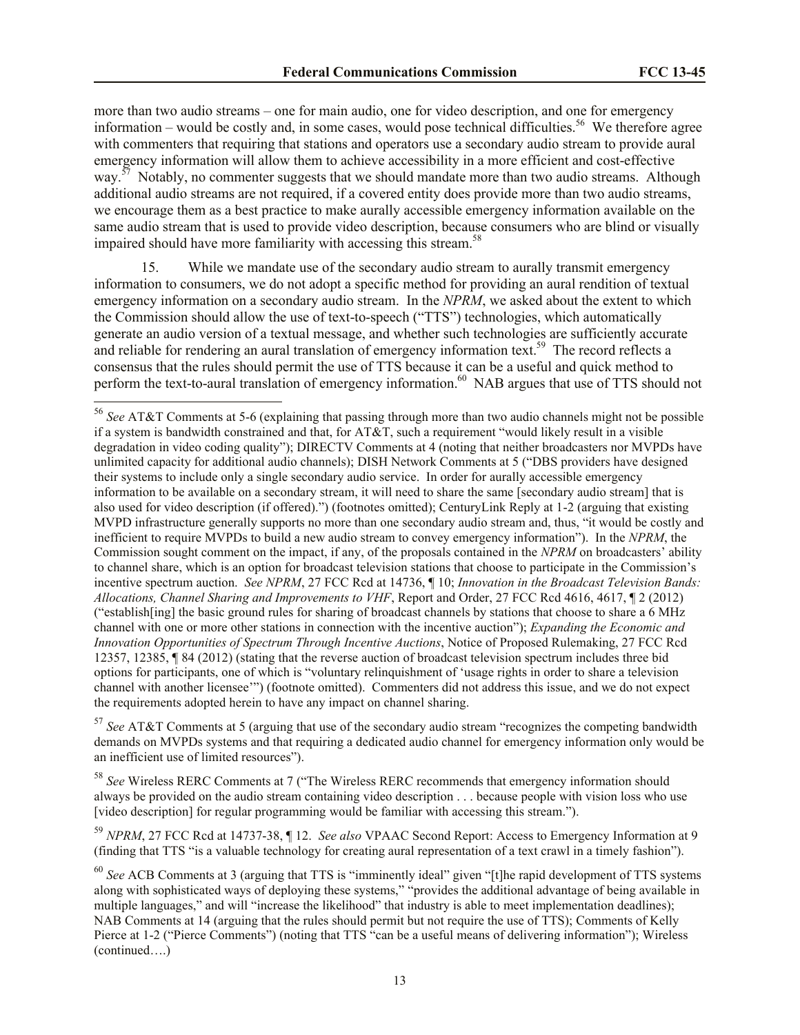more than two audio streams – one for main audio, one for video description, and one for emergency information – would be costly and, in some cases, would pose technical difficulties.[56] We therefore agree with commenters that requiring that stations and operators use a secondary audio stream to provide aural emergency information will allow them to achieve accessibility in a more efficient and cost-effective way.[57] Notably, no commenter suggests that we should mandate more than two audio streams. Although additional audio streams are not required, if a covered entity does provide more than two audio streams, we encourage them as a best practice to make aurally accessible emergency information available on the same audio stream that is used to provide video description, because consumers who are blind or visually impaired should have more familiarity with accessing this stream.[58]

15. While we mandate use of the secondary audio stream to aurally transmit emergency information to consumers, we do not adopt a specific method for providing an aural rendition of textual emergency information on a secondary audio stream. In the *NPRM*, we asked about the extent to which the Commission should allow the use of text-to-speech ("TTS") technologies, which automatically generate an audio version of a textual message, and whether such technologies are sufficiently accurate and reliable for rendering an aural translation of emergency information text.[59] The record reflects a consensus that the rules should permit the use of TTS because it can be a useful and quick method to perform the text-to-aural translation of emergency information.[60] NAB argues that use of TTS should not

---

[56] *See* AT&T Comments at 5-6 (explaining that passing through more than two audio channels might not be possible if a system is bandwidth constrained and that, for AT&T, such a requirement "would likely result in a visible degradation in video coding quality"); DIRECTV Comments at 4 (noting that neither broadcasters nor MVPDs have unlimited capacity for additional audio channels); DISH Network Comments at 5 ("DBS providers have designed their systems to include only a single secondary audio service. In order for aurally accessible emergency information to be available on a secondary stream, it will need to share the same [secondary audio stream] that is also used for video description (if offered).") (footnotes omitted); CenturyLink Reply at 1-2 (arguing that existing MVPD infrastructure generally supports no more than one secondary audio stream and, thus, "it would be costly and inefficient to require MVPDs to build a new audio stream to convey emergency information"). In the *NPRM*, the Commission sought comment on the impact, if any, of the proposals contained in the *NPRM* on broadcasters' ability to channel share, which is an option for broadcast television stations that choose to participate in the Commission's incentive spectrum auction. *See NPRM*, 27 FCC Rcd at 14736, ¶ 10; *Innovation in the Broadcast Television Bands: Allocations, Channel Sharing and Improvements to VHF*, Report and Order, 27 FCC Rcd 4616, 4617, ¶ 2 (2012) ("establish[ing] the basic ground rules for sharing of broadcast channels by stations that choose to share a 6 MHz channel with one or more other stations in connection with the incentive auction"); *Expanding the Economic and Innovation Opportunities of Spectrum Through Incentive Auctions*, Notice of Proposed Rulemaking, 27 FCC Rcd 12357, 12385, ¶ 84 (2012) (stating that the reverse auction of broadcast television spectrum includes three bid options for participants, one of which is "voluntary relinquishment of 'usage rights in order to share a television channel with another licensee'") (footnote omitted). Commenters did not address this issue, and we do not expect the requirements adopted herein to have any impact on channel sharing.

[57] *See* AT&T Comments at 5 (arguing that use of the secondary audio stream "recognizes the competing bandwidth demands on MVPDs systems and that requiring a dedicated audio channel for emergency information only would be an inefficient use of limited resources").

[58] *See* Wireless RERC Comments at 7 ("The Wireless RERC recommends that emergency information should always be provided on the audio stream containing video description . . . because people with vision loss who use [video description] for regular programming would be familiar with accessing this stream.").

[59] *NPRM*, 27 FCC Rcd at 14737-38, ¶ 12. *See also* VPAAC Second Report: Access to Emergency Information at 9 (finding that TTS "is a valuable technology for creating aural representation of a text crawl in a timely fashion").

[60] *See* ACB Comments at 3 (arguing that TTS is "imminently ideal" given "[t]he rapid development of TTS systems along with sophisticated ways of deploying these systems," "provides the additional advantage of being available in multiple languages," and will "increase the likelihood" that industry is able to meet implementation deadlines); NAB Comments at 14 (arguing that the rules should permit but not require the use of TTS); Comments of Kelly Pierce at 1-2 ("Pierce Comments") (noting that TTS "can be a useful means of delivering information"); Wireless (continued….)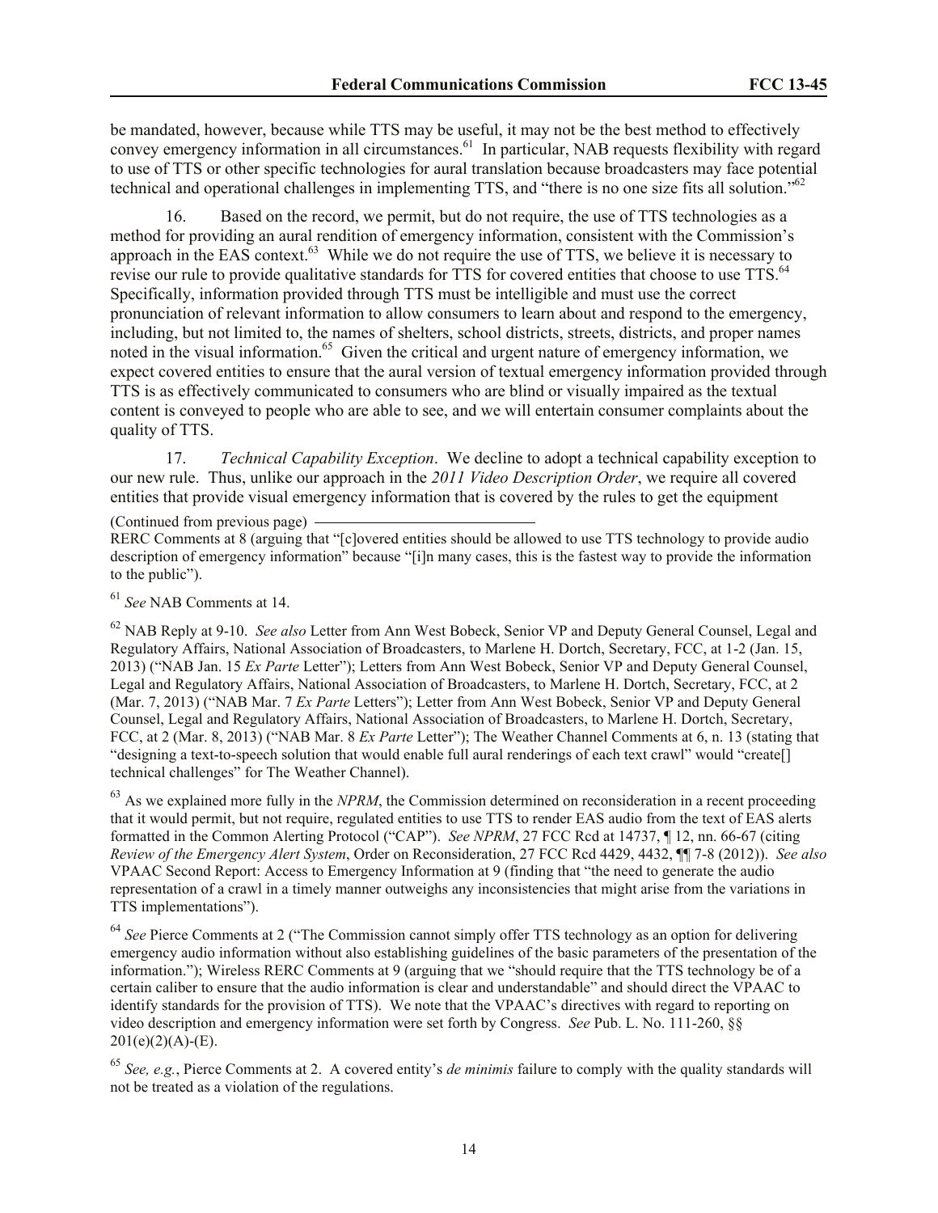be mandated, however, because while TTS may be useful, it may not be the best method to effectively convey emergency information in all circumstances.[61] In particular, NAB requests flexibility with regard to use of TTS or other specific technologies for aural translation because broadcasters may face potential technical and operational challenges in implementing TTS, and "there is no one size fits all solution."[62]

16. Based on the record, we permit, but do not require, the use of TTS technologies as a method for providing an aural rendition of emergency information, consistent with the Commission's approach in the EAS context.[63] While we do not require the use of TTS, we believe it is necessary to revise our rule to provide qualitative standards for TTS for covered entities that choose to use TTS.[64] Specifically, information provided through TTS must be intelligible and must use the correct pronunciation of relevant information to allow consumers to learn about and respond to the emergency, including, but not limited to, the names of shelters, school districts, streets, districts, and proper names noted in the visual information.[65] Given the critical and urgent nature of emergency information, we expect covered entities to ensure that the aural version of textual emergency information provided through TTS is as effectively communicated to consumers who are blind or visually impaired as the textual content is conveyed to people who are able to see, and we will entertain consumer complaints about the quality of TTS.

17. *Technical Capability Exception*. We decline to adopt a technical capability exception to our new rule. Thus, unlike our approach in the *2011 Video Description Order*, we require all covered entities that provide visual emergency information that is covered by the rules to get the equipment

(Continued from previous page)

RERC Comments at 8 (arguing that "[c]overed entities should be allowed to use TTS technology to provide audio description of emergency information" because "[i]n many cases, this is the fastest way to provide the information to the public").

[61] *See* NAB Comments at 14.

[62] NAB Reply at 9-10. *See also* Letter from Ann West Bobeck, Senior VP and Deputy General Counsel, Legal and Regulatory Affairs, National Association of Broadcasters, to Marlene H. Dortch, Secretary, FCC, at 1-2 (Jan. 15, 2013) ("NAB Jan. 15 *Ex Parte* Letter"); Letters from Ann West Bobeck, Senior VP and Deputy General Counsel, Legal and Regulatory Affairs, National Association of Broadcasters, to Marlene H. Dortch, Secretary, FCC, at 2 (Mar. 7, 2013) ("NAB Mar. 7 *Ex Parte* Letters"); Letter from Ann West Bobeck, Senior VP and Deputy General Counsel, Legal and Regulatory Affairs, National Association of Broadcasters, to Marlene H. Dortch, Secretary, FCC, at 2 (Mar. 8, 2013) ("NAB Mar. 8 *Ex Parte* Letter"); The Weather Channel Comments at 6, n. 13 (stating that "designing a text-to-speech solution that would enable full aural renderings of each text crawl" would "create[] technical challenges" for The Weather Channel).

[63] As we explained more fully in the *NPRM*, the Commission determined on reconsideration in a recent proceeding that it would permit, but not require, regulated entities to use TTS to render EAS audio from the text of EAS alerts formatted in the Common Alerting Protocol ("CAP"). *See NPRM*, 27 FCC Rcd at 14737, ¶ 12, nn. 66-67 (citing *Review of the Emergency Alert System*, Order on Reconsideration, 27 FCC Rcd 4429, 4432, ¶¶ 7-8 (2012)). *See also* VPAAC Second Report: Access to Emergency Information at 9 (finding that "the need to generate the audio representation of a crawl in a timely manner outweighs any inconsistencies that might arise from the variations in TTS implementations").

[64] *See* Pierce Comments at 2 ("The Commission cannot simply offer TTS technology as an option for delivering emergency audio information without also establishing guidelines of the basic parameters of the presentation of the information."); Wireless RERC Comments at 9 (arguing that we "should require that the TTS technology be of a certain caliber to ensure that the audio information is clear and understandable" and should direct the VPAAC to identify standards for the provision of TTS). We note that the VPAAC's directives with regard to reporting on video description and emergency information were set forth by Congress. *See* Pub. L. No. 111-260, §§ 201(e)(2)(A)-(E).

[65] *See, e.g.*, Pierce Comments at 2. A covered entity's *de minimis* failure to comply with the quality standards will not be treated as a violation of the regulations.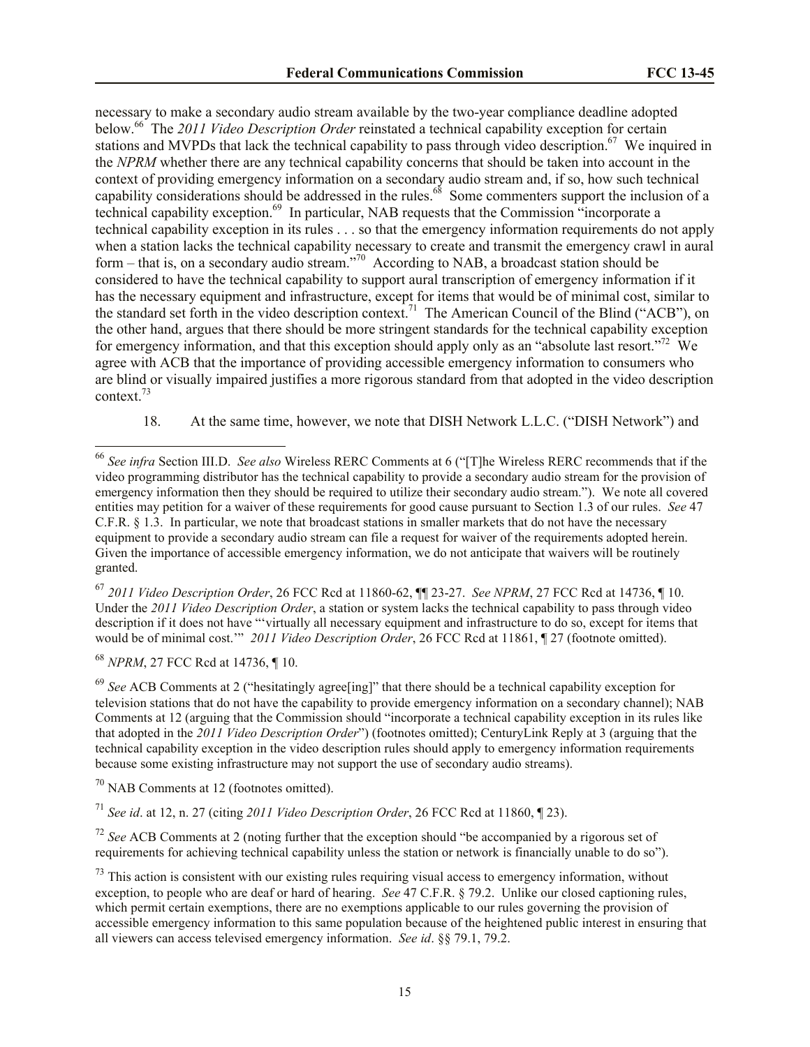necessary to make a secondary audio stream available by the two-year compliance deadline adopted below.[66] The *2011 Video Description Order* reinstated a technical capability exception for certain stations and MVPDs that lack the technical capability to pass through video description.[67] We inquired in the *NPRM* whether there are any technical capability concerns that should be taken into account in the context of providing emergency information on a secondary audio stream and, if so, how such technical capability considerations should be addressed in the rules.[68] Some commenters support the inclusion of a technical capability exception.[69] In particular, NAB requests that the Commission "incorporate a technical capability exception in its rules . . . so that the emergency information requirements do not apply when a station lacks the technical capability necessary to create and transmit the emergency crawl in aural form – that is, on a secondary audio stream."[70] According to NAB, a broadcast station should be considered to have the technical capability to support aural transcription of emergency information if it has the necessary equipment and infrastructure, except for items that would be of minimal cost, similar to the standard set forth in the video description context.[71] The American Council of the Blind ("ACB"), on the other hand, argues that there should be more stringent standards for the technical capability exception for emergency information, and that this exception should apply only as an "absolute last resort."[72] We agree with ACB that the importance of providing accessible emergency information to consumers who are blind or visually impaired justifies a more rigorous standard from that adopted in the video description context.[73]

18. At the same time, however, we note that DISH Network L.L.C. ("DISH Network") and

---

[66] *See infra* Section III.D. *See also* Wireless RERC Comments at 6 ("[T]he Wireless RERC recommends that if the video programming distributor has the technical capability to provide a secondary audio stream for the provision of emergency information then they should be required to utilize their secondary audio stream."). We note all covered entities may petition for a waiver of these requirements for good cause pursuant to Section 1.3 of our rules. *See* 47 C.F.R. § 1.3. In particular, we note that broadcast stations in smaller markets that do not have the necessary equipment to provide a secondary audio stream can file a request for waiver of the requirements adopted herein. Given the importance of accessible emergency information, we do not anticipate that waivers will be routinely granted.

[67] *2011 Video Description Order*, 26 FCC Rcd at 11860-62, ¶¶ 23-27. *See NPRM*, 27 FCC Rcd at 14736, ¶ 10. Under the *2011 Video Description Order*, a station or system lacks the technical capability to pass through video description if it does not have "'virtually all necessary equipment and infrastructure to do so, except for items that would be of minimal cost.'" *2011 Video Description Order*, 26 FCC Rcd at 11861, ¶ 27 (footnote omitted).

[68] *NPRM*, 27 FCC Rcd at 14736, ¶ 10.

[69] *See* ACB Comments at 2 ("hesitatingly agree[ing]" that there should be a technical capability exception for television stations that do not have the capability to provide emergency information on a secondary channel); NAB Comments at 12 (arguing that the Commission should "incorporate a technical capability exception in its rules like that adopted in the *2011 Video Description Order*") (footnotes omitted); CenturyLink Reply at 3 (arguing that the technical capability exception in the video description rules should apply to emergency information requirements because some existing infrastructure may not support the use of secondary audio streams).

[70] NAB Comments at 12 (footnotes omitted).

[71] *See id*. at 12, n. 27 (citing *2011 Video Description Order*, 26 FCC Rcd at 11860, ¶ 23).

[72] *See* ACB Comments at 2 (noting further that the exception should "be accompanied by a rigorous set of requirements for achieving technical capability unless the station or network is financially unable to do so").

[73] This action is consistent with our existing rules requiring visual access to emergency information, without exception, to people who are deaf or hard of hearing. *See* 47 C.F.R. § 79.2. Unlike our closed captioning rules, which permit certain exemptions, there are no exemptions applicable to our rules governing the provision of accessible emergency information to this same population because of the heightened public interest in ensuring that all viewers can access televised emergency information. *See id*. §§ 79.1, 79.2.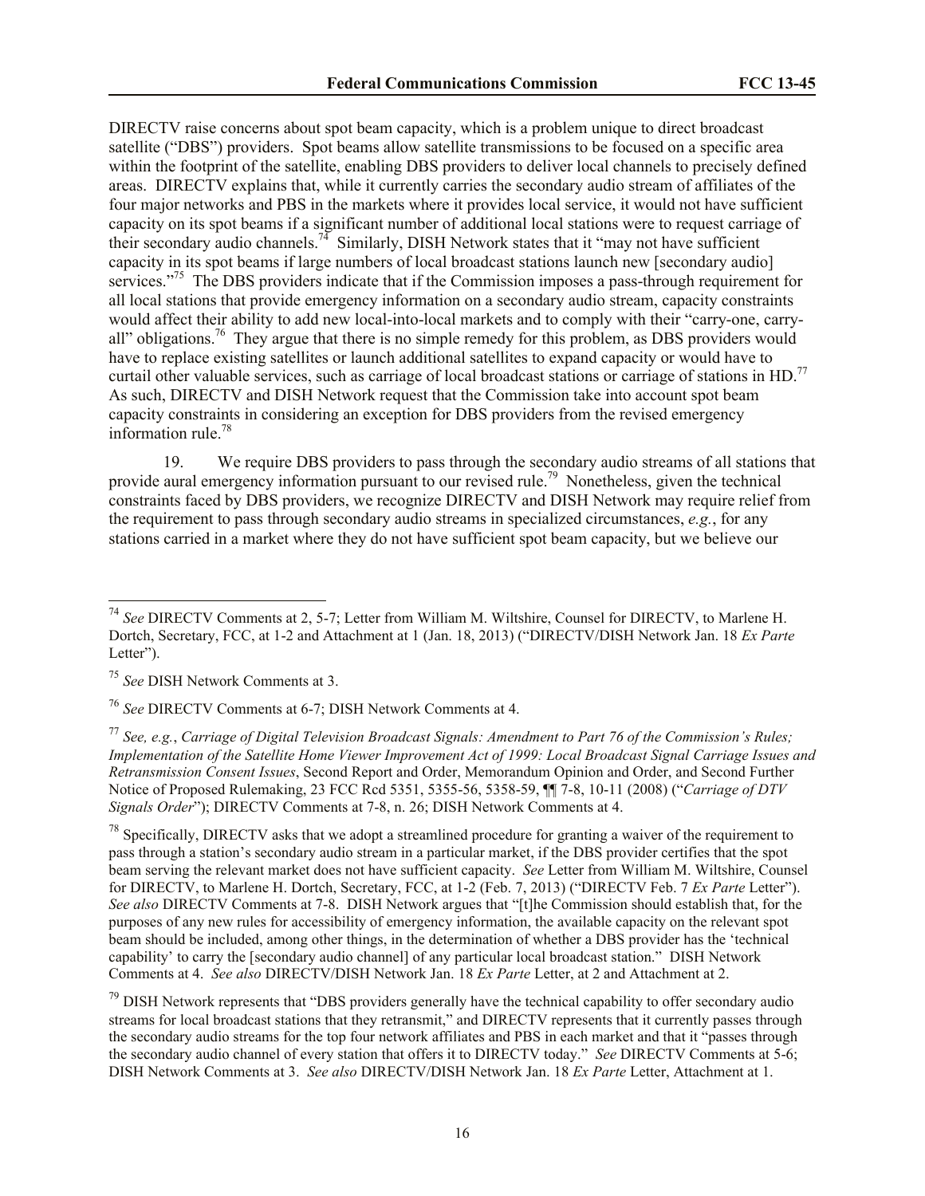DIRECTV raise concerns about spot beam capacity, which is a problem unique to direct broadcast satellite ("DBS") providers. Spot beams allow satellite transmissions to be focused on a specific area within the footprint of the satellite, enabling DBS providers to deliver local channels to precisely defined areas. DIRECTV explains that, while it currently carries the secondary audio stream of affiliates of the four major networks and PBS in the markets where it provides local service, it would not have sufficient capacity on its spot beams if a significant number of additional local stations were to request carriage of their secondary audio channels.[74] Similarly, DISH Network states that it "may not have sufficient capacity in its spot beams if large numbers of local broadcast stations launch new [secondary audio] services."[75] The DBS providers indicate that if the Commission imposes a pass-through requirement for all local stations that provide emergency information on a secondary audio stream, capacity constraints would affect their ability to add new local-into-local markets and to comply with their "carry-one, carry-all" obligations.[76] They argue that there is no simple remedy for this problem, as DBS providers would have to replace existing satellites or launch additional satellites to expand capacity or would have to curtail other valuable services, such as carriage of local broadcast stations or carriage of stations in HD.[77] As such, DIRECTV and DISH Network request that the Commission take into account spot beam capacity constraints in considering an exception for DBS providers from the revised emergency information rule.[78]

19. We require DBS providers to pass through the secondary audio streams of all stations that provide aural emergency information pursuant to our revised rule.[79] Nonetheless, given the technical constraints faced by DBS providers, we recognize DIRECTV and DISH Network may require relief from the requirement to pass through secondary audio streams in specialized circumstances, *e.g.*, for any stations carried in a market where they do not have sufficient spot beam capacity, but we believe our

---

[74] *See* DIRECTV Comments at 2, 5-7; Letter from William M. Wiltshire, Counsel for DIRECTV, to Marlene H. Dortch, Secretary, FCC, at 1-2 and Attachment at 1 (Jan. 18, 2013) ("DIRECTV/DISH Network Jan. 18 *Ex Parte* Letter").

[75] *See* DISH Network Comments at 3.

[76] *See* DIRECTV Comments at 6-7; DISH Network Comments at 4.

[77] *See, e.g.*, *Carriage of Digital Television Broadcast Signals: Amendment to Part 76 of the Commission's Rules; Implementation of the Satellite Home Viewer Improvement Act of 1999: Local Broadcast Signal Carriage Issues and Retransmission Consent Issues*, Second Report and Order, Memorandum Opinion and Order, and Second Further Notice of Proposed Rulemaking, 23 FCC Rcd 5351, 5355-56, 5358-59, ¶¶ 7-8, 10-11 (2008) ("*Carriage of DTV Signals Order*"); DIRECTV Comments at 7-8, n. 26; DISH Network Comments at 4.

[78] Specifically, DIRECTV asks that we adopt a streamlined procedure for granting a waiver of the requirement to pass through a station's secondary audio stream in a particular market, if the DBS provider certifies that the spot beam serving the relevant market does not have sufficient capacity. *See* Letter from William M. Wiltshire, Counsel for DIRECTV, to Marlene H. Dortch, Secretary, FCC, at 1-2 (Feb. 7, 2013) ("DIRECTV Feb. 7 *Ex Parte* Letter"). *See also* DIRECTV Comments at 7-8. DISH Network argues that "[t]he Commission should establish that, for the purposes of any new rules for accessibility of emergency information, the available capacity on the relevant spot beam should be included, among other things, in the determination of whether a DBS provider has the 'technical capability' to carry the [secondary audio channel] of any particular local broadcast station." DISH Network Comments at 4. *See also* DIRECTV/DISH Network Jan. 18 *Ex Parte* Letter, at 2 and Attachment at 2.

[79] DISH Network represents that "DBS providers generally have the technical capability to offer secondary audio streams for local broadcast stations that they retransmit," and DIRECTV represents that it currently passes through the secondary audio streams for the top four network affiliates and PBS in each market and that it "passes through the secondary audio channel of every station that offers it to DIRECTV today." *See* DIRECTV Comments at 5-6; DISH Network Comments at 3. *See also* DIRECTV/DISH Network Jan. 18 *Ex Parte* Letter, Attachment at 1.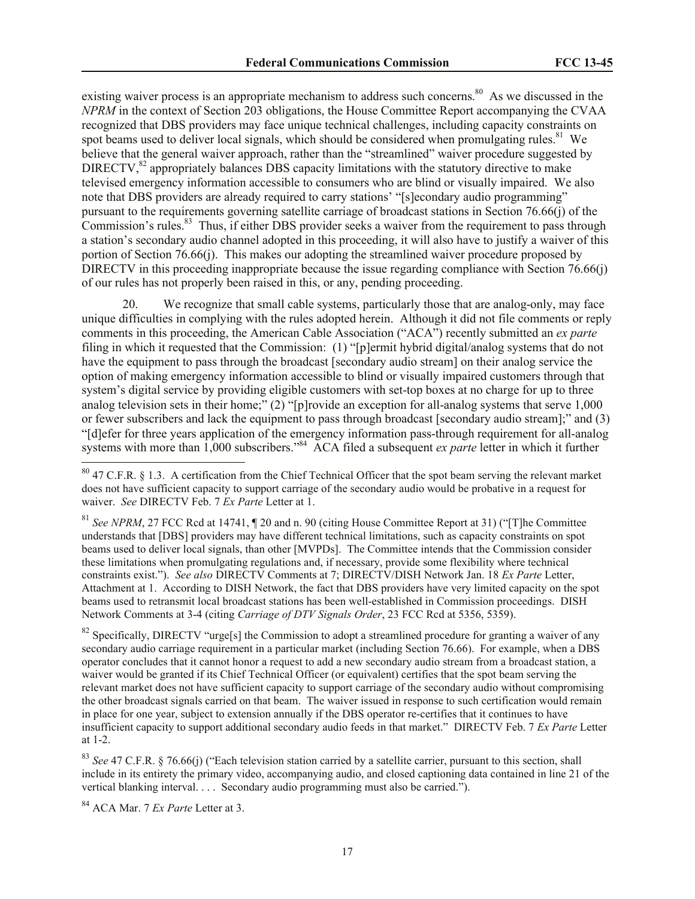existing waiver process is an appropriate mechanism to address such concerns.[80] As we discussed in the *NPRM* in the context of Section 203 obligations, the House Committee Report accompanying the CVAA recognized that DBS providers may face unique technical challenges, including capacity constraints on spot beams used to deliver local signals, which should be considered when promulgating rules.[81] We believe that the general waiver approach, rather than the "streamlined" waiver procedure suggested by DIRECTV,[82] appropriately balances DBS capacity limitations with the statutory directive to make televised emergency information accessible to consumers who are blind or visually impaired. We also note that DBS providers are already required to carry stations' "[s]econdary audio programming" pursuant to the requirements governing satellite carriage of broadcast stations in Section 76.66(j) of the Commission's rules.[83] Thus, if either DBS provider seeks a waiver from the requirement to pass through a station's secondary audio channel adopted in this proceeding, it will also have to justify a waiver of this portion of Section 76.66(j). This makes our adopting the streamlined waiver procedure proposed by DIRECTV in this proceeding inappropriate because the issue regarding compliance with Section 76.66(j) of our rules has not properly been raised in this, or any, pending proceeding.

20. We recognize that small cable systems, particularly those that are analog-only, may face unique difficulties in complying with the rules adopted herein. Although it did not file comments or reply comments in this proceeding, the American Cable Association ("ACA") recently submitted an *ex parte* filing in which it requested that the Commission: (1) "[p]ermit hybrid digital/analog systems that do not have the equipment to pass through the broadcast [secondary audio stream] on their analog service the option of making emergency information accessible to blind or visually impaired customers through that system's digital service by providing eligible customers with set-top boxes at no charge for up to three analog television sets in their home;" (2) "[p]rovide an exception for all-analog systems that serve 1,000 or fewer subscribers and lack the equipment to pass through broadcast [secondary audio stream];" and (3) "[d]efer for three years application of the emergency information pass-through requirement for all-analog systems with more than 1,000 subscribers."[84] ACA filed a subsequent *ex parte* letter in which it further

---

[80] 47 C.F.R. § 1.3. A certification from the Chief Technical Officer that the spot beam serving the relevant market does not have sufficient capacity to support carriage of the secondary audio would be probative in a request for waiver. *See* DIRECTV Feb. 7 *Ex Parte* Letter at 1.

[81] *See NPRM*, 27 FCC Rcd at 14741, ¶ 20 and n. 90 (citing House Committee Report at 31) ("[T]he Committee understands that [DBS] providers may have different technical limitations, such as capacity constraints on spot beams used to deliver local signals, than other [MVPDs]. The Committee intends that the Commission consider these limitations when promulgating regulations and, if necessary, provide some flexibility where technical constraints exist."). *See also* DIRECTV Comments at 7; DIRECTV/DISH Network Jan. 18 *Ex Parte* Letter, Attachment at 1. According to DISH Network, the fact that DBS providers have very limited capacity on the spot beams used to retransmit local broadcast stations has been well-established in Commission proceedings. DISH Network Comments at 3-4 (citing *Carriage of DTV Signals Order*, 23 FCC Rcd at 5356, 5359).

[82] Specifically, DIRECTV "urge[s] the Commission to adopt a streamlined procedure for granting a waiver of any secondary audio carriage requirement in a particular market (including Section 76.66). For example, when a DBS operator concludes that it cannot honor a request to add a new secondary audio stream from a broadcast station, a waiver would be granted if its Chief Technical Officer (or equivalent) certifies that the spot beam serving the relevant market does not have sufficient capacity to support carriage of the secondary audio without compromising the other broadcast signals carried on that beam. The waiver issued in response to such certification would remain in place for one year, subject to extension annually if the DBS operator re-certifies that it continues to have insufficient capacity to support additional secondary audio feeds in that market." DIRECTV Feb. 7 *Ex Parte* Letter at 1-2.

[83] *See* 47 C.F.R. § 76.66(j) ("Each television station carried by a satellite carrier, pursuant to this section, shall include in its entirety the primary video, accompanying audio, and closed captioning data contained in line 21 of the vertical blanking interval. . . . Secondary audio programming must also be carried.").

[84] ACA Mar. 7 *Ex Parte* Letter at 3.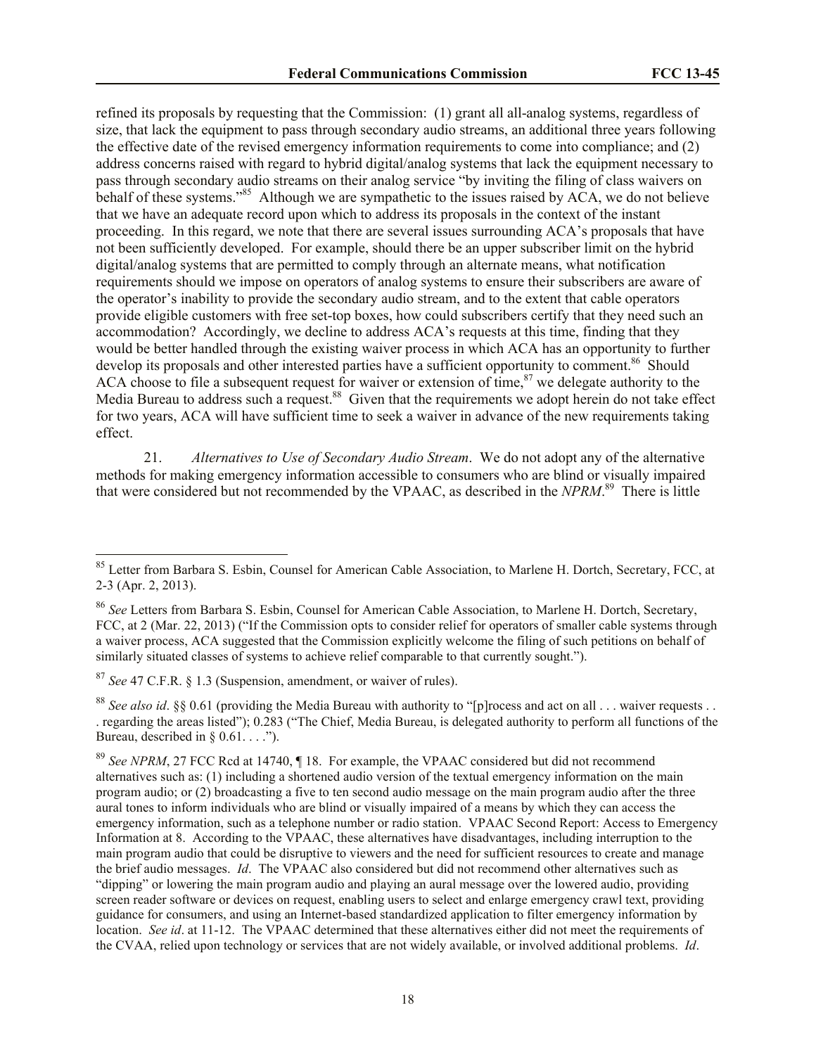refined its proposals by requesting that the Commission: (1) grant all all-analog systems, regardless of size, that lack the equipment to pass through secondary audio streams, an additional three years following the effective date of the revised emergency information requirements to come into compliance; and (2) address concerns raised with regard to hybrid digital/analog systems that lack the equipment necessary to pass through secondary audio streams on their analog service "by inviting the filing of class waivers on behalf of these systems."[85] Although we are sympathetic to the issues raised by ACA, we do not believe that we have an adequate record upon which to address its proposals in the context of the instant proceeding. In this regard, we note that there are several issues surrounding ACA's proposals that have not been sufficiently developed. For example, should there be an upper subscriber limit on the hybrid digital/analog systems that are permitted to comply through an alternate means, what notification requirements should we impose on operators of analog systems to ensure their subscribers are aware of the operator's inability to provide the secondary audio stream, and to the extent that cable operators provide eligible customers with free set-top boxes, how could subscribers certify that they need such an accommodation? Accordingly, we decline to address ACA's requests at this time, finding that they would be better handled through the existing waiver process in which ACA has an opportunity to further develop its proposals and other interested parties have a sufficient opportunity to comment.[86] Should ACA choose to file a subsequent request for waiver or extension of time,[87] we delegate authority to the Media Bureau to address such a request.[88] Given that the requirements we adopt herein do not take effect for two years, ACA will have sufficient time to seek a waiver in advance of the new requirements taking effect.

21. *Alternatives to Use of Secondary Audio Stream*. We do not adopt any of the alternative methods for making emergency information accessible to consumers who are blind or visually impaired that were considered but not recommended by the VPAAC, as described in the *NPRM*.[89] There is little

---

[85] Letter from Barbara S. Esbin, Counsel for American Cable Association, to Marlene H. Dortch, Secretary, FCC, at 2-3 (Apr. 2, 2013).

[86] *See* Letters from Barbara S. Esbin, Counsel for American Cable Association, to Marlene H. Dortch, Secretary, FCC, at 2 (Mar. 22, 2013) ("If the Commission opts to consider relief for operators of smaller cable systems through a waiver process, ACA suggested that the Commission explicitly welcome the filing of such petitions on behalf of similarly situated classes of systems to achieve relief comparable to that currently sought.").

[87] *See* 47 C.F.R. § 1.3 (Suspension, amendment, or waiver of rules).

[88] *See also id*. §§ 0.61 (providing the Media Bureau with authority to "[p]rocess and act on all . . . waiver requests . . . regarding the areas listed"); 0.283 ("The Chief, Media Bureau, is delegated authority to perform all functions of the Bureau, described in § 0.61. . . .").

[89] *See NPRM*, 27 FCC Rcd at 14740, ¶ 18. For example, the VPAAC considered but did not recommend alternatives such as: (1) including a shortened audio version of the textual emergency information on the main program audio; or (2) broadcasting a five to ten second audio message on the main program audio after the three aural tones to inform individuals who are blind or visually impaired of a means by which they can access the emergency information, such as a telephone number or radio station. VPAAC Second Report: Access to Emergency Information at 8. According to the VPAAC, these alternatives have disadvantages, including interruption to the main program audio that could be disruptive to viewers and the need for sufficient resources to create and manage the brief audio messages. *Id*. The VPAAC also considered but did not recommend other alternatives such as "dipping" or lowering the main program audio and playing an aural message over the lowered audio, providing screen reader software or devices on request, enabling users to select and enlarge emergency crawl text, providing guidance for consumers, and using an Internet-based standardized application to filter emergency information by location. *See id*. at 11-12. The VPAAC determined that these alternatives either did not meet the requirements of the CVAA, relied upon technology or services that are not widely available, or involved additional problems. *Id*.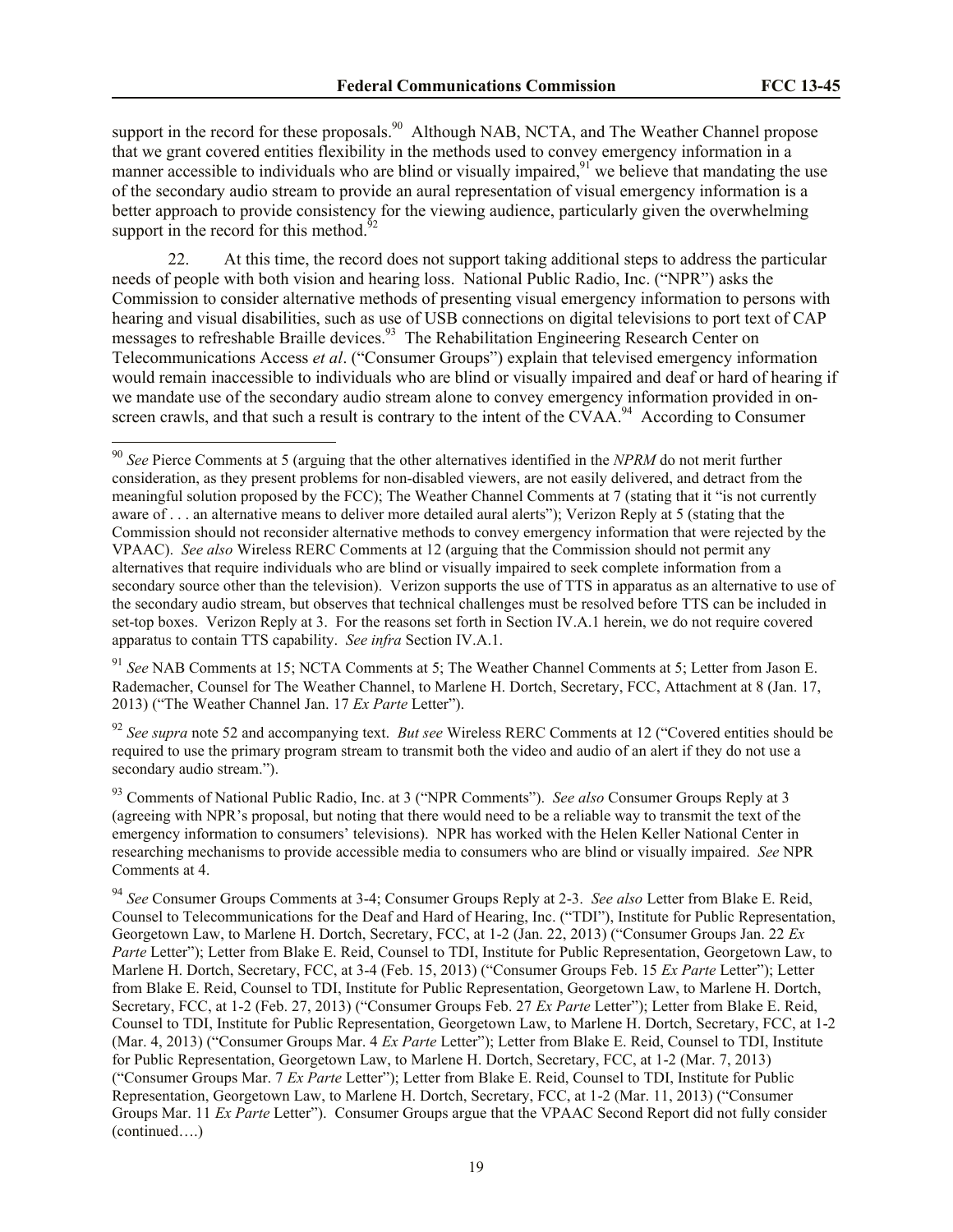support in the record for these proposals.[90] Although NAB, NCTA, and The Weather Channel propose that we grant covered entities flexibility in the methods used to convey emergency information in a manner accessible to individuals who are blind or visually impaired,[91] we believe that mandating the use of the secondary audio stream to provide an aural representation of visual emergency information is a better approach to provide consistency for the viewing audience, particularly given the overwhelming support in the record for this method.[92]

22. At this time, the record does not support taking additional steps to address the particular needs of people with both vision and hearing loss. National Public Radio, Inc. ("NPR") asks the Commission to consider alternative methods of presenting visual emergency information to persons with hearing and visual disabilities, such as use of USB connections on digital televisions to port text of CAP messages to refreshable Braille devices.[93] The Rehabilitation Engineering Research Center on Telecommunications Access *et al*. ("Consumer Groups") explain that televised emergency information would remain inaccessible to individuals who are blind or visually impaired and deaf or hard of hearing if we mandate use of the secondary audio stream alone to convey emergency information provided in on-screen crawls, and that such a result is contrary to the intent of the CVAA.[94] According to Consumer

---

[90] *See* Pierce Comments at 5 (arguing that the other alternatives identified in the *NPRM* do not merit further consideration, as they present problems for non-disabled viewers, are not easily delivered, and detract from the meaningful solution proposed by the FCC); The Weather Channel Comments at 7 (stating that it "is not currently aware of . . . an alternative means to deliver more detailed aural alerts"); Verizon Reply at 5 (stating that the Commission should not reconsider alternative methods to convey emergency information that were rejected by the VPAAC). *See also* Wireless RERC Comments at 12 (arguing that the Commission should not permit any alternatives that require individuals who are blind or visually impaired to seek complete information from a secondary source other than the television). Verizon supports the use of TTS in apparatus as an alternative to use of the secondary audio stream, but observes that technical challenges must be resolved before TTS can be included in set-top boxes. Verizon Reply at 3. For the reasons set forth in Section IV.A.1 herein, we do not require covered apparatus to contain TTS capability. *See infra* Section IV.A.1.

[91] *See* NAB Comments at 15; NCTA Comments at 5; The Weather Channel Comments at 5; Letter from Jason E. Rademacher, Counsel for The Weather Channel, to Marlene H. Dortch, Secretary, FCC, Attachment at 8 (Jan. 17, 2013) ("The Weather Channel Jan. 17 *Ex Parte* Letter").

[92] *See supra* note 52 and accompanying text. *But see* Wireless RERC Comments at 12 ("Covered entities should be required to use the primary program stream to transmit both the video and audio of an alert if they do not use a secondary audio stream.").

[93] Comments of National Public Radio, Inc. at 3 ("NPR Comments"). *See also* Consumer Groups Reply at 3 (agreeing with NPR's proposal, but noting that there would need to be a reliable way to transmit the text of the emergency information to consumers' televisions). NPR has worked with the Helen Keller National Center in researching mechanisms to provide accessible media to consumers who are blind or visually impaired. *See* NPR Comments at 4.

[94] *See* Consumer Groups Comments at 3-4; Consumer Groups Reply at 2-3. *See also* Letter from Blake E. Reid, Counsel to Telecommunications for the Deaf and Hard of Hearing, Inc. ("TDI"), Institute for Public Representation, Georgetown Law, to Marlene H. Dortch, Secretary, FCC, at 1-2 (Jan. 22, 2013) ("Consumer Groups Jan. 22 *Ex Parte* Letter"); Letter from Blake E. Reid, Counsel to TDI, Institute for Public Representation, Georgetown Law, to Marlene H. Dortch, Secretary, FCC, at 3-4 (Feb. 15, 2013) ("Consumer Groups Feb. 15 *Ex Parte* Letter"); Letter from Blake E. Reid, Counsel to TDI, Institute for Public Representation, Georgetown Law, to Marlene H. Dortch, Secretary, FCC, at 1-2 (Feb. 27, 2013) ("Consumer Groups Feb. 27 *Ex Parte* Letter"); Letter from Blake E. Reid, Counsel to TDI, Institute for Public Representation, Georgetown Law, to Marlene H. Dortch, Secretary, FCC, at 1-2 (Mar. 4, 2013) ("Consumer Groups Mar. 4 *Ex Parte* Letter"); Letter from Blake E. Reid, Counsel to TDI, Institute for Public Representation, Georgetown Law, to Marlene H. Dortch, Secretary, FCC, at 1-2 (Mar. 7, 2013) ("Consumer Groups Mar. 7 *Ex Parte* Letter"); Letter from Blake E. Reid, Counsel to TDI, Institute for Public Representation, Georgetown Law, to Marlene H. Dortch, Secretary, FCC, at 1-2 (Mar. 11, 2013) ("Consumer Groups Mar. 11 *Ex Parte* Letter"). Consumer Groups argue that the VPAAC Second Report did not fully consider (continued….)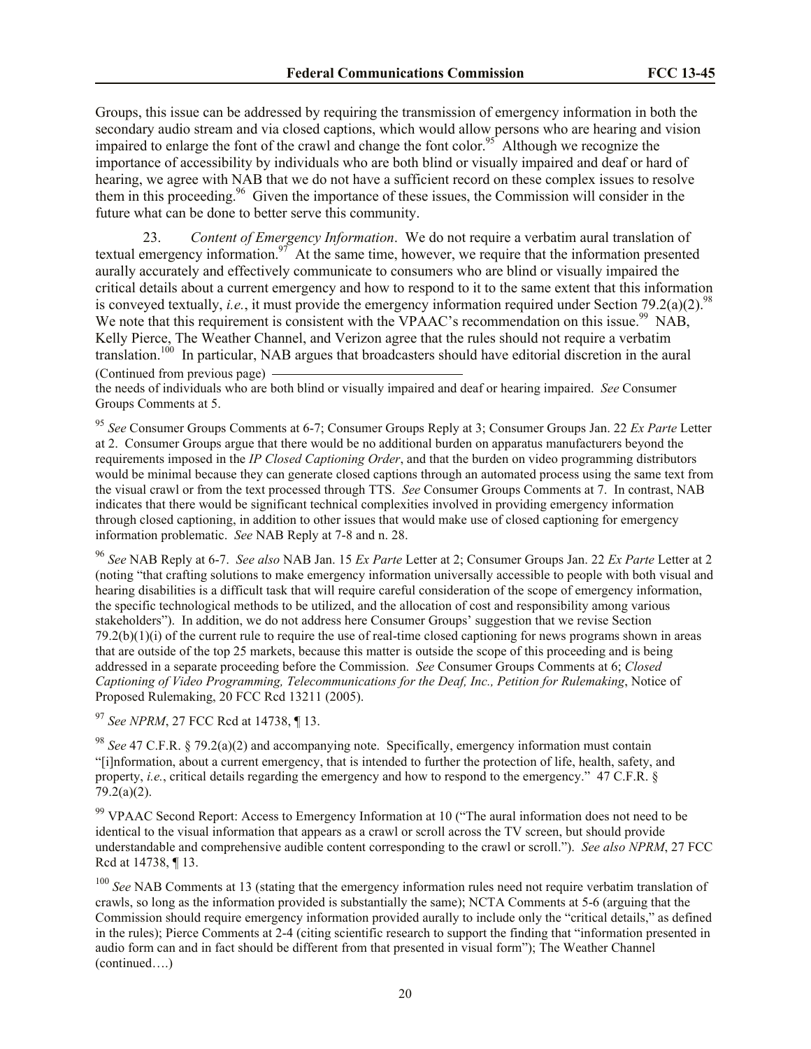Groups, this issue can be addressed by requiring the transmission of emergency information in both the secondary audio stream and via closed captions, which would allow persons who are hearing and vision impaired to enlarge the font of the crawl and change the font color.[95] Although we recognize the importance of accessibility by individuals who are both blind or visually impaired and deaf or hard of hearing, we agree with NAB that we do not have a sufficient record on these complex issues to resolve them in this proceeding.[96] Given the importance of these issues, the Commission will consider in the future what can be done to better serve this community.

23. *Content of Emergency Information*. We do not require a verbatim aural translation of textual emergency information.[97] At the same time, however, we require that the information presented aurally accurately and effectively communicate to consumers who are blind or visually impaired the critical details about a current emergency and how to respond to it to the same extent that this information is conveyed textually, *i.e.*, it must provide the emergency information required under Section 79.2(a)(2).[98] We note that this requirement is consistent with the VPAAC's recommendation on this issue.[99] NAB, Kelly Pierce, The Weather Channel, and Verizon agree that the rules should not require a verbatim translation.[100] In particular, NAB argues that broadcasters should have editorial discretion in the aural

(Continued from previous page)
the needs of individuals who are both blind or visually impaired and deaf or hearing impaired. *See* Consumer Groups Comments at 5.

[95] *See* Consumer Groups Comments at 6-7; Consumer Groups Reply at 3; Consumer Groups Jan. 22 *Ex Parte* Letter at 2. Consumer Groups argue that there would be no additional burden on apparatus manufacturers beyond the requirements imposed in the *IP Closed Captioning Order*, and that the burden on video programming distributors would be minimal because they can generate closed captions through an automated process using the same text from the visual crawl or from the text processed through TTS. *See* Consumer Groups Comments at 7. In contrast, NAB indicates that there would be significant technical complexities involved in providing emergency information through closed captioning, in addition to other issues that would make use of closed captioning for emergency information problematic. *See* NAB Reply at 7-8 and n. 28.

[96] *See* NAB Reply at 6-7. *See also* NAB Jan. 15 *Ex Parte* Letter at 2; Consumer Groups Jan. 22 *Ex Parte* Letter at 2 (noting "that crafting solutions to make emergency information universally accessible to people with both visual and hearing disabilities is a difficult task that will require careful consideration of the scope of emergency information, the specific technological methods to be utilized, and the allocation of cost and responsibility among various stakeholders"). In addition, we do not address here Consumer Groups' suggestion that we revise Section 79.2(b)(1)(i) of the current rule to require the use of real-time closed captioning for news programs shown in areas that are outside of the top 25 markets, because this matter is outside the scope of this proceeding and is being addressed in a separate proceeding before the Commission. *See* Consumer Groups Comments at 6; *Closed Captioning of Video Programming, Telecommunications for the Deaf, Inc., Petition for Rulemaking*, Notice of Proposed Rulemaking, 20 FCC Rcd 13211 (2005).

[97] *See NPRM*, 27 FCC Rcd at 14738, ¶ 13.

[98] *See* 47 C.F.R. § 79.2(a)(2) and accompanying note. Specifically, emergency information must contain "[i]nformation, about a current emergency, that is intended to further the protection of life, health, safety, and property, *i.e.*, critical details regarding the emergency and how to respond to the emergency." 47 C.F.R. § 79.2(a)(2).

[99] VPAAC Second Report: Access to Emergency Information at 10 ("The aural information does not need to be identical to the visual information that appears as a crawl or scroll across the TV screen, but should provide understandable and comprehensive audible content corresponding to the crawl or scroll."). *See also NPRM*, 27 FCC Rcd at 14738, ¶ 13.

[100] *See* NAB Comments at 13 (stating that the emergency information rules need not require verbatim translation of crawls, so long as the information provided is substantially the same); NCTA Comments at 5-6 (arguing that the Commission should require emergency information provided aurally to include only the "critical details," as defined in the rules); Pierce Comments at 2-4 (citing scientific research to support the finding that "information presented in audio form can and in fact should be different from that presented in visual form"); The Weather Channel (continued….)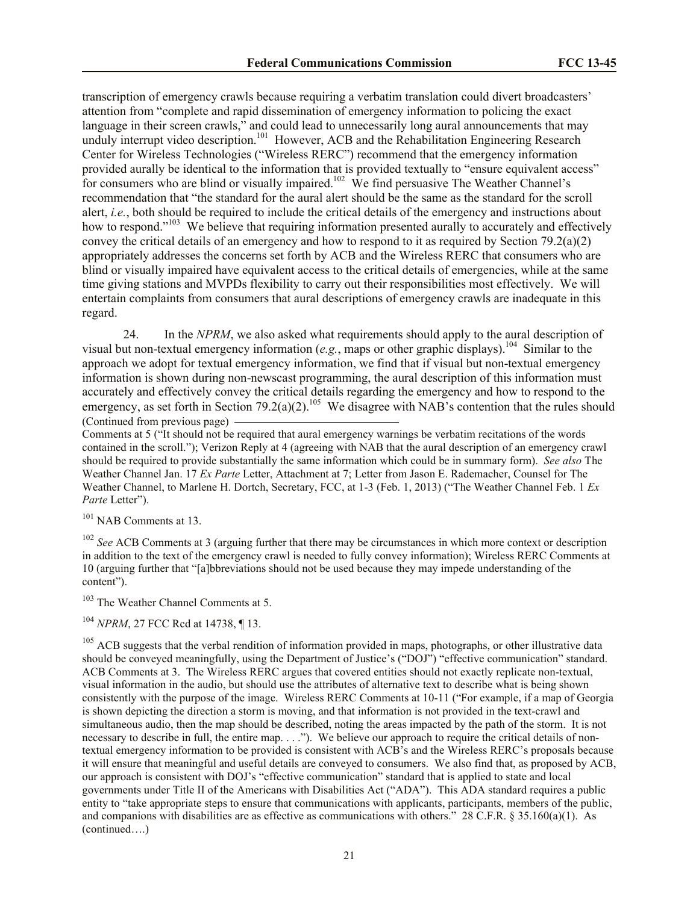transcription of emergency crawls because requiring a verbatim translation could divert broadcasters' attention from "complete and rapid dissemination of emergency information to policing the exact language in their screen crawls," and could lead to unnecessarily long aural announcements that may unduly interrupt video description.[101] However, ACB and the Rehabilitation Engineering Research Center for Wireless Technologies ("Wireless RERC") recommend that the emergency information provided aurally be identical to the information that is provided textually to "ensure equivalent access" for consumers who are blind or visually impaired.[102] We find persuasive The Weather Channel's recommendation that "the standard for the aural alert should be the same as the standard for the scroll alert, *i.e.*, both should be required to include the critical details of the emergency and instructions about how to respond."[103] We believe that requiring information presented aurally to accurately and effectively convey the critical details of an emergency and how to respond to it as required by Section 79.2(a)(2) appropriately addresses the concerns set forth by ACB and the Wireless RERC that consumers who are blind or visually impaired have equivalent access to the critical details of emergencies, while at the same time giving stations and MVPDs flexibility to carry out their responsibilities most effectively. We will entertain complaints from consumers that aural descriptions of emergency crawls are inadequate in this regard.

24. In the *NPRM*, we also asked what requirements should apply to the aural description of visual but non-textual emergency information (*e.g.*, maps or other graphic displays).[104] Similar to the approach we adopt for textual emergency information, we find that if visual but non-textual emergency information is shown during non-newscast programming, the aural description of this information must accurately and effectively convey the critical details regarding the emergency and how to respond to the emergency, as set forth in Section 79.2(a)(2).[105] We disagree with NAB's contention that the rules should

(Continued from previous page)

Comments at 5 ("It should not be required that aural emergency warnings be verbatim recitations of the words contained in the scroll."); Verizon Reply at 4 (agreeing with NAB that the aural description of an emergency crawl should be required to provide substantially the same information which could be in summary form). *See also* The Weather Channel Jan. 17 *Ex Parte* Letter, Attachment at 7; Letter from Jason E. Rademacher, Counsel for The Weather Channel, to Marlene H. Dortch, Secretary, FCC, at 1-3 (Feb. 1, 2013) ("The Weather Channel Feb. 1 *Ex Parte* Letter").

[101] NAB Comments at 13.

[102] *See* ACB Comments at 3 (arguing further that there may be circumstances in which more context or description in addition to the text of the emergency crawl is needed to fully convey information); Wireless RERC Comments at 10 (arguing further that "[a]bbreviations should not be used because they may impede understanding of the content").

[103] The Weather Channel Comments at 5.

[104] *NPRM*, 27 FCC Rcd at 14738, ¶ 13.

[105] ACB suggests that the verbal rendition of information provided in maps, photographs, or other illustrative data should be conveyed meaningfully, using the Department of Justice's ("DOJ") "effective communication" standard. ACB Comments at 3. The Wireless RERC argues that covered entities should not exactly replicate non-textual, visual information in the audio, but should use the attributes of alternative text to describe what is being shown consistently with the purpose of the image. Wireless RERC Comments at 10-11 ("For example, if a map of Georgia is shown depicting the direction a storm is moving, and that information is not provided in the text-crawl and simultaneous audio, then the map should be described, noting the areas impacted by the path of the storm. It is not necessary to describe in full, the entire map. . . ."). We believe our approach to require the critical details of non-textual emergency information to be provided is consistent with ACB's and the Wireless RERC's proposals because it will ensure that meaningful and useful details are conveyed to consumers. We also find that, as proposed by ACB, our approach is consistent with DOJ's "effective communication" standard that is applied to state and local governments under Title II of the Americans with Disabilities Act ("ADA"). This ADA standard requires a public entity to "take appropriate steps to ensure that communications with applicants, participants, members of the public, and companions with disabilities are as effective as communications with others." 28 C.F.R. § 35.160(a)(1). As (continued….)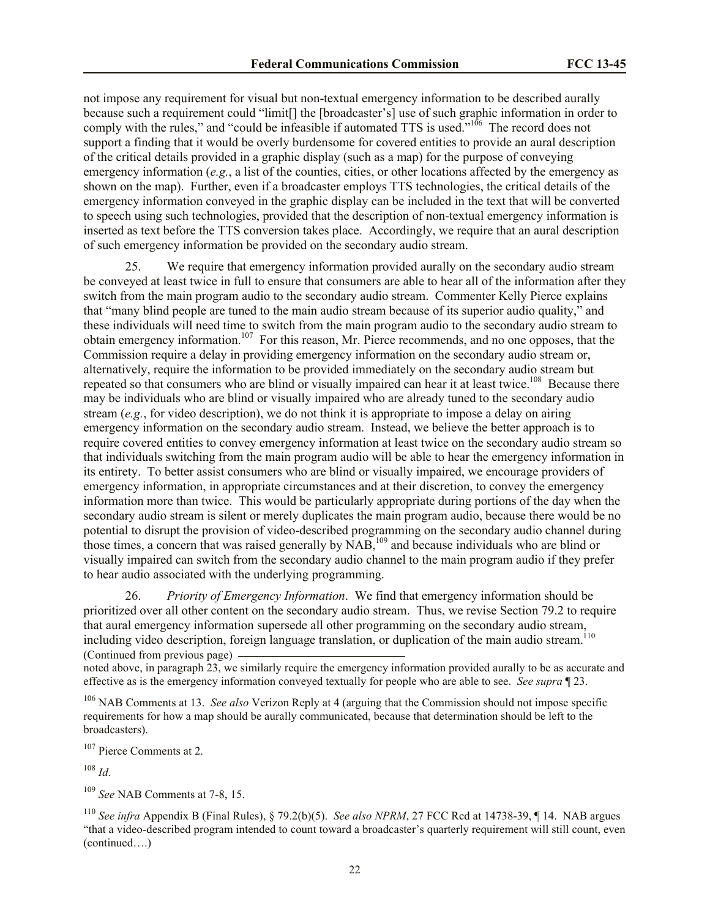not impose any requirement for visual but non-textual emergency information to be described aurally because such a requirement could "limit[] the [broadcaster's] use of such graphic information in order to comply with the rules," and "could be infeasible if automated TTS is used."[106] The record does not support a finding that it would be overly burdensome for covered entities to provide an aural description of the critical details provided in a graphic display (such as a map) for the purpose of conveying emergency information (*e.g.*, a list of the counties, cities, or other locations affected by the emergency as shown on the map). Further, even if a broadcaster employs TTS technologies, the critical details of the emergency information conveyed in the graphic display can be included in the text that will be converted to speech using such technologies, provided that the description of non-textual emergency information is inserted as text before the TTS conversion takes place. Accordingly, we require that an aural description of such emergency information be provided on the secondary audio stream.

25. We require that emergency information provided aurally on the secondary audio stream be conveyed at least twice in full to ensure that consumers are able to hear all of the information after they switch from the main program audio to the secondary audio stream. Commenter Kelly Pierce explains that "many blind people are tuned to the main audio stream because of its superior audio quality," and these individuals will need time to switch from the main program audio to the secondary audio stream to obtain emergency information.[107] For this reason, Mr. Pierce recommends, and no one opposes, that the Commission require a delay in providing emergency information on the secondary audio stream or, alternatively, require the information to be provided immediately on the secondary audio stream but repeated so that consumers who are blind or visually impaired can hear it at least twice.[108] Because there may be individuals who are blind or visually impaired who are already tuned to the secondary audio stream (*e.g.*, for video description), we do not think it is appropriate to impose a delay on airing emergency information on the secondary audio stream. Instead, we believe the better approach is to require covered entities to convey emergency information at least twice on the secondary audio stream so that individuals switching from the main program audio will be able to hear the emergency information in its entirety. To better assist consumers who are blind or visually impaired, we encourage providers of emergency information, in appropriate circumstances and at their discretion, to convey the emergency information more than twice. This would be particularly appropriate during portions of the day when the secondary audio stream is silent or merely duplicates the main program audio, because there would be no potential to disrupt the provision of video-described programming on the secondary audio channel during those times, a concern that was raised generally by NAB,[109] and because individuals who are blind or visually impaired can switch from the secondary audio channel to the main program audio if they prefer to hear audio associated with the underlying programming.

26. *Priority of Emergency Information*. We find that emergency information should be prioritized over all other content on the secondary audio stream. Thus, we revise Section 79.2 to require that aural emergency information supersede all other programming on the secondary audio stream, including video description, foreign language translation, or duplication of the main audio stream.[110]

(Continued from previous page)

noted above, in paragraph 23, we similarly require the emergency information provided aurally to be as accurate and effective as is the emergency information conveyed textually for people who are able to see. *See supra* ¶ 23.

[106] NAB Comments at 13. *See also* Verizon Reply at 4 (arguing that the Commission should not impose specific requirements for how a map should be aurally communicated, because that determination should be left to the broadcasters).

[107] Pierce Comments at 2.

[108] *Id*.

[109] *See* NAB Comments at 7-8, 15.

[110] *See infra* Appendix B (Final Rules), § 79.2(b)(5). *See also NPRM*, 27 FCC Rcd at 14738-39, ¶ 14. NAB argues "that a video-described program intended to count toward a broadcaster's quarterly requirement will still count, even (continued….)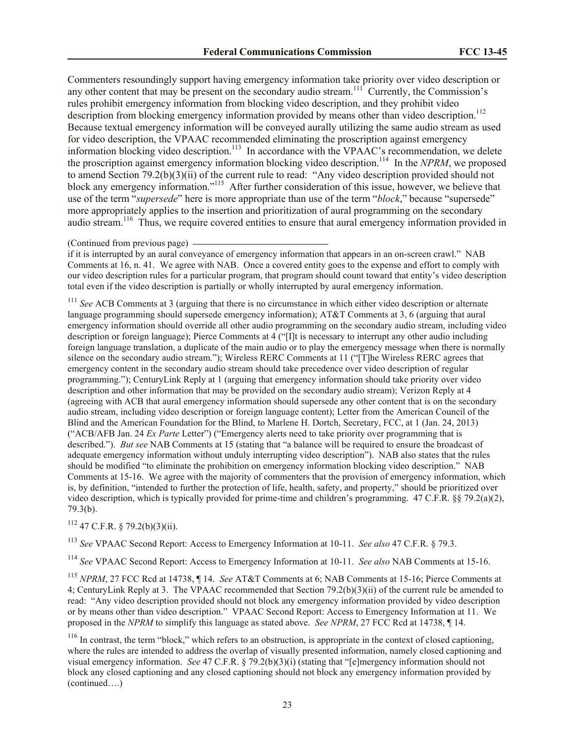Commenters resoundingly support having emergency information take priority over video description or any other content that may be present on the secondary audio stream.[111] Currently, the Commission's rules prohibit emergency information from blocking video description, and they prohibit video description from blocking emergency information provided by means other than video description.[112] Because textual emergency information will be conveyed aurally utilizing the same audio stream as used for video description, the VPAAC recommended eliminating the proscription against emergency information blocking video description.[113] In accordance with the VPAAC's recommendation, we delete the proscription against emergency information blocking video description.[114] In the *NPRM*, we proposed to amend Section 79.2(b)(3)(ii) of the current rule to read: "Any video description provided should not block any emergency information."[115] After further consideration of this issue, however, we believe that use of the term "*supersede*" here is more appropriate than use of the term "*block*," because "supersede" more appropriately applies to the insertion and prioritization of aural programming on the secondary audio stream.[116] Thus, we require covered entities to ensure that aural emergency information provided in

(Continued from previous page)

if it is interrupted by an aural conveyance of emergency information that appears in an on-screen crawl." NAB Comments at 16, n. 41. We agree with NAB. Once a covered entity goes to the expense and effort to comply with our video description rules for a particular program, that program should count toward that entity's video description total even if the video description is partially or wholly interrupted by aural emergency information.

[111] *See* ACB Comments at 3 (arguing that there is no circumstance in which either video description or alternate language programming should supersede emergency information); AT&T Comments at 3, 6 (arguing that aural emergency information should override all other audio programming on the secondary audio stream, including video description or foreign language); Pierce Comments at 4 ("[I]t is necessary to interrupt any other audio including foreign language translation, a duplicate of the main audio or to play the emergency message when there is normally silence on the secondary audio stream."); Wireless RERC Comments at 11 ("[T]he Wireless RERC agrees that emergency content in the secondary audio stream should take precedence over video description of regular programming."); CenturyLink Reply at 1 (arguing that emergency information should take priority over video description and other information that may be provided on the secondary audio stream); Verizon Reply at 4 (agreeing with ACB that aural emergency information should supersede any other content that is on the secondary audio stream, including video description or foreign language content); Letter from the American Council of the Blind and the American Foundation for the Blind, to Marlene H. Dortch, Secretary, FCC, at 1 (Jan. 24, 2013) ("ACB/AFB Jan. 24 *Ex Parte* Letter") ("Emergency alerts need to take priority over programming that is described."). *But see* NAB Comments at 15 (stating that "a balance will be required to ensure the broadcast of adequate emergency information without unduly interrupting video description"). NAB also states that the rules should be modified "to eliminate the prohibition on emergency information blocking video description." NAB Comments at 15-16. We agree with the majority of commenters that the provision of emergency information, which is, by definition, "intended to further the protection of life, health, safety, and property," should be prioritized over video description, which is typically provided for prime-time and children's programming. 47 C.F.R. §§ 79.2(a)(2), 79.3(b).

[112] 47 C.F.R. § 79.2(b)(3)(ii).

[113] *See* VPAAC Second Report: Access to Emergency Information at 10-11. *See also* 47 C.F.R. § 79.3.

[114] *See* VPAAC Second Report: Access to Emergency Information at 10-11. *See also* NAB Comments at 15-16.

[115] *NPRM*, 27 FCC Rcd at 14738, ¶ 14. *See* AT&T Comments at 6; NAB Comments at 15-16; Pierce Comments at 4; CenturyLink Reply at 3. The VPAAC recommended that Section 79.2(b)(3)(ii) of the current rule be amended to read: "Any video description provided should not block any emergency information provided by video description or by means other than video description." VPAAC Second Report: Access to Emergency Information at 11. We proposed in the *NPRM* to simplify this language as stated above. *See NPRM*, 27 FCC Rcd at 14738, ¶ 14.

[116] In contrast, the term "block," which refers to an obstruction, is appropriate in the context of closed captioning, where the rules are intended to address the overlap of visually presented information, namely closed captioning and visual emergency information. *See* 47 C.F.R. § 79.2(b)(3)(i) (stating that "[e]mergency information should not block any closed captioning and any closed captioning should not block any emergency information provided by (continued….)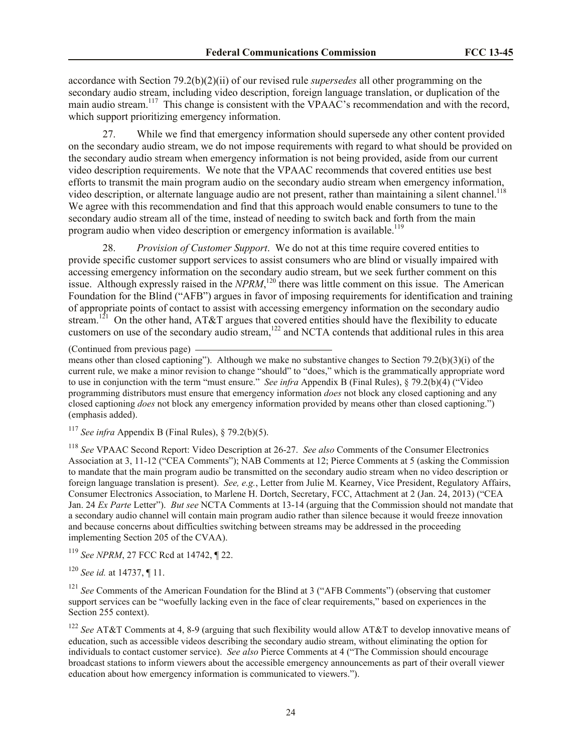accordance with Section 79.2(b)(2)(ii) of our revised rule *supersedes* all other programming on the secondary audio stream, including video description, foreign language translation, or duplication of the main audio stream.[117] This change is consistent with the VPAAC's recommendation and with the record, which support prioritizing emergency information.

27. While we find that emergency information should supersede any other content provided on the secondary audio stream, we do not impose requirements with regard to what should be provided on the secondary audio stream when emergency information is not being provided, aside from our current video description requirements. We note that the VPAAC recommends that covered entities use best efforts to transmit the main program audio on the secondary audio stream when emergency information, video description, or alternate language audio are not present, rather than maintaining a silent channel.[118] We agree with this recommendation and find that this approach would enable consumers to tune to the secondary audio stream all of the time, instead of needing to switch back and forth from the main program audio when video description or emergency information is available.[119]

28. *Provision of Customer Support*. We do not at this time require covered entities to provide specific customer support services to assist consumers who are blind or visually impaired with accessing emergency information on the secondary audio stream, but we seek further comment on this issue. Although expressly raised in the *NPRM*,[120] there was little comment on this issue. The American Foundation for the Blind ("AFB") argues in favor of imposing requirements for identification and training of appropriate points of contact to assist with accessing emergency information on the secondary audio stream.[121] On the other hand, AT&T argues that covered entities should have the flexibility to educate customers on use of the secondary audio stream,[122] and NCTA contends that additional rules in this area

(Continued from previous page)

means other than closed captioning"). Although we make no substantive changes to Section 79.2(b)(3)(i) of the current rule, we make a minor revision to change "should" to "does," which is the grammatically appropriate word to use in conjunction with the term "must ensure." *See infra* Appendix B (Final Rules), § 79.2(b)(4) ("Video programming distributors must ensure that emergency information *does* not block any closed captioning and any closed captioning *does* not block any emergency information provided by means other than closed captioning.") (emphasis added).

[117] *See infra* Appendix B (Final Rules), § 79.2(b)(5).

[118] *See* VPAAC Second Report: Video Description at 26-27. *See also* Comments of the Consumer Electronics Association at 3, 11-12 ("CEA Comments"); NAB Comments at 12; Pierce Comments at 5 (asking the Commission to mandate that the main program audio be transmitted on the secondary audio stream when no video description or foreign language translation is present). *See, e.g.*, Letter from Julie M. Kearney, Vice President, Regulatory Affairs, Consumer Electronics Association, to Marlene H. Dortch, Secretary, FCC, Attachment at 2 (Jan. 24, 2013) ("CEA Jan. 24 *Ex Parte* Letter"). *But see* NCTA Comments at 13-14 (arguing that the Commission should not mandate that a secondary audio channel will contain main program audio rather than silence because it would freeze innovation and because concerns about difficulties switching between streams may be addressed in the proceeding implementing Section 205 of the CVAA).

[119] *See NPRM*, 27 FCC Rcd at 14742, ¶ 22.

[120] *See id.* at 14737, ¶ 11.

[121] *See* Comments of the American Foundation for the Blind at 3 ("AFB Comments") (observing that customer support services can be "woefully lacking even in the face of clear requirements," based on experiences in the Section 255 context).

[122] *See* AT&T Comments at 4, 8-9 (arguing that such flexibility would allow AT&T to develop innovative means of education, such as accessible videos describing the secondary audio stream, without eliminating the option for individuals to contact customer service). *See also* Pierce Comments at 4 ("The Commission should encourage broadcast stations to inform viewers about the accessible emergency announcements as part of their overall viewer education about how emergency information is communicated to viewers.").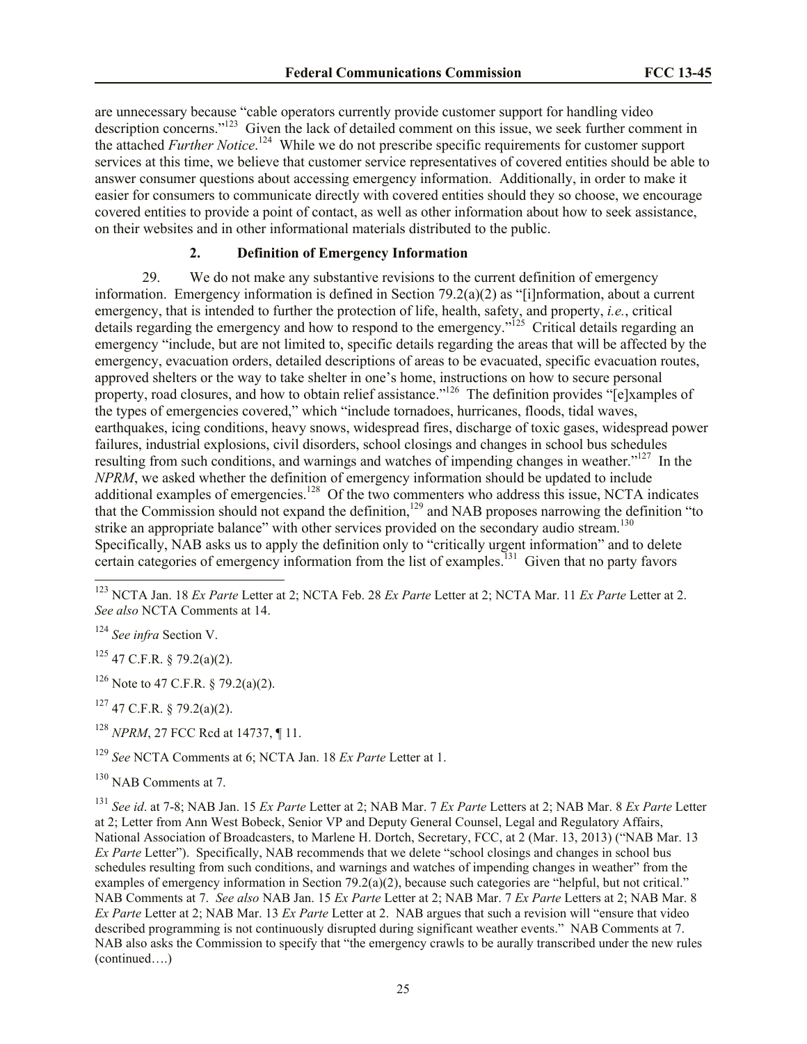are unnecessary because "cable operators currently provide customer support for handling video description concerns."[123] Given the lack of detailed comment on this issue, we seek further comment in the attached *Further Notice*.[124] While we do not prescribe specific requirements for customer support services at this time, we believe that customer service representatives of covered entities should be able to answer consumer questions about accessing emergency information. Additionally, in order to make it easier for consumers to communicate directly with covered entities should they so choose, we encourage covered entities to provide a point of contact, as well as other information about how to seek assistance, on their websites and in other informational materials distributed to the public.

### 2. Definition of Emergency Information

29. We do not make any substantive revisions to the current definition of emergency information. Emergency information is defined in Section 79.2(a)(2) as "[i]nformation, about a current emergency, that is intended to further the protection of life, health, safety, and property, *i.e.*, critical details regarding the emergency and how to respond to the emergency."[125] Critical details regarding an emergency "include, but are not limited to, specific details regarding the areas that will be affected by the emergency, evacuation orders, detailed descriptions of areas to be evacuated, specific evacuation routes, approved shelters or the way to take shelter in one's home, instructions on how to secure personal property, road closures, and how to obtain relief assistance."[126] The definition provides "[e]xamples of the types of emergencies covered," which "include tornadoes, hurricanes, floods, tidal waves, earthquakes, icing conditions, heavy snows, widespread fires, discharge of toxic gases, widespread power failures, industrial explosions, civil disorders, school closings and changes in school bus schedules resulting from such conditions, and warnings and watches of impending changes in weather."[127] In the *NPRM*, we asked whether the definition of emergency information should be updated to include additional examples of emergencies.[128] Of the two commenters who address this issue, NCTA indicates that the Commission should not expand the definition,[129] and NAB proposes narrowing the definition "to strike an appropriate balance" with other services provided on the secondary audio stream.[130] Specifically, NAB asks us to apply the definition only to "critically urgent information" and to delete certain categories of emergency information from the list of examples.[131] Given that no party favors

---

[123] NCTA Jan. 18 *Ex Parte* Letter at 2; NCTA Feb. 28 *Ex Parte* Letter at 2; NCTA Mar. 11 *Ex Parte* Letter at 2. *See also* NCTA Comments at 14.

[124] *See infra* Section V.

[125] 47 C.F.R. § 79.2(a)(2).

[126] Note to 47 C.F.R. § 79.2(a)(2).

[127] 47 C.F.R. § 79.2(a)(2).

[128] *NPRM*, 27 FCC Rcd at 14737, ¶ 11.

[129] *See* NCTA Comments at 6; NCTA Jan. 18 *Ex Parte* Letter at 1.

[130] NAB Comments at 7.

[131] *See id*. at 7-8; NAB Jan. 15 *Ex Parte* Letter at 2; NAB Mar. 7 *Ex Parte* Letters at 2; NAB Mar. 8 *Ex Parte* Letter at 2; Letter from Ann West Bobeck, Senior VP and Deputy General Counsel, Legal and Regulatory Affairs, National Association of Broadcasters, to Marlene H. Dortch, Secretary, FCC, at 2 (Mar. 13, 2013) ("NAB Mar. 13 *Ex Parte* Letter"). Specifically, NAB recommends that we delete "school closings and changes in school bus schedules resulting from such conditions, and warnings and watches of impending changes in weather" from the examples of emergency information in Section 79.2(a)(2), because such categories are "helpful, but not critical." NAB Comments at 7. *See also* NAB Jan. 15 *Ex Parte* Letter at 2; NAB Mar. 7 *Ex Parte* Letters at 2; NAB Mar. 8 *Ex Parte* Letter at 2; NAB Mar. 13 *Ex Parte* Letter at 2. NAB argues that such a revision will "ensure that video described programming is not continuously disrupted during significant weather events." NAB Comments at 7. NAB also asks the Commission to specify that "the emergency crawls to be aurally transcribed under the new rules (continued….)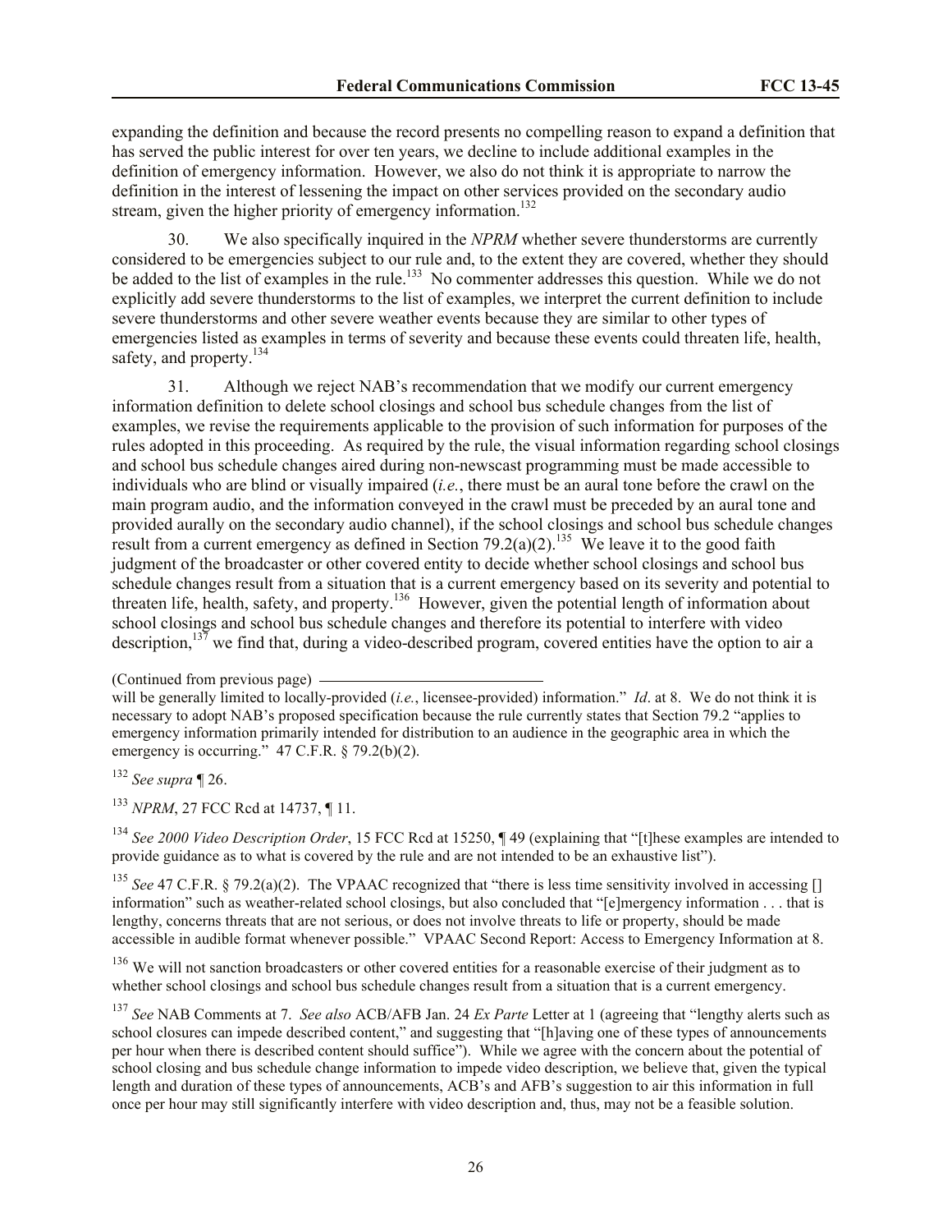expanding the definition and because the record presents no compelling reason to expand a definition that has served the public interest for over ten years, we decline to include additional examples in the definition of emergency information. However, we also do not think it is appropriate to narrow the definition in the interest of lessening the impact on other services provided on the secondary audio stream, given the higher priority of emergency information.[132]

30. We also specifically inquired in the *NPRM* whether severe thunderstorms are currently considered to be emergencies subject to our rule and, to the extent they are covered, whether they should be added to the list of examples in the rule.[133] No commenter addresses this question. While we do not explicitly add severe thunderstorms to the list of examples, we interpret the current definition to include severe thunderstorms and other severe weather events because they are similar to other types of emergencies listed as examples in terms of severity and because these events could threaten life, health, safety, and property.[134]

31. Although we reject NAB's recommendation that we modify our current emergency information definition to delete school closings and school bus schedule changes from the list of examples, we revise the requirements applicable to the provision of such information for purposes of the rules adopted in this proceeding. As required by the rule, the visual information regarding school closings and school bus schedule changes aired during non-newscast programming must be made accessible to individuals who are blind or visually impaired (*i.e.*, there must be an aural tone before the crawl on the main program audio, and the information conveyed in the crawl must be preceded by an aural tone and provided aurally on the secondary audio channel), if the school closings and school bus schedule changes result from a current emergency as defined in Section 79.2(a)(2).[135] We leave it to the good faith judgment of the broadcaster or other covered entity to decide whether school closings and school bus schedule changes result from a situation that is a current emergency based on its severity and potential to threaten life, health, safety, and property.[136] However, given the potential length of information about school closings and school bus schedule changes and therefore its potential to interfere with video description,[137] we find that, during a video-described program, covered entities have the option to air a

(Continued from previous page) will be generally limited to locally-provided (*i.e.*, licensee-provided) information." *Id*. at 8. We do not think it is necessary to adopt NAB's proposed specification because the rule currently states that Section 79.2 "applies to emergency information primarily intended for distribution to an audience in the geographic area in which the emergency is occurring." 47 C.F.R. § 79.2(b)(2).

[132] *See supra* ¶ 26.

[133] *NPRM*, 27 FCC Rcd at 14737, ¶ 11.

[134] *See 2000 Video Description Order*, 15 FCC Rcd at 15250, ¶ 49 (explaining that "[t]hese examples are intended to provide guidance as to what is covered by the rule and are not intended to be an exhaustive list").

[135] *See* 47 C.F.R. § 79.2(a)(2). The VPAAC recognized that "there is less time sensitivity involved in accessing [] information" such as weather-related school closings, but also concluded that "[e]mergency information . . . that is lengthy, concerns threats that are not serious, or does not involve threats to life or property, should be made accessible in audible format whenever possible." VPAAC Second Report: Access to Emergency Information at 8.

[136] We will not sanction broadcasters or other covered entities for a reasonable exercise of their judgment as to whether school closings and school bus schedule changes result from a situation that is a current emergency.

[137] *See* NAB Comments at 7. *See also* ACB/AFB Jan. 24 *Ex Parte* Letter at 1 (agreeing that "lengthy alerts such as school closures can impede described content," and suggesting that "[h]aving one of these types of announcements per hour when there is described content should suffice"). While we agree with the concern about the potential of school closing and bus schedule change information to impede video description, we believe that, given the typical length and duration of these types of announcements, ACB's and AFB's suggestion to air this information in full once per hour may still significantly interfere with video description and, thus, may not be a feasible solution.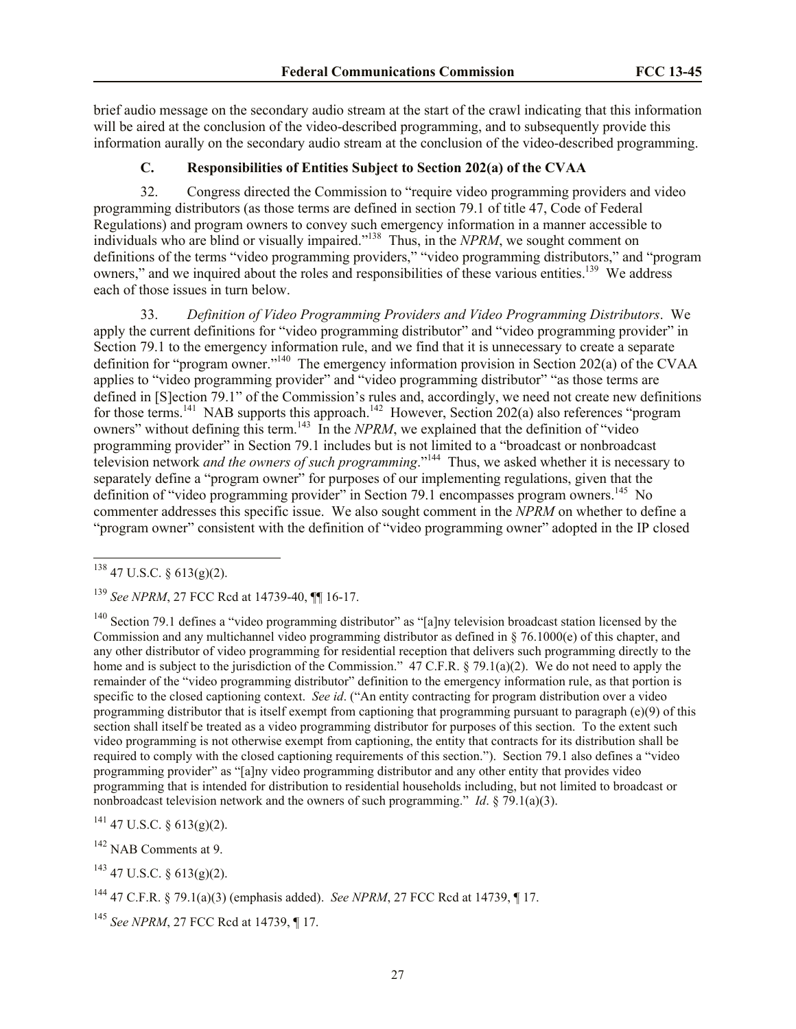brief audio message on the secondary audio stream at the start of the crawl indicating that this information will be aired at the conclusion of the video-described programming, and to subsequently provide this information aurally on the secondary audio stream at the conclusion of the video-described programming.

### C. Responsibilities of Entities Subject to Section 202(a) of the CVAA

32. Congress directed the Commission to "require video programming providers and video programming distributors (as those terms are defined in section 79.1 of title 47, Code of Federal Regulations) and program owners to convey such emergency information in a manner accessible to individuals who are blind or visually impaired."[138] Thus, in the *NPRM*, we sought comment on definitions of the terms "video programming providers," "video programming distributors," and "program owners," and we inquired about the roles and responsibilities of these various entities.[139] We address each of those issues in turn below.

33. *Definition of Video Programming Providers and Video Programming Distributors*. We apply the current definitions for "video programming distributor" and "video programming provider" in Section 79.1 to the emergency information rule, and we find that it is unnecessary to create a separate definition for "program owner."[140] The emergency information provision in Section 202(a) of the CVAA applies to "video programming provider" and "video programming distributor" "as those terms are defined in [S]ection 79.1" of the Commission's rules and, accordingly, we need not create new definitions for those terms.[141] NAB supports this approach.[142] However, Section 202(a) also references "program owners" without defining this term.[143] In the *NPRM*, we explained that the definition of "video programming provider" in Section 79.1 includes but is not limited to a "broadcast or nonbroadcast television network *and the owners of such programming*."[144] Thus, we asked whether it is necessary to separately define a "program owner" for purposes of our implementing regulations, given that the definition of "video programming provider" in Section 79.1 encompasses program owners.[145] No commenter addresses this specific issue. We also sought comment in the *NPRM* on whether to define a "program owner" consistent with the definition of "video programming owner" adopted in the IP closed

---

[138] 47 U.S.C. § 613(g)(2).

[139] *See NPRM*, 27 FCC Rcd at 14739-40, ¶¶ 16-17.

[140] Section 79.1 defines a "video programming distributor" as "[a]ny television broadcast station licensed by the Commission and any multichannel video programming distributor as defined in § 76.1000(e) of this chapter, and any other distributor of video programming for residential reception that delivers such programming directly to the home and is subject to the jurisdiction of the Commission." 47 C.F.R. § 79.1(a)(2). We do not need to apply the remainder of the "video programming distributor" definition to the emergency information rule, as that portion is specific to the closed captioning context. *See id*. ("An entity contracting for program distribution over a video programming distributor that is itself exempt from captioning that programming pursuant to paragraph (e)(9) of this section shall itself be treated as a video programming distributor for purposes of this section. To the extent such video programming is not otherwise exempt from captioning, the entity that contracts for its distribution shall be required to comply with the closed captioning requirements of this section."). Section 79.1 also defines a "video programming provider" as "[a]ny video programming distributor and any other entity that provides video programming that is intended for distribution to residential households including, but not limited to broadcast or nonbroadcast television network and the owners of such programming." *Id*. § 79.1(a)(3).

[141] 47 U.S.C. § 613(g)(2).

[142] NAB Comments at 9.

[143] 47 U.S.C. § 613(g)(2).

[144] 47 C.F.R. § 79.1(a)(3) (emphasis added). *See NPRM*, 27 FCC Rcd at 14739, ¶ 17.

[145] *See NPRM*, 27 FCC Rcd at 14739, ¶ 17.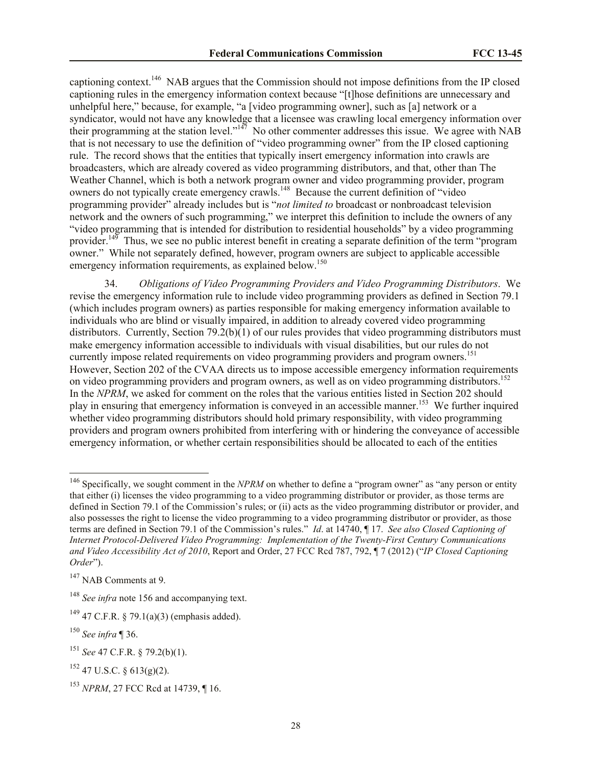captioning context.[146] NAB argues that the Commission should not impose definitions from the IP closed captioning rules in the emergency information context because "[t]hose definitions are unnecessary and unhelpful here," because, for example, "a [video programming owner], such as [a] network or a syndicator, would not have any knowledge that a licensee was crawling local emergency information over their programming at the station level."[147] No other commenter addresses this issue. We agree with NAB that is not necessary to use the definition of "video programming owner" from the IP closed captioning rule. The record shows that the entities that typically insert emergency information into crawls are broadcasters, which are already covered as video programming distributors, and that, other than The Weather Channel, which is both a network program owner and video programming provider, program owners do not typically create emergency crawls.[148] Because the current definition of "video programming provider" already includes but is "*not limited to* broadcast or nonbroadcast television network and the owners of such programming," we interpret this definition to include the owners of any "video programming that is intended for distribution to residential households" by a video programming provider.[149] Thus, we see no public interest benefit in creating a separate definition of the term "program owner." While not separately defined, however, program owners are subject to applicable accessible emergency information requirements, as explained below.[150]

34. *Obligations of Video Programming Providers and Video Programming Distributors*. We revise the emergency information rule to include video programming providers as defined in Section 79.1 (which includes program owners) as parties responsible for making emergency information available to individuals who are blind or visually impaired, in addition to already covered video programming distributors. Currently, Section 79.2(b)(1) of our rules provides that video programming distributors must make emergency information accessible to individuals with visual disabilities, but our rules do not currently impose related requirements on video programming providers and program owners.[151] However, Section 202 of the CVAA directs us to impose accessible emergency information requirements on video programming providers and program owners, as well as on video programming distributors.[152] In the *NPRM*, we asked for comment on the roles that the various entities listed in Section 202 should play in ensuring that emergency information is conveyed in an accessible manner.[153] We further inquired whether video programming distributors should hold primary responsibility, with video programming providers and program owners prohibited from interfering with or hindering the conveyance of accessible emergency information, or whether certain responsibilities should be allocated to each of the entities

---

[146] Specifically, we sought comment in the *NPRM* on whether to define a "program owner" as "any person or entity that either (i) licenses the video programming to a video programming distributor or provider, as those terms are defined in Section 79.1 of the Commission's rules; or (ii) acts as the video programming distributor or provider, and also possesses the right to license the video programming to a video programming distributor or provider, as those terms are defined in Section 79.1 of the Commission's rules." *Id*. at 14740, ¶ 17. *See also Closed Captioning of Internet Protocol-Delivered Video Programming: Implementation of the Twenty-First Century Communications and Video Accessibility Act of 2010*, Report and Order, 27 FCC Rcd 787, 792, ¶ 7 (2012) ("*IP Closed Captioning Order*").

[147] NAB Comments at 9.

[148] *See infra* note 156 and accompanying text.

[149] 47 C.F.R. § 79.1(a)(3) (emphasis added).

[150] *See infra* ¶ 36.

[151] *See* 47 C.F.R. § 79.2(b)(1).

[152] 47 U.S.C. § 613(g)(2).

[153] *NPRM*, 27 FCC Rcd at 14739, ¶ 16.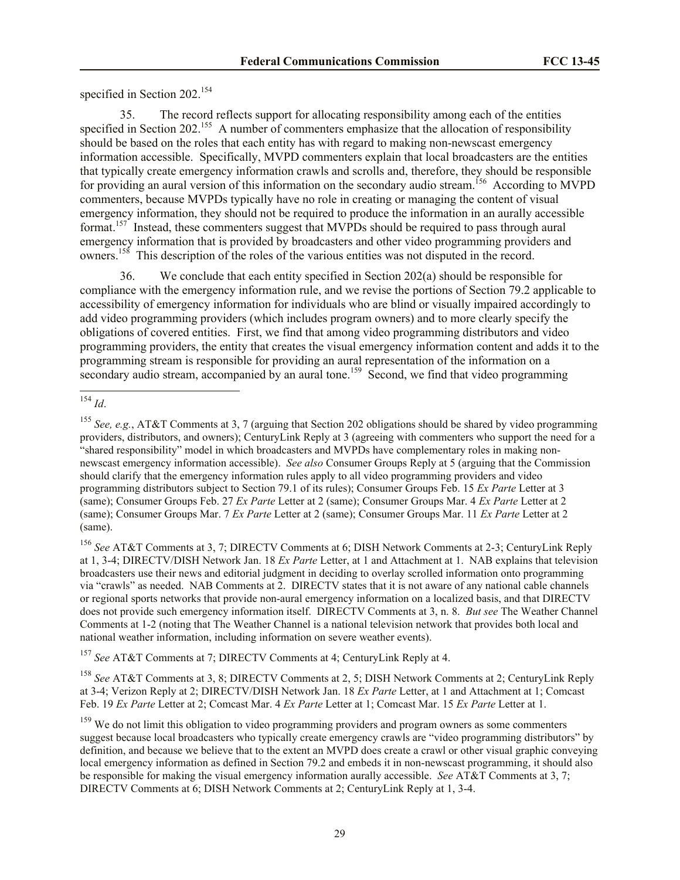specified in Section 202.[154]

35. The record reflects support for allocating responsibility among each of the entities specified in Section 202.[155] A number of commenters emphasize that the allocation of responsibility should be based on the roles that each entity has with regard to making non-newscast emergency information accessible. Specifically, MVPD commenters explain that local broadcasters are the entities that typically create emergency information crawls and scrolls and, therefore, they should be responsible for providing an aural version of this information on the secondary audio stream.[156] According to MVPD commenters, because MVPDs typically have no role in creating or managing the content of visual emergency information, they should not be required to produce the information in an aurally accessible format.[157] Instead, these commenters suggest that MVPDs should be required to pass through aural emergency information that is provided by broadcasters and other video programming providers and owners.[158] This description of the roles of the various entities was not disputed in the record.

36. We conclude that each entity specified in Section 202(a) should be responsible for compliance with the emergency information rule, and we revise the portions of Section 79.2 applicable to accessibility of emergency information for individuals who are blind or visually impaired accordingly to add video programming providers (which includes program owners) and to more clearly specify the obligations of covered entities. First, we find that among video programming distributors and video programming providers, the entity that creates the visual emergency information content and adds it to the programming stream is responsible for providing an aural representation of the information on a secondary audio stream, accompanied by an aural tone.[159] Second, we find that video programming

---

[154] *Id*.

[155] *See, e.g.*, AT&T Comments at 3, 7 (arguing that Section 202 obligations should be shared by video programming providers, distributors, and owners); CenturyLink Reply at 3 (agreeing with commenters who support the need for a "shared responsibility" model in which broadcasters and MVPDs have complementary roles in making non-newscast emergency information accessible). *See also* Consumer Groups Reply at 5 (arguing that the Commission should clarify that the emergency information rules apply to all video programming providers and video programming distributors subject to Section 79.1 of its rules); Consumer Groups Feb. 15 *Ex Parte* Letter at 3 (same); Consumer Groups Feb. 27 *Ex Parte* Letter at 2 (same); Consumer Groups Mar. 4 *Ex Parte* Letter at 2 (same); Consumer Groups Mar. 7 *Ex Parte* Letter at 2 (same); Consumer Groups Mar. 11 *Ex Parte* Letter at 2 (same).

[156] *See* AT&T Comments at 3, 7; DIRECTV Comments at 6; DISH Network Comments at 2-3; CenturyLink Reply at 1, 3-4; DIRECTV/DISH Network Jan. 18 *Ex Parte* Letter, at 1 and Attachment at 1. NAB explains that television broadcasters use their news and editorial judgment in deciding to overlay scrolled information onto programming via "crawls" as needed. NAB Comments at 2. DIRECTV states that it is not aware of any national cable channels or regional sports networks that provide non-aural emergency information on a localized basis, and that DIRECTV does not provide such emergency information itself. DIRECTV Comments at 3, n. 8. *But see* The Weather Channel Comments at 1-2 (noting that The Weather Channel is a national television network that provides both local and national weather information, including information on severe weather events).

[157] *See* AT&T Comments at 7; DIRECTV Comments at 4; CenturyLink Reply at 4.

[158] *See* AT&T Comments at 3, 8; DIRECTV Comments at 2, 5; DISH Network Comments at 2; CenturyLink Reply at 3-4; Verizon Reply at 2; DIRECTV/DISH Network Jan. 18 *Ex Parte* Letter, at 1 and Attachment at 1; Comcast Feb. 19 *Ex Parte* Letter at 2; Comcast Mar. 4 *Ex Parte* Letter at 1; Comcast Mar. 15 *Ex Parte* Letter at 1.

[159] We do not limit this obligation to video programming providers and program owners as some commenters suggest because local broadcasters who typically create emergency crawls are "video programming distributors" by definition, and because we believe that to the extent an MVPD does create a crawl or other visual graphic conveying local emergency information as defined in Section 79.2 and embeds it in non-newscast programming, it should also be responsible for making the visual emergency information aurally accessible. *See* AT&T Comments at 3, 7; DIRECTV Comments at 6; DISH Network Comments at 2; CenturyLink Reply at 1, 3-4.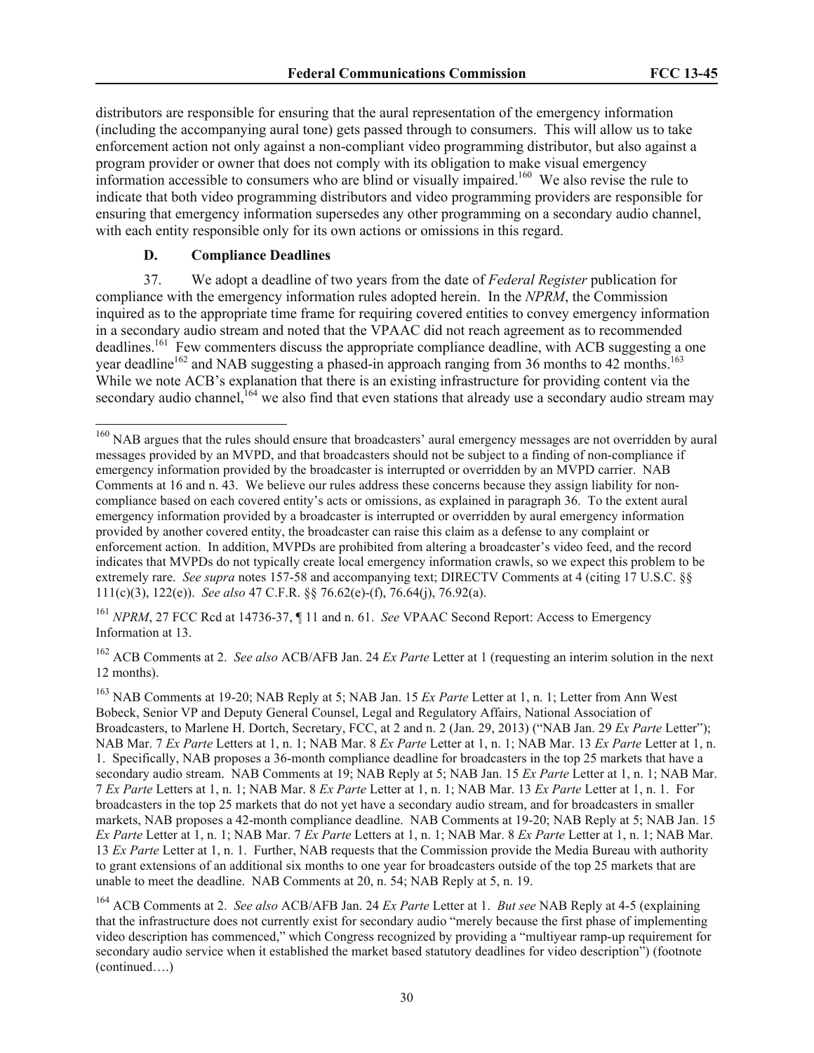distributors are responsible for ensuring that the aural representation of the emergency information (including the accompanying aural tone) gets passed through to consumers. This will allow us to take enforcement action not only against a non-compliant video programming distributor, but also against a program provider or owner that does not comply with its obligation to make visual emergency information accessible to consumers who are blind or visually impaired.[160] We also revise the rule to indicate that both video programming distributors and video programming providers are responsible for ensuring that emergency information supersedes any other programming on a secondary audio channel, with each entity responsible only for its own actions or omissions in this regard.

### D. Compliance Deadlines

37. We adopt a deadline of two years from the date of *Federal Register* publication for compliance with the emergency information rules adopted herein. In the *NPRM*, the Commission inquired as to the appropriate time frame for requiring covered entities to convey emergency information in a secondary audio stream and noted that the VPAAC did not reach agreement as to recommended deadlines.[161] Few commenters discuss the appropriate compliance deadline, with ACB suggesting a one year deadline[162] and NAB suggesting a phased-in approach ranging from 36 months to 42 months.[163] While we note ACB's explanation that there is an existing infrastructure for providing content via the secondary audio channel,[164] we also find that even stations that already use a secondary audio stream may

---

[160] NAB argues that the rules should ensure that broadcasters' aural emergency messages are not overridden by aural messages provided by an MVPD, and that broadcasters should not be subject to a finding of non-compliance if emergency information provided by the broadcaster is interrupted or overridden by an MVPD carrier. NAB Comments at 16 and n. 43. We believe our rules address these concerns because they assign liability for non-compliance based on each covered entity's acts or omissions, as explained in paragraph 36. To the extent aural emergency information provided by a broadcaster is interrupted or overridden by aural emergency information provided by another covered entity, the broadcaster can raise this claim as a defense to any complaint or enforcement action. In addition, MVPDs are prohibited from altering a broadcaster's video feed, and the record indicates that MVPDs do not typically create local emergency information crawls, so we expect this problem to be extremely rare. *See supra* notes 157-58 and accompanying text; DIRECTV Comments at 4 (citing 17 U.S.C. §§ 111(c)(3), 122(e)). *See also* 47 C.F.R. §§ 76.62(e)-(f), 76.64(j), 76.92(a).

[161] *NPRM*, 27 FCC Rcd at 14736-37, ¶ 11 and n. 61. *See* VPAAC Second Report: Access to Emergency Information at 13.

[162] ACB Comments at 2. *See also* ACB/AFB Jan. 24 *Ex Parte* Letter at 1 (requesting an interim solution in the next 12 months).

[163] NAB Comments at 19-20; NAB Reply at 5; NAB Jan. 15 *Ex Parte* Letter at 1, n. 1; Letter from Ann West Bobeck, Senior VP and Deputy General Counsel, Legal and Regulatory Affairs, National Association of Broadcasters, to Marlene H. Dortch, Secretary, FCC, at 2 and n. 2 (Jan. 29, 2013) ("NAB Jan. 29 *Ex Parte* Letter"); NAB Mar. 7 *Ex Parte* Letters at 1, n. 1; NAB Mar. 8 *Ex Parte* Letter at 1, n. 1; NAB Mar. 13 *Ex Parte* Letter at 1, n. 1. Specifically, NAB proposes a 36-month compliance deadline for broadcasters in the top 25 markets that have a secondary audio stream. NAB Comments at 19; NAB Reply at 5; NAB Jan. 15 *Ex Parte* Letter at 1, n. 1; NAB Mar. 7 *Ex Parte* Letters at 1, n. 1; NAB Mar. 8 *Ex Parte* Letter at 1, n. 1; NAB Mar. 13 *Ex Parte* Letter at 1, n. 1. For broadcasters in the top 25 markets that do not yet have a secondary audio stream, and for broadcasters in smaller markets, NAB proposes a 42-month compliance deadline. NAB Comments at 19-20; NAB Reply at 5; NAB Jan. 15 *Ex Parte* Letter at 1, n. 1; NAB Mar. 7 *Ex Parte* Letters at 1, n. 1; NAB Mar. 8 *Ex Parte* Letter at 1, n. 1; NAB Mar. 13 *Ex Parte* Letter at 1, n. 1. Further, NAB requests that the Commission provide the Media Bureau with authority to grant extensions of an additional six months to one year for broadcasters outside of the top 25 markets that are unable to meet the deadline. NAB Comments at 20, n. 54; NAB Reply at 5, n. 19.

[164] ACB Comments at 2. *See also* ACB/AFB Jan. 24 *Ex Parte* Letter at 1. *But see* NAB Reply at 4-5 (explaining that the infrastructure does not currently exist for secondary audio "merely because the first phase of implementing video description has commenced," which Congress recognized by providing a "multiyear ramp-up requirement for secondary audio service when it established the market based statutory deadlines for video description") (footnote (continued….)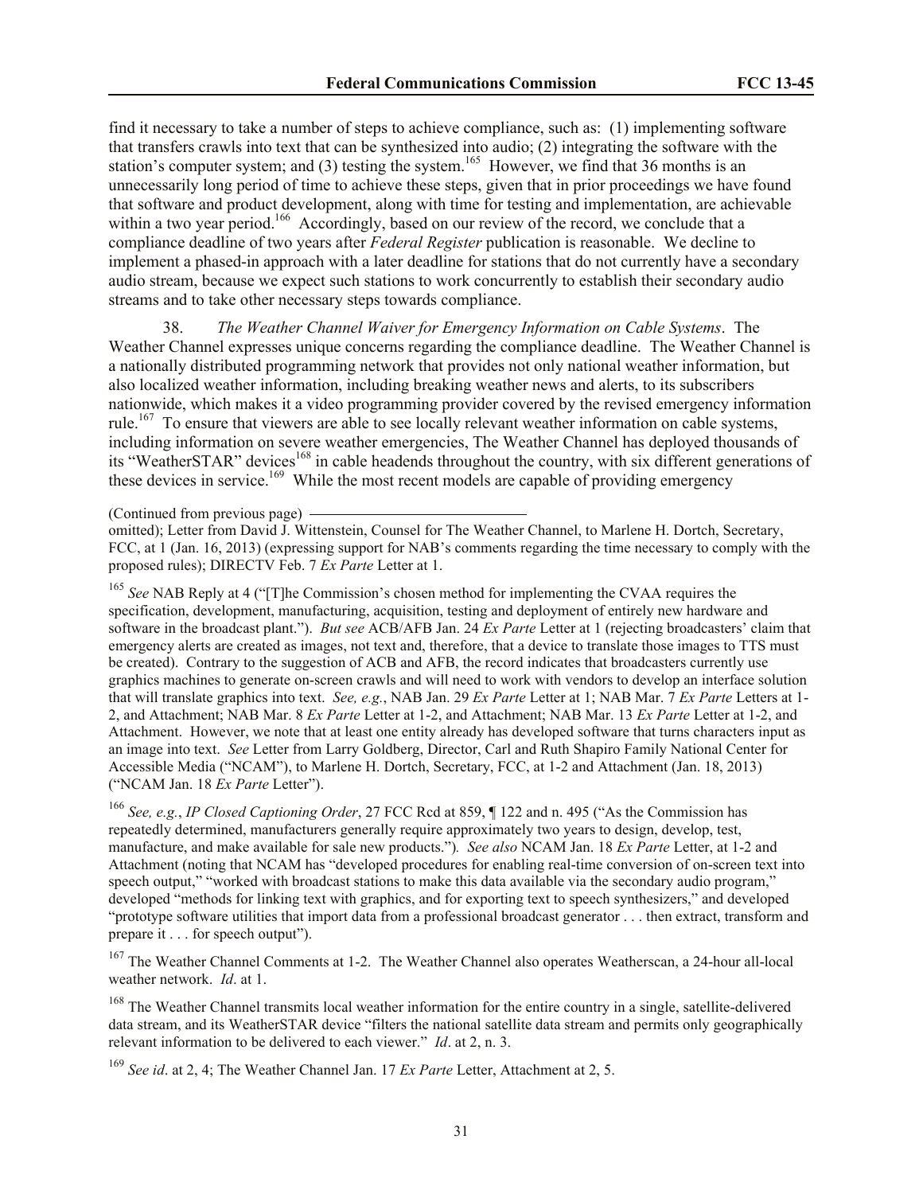find it necessary to take a number of steps to achieve compliance, such as: (1) implementing software that transfers crawls into text that can be synthesized into audio; (2) integrating the software with the station's computer system; and (3) testing the system.[165] However, we find that 36 months is an unnecessarily long period of time to achieve these steps, given that in prior proceedings we have found that software and product development, along with time for testing and implementation, are achievable within a two year period.[166] Accordingly, based on our review of the record, we conclude that a compliance deadline of two years after *Federal Register* publication is reasonable. We decline to implement a phased-in approach with a later deadline for stations that do not currently have a secondary audio stream, because we expect such stations to work concurrently to establish their secondary audio streams and to take other necessary steps towards compliance.

38. *The Weather Channel Waiver for Emergency Information on Cable Systems*. The Weather Channel expresses unique concerns regarding the compliance deadline. The Weather Channel is a nationally distributed programming network that provides not only national weather information, but also localized weather information, including breaking weather news and alerts, to its subscribers nationwide, which makes it a video programming provider covered by the revised emergency information rule.[167] To ensure that viewers are able to see locally relevant weather information on cable systems, including information on severe weather emergencies, The Weather Channel has deployed thousands of its "WeatherSTAR" devices[168] in cable headends throughout the country, with six different generations of these devices in service.[169] While the most recent models are capable of providing emergency

(Continued from previous page) omitted); Letter from David J. Wittenstein, Counsel for The Weather Channel, to Marlene H. Dortch, Secretary, FCC, at 1 (Jan. 16, 2013) (expressing support for NAB's comments regarding the time necessary to comply with the proposed rules); DIRECTV Feb. 7 *Ex Parte* Letter at 1.

[165] *See* NAB Reply at 4 ("[T]he Commission's chosen method for implementing the CVAA requires the specification, development, manufacturing, acquisition, testing and deployment of entirely new hardware and software in the broadcast plant."). *But see* ACB/AFB Jan. 24 *Ex Parte* Letter at 1 (rejecting broadcasters' claim that emergency alerts are created as images, not text and, therefore, that a device to translate those images to TTS must be created). Contrary to the suggestion of ACB and AFB, the record indicates that broadcasters currently use graphics machines to generate on-screen crawls and will need to work with vendors to develop an interface solution that will translate graphics into text. *See, e.g.*, NAB Jan. 29 *Ex Parte* Letter at 1; NAB Mar. 7 *Ex Parte* Letters at 1-2, and Attachment; NAB Mar. 8 *Ex Parte* Letter at 1-2, and Attachment; NAB Mar. 13 *Ex Parte* Letter at 1-2, and Attachment. However, we note that at least one entity already has developed software that turns characters input as an image into text. *See* Letter from Larry Goldberg, Director, Carl and Ruth Shapiro Family National Center for Accessible Media ("NCAM"), to Marlene H. Dortch, Secretary, FCC, at 1-2 and Attachment (Jan. 18, 2013) ("NCAM Jan. 18 *Ex Parte* Letter").

[166] *See, e.g.*, *IP Closed Captioning Order*, 27 FCC Rcd at 859, ¶ 122 and n. 495 ("As the Commission has repeatedly determined, manufacturers generally require approximately two years to design, develop, test, manufacture, and make available for sale new products."). *See also* NCAM Jan. 18 *Ex Parte* Letter, at 1-2 and Attachment (noting that NCAM has "developed procedures for enabling real-time conversion of on-screen text into speech output," "worked with broadcast stations to make this data available via the secondary audio program," developed "methods for linking text with graphics, and for exporting text to speech synthesizers," and developed "prototype software utilities that import data from a professional broadcast generator . . . then extract, transform and prepare it . . . for speech output").

[167] The Weather Channel Comments at 1-2. The Weather Channel also operates Weatherscan, a 24-hour all-local weather network. *Id*. at 1.

[168] The Weather Channel transmits local weather information for the entire country in a single, satellite-delivered data stream, and its WeatherSTAR device "filters the national satellite data stream and permits only geographically relevant information to be delivered to each viewer." *Id*. at 2, n. 3.

[169] *See id*. at 2, 4; The Weather Channel Jan. 17 *Ex Parte* Letter, Attachment at 2, 5.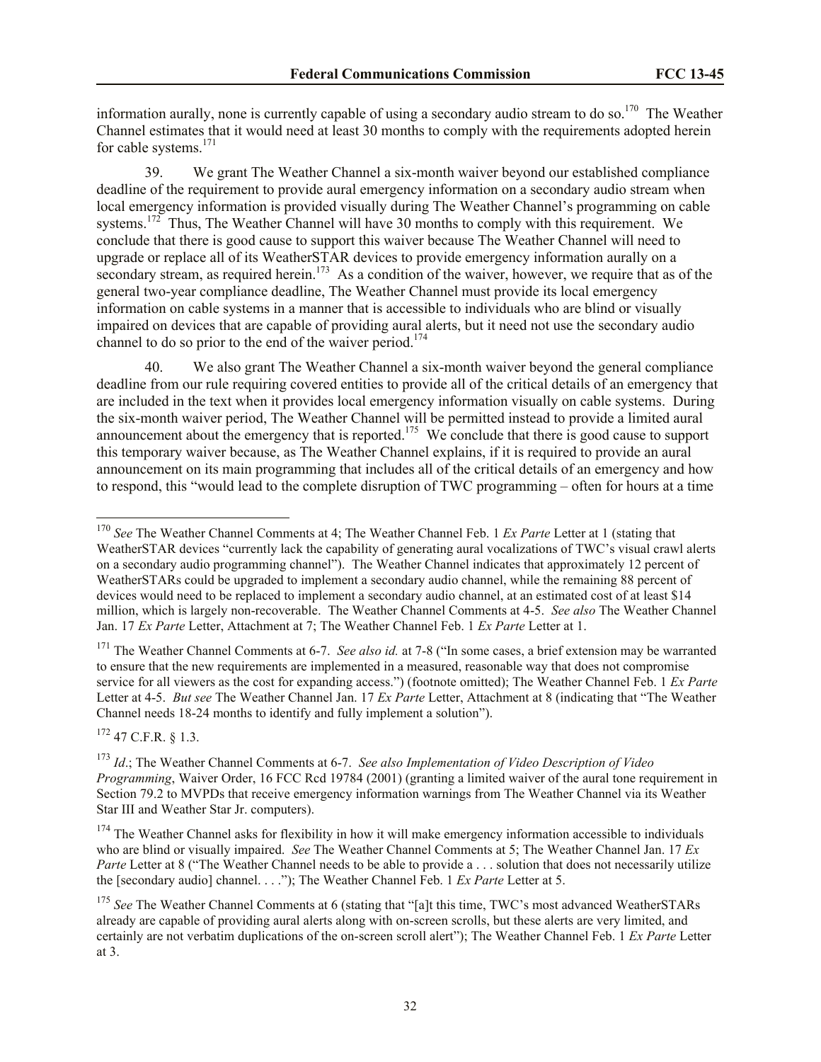information aurally, none is currently capable of using a secondary audio stream to do so.[170] The Weather Channel estimates that it would need at least 30 months to comply with the requirements adopted herein for cable systems.[171]

39. We grant The Weather Channel a six-month waiver beyond our established compliance deadline of the requirement to provide aural emergency information on a secondary audio stream when local emergency information is provided visually during The Weather Channel's programming on cable systems.[172] Thus, The Weather Channel will have 30 months to comply with this requirement. We conclude that there is good cause to support this waiver because The Weather Channel will need to upgrade or replace all of its WeatherSTAR devices to provide emergency information aurally on a secondary stream, as required herein.[173] As a condition of the waiver, however, we require that as of the general two-year compliance deadline, The Weather Channel must provide its local emergency information on cable systems in a manner that is accessible to individuals who are blind or visually impaired on devices that are capable of providing aural alerts, but it need not use the secondary audio channel to do so prior to the end of the waiver period.[174]

40. We also grant The Weather Channel a six-month waiver beyond the general compliance deadline from our rule requiring covered entities to provide all of the critical details of an emergency that are included in the text when it provides local emergency information visually on cable systems. During the six-month waiver period, The Weather Channel will be permitted instead to provide a limited aural announcement about the emergency that is reported.[175] We conclude that there is good cause to support this temporary waiver because, as The Weather Channel explains, if it is required to provide an aural announcement on its main programming that includes all of the critical details of an emergency and how to respond, this "would lead to the complete disruption of TWC programming – often for hours at a time

---

[170] *See* The Weather Channel Comments at 4; The Weather Channel Feb. 1 *Ex Parte* Letter at 1 (stating that WeatherSTAR devices "currently lack the capability of generating aural vocalizations of TWC's visual crawl alerts on a secondary audio programming channel"). The Weather Channel indicates that approximately 12 percent of WeatherSTARs could be upgraded to implement a secondary audio channel, while the remaining 88 percent of devices would need to be replaced to implement a secondary audio channel, at an estimated cost of at least $14 million, which is largely non-recoverable. The Weather Channel Comments at 4-5. *See also* The Weather Channel Jan. 17 *Ex Parte* Letter, Attachment at 7; The Weather Channel Feb. 1 *Ex Parte* Letter at 1.

[171] The Weather Channel Comments at 6-7. *See also id.* at 7-8 ("In some cases, a brief extension may be warranted to ensure that the new requirements are implemented in a measured, reasonable way that does not compromise service for all viewers as the cost for expanding access.") (footnote omitted); The Weather Channel Feb. 1 *Ex Parte* Letter at 4-5. *But see* The Weather Channel Jan. 17 *Ex Parte* Letter, Attachment at 8 (indicating that "The Weather Channel needs 18-24 months to identify and fully implement a solution").

[172] 47 C.F.R. § 1.3.

[173] *Id*.; The Weather Channel Comments at 6-7. *See also Implementation of Video Description of Video Programming*, Waiver Order, 16 FCC Rcd 19784 (2001) (granting a limited waiver of the aural tone requirement in Section 79.2 to MVPDs that receive emergency information warnings from The Weather Channel via its Weather Star III and Weather Star Jr. computers).

[174] The Weather Channel asks for flexibility in how it will make emergency information accessible to individuals who are blind or visually impaired. *See* The Weather Channel Comments at 5; The Weather Channel Jan. 17 *Ex Parte* Letter at 8 ("The Weather Channel needs to be able to provide a . . . solution that does not necessarily utilize the [secondary audio] channel. . . ."); The Weather Channel Feb. 1 *Ex Parte* Letter at 5.

[175] *See* The Weather Channel Comments at 6 (stating that "[a]t this time, TWC's most advanced WeatherSTARs already are capable of providing aural alerts along with on-screen scrolls, but these alerts are very limited, and certainly are not verbatim duplications of the on-screen scroll alert"); The Weather Channel Feb. 1 *Ex Parte* Letter at 3.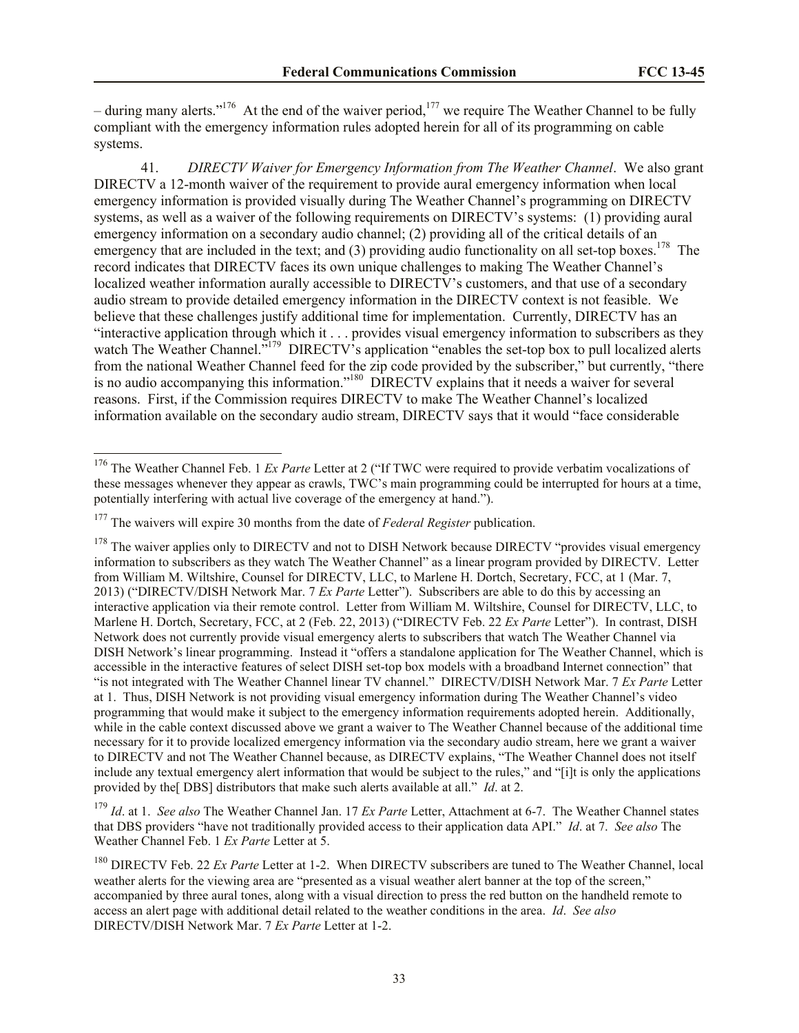– during many alerts."[176] At the end of the waiver period,[177] we require The Weather Channel to be fully compliant with the emergency information rules adopted herein for all of its programming on cable systems.

41. *DIRECTV Waiver for Emergency Information from The Weather Channel*. We also grant DIRECTV a 12-month waiver of the requirement to provide aural emergency information when local emergency information is provided visually during The Weather Channel's programming on DIRECTV systems, as well as a waiver of the following requirements on DIRECTV's systems: (1) providing aural emergency information on a secondary audio channel; (2) providing all of the critical details of an emergency that are included in the text; and (3) providing audio functionality on all set-top boxes.[178] The record indicates that DIRECTV faces its own unique challenges to making The Weather Channel's localized weather information aurally accessible to DIRECTV's customers, and that use of a secondary audio stream to provide detailed emergency information in the DIRECTV context is not feasible. We believe that these challenges justify additional time for implementation. Currently, DIRECTV has an "interactive application through which it . . . provides visual emergency information to subscribers as they watch The Weather Channel."[179] DIRECTV's application "enables the set-top box to pull localized alerts from the national Weather Channel feed for the zip code provided by the subscriber," but currently, "there is no audio accompanying this information."[180] DIRECTV explains that it needs a waiver for several reasons. First, if the Commission requires DIRECTV to make The Weather Channel's localized information available on the secondary audio stream, DIRECTV says that it would "face considerable

---

[176] The Weather Channel Feb. 1 *Ex Parte* Letter at 2 ("If TWC were required to provide verbatim vocalizations of these messages whenever they appear as crawls, TWC's main programming could be interrupted for hours at a time, potentially interfering with actual live coverage of the emergency at hand.").

[177] The waivers will expire 30 months from the date of *Federal Register* publication.

[178] The waiver applies only to DIRECTV and not to DISH Network because DIRECTV "provides visual emergency information to subscribers as they watch The Weather Channel" as a linear program provided by DIRECTV. Letter from William M. Wiltshire, Counsel for DIRECTV, LLC, to Marlene H. Dortch, Secretary, FCC, at 1 (Mar. 7, 2013) ("DIRECTV/DISH Network Mar. 7 *Ex Parte* Letter"). Subscribers are able to do this by accessing an interactive application via their remote control. Letter from William M. Wiltshire, Counsel for DIRECTV, LLC, to Marlene H. Dortch, Secretary, FCC, at 2 (Feb. 22, 2013) ("DIRECTV Feb. 22 *Ex Parte* Letter"). In contrast, DISH Network does not currently provide visual emergency alerts to subscribers that watch The Weather Channel via DISH Network's linear programming. Instead it "offers a standalone application for The Weather Channel, which is accessible in the interactive features of select DISH set-top box models with a broadband Internet connection" that "is not integrated with The Weather Channel linear TV channel." DIRECTV/DISH Network Mar. 7 *Ex Parte* Letter at 1. Thus, DISH Network is not providing visual emergency information during The Weather Channel's video programming that would make it subject to the emergency information requirements adopted herein. Additionally, while in the cable context discussed above we grant a waiver to The Weather Channel because of the additional time necessary for it to provide localized emergency information via the secondary audio stream, here we grant a waiver to DIRECTV and not The Weather Channel because, as DIRECTV explains, "The Weather Channel does not itself include any textual emergency alert information that would be subject to the rules," and "[i]t is only the applications provided by the[ DBS] distributors that make such alerts available at all." *Id*. at 2.

[179] *Id*. at 1. *See also* The Weather Channel Jan. 17 *Ex Parte* Letter, Attachment at 6-7. The Weather Channel states that DBS providers "have not traditionally provided access to their application data API." *Id*. at 7. *See also* The Weather Channel Feb. 1 *Ex Parte* Letter at 5.

[180] DIRECTV Feb. 22 *Ex Parte* Letter at 1-2. When DIRECTV subscribers are tuned to The Weather Channel, local weather alerts for the viewing area are "presented as a visual weather alert banner at the top of the screen," accompanied by three aural tones, along with a visual direction to press the red button on the handheld remote to access an alert page with additional detail related to the weather conditions in the area. *Id*. *See also* DIRECTV/DISH Network Mar. 7 *Ex Parte* Letter at 1-2.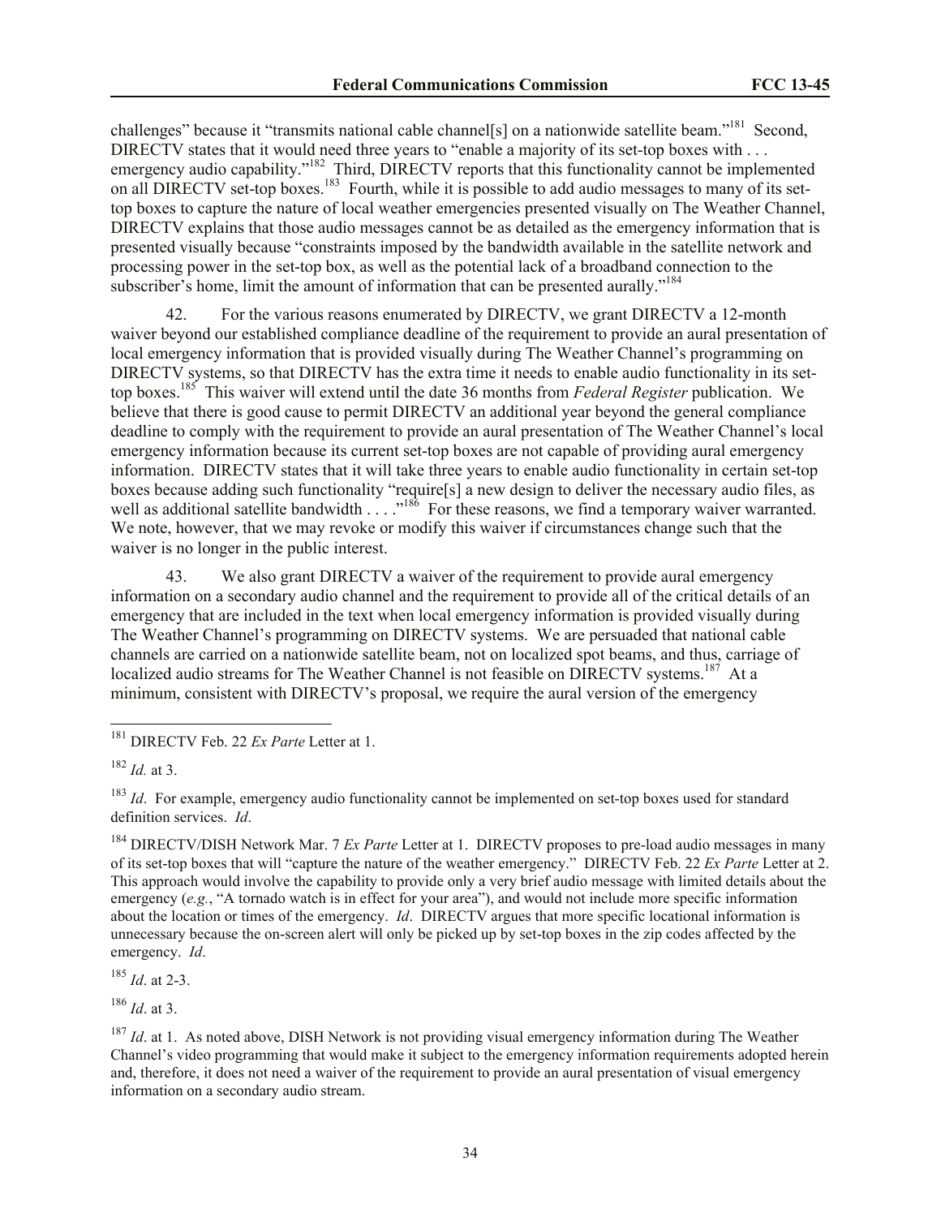challenges" because it "transmits national cable channel[s] on a nationwide satellite beam."[181] Second, DIRECTV states that it would need three years to "enable a majority of its set-top boxes with . . . emergency audio capability."[182] Third, DIRECTV reports that this functionality cannot be implemented on all DIRECTV set-top boxes.[183] Fourth, while it is possible to add audio messages to many of its set-top boxes to capture the nature of local weather emergencies presented visually on The Weather Channel, DIRECTV explains that those audio messages cannot be as detailed as the emergency information that is presented visually because "constraints imposed by the bandwidth available in the satellite network and processing power in the set-top box, as well as the potential lack of a broadband connection to the subscriber's home, limit the amount of information that can be presented aurally."[184]

42. For the various reasons enumerated by DIRECTV, we grant DIRECTV a 12-month waiver beyond our established compliance deadline of the requirement to provide an aural presentation of local emergency information that is provided visually during The Weather Channel's programming on DIRECTV systems, so that DIRECTV has the extra time it needs to enable audio functionality in its set-top boxes.[185] This waiver will extend until the date 36 months from *Federal Register* publication. We believe that there is good cause to permit DIRECTV an additional year beyond the general compliance deadline to comply with the requirement to provide an aural presentation of The Weather Channel's local emergency information because its current set-top boxes are not capable of providing aural emergency information. DIRECTV states that it will take three years to enable audio functionality in certain set-top boxes because adding such functionality "require[s] a new design to deliver the necessary audio files, as well as additional satellite bandwidth . . . ."[186] For these reasons, we find a temporary waiver warranted. We note, however, that we may revoke or modify this waiver if circumstances change such that the waiver is no longer in the public interest.

43. We also grant DIRECTV a waiver of the requirement to provide aural emergency information on a secondary audio channel and the requirement to provide all of the critical details of an emergency that are included in the text when local emergency information is provided visually during The Weather Channel's programming on DIRECTV systems. We are persuaded that national cable channels are carried on a nationwide satellite beam, not on localized spot beams, and thus, carriage of localized audio streams for The Weather Channel is not feasible on DIRECTV systems.[187] At a minimum, consistent with DIRECTV's proposal, we require the aural version of the emergency

---

[181] DIRECTV Feb. 22 *Ex Parte* Letter at 1.

[182] *Id.* at 3.

[183] *Id*. For example, emergency audio functionality cannot be implemented on set-top boxes used for standard definition services. *Id*.

[184] DIRECTV/DISH Network Mar. 7 *Ex Parte* Letter at 1. DIRECTV proposes to pre-load audio messages in many of its set-top boxes that will "capture the nature of the weather emergency." DIRECTV Feb. 22 *Ex Parte* Letter at 2. This approach would involve the capability to provide only a very brief audio message with limited details about the emergency (*e.g.*, "A tornado watch is in effect for your area"), and would not include more specific information about the location or times of the emergency. *Id*. DIRECTV argues that more specific locational information is unnecessary because the on-screen alert will only be picked up by set-top boxes in the zip codes affected by the emergency. *Id*.

[185] *Id*. at 2-3.

[186] *Id*. at 3.

[187] *Id*. at 1. As noted above, DISH Network is not providing visual emergency information during The Weather Channel's video programming that would make it subject to the emergency information requirements adopted herein and, therefore, it does not need a waiver of the requirement to provide an aural presentation of visual emergency information on a secondary audio stream.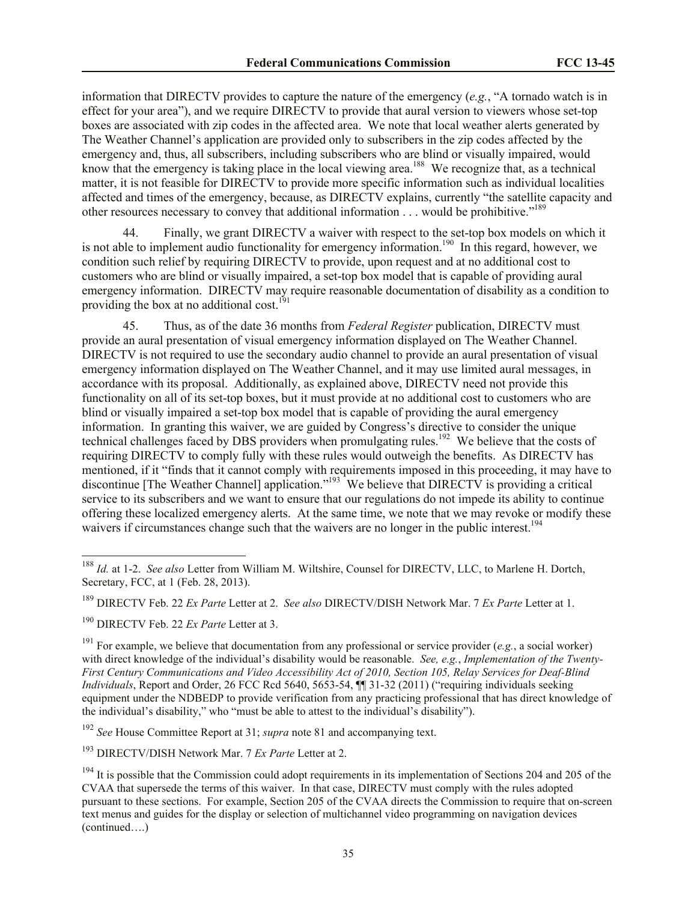information that DIRECTV provides to capture the nature of the emergency (*e.g.*, "A tornado watch is in effect for your area"), and we require DIRECTV to provide that aural version to viewers whose set-top boxes are associated with zip codes in the affected area. We note that local weather alerts generated by The Weather Channel's application are provided only to subscribers in the zip codes affected by the emergency and, thus, all subscribers, including subscribers who are blind or visually impaired, would know that the emergency is taking place in the local viewing area.[188] We recognize that, as a technical matter, it is not feasible for DIRECTV to provide more specific information such as individual localities affected and times of the emergency, because, as DIRECTV explains, currently "the satellite capacity and other resources necessary to convey that additional information . . . would be prohibitive."[189]

44. Finally, we grant DIRECTV a waiver with respect to the set-top box models on which it is not able to implement audio functionality for emergency information.[190] In this regard, however, we condition such relief by requiring DIRECTV to provide, upon request and at no additional cost to customers who are blind or visually impaired, a set-top box model that is capable of providing aural emergency information. DIRECTV may require reasonable documentation of disability as a condition to providing the box at no additional cost.[191]

45. Thus, as of the date 36 months from *Federal Register* publication, DIRECTV must provide an aural presentation of visual emergency information displayed on The Weather Channel. DIRECTV is not required to use the secondary audio channel to provide an aural presentation of visual emergency information displayed on The Weather Channel, and it may use limited aural messages, in accordance with its proposal. Additionally, as explained above, DIRECTV need not provide this functionality on all of its set-top boxes, but it must provide at no additional cost to customers who are blind or visually impaired a set-top box model that is capable of providing the aural emergency information. In granting this waiver, we are guided by Congress's directive to consider the unique technical challenges faced by DBS providers when promulgating rules.[192] We believe that the costs of requiring DIRECTV to comply fully with these rules would outweigh the benefits. As DIRECTV has mentioned, if it "finds that it cannot comply with requirements imposed in this proceeding, it may have to discontinue [The Weather Channel] application."[193] We believe that DIRECTV is providing a critical service to its subscribers and we want to ensure that our regulations do not impede its ability to continue offering these localized emergency alerts. At the same time, we note that we may revoke or modify these waivers if circumstances change such that the waivers are no longer in the public interest.[194]

---

[188] *Id.* at 1-2. *See also* Letter from William M. Wiltshire, Counsel for DIRECTV, LLC, to Marlene H. Dortch, Secretary, FCC, at 1 (Feb. 28, 2013).

[189] DIRECTV Feb. 22 *Ex Parte* Letter at 2. *See also* DIRECTV/DISH Network Mar. 7 *Ex Parte* Letter at 1.

[190] DIRECTV Feb. 22 *Ex Parte* Letter at 3.

[191] For example, we believe that documentation from any professional or service provider (*e.g.*, a social worker) with direct knowledge of the individual's disability would be reasonable. *See, e.g.*, *Implementation of the Twenty-First Century Communications and Video Accessibility Act of 2010, Section 105, Relay Services for Deaf-Blind Individuals*, Report and Order, 26 FCC Rcd 5640, 5653-54, ¶¶ 31-32 (2011) ("requiring individuals seeking equipment under the NDBEDP to provide verification from any practicing professional that has direct knowledge of the individual's disability," who "must be able to attest to the individual's disability").

[192] *See* House Committee Report at 31; *supra* note 81 and accompanying text.

[193] DIRECTV/DISH Network Mar. 7 *Ex Parte* Letter at 2.

[194] It is possible that the Commission could adopt requirements in its implementation of Sections 204 and 205 of the CVAA that supersede the terms of this waiver. In that case, DIRECTV must comply with the rules adopted pursuant to these sections. For example, Section 205 of the CVAA directs the Commission to require that on-screen text menus and guides for the display or selection of multichannel video programming on navigation devices (continued….)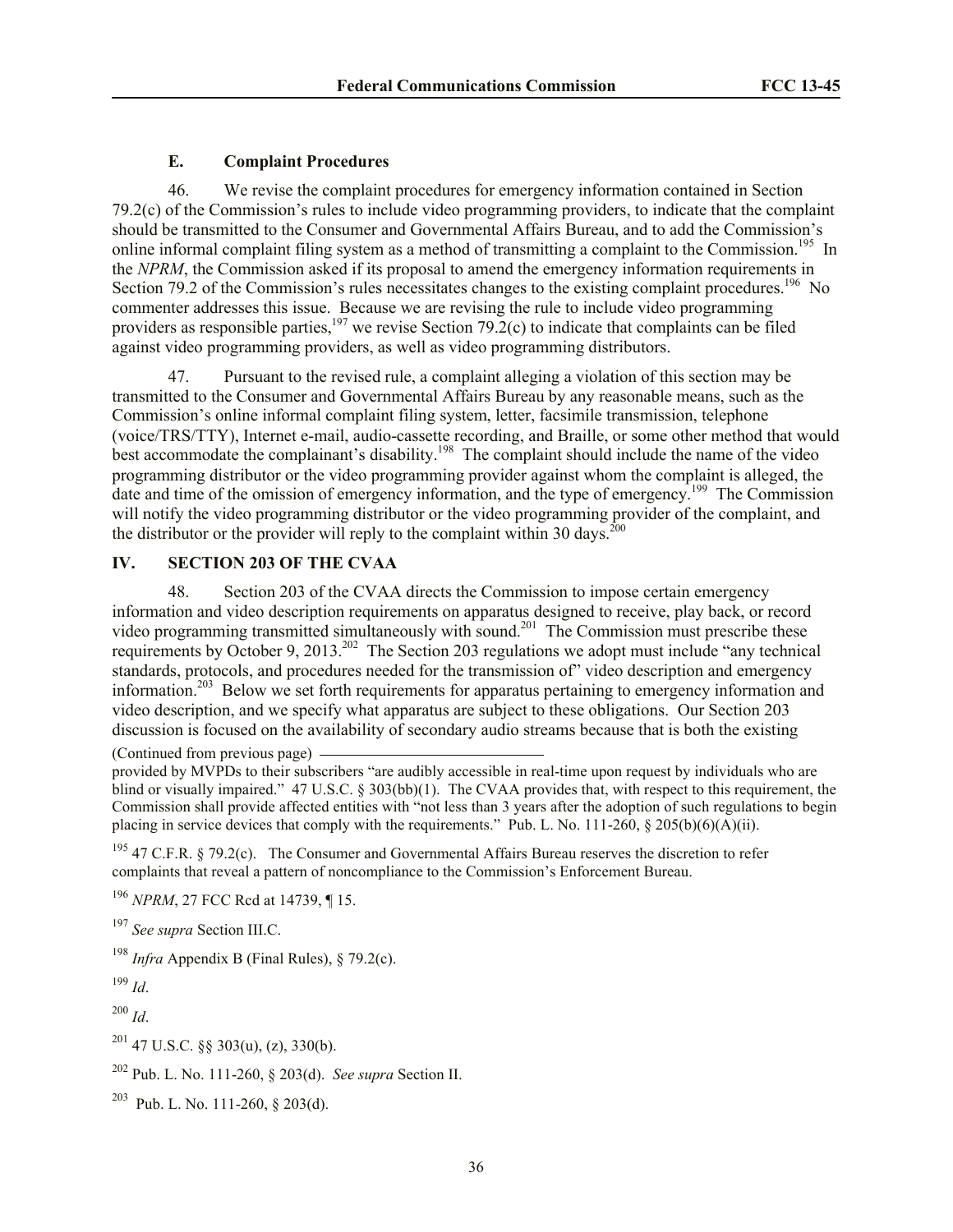### E. Complaint Procedures

46. We revise the complaint procedures for emergency information contained in Section 79.2(c) of the Commission's rules to include video programming providers, to indicate that the complaint should be transmitted to the Consumer and Governmental Affairs Bureau, and to add the Commission's online informal complaint filing system as a method of transmitting a complaint to the Commission.[195] In the *NPRM*, the Commission asked if its proposal to amend the emergency information requirements in Section 79.2 of the Commission's rules necessitates changes to the existing complaint procedures.[196] No commenter addresses this issue. Because we are revising the rule to include video programming providers as responsible parties,[197] we revise Section 79.2(c) to indicate that complaints can be filed against video programming providers, as well as video programming distributors.

47. Pursuant to the revised rule, a complaint alleging a violation of this section may be transmitted to the Consumer and Governmental Affairs Bureau by any reasonable means, such as the Commission's online informal complaint filing system, letter, facsimile transmission, telephone (voice/TRS/TTY), Internet e-mail, audio-cassette recording, and Braille, or some other method that would best accommodate the complainant's disability.[198] The complaint should include the name of the video programming distributor or the video programming provider against whom the complaint is alleged, the date and time of the omission of emergency information, and the type of emergency.[199] The Commission will notify the video programming distributor or the video programming provider of the complaint, and the distributor or the provider will reply to the complaint within 30 days.[200]

## IV. SECTION 203 OF THE CVAA

48. Section 203 of the CVAA directs the Commission to impose certain emergency information and video description requirements on apparatus designed to receive, play back, or record video programming transmitted simultaneously with sound.[201] The Commission must prescribe these requirements by October 9, 2013.[202] The Section 203 regulations we adopt must include "any technical standards, protocols, and procedures needed for the transmission of" video description and emergency information.[203] Below we set forth requirements for apparatus pertaining to emergency information and video description, and we specify what apparatus are subject to these obligations. Our Section 203 discussion is focused on the availability of secondary audio streams because that is both the existing

(Continued from previous page)

provided by MVPDs to their subscribers "are audibly accessible in real-time upon request by individuals who are blind or visually impaired." 47 U.S.C. § 303(bb)(1). The CVAA provides that, with respect to this requirement, the Commission shall provide affected entities with "not less than 3 years after the adoption of such regulations to begin placing in service devices that comply with the requirements." Pub. L. No. 111-260, § 205(b)(6)(A)(ii).

[195] 47 C.F.R. § 79.2(c). The Consumer and Governmental Affairs Bureau reserves the discretion to refer complaints that reveal a pattern of noncompliance to the Commission's Enforcement Bureau.

[196] *NPRM*, 27 FCC Rcd at 14739, ¶ 15.

[197] *See supra* Section III.C.

[198] *Infra* Appendix B (Final Rules), § 79.2(c).

[199] *Id*.

[200] *Id*.

[201] 47 U.S.C. §§ 303(u), (z), 330(b).

[202] Pub. L. No. 111-260, § 203(d). *See supra* Section II.

[203] Pub. L. No. 111-260, § 203(d).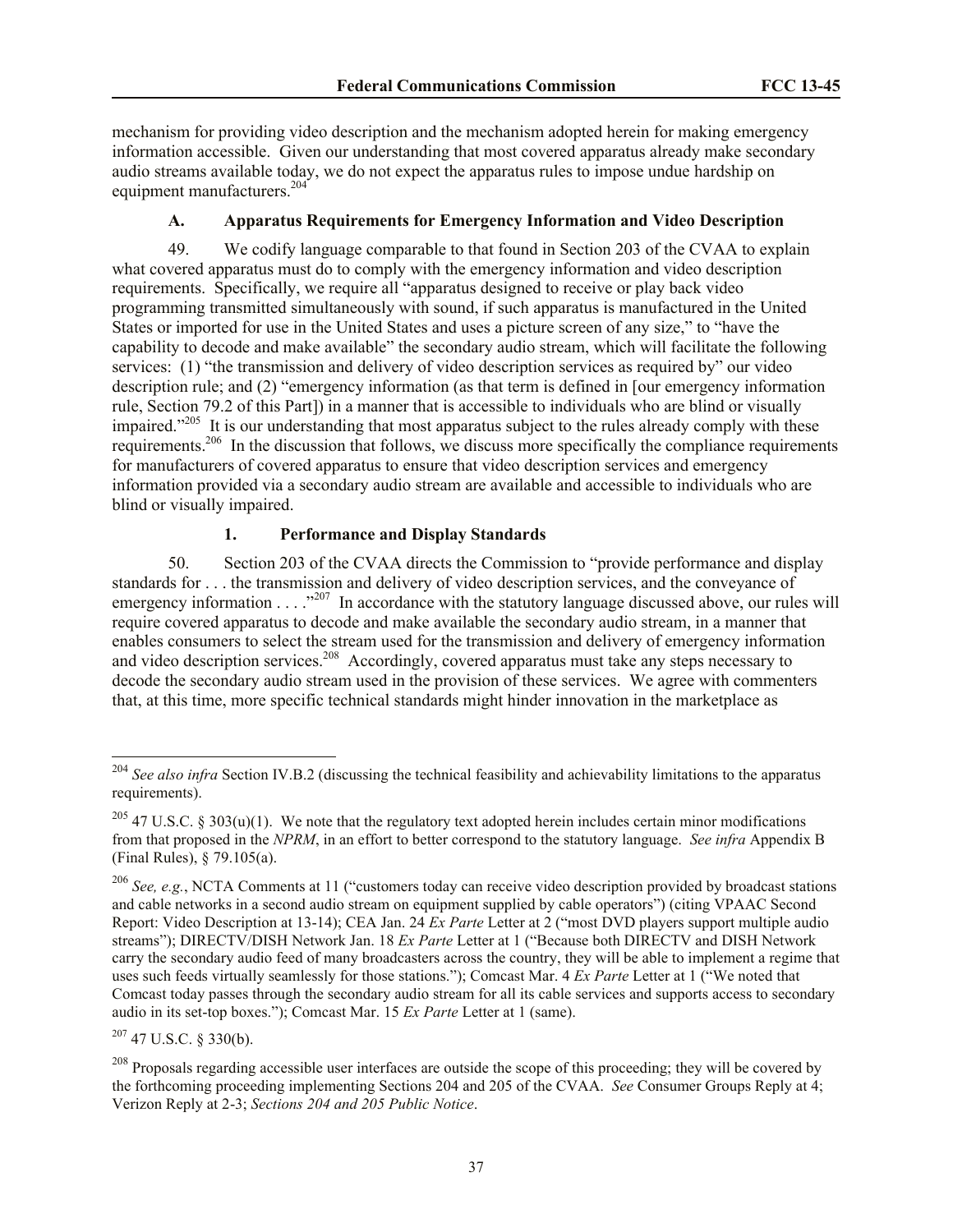mechanism for providing video description and the mechanism adopted herein for making emergency information accessible. Given our understanding that most covered apparatus already make secondary audio streams available today, we do not expect the apparatus rules to impose undue hardship on equipment manufacturers.[204]

### A. Apparatus Requirements for Emergency Information and Video Description

49. We codify language comparable to that found in Section 203 of the CVAA to explain what covered apparatus must do to comply with the emergency information and video description requirements. Specifically, we require all "apparatus designed to receive or play back video programming transmitted simultaneously with sound, if such apparatus is manufactured in the United States or imported for use in the United States and uses a picture screen of any size," to "have the capability to decode and make available" the secondary audio stream, which will facilitate the following services: (1) "the transmission and delivery of video description services as required by" our video description rule; and (2) "emergency information (as that term is defined in [our emergency information rule, Section 79.2 of this Part]) in a manner that is accessible to individuals who are blind or visually impaired."[205] It is our understanding that most apparatus subject to the rules already comply with these requirements.[206] In the discussion that follows, we discuss more specifically the compliance requirements for manufacturers of covered apparatus to ensure that video description services and emergency information provided via a secondary audio stream are available and accessible to individuals who are blind or visually impaired.

#### 1. Performance and Display Standards

50. Section 203 of the CVAA directs the Commission to "provide performance and display standards for . . . the transmission and delivery of video description services, and the conveyance of emergency information . . . ."[207] In accordance with the statutory language discussed above, our rules will require covered apparatus to decode and make available the secondary audio stream, in a manner that enables consumers to select the stream used for the transmission and delivery of emergency information and video description services.[208] Accordingly, covered apparatus must take any steps necessary to decode the secondary audio stream used in the provision of these services. We agree with commenters that, at this time, more specific technical standards might hinder innovation in the marketplace as

---

[204] *See also infra* Section IV.B.2 (discussing the technical feasibility and achievability limitations to the apparatus requirements).

[205] 47 U.S.C. § 303(u)(1). We note that the regulatory text adopted herein includes certain minor modifications from that proposed in the *NPRM*, in an effort to better correspond to the statutory language. *See infra* Appendix B (Final Rules), § 79.105(a).

[206] *See, e.g.*, NCTA Comments at 11 ("customers today can receive video description provided by broadcast stations and cable networks in a second audio stream on equipment supplied by cable operators") (citing VPAAC Second Report: Video Description at 13-14); CEA Jan. 24 *Ex Parte* Letter at 2 ("most DVD players support multiple audio streams"); DIRECTV/DISH Network Jan. 18 *Ex Parte* Letter at 1 ("Because both DIRECTV and DISH Network carry the secondary audio feed of many broadcasters across the country, they will be able to implement a regime that uses such feeds virtually seamlessly for those stations."); Comcast Mar. 4 *Ex Parte* Letter at 1 ("We noted that Comcast today passes through the secondary audio stream for all its cable services and supports access to secondary audio in its set-top boxes."); Comcast Mar. 15 *Ex Parte* Letter at 1 (same).

[207] 47 U.S.C. § 330(b).

[208] Proposals regarding accessible user interfaces are outside the scope of this proceeding; they will be covered by the forthcoming proceeding implementing Sections 204 and 205 of the CVAA. *See* Consumer Groups Reply at 4; Verizon Reply at 2-3; *Sections 204 and 205 Public Notice*.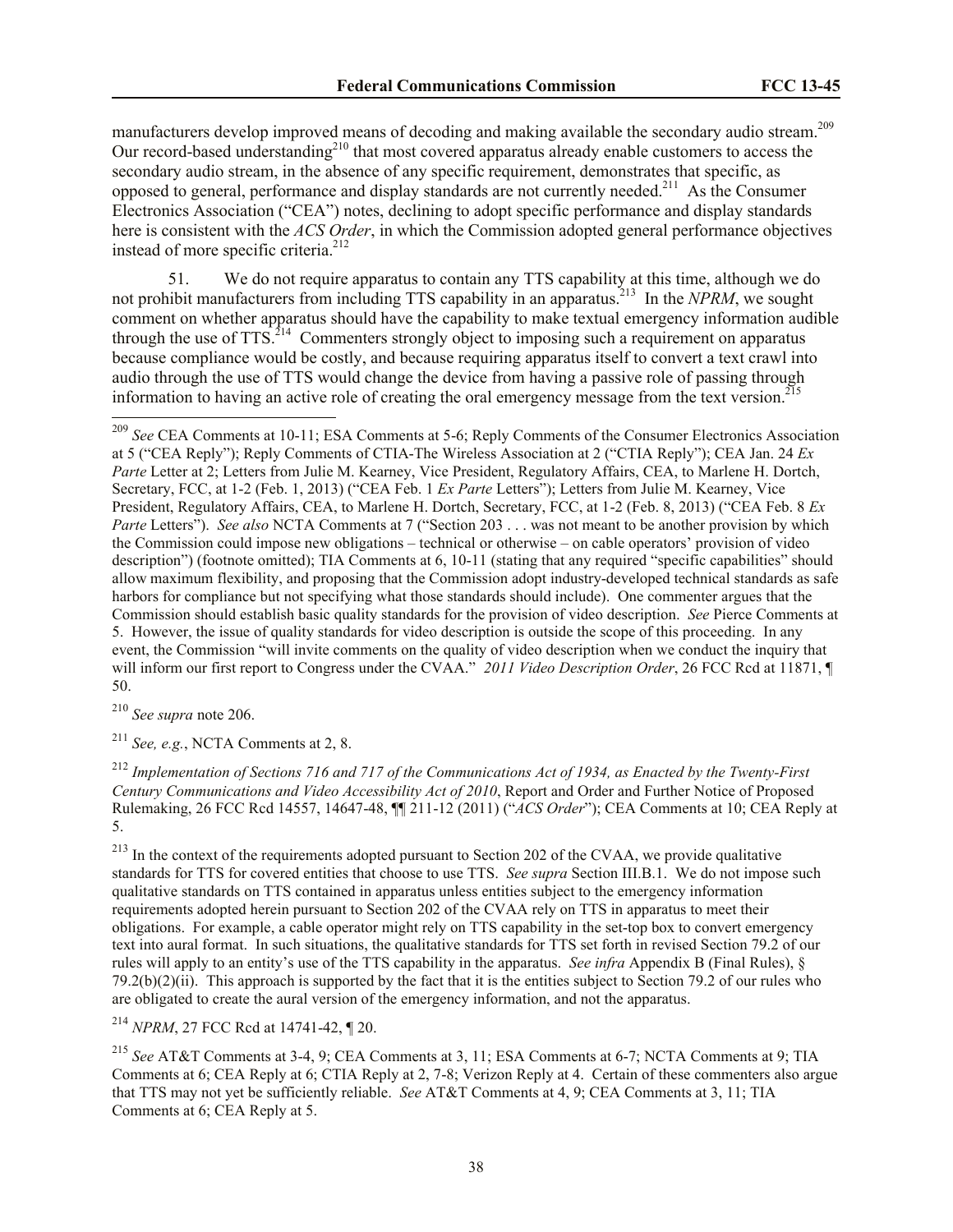manufacturers develop improved means of decoding and making available the secondary audio stream.[209] Our record-based understanding[210] that most covered apparatus already enable customers to access the secondary audio stream, in the absence of any specific requirement, demonstrates that specific, as opposed to general, performance and display standards are not currently needed.[211] As the Consumer Electronics Association ("CEA") notes, declining to adopt specific performance and display standards here is consistent with the *ACS Order*, in which the Commission adopted general performance objectives instead of more specific criteria.[212]

51. We do not require apparatus to contain any TTS capability at this time, although we do not prohibit manufacturers from including TTS capability in an apparatus.[213] In the *NPRM*, we sought comment on whether apparatus should have the capability to make textual emergency information audible through the use of TTS.[214] Commenters strongly object to imposing such a requirement on apparatus because compliance would be costly, and because requiring apparatus itself to convert a text crawl into audio through the use of TTS would change the device from having a passive role of passing through information to having an active role of creating the oral emergency message from the text version.[215]

---

[209] *See* CEA Comments at 10-11; ESA Comments at 5-6; Reply Comments of the Consumer Electronics Association at 5 ("CEA Reply"); Reply Comments of CTIA-The Wireless Association at 2 ("CTIA Reply"); CEA Jan. 24 *Ex Parte* Letter at 2; Letters from Julie M. Kearney, Vice President, Regulatory Affairs, CEA, to Marlene H. Dortch, Secretary, FCC, at 1-2 (Feb. 1, 2013) ("CEA Feb. 1 *Ex Parte* Letters"); Letters from Julie M. Kearney, Vice President, Regulatory Affairs, CEA, to Marlene H. Dortch, Secretary, FCC, at 1-2 (Feb. 8, 2013) ("CEA Feb. 8 *Ex Parte* Letters"). *See also* NCTA Comments at 7 ("Section 203 . . . was not meant to be another provision by which the Commission could impose new obligations – technical or otherwise – on cable operators' provision of video description") (footnote omitted); TIA Comments at 6, 10-11 (stating that any required "specific capabilities" should allow maximum flexibility, and proposing that the Commission adopt industry-developed technical standards as safe harbors for compliance but not specifying what those standards should include). One commenter argues that the Commission should establish basic quality standards for the provision of video description. *See* Pierce Comments at 5. However, the issue of quality standards for video description is outside the scope of this proceeding. In any event, the Commission "will invite comments on the quality of video description when we conduct the inquiry that will inform our first report to Congress under the CVAA." *2011 Video Description Order*, 26 FCC Rcd at 11871, ¶ 50.

[210] *See supra* note 206.

[211] *See, e.g.*, NCTA Comments at 2, 8.

[212] *Implementation of Sections 716 and 717 of the Communications Act of 1934, as Enacted by the Twenty-First Century Communications and Video Accessibility Act of 2010*, Report and Order and Further Notice of Proposed Rulemaking, 26 FCC Rcd 14557, 14647-48, ¶¶ 211-12 (2011) ("*ACS Order*"); CEA Comments at 10; CEA Reply at 5.

[213] In the context of the requirements adopted pursuant to Section 202 of the CVAA, we provide qualitative standards for TTS for covered entities that choose to use TTS. *See supra* Section III.B.1. We do not impose such qualitative standards on TTS contained in apparatus unless entities subject to the emergency information requirements adopted herein pursuant to Section 202 of the CVAA rely on TTS in apparatus to meet their obligations. For example, a cable operator might rely on TTS capability in the set-top box to convert emergency text into aural format. In such situations, the qualitative standards for TTS set forth in revised Section 79.2 of our rules will apply to an entity's use of the TTS capability in the apparatus. *See infra* Appendix B (Final Rules), § 79.2(b)(2)(ii). This approach is supported by the fact that it is the entities subject to Section 79.2 of our rules who are obligated to create the aural version of the emergency information, and not the apparatus.

[214] *NPRM*, 27 FCC Rcd at 14741-42, ¶ 20.

[215] *See* AT&T Comments at 3-4, 9; CEA Comments at 3, 11; ESA Comments at 6-7; NCTA Comments at 9; TIA Comments at 6; CEA Reply at 6; CTIA Reply at 2, 7-8; Verizon Reply at 4. Certain of these commenters also argue that TTS may not yet be sufficiently reliable. *See* AT&T Comments at 4, 9; CEA Comments at 3, 11; TIA Comments at 6; CEA Reply at 5.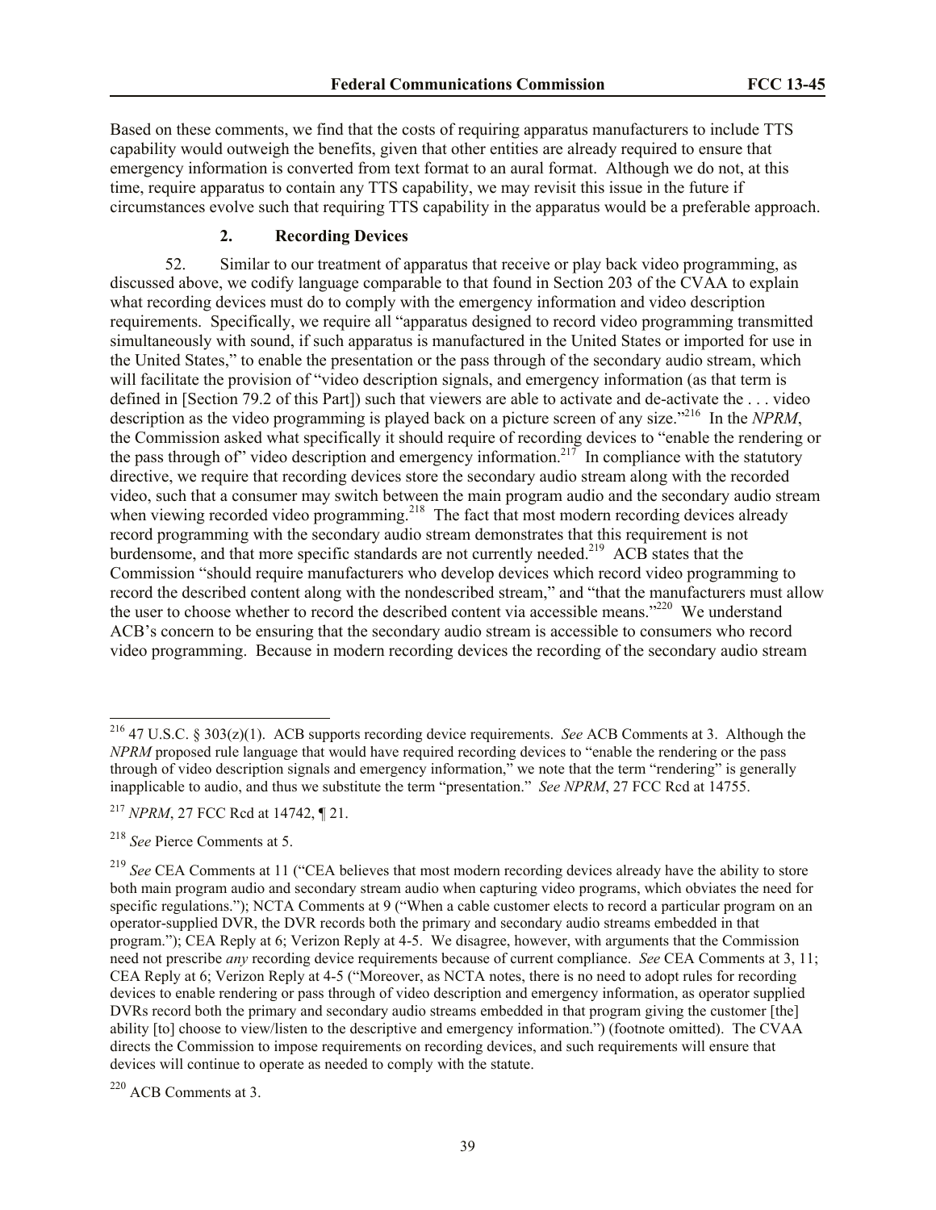Based on these comments, we find that the costs of requiring apparatus manufacturers to include TTS capability would outweigh the benefits, given that other entities are already required to ensure that emergency information is converted from text format to an aural format. Although we do not, at this time, require apparatus to contain any TTS capability, we may revisit this issue in the future if circumstances evolve such that requiring TTS capability in the apparatus would be a preferable approach.

### 2. Recording Devices

52. Similar to our treatment of apparatus that receive or play back video programming, as discussed above, we codify language comparable to that found in Section 203 of the CVAA to explain what recording devices must do to comply with the emergency information and video description requirements. Specifically, we require all "apparatus designed to record video programming transmitted simultaneously with sound, if such apparatus is manufactured in the United States or imported for use in the United States," to enable the presentation or the pass through of the secondary audio stream, which will facilitate the provision of "video description signals, and emergency information (as that term is defined in [Section 79.2 of this Part]) such that viewers are able to activate and de-activate the . . . video description as the video programming is played back on a picture screen of any size."[216] In the *NPRM*, the Commission asked what specifically it should require of recording devices to "enable the rendering or the pass through of" video description and emergency information.[217] In compliance with the statutory directive, we require that recording devices store the secondary audio stream along with the recorded video, such that a consumer may switch between the main program audio and the secondary audio stream when viewing recorded video programming.[218] The fact that most modern recording devices already record programming with the secondary audio stream demonstrates that this requirement is not burdensome, and that more specific standards are not currently needed.[219] ACB states that the Commission "should require manufacturers who develop devices which record video programming to record the described content along with the nondescribed stream," and "that the manufacturers must allow the user to choose whether to record the described content via accessible means."[220] We understand ACB's concern to be ensuring that the secondary audio stream is accessible to consumers who record video programming. Because in modern recording devices the recording of the secondary audio stream

---

[216] 47 U.S.C. § 303(z)(1). ACB supports recording device requirements. *See* ACB Comments at 3. Although the *NPRM* proposed rule language that would have required recording devices to "enable the rendering or the pass through of video description signals and emergency information," we note that the term "rendering" is generally inapplicable to audio, and thus we substitute the term "presentation." *See NPRM*, 27 FCC Rcd at 14755.

[217] *NPRM*, 27 FCC Rcd at 14742, ¶ 21.

[218] *See* Pierce Comments at 5.

[219] *See* CEA Comments at 11 ("CEA believes that most modern recording devices already have the ability to store both main program audio and secondary stream audio when capturing video programs, which obviates the need for specific regulations."); NCTA Comments at 9 ("When a cable customer elects to record a particular program on an operator-supplied DVR, the DVR records both the primary and secondary audio streams embedded in that program."); CEA Reply at 6; Verizon Reply at 4-5. We disagree, however, with arguments that the Commission need not prescribe *any* recording device requirements because of current compliance. *See* CEA Comments at 3, 11; CEA Reply at 6; Verizon Reply at 4-5 ("Moreover, as NCTA notes, there is no need to adopt rules for recording devices to enable rendering or pass through of video description and emergency information, as operator supplied DVRs record both the primary and secondary audio streams embedded in that program giving the customer [the] ability [to] choose to view/listen to the descriptive and emergency information.") (footnote omitted). The CVAA directs the Commission to impose requirements on recording devices, and such requirements will ensure that devices will continue to operate as needed to comply with the statute.

[220] ACB Comments at 3.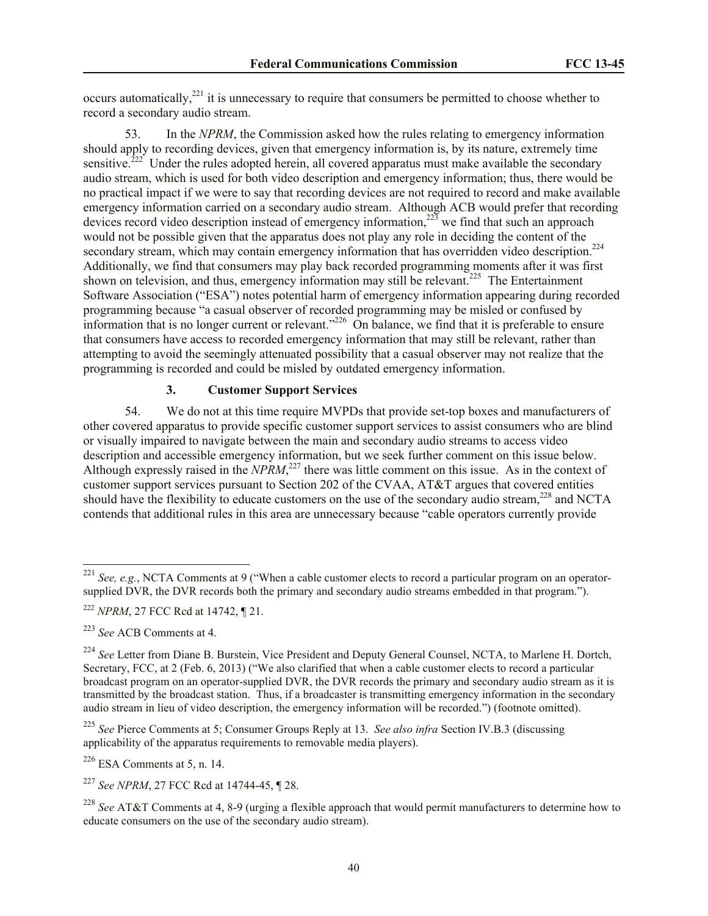occurs automatically,[221] it is unnecessary to require that consumers be permitted to choose whether to record a secondary audio stream.

53. In the *NPRM*, the Commission asked how the rules relating to emergency information should apply to recording devices, given that emergency information is, by its nature, extremely time sensitive.[222] Under the rules adopted herein, all covered apparatus must make available the secondary audio stream, which is used for both video description and emergency information; thus, there would be no practical impact if we were to say that recording devices are not required to record and make available emergency information carried on a secondary audio stream. Although ACB would prefer that recording devices record video description instead of emergency information,[223] we find that such an approach would not be possible given that the apparatus does not play any role in deciding the content of the secondary stream, which may contain emergency information that has overridden video description.[224] Additionally, we find that consumers may play back recorded programming moments after it was first shown on television, and thus, emergency information may still be relevant.[225] The Entertainment Software Association ("ESA") notes potential harm of emergency information appearing during recorded programming because "a casual observer of recorded programming may be misled or confused by information that is no longer current or relevant."[226] On balance, we find that it is preferable to ensure that consumers have access to recorded emergency information that may still be relevant, rather than attempting to avoid the seemingly attenuated possibility that a casual observer may not realize that the programming is recorded and could be misled by outdated emergency information.

### 3. Customer Support Services

54. We do not at this time require MVPDs that provide set-top boxes and manufacturers of other covered apparatus to provide specific customer support services to assist consumers who are blind or visually impaired to navigate between the main and secondary audio streams to access video description and accessible emergency information, but we seek further comment on this issue below. Although expressly raised in the *NPRM*,[227] there was little comment on this issue. As in the context of customer support services pursuant to Section 202 of the CVAA, AT&T argues that covered entities should have the flexibility to educate customers on the use of the secondary audio stream,[228] and NCTA contends that additional rules in this area are unnecessary because "cable operators currently provide

---

[221] *See, e.g.*, NCTA Comments at 9 ("When a cable customer elects to record a particular program on an operator-supplied DVR, the DVR records both the primary and secondary audio streams embedded in that program.").

[222] *NPRM*, 27 FCC Rcd at 14742, ¶ 21.

[223] *See* ACB Comments at 4.

[224] *See* Letter from Diane B. Burstein, Vice President and Deputy General Counsel, NCTA, to Marlene H. Dortch, Secretary, FCC, at 2 (Feb. 6, 2013) ("We also clarified that when a cable customer elects to record a particular broadcast program on an operator-supplied DVR, the DVR records the primary and secondary audio stream as it is transmitted by the broadcast station. Thus, if a broadcaster is transmitting emergency information in the secondary audio stream in lieu of video description, the emergency information will be recorded.") (footnote omitted).

[225] *See* Pierce Comments at 5; Consumer Groups Reply at 13. *See also infra* Section IV.B.3 (discussing applicability of the apparatus requirements to removable media players).

[226] ESA Comments at 5, n. 14.

[227] *See NPRM*, 27 FCC Rcd at 14744-45, ¶ 28.

[228] *See* AT&T Comments at 4, 8-9 (urging a flexible approach that would permit manufacturers to determine how to educate consumers on the use of the secondary audio stream).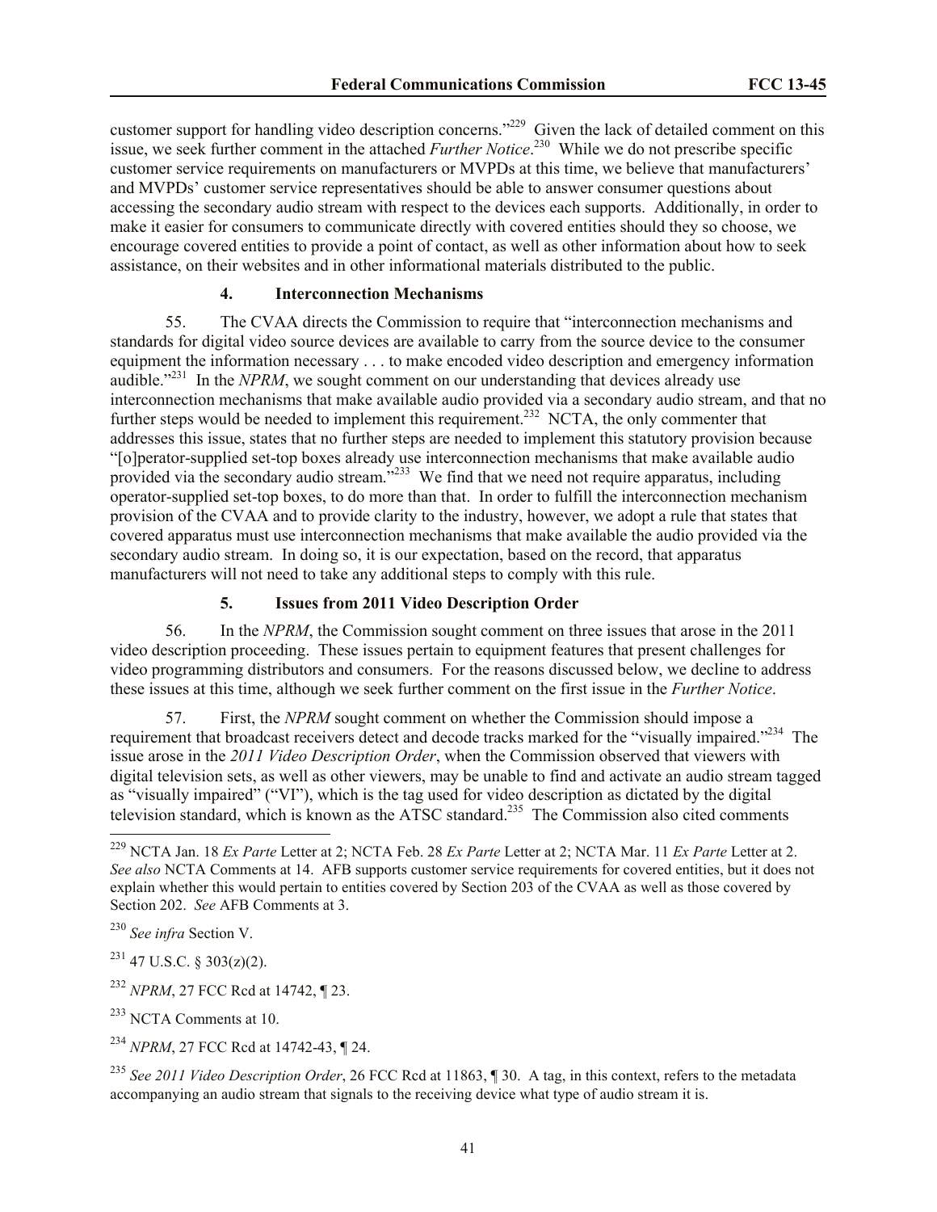customer support for handling video description concerns."[229] Given the lack of detailed comment on this issue, we seek further comment in the attached *Further Notice*.[230] While we do not prescribe specific customer service requirements on manufacturers or MVPDs at this time, we believe that manufacturers' and MVPDs' customer service representatives should be able to answer consumer questions about accessing the secondary audio stream with respect to the devices each supports. Additionally, in order to make it easier for consumers to communicate directly with covered entities should they so choose, we encourage covered entities to provide a point of contact, as well as other information about how to seek assistance, on their websites and in other informational materials distributed to the public.

#### 4. Interconnection Mechanisms

55. The CVAA directs the Commission to require that "interconnection mechanisms and standards for digital video source devices are available to carry from the source device to the consumer equipment the information necessary . . . to make encoded video description and emergency information audible."[231] In the *NPRM*, we sought comment on our understanding that devices already use interconnection mechanisms that make available audio provided via a secondary audio stream, and that no further steps would be needed to implement this requirement.[232] NCTA, the only commenter that addresses this issue, states that no further steps are needed to implement this statutory provision because "[o]perator-supplied set-top boxes already use interconnection mechanisms that make available audio provided via the secondary audio stream."[233] We find that we need not require apparatus, including operator-supplied set-top boxes, to do more than that. In order to fulfill the interconnection mechanism provision of the CVAA and to provide clarity to the industry, however, we adopt a rule that states that covered apparatus must use interconnection mechanisms that make available the audio provided via the secondary audio stream. In doing so, it is our expectation, based on the record, that apparatus manufacturers will not need to take any additional steps to comply with this rule.

#### 5. Issues from 2011 Video Description Order

56. In the *NPRM*, the Commission sought comment on three issues that arose in the 2011 video description proceeding. These issues pertain to equipment features that present challenges for video programming distributors and consumers. For the reasons discussed below, we decline to address these issues at this time, although we seek further comment on the first issue in the *Further Notice*.

57. First, the *NPRM* sought comment on whether the Commission should impose a requirement that broadcast receivers detect and decode tracks marked for the "visually impaired."[234] The issue arose in the *2011 Video Description Order*, when the Commission observed that viewers with digital television sets, as well as other viewers, may be unable to find and activate an audio stream tagged as "visually impaired" ("VI"), which is the tag used for video description as dictated by the digital television standard, which is known as the ATSC standard.[235] The Commission also cited comments

---

[229] NCTA Jan. 18 *Ex Parte* Letter at 2; NCTA Feb. 28 *Ex Parte* Letter at 2; NCTA Mar. 11 *Ex Parte* Letter at 2. *See also* NCTA Comments at 14. AFB supports customer service requirements for covered entities, but it does not explain whether this would pertain to entities covered by Section 203 of the CVAA as well as those covered by Section 202. *See* AFB Comments at 3.

[230] *See infra* Section V.

[231] 47 U.S.C. § 303(z)(2).

[232] *NPRM*, 27 FCC Rcd at 14742, ¶ 23.

[233] NCTA Comments at 10.

[234] *NPRM*, 27 FCC Rcd at 14742-43, ¶ 24.

[235] *See 2011 Video Description Order*, 26 FCC Rcd at 11863, ¶ 30. A tag, in this context, refers to the metadata accompanying an audio stream that signals to the receiving device what type of audio stream it is.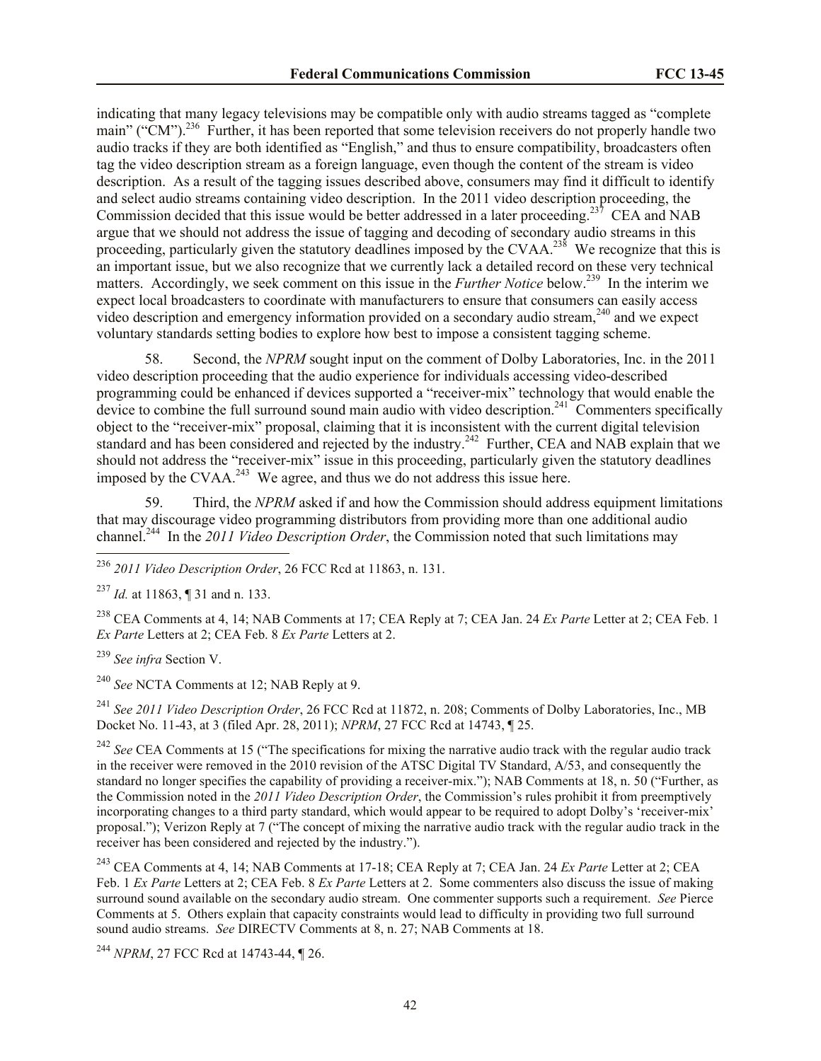indicating that many legacy televisions may be compatible only with audio streams tagged as "complete main" ("CM").[236] Further, it has been reported that some television receivers do not properly handle two audio tracks if they are both identified as "English," and thus to ensure compatibility, broadcasters often tag the video description stream as a foreign language, even though the content of the stream is video description. As a result of the tagging issues described above, consumers may find it difficult to identify and select audio streams containing video description. In the 2011 video description proceeding, the Commission decided that this issue would be better addressed in a later proceeding.[237] CEA and NAB argue that we should not address the issue of tagging and decoding of secondary audio streams in this proceeding, particularly given the statutory deadlines imposed by the CVAA.[238] We recognize that this is an important issue, but we also recognize that we currently lack a detailed record on these very technical matters. Accordingly, we seek comment on this issue in the *Further Notice* below.[239] In the interim we expect local broadcasters to coordinate with manufacturers to ensure that consumers can easily access video description and emergency information provided on a secondary audio stream,[240] and we expect voluntary standards setting bodies to explore how best to impose a consistent tagging scheme.

58. Second, the *NPRM* sought input on the comment of Dolby Laboratories, Inc. in the 2011 video description proceeding that the audio experience for individuals accessing video-described programming could be enhanced if devices supported a "receiver-mix" technology that would enable the device to combine the full surround sound main audio with video description.[241] Commenters specifically object to the "receiver-mix" proposal, claiming that it is inconsistent with the current digital television standard and has been considered and rejected by the industry.[242] Further, CEA and NAB explain that we should not address the "receiver-mix" issue in this proceeding, particularly given the statutory deadlines imposed by the CVAA.[243] We agree, and thus we do not address this issue here.

59. Third, the *NPRM* asked if and how the Commission should address equipment limitations that may discourage video programming distributors from providing more than one additional audio channel.[244] In the *2011 Video Description Order*, the Commission noted that such limitations may

---

[236] *2011 Video Description Order*, 26 FCC Rcd at 11863, n. 131.

[237] *Id.* at 11863, ¶ 31 and n. 133.

[238] CEA Comments at 4, 14; NAB Comments at 17; CEA Reply at 7; CEA Jan. 24 *Ex Parte* Letter at 2; CEA Feb. 1 *Ex Parte* Letters at 2; CEA Feb. 8 *Ex Parte* Letters at 2.

[239] *See infra* Section V.

[240] *See* NCTA Comments at 12; NAB Reply at 9.

[241] *See 2011 Video Description Order*, 26 FCC Rcd at 11872, n. 208; Comments of Dolby Laboratories, Inc., MB Docket No. 11-43, at 3 (filed Apr. 28, 2011); *NPRM*, 27 FCC Rcd at 14743, ¶ 25.

[242] *See* CEA Comments at 15 ("The specifications for mixing the narrative audio track with the regular audio track in the receiver were removed in the 2010 revision of the ATSC Digital TV Standard, A/53, and consequently the standard no longer specifies the capability of providing a receiver-mix."); NAB Comments at 18, n. 50 ("Further, as the Commission noted in the *2011 Video Description Order*, the Commission's rules prohibit it from preemptively incorporating changes to a third party standard, which would appear to be required to adopt Dolby's 'receiver-mix' proposal."); Verizon Reply at 7 ("The concept of mixing the narrative audio track with the regular audio track in the receiver has been considered and rejected by the industry.").

[243] CEA Comments at 4, 14; NAB Comments at 17-18; CEA Reply at 7; CEA Jan. 24 *Ex Parte* Letter at 2; CEA Feb. 1 *Ex Parte* Letters at 2; CEA Feb. 8 *Ex Parte* Letters at 2. Some commenters also discuss the issue of making surround sound available on the secondary audio stream. One commenter supports such a requirement. *See* Pierce Comments at 5. Others explain that capacity constraints would lead to difficulty in providing two full surround sound audio streams. *See* DIRECTV Comments at 8, n. 27; NAB Comments at 18.

[244] *NPRM*, 27 FCC Rcd at 14743-44, ¶ 26.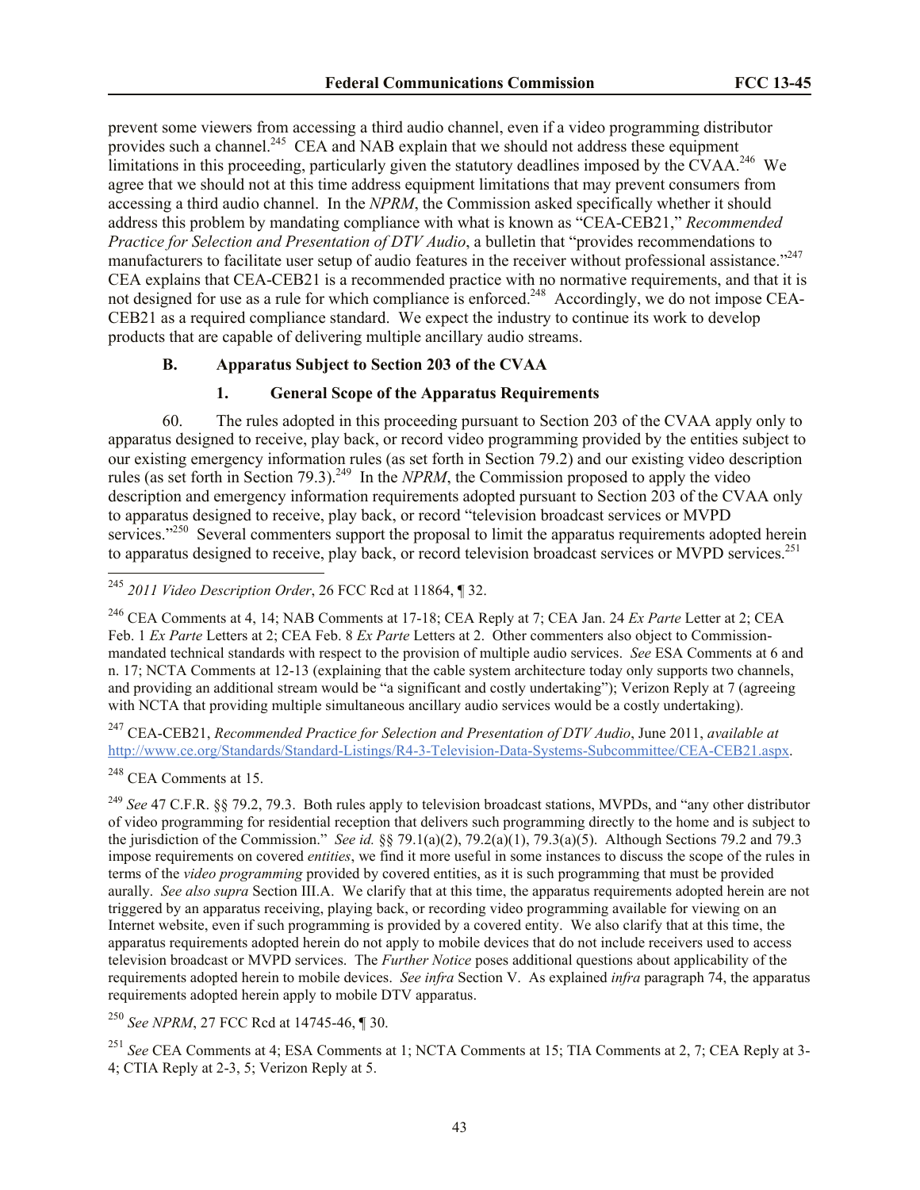prevent some viewers from accessing a third audio channel, even if a video programming distributor provides such a channel.[245] CEA and NAB explain that we should not address these equipment limitations in this proceeding, particularly given the statutory deadlines imposed by the CVAA.[246] We agree that we should not at this time address equipment limitations that may prevent consumers from accessing a third audio channel. In the *NPRM*, the Commission asked specifically whether it should address this problem by mandating compliance with what is known as "CEA-CEB21," *Recommended Practice for Selection and Presentation of DTV Audio*, a bulletin that "provides recommendations to manufacturers to facilitate user setup of audio features in the receiver without professional assistance."[247] CEA explains that CEA-CEB21 is a recommended practice with no normative requirements, and that it is not designed for use as a rule for which compliance is enforced.[248] Accordingly, we do not impose CEA-CEB21 as a required compliance standard. We expect the industry to continue its work to develop products that are capable of delivering multiple ancillary audio streams.

## B. Apparatus Subject to Section 203 of the CVAA

### 1. General Scope of the Apparatus Requirements

60. The rules adopted in this proceeding pursuant to Section 203 of the CVAA apply only to apparatus designed to receive, play back, or record video programming provided by the entities subject to our existing emergency information rules (as set forth in Section 79.2) and our existing video description rules (as set forth in Section 79.3).[249] In the *NPRM*, the Commission proposed to apply the video description and emergency information requirements adopted pursuant to Section 203 of the CVAA only to apparatus designed to receive, play back, or record "television broadcast services or MVPD services."[250] Several commenters support the proposal to limit the apparatus requirements adopted herein to apparatus designed to receive, play back, or record television broadcast services or MVPD services.[251]

---

[245] *2011 Video Description Order*, 26 FCC Rcd at 11864, ¶ 32.

[246] CEA Comments at 4, 14; NAB Comments at 17-18; CEA Reply at 7; CEA Jan. 24 *Ex Parte* Letter at 2; CEA Feb. 1 *Ex Parte* Letters at 2; CEA Feb. 8 *Ex Parte* Letters at 2. Other commenters also object to Commission-mandated technical standards with respect to the provision of multiple audio services. *See* ESA Comments at 6 and n. 17; NCTA Comments at 12-13 (explaining that the cable system architecture today only supports two channels, and providing an additional stream would be "a significant and costly undertaking"); Verizon Reply at 7 (agreeing with NCTA that providing multiple simultaneous ancillary audio services would be a costly undertaking).

[247] CEA-CEB21, *Recommended Practice for Selection and Presentation of DTV Audio*, June 2011, *available at* http://www.ce.org/Standards/Standard-Listings/R4-3-Television-Data-Systems-Subcommittee/CEA-CEB21.aspx.

[248] CEA Comments at 15.

[249] *See* 47 C.F.R. §§ 79.2, 79.3. Both rules apply to television broadcast stations, MVPDs, and "any other distributor of video programming for residential reception that delivers such programming directly to the home and is subject to the jurisdiction of the Commission." *See id.* §§ 79.1(a)(2), 79.2(a)(1), 79.3(a)(5). Although Sections 79.2 and 79.3 impose requirements on covered *entities*, we find it more useful in some instances to discuss the scope of the rules in terms of the *video programming* provided by covered entities, as it is such programming that must be provided aurally. *See also supra* Section III.A. We clarify that at this time, the apparatus requirements adopted herein are not triggered by an apparatus receiving, playing back, or recording video programming available for viewing on an Internet website, even if such programming is provided by a covered entity. We also clarify that at this time, the apparatus requirements adopted herein do not apply to mobile devices that do not include receivers used to access television broadcast or MVPD services. The *Further Notice* poses additional questions about applicability of the requirements adopted herein to mobile devices. *See infra* Section V. As explained *infra* paragraph 74, the apparatus requirements adopted herein apply to mobile DTV apparatus.

[250] *See NPRM*, 27 FCC Rcd at 14745-46, ¶ 30.

[251] *See* CEA Comments at 4; ESA Comments at 1; NCTA Comments at 15; TIA Comments at 2, 7; CEA Reply at 3-4; CTIA Reply at 2-3, 5; Verizon Reply at 5.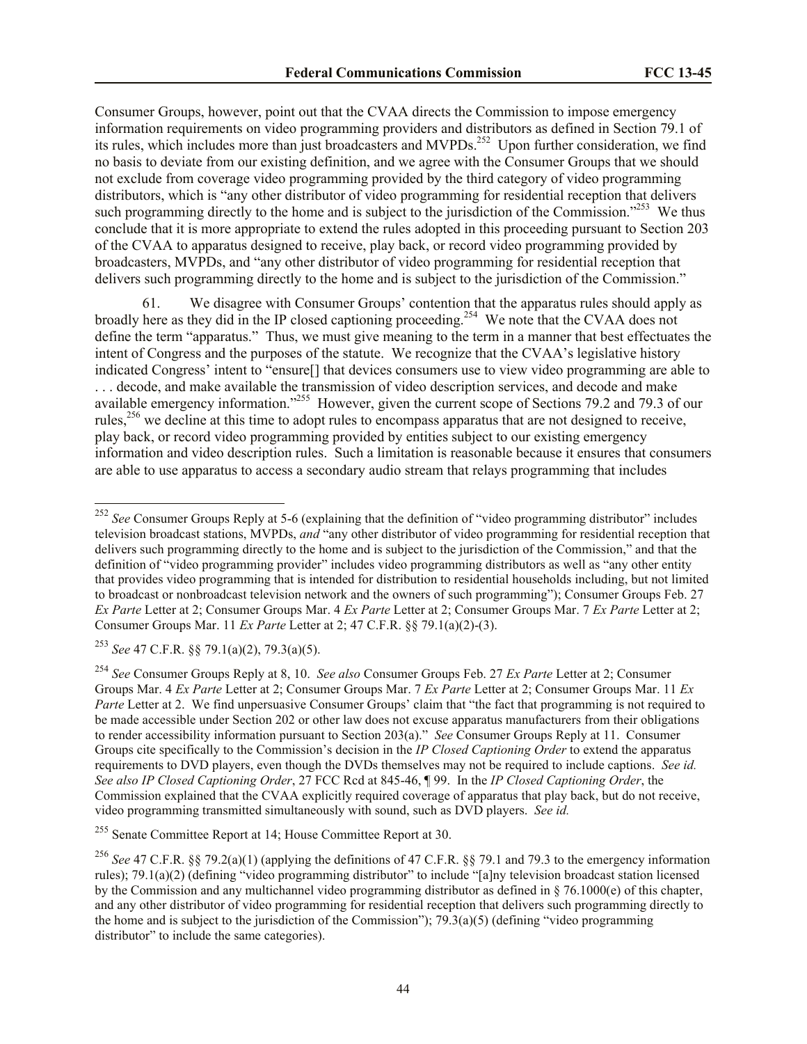Consumer Groups, however, point out that the CVAA directs the Commission to impose emergency information requirements on video programming providers and distributors as defined in Section 79.1 of its rules, which includes more than just broadcasters and MVPDs.[252] Upon further consideration, we find no basis to deviate from our existing definition, and we agree with the Consumer Groups that we should not exclude from coverage video programming provided by the third category of video programming distributors, which is "any other distributor of video programming for residential reception that delivers such programming directly to the home and is subject to the jurisdiction of the Commission."[253] We thus conclude that it is more appropriate to extend the rules adopted in this proceeding pursuant to Section 203 of the CVAA to apparatus designed to receive, play back, or record video programming provided by broadcasters, MVPDs, and "any other distributor of video programming for residential reception that delivers such programming directly to the home and is subject to the jurisdiction of the Commission."

61. We disagree with Consumer Groups' contention that the apparatus rules should apply as broadly here as they did in the IP closed captioning proceeding.[254] We note that the CVAA does not define the term "apparatus." Thus, we must give meaning to the term in a manner that best effectuates the intent of Congress and the purposes of the statute. We recognize that the CVAA's legislative history indicated Congress' intent to "ensure[] that devices consumers use to view video programming are able to . . . decode, and make available the transmission of video description services, and decode and make available emergency information."[255] However, given the current scope of Sections 79.2 and 79.3 of our rules,[256] we decline at this time to adopt rules to encompass apparatus that are not designed to receive, play back, or record video programming provided by entities subject to our existing emergency information and video description rules. Such a limitation is reasonable because it ensures that consumers are able to use apparatus to access a secondary audio stream that relays programming that includes

---

[252] *See* Consumer Groups Reply at 5-6 (explaining that the definition of "video programming distributor" includes television broadcast stations, MVPDs, *and* "any other distributor of video programming for residential reception that delivers such programming directly to the home and is subject to the jurisdiction of the Commission," and that the definition of "video programming provider" includes video programming distributors as well as "any other entity that provides video programming that is intended for distribution to residential households including, but not limited to broadcast or nonbroadcast television network and the owners of such programming"); Consumer Groups Feb. 27 *Ex Parte* Letter at 2; Consumer Groups Mar. 4 *Ex Parte* Letter at 2; Consumer Groups Mar. 7 *Ex Parte* Letter at 2; Consumer Groups Mar. 11 *Ex Parte* Letter at 2; 47 C.F.R. §§ 79.1(a)(2)-(3).

[253] *See* 47 C.F.R. §§ 79.1(a)(2), 79.3(a)(5).

[254] *See* Consumer Groups Reply at 8, 10. *See also* Consumer Groups Feb. 27 *Ex Parte* Letter at 2; Consumer Groups Mar. 4 *Ex Parte* Letter at 2; Consumer Groups Mar. 7 *Ex Parte* Letter at 2; Consumer Groups Mar. 11 *Ex Parte* Letter at 2. We find unpersuasive Consumer Groups' claim that "the fact that programming is not required to be made accessible under Section 202 or other law does not excuse apparatus manufacturers from their obligations to render accessibility information pursuant to Section 203(a)." *See* Consumer Groups Reply at 11. Consumer Groups cite specifically to the Commission's decision in the *IP Closed Captioning Order* to extend the apparatus requirements to DVD players, even though the DVDs themselves may not be required to include captions. *See id. See also IP Closed Captioning Order*, 27 FCC Rcd at 845-46, ¶ 99. In the *IP Closed Captioning Order*, the Commission explained that the CVAA explicitly required coverage of apparatus that play back, but do not receive, video programming transmitted simultaneously with sound, such as DVD players. *See id.*

[255] Senate Committee Report at 14; House Committee Report at 30.

[256] *See* 47 C.F.R. §§ 79.2(a)(1) (applying the definitions of 47 C.F.R. §§ 79.1 and 79.3 to the emergency information rules); 79.1(a)(2) (defining "video programming distributor" to include "[a]ny television broadcast station licensed by the Commission and any multichannel video programming distributor as defined in § 76.1000(e) of this chapter, and any other distributor of video programming for residential reception that delivers such programming directly to the home and is subject to the jurisdiction of the Commission"); 79.3(a)(5) (defining "video programming distributor" to include the same categories).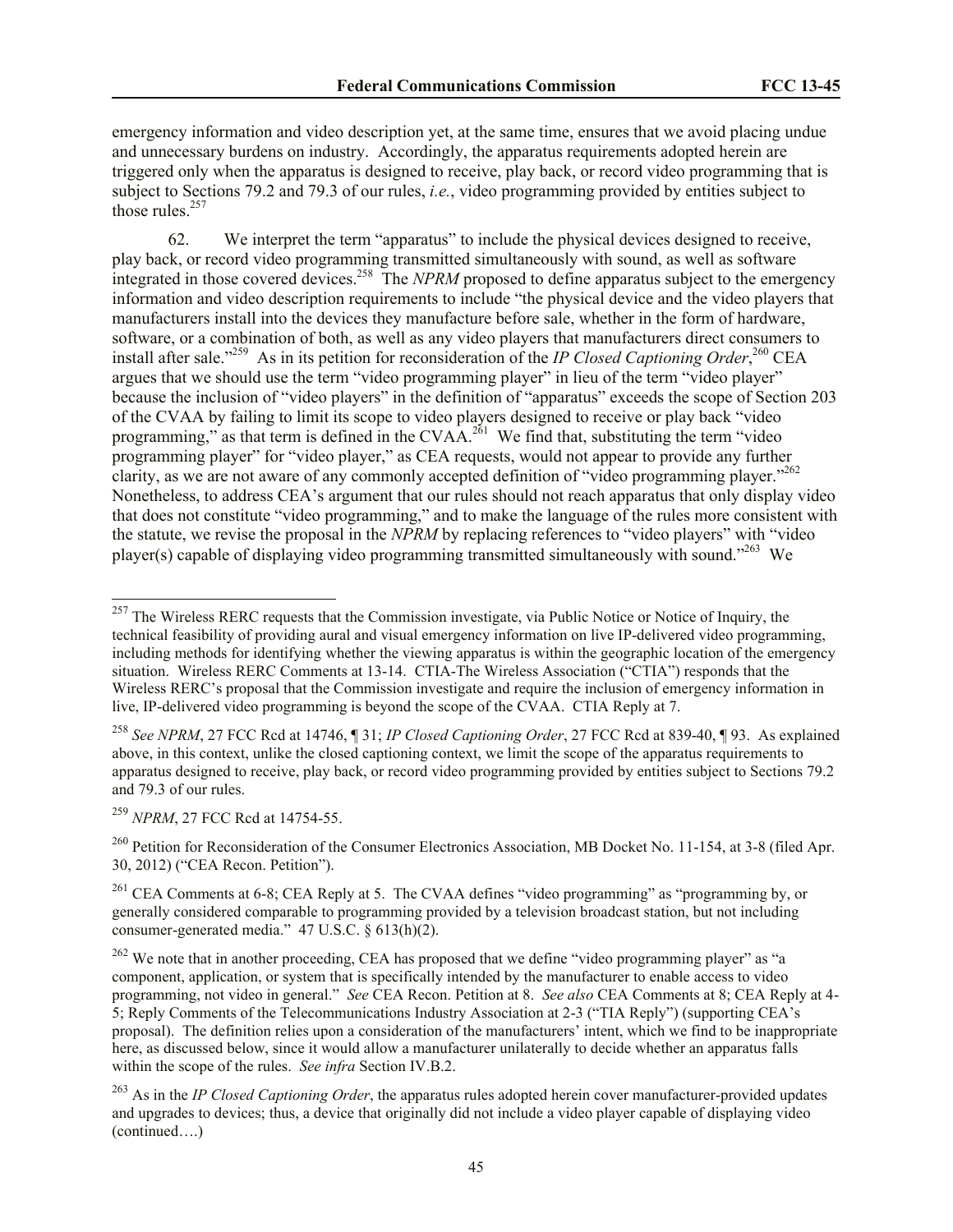emergency information and video description yet, at the same time, ensures that we avoid placing undue and unnecessary burdens on industry. Accordingly, the apparatus requirements adopted herein are triggered only when the apparatus is designed to receive, play back, or record video programming that is subject to Sections 79.2 and 79.3 of our rules, *i.e.*, video programming provided by entities subject to those rules.[257]

62. We interpret the term "apparatus" to include the physical devices designed to receive, play back, or record video programming transmitted simultaneously with sound, as well as software integrated in those covered devices.[258] The *NPRM* proposed to define apparatus subject to the emergency information and video description requirements to include "the physical device and the video players that manufacturers install into the devices they manufacture before sale, whether in the form of hardware, software, or a combination of both, as well as any video players that manufacturers direct consumers to install after sale."[259] As in its petition for reconsideration of the *IP Closed Captioning Order*,[260] CEA argues that we should use the term "video programming player" in lieu of the term "video player" because the inclusion of "video players" in the definition of "apparatus" exceeds the scope of Section 203 of the CVAA by failing to limit its scope to video players designed to receive or play back "video programming," as that term is defined in the CVAA.[261] We find that, substituting the term "video programming player" for "video player," as CEA requests, would not appear to provide any further clarity, as we are not aware of any commonly accepted definition of "video programming player."[262] Nonetheless, to address CEA's argument that our rules should not reach apparatus that only display video that does not constitute "video programming," and to make the language of the rules more consistent with the statute, we revise the proposal in the *NPRM* by replacing references to "video players" with "video player(s) capable of displaying video programming transmitted simultaneously with sound."[263] We

---

[257] The Wireless RERC requests that the Commission investigate, via Public Notice or Notice of Inquiry, the technical feasibility of providing aural and visual emergency information on live IP-delivered video programming, including methods for identifying whether the viewing apparatus is within the geographic location of the emergency situation. Wireless RERC Comments at 13-14. CTIA-The Wireless Association ("CTIA") responds that the Wireless RERC's proposal that the Commission investigate and require the inclusion of emergency information in live, IP-delivered video programming is beyond the scope of the CVAA. CTIA Reply at 7.

[258] *See NPRM*, 27 FCC Rcd at 14746, ¶ 31; *IP Closed Captioning Order*, 27 FCC Rcd at 839-40, ¶ 93. As explained above, in this context, unlike the closed captioning context, we limit the scope of the apparatus requirements to apparatus designed to receive, play back, or record video programming provided by entities subject to Sections 79.2 and 79.3 of our rules.

[259] *NPRM*, 27 FCC Rcd at 14754-55.

[260] Petition for Reconsideration of the Consumer Electronics Association, MB Docket No. 11-154, at 3-8 (filed Apr. 30, 2012) ("CEA Recon. Petition").

[261] CEA Comments at 6-8; CEA Reply at 5. The CVAA defines "video programming" as "programming by, or generally considered comparable to programming provided by a television broadcast station, but not including consumer-generated media." 47 U.S.C. § 613(h)(2).

[262] We note that in another proceeding, CEA has proposed that we define "video programming player" as "a component, application, or system that is specifically intended by the manufacturer to enable access to video programming, not video in general." *See* CEA Recon. Petition at 8. *See also* CEA Comments at 8; CEA Reply at 4-5; Reply Comments of the Telecommunications Industry Association at 2-3 ("TIA Reply") (supporting CEA's proposal). The definition relies upon a consideration of the manufacturers' intent, which we find to be inappropriate here, as discussed below, since it would allow a manufacturer unilaterally to decide whether an apparatus falls within the scope of the rules. *See infra* Section IV.B.2.

[263] As in the *IP Closed Captioning Order*, the apparatus rules adopted herein cover manufacturer-provided updates and upgrades to devices; thus, a device that originally did not include a video player capable of displaying video (continued….)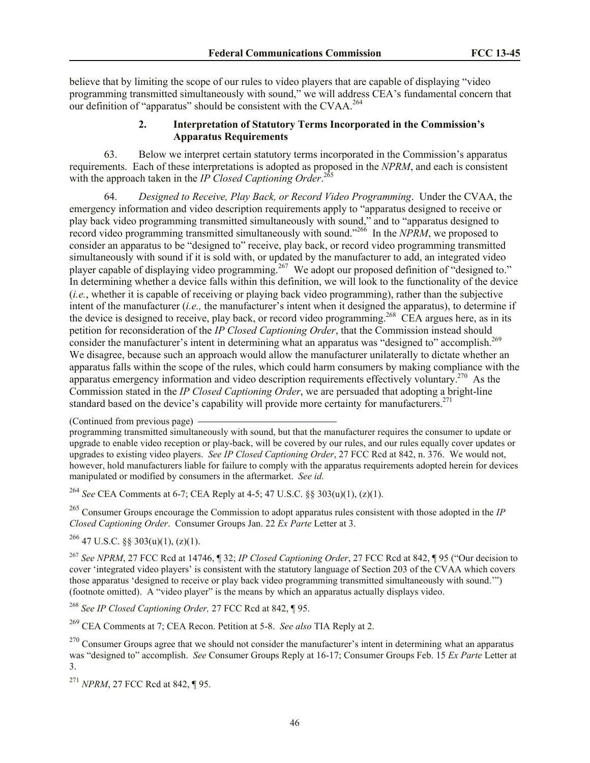believe that by limiting the scope of our rules to video players that are capable of displaying "video programming transmitted simultaneously with sound," we will address CEA's fundamental concern that our definition of "apparatus" should be consistent with the CVAA.[264]

### 2. Interpretation of Statutory Terms Incorporated in the Commission's Apparatus Requirements

63. Below we interpret certain statutory terms incorporated in the Commission's apparatus requirements. Each of these interpretations is adopted as proposed in the *NPRM*, and each is consistent with the approach taken in the *IP Closed Captioning Order*.[265]

64. *Designed to Receive, Play Back, or Record Video Programming*. Under the CVAA, the emergency information and video description requirements apply to "apparatus designed to receive or play back video programming transmitted simultaneously with sound," and to "apparatus designed to record video programming transmitted simultaneously with sound."[266] In the *NPRM*, we proposed to consider an apparatus to be "designed to" receive, play back, or record video programming transmitted simultaneously with sound if it is sold with, or updated by the manufacturer to add, an integrated video player capable of displaying video programming.[267] We adopt our proposed definition of "designed to." In determining whether a device falls within this definition, we will look to the functionality of the device (*i.e.*, whether it is capable of receiving or playing back video programming), rather than the subjective intent of the manufacturer (*i.e.,* the manufacturer's intent when it designed the apparatus), to determine if the device is designed to receive, play back, or record video programming.[268] CEA argues here, as in its petition for reconsideration of the *IP Closed Captioning Order*, that the Commission instead should consider the manufacturer's intent in determining what an apparatus was "designed to" accomplish.[269] We disagree, because such an approach would allow the manufacturer unilaterally to dictate whether an apparatus falls within the scope of the rules, which could harm consumers by making compliance with the apparatus emergency information and video description requirements effectively voluntary.[270] As the Commission stated in the *IP Closed Captioning Order*, we are persuaded that adopting a bright-line standard based on the device's capability will provide more certainty for manufacturers.[271]

(Continued from previous page) programming transmitted simultaneously with sound, but that the manufacturer requires the consumer to update or upgrade to enable video reception or play-back, will be covered by our rules, and our rules equally cover updates or upgrades to existing video players. *See IP Closed Captioning Order*, 27 FCC Rcd at 842, n. 376. We would not, however, hold manufacturers liable for failure to comply with the apparatus requirements adopted herein for devices manipulated or modified by consumers in the aftermarket. *See id.*

[264] *See* CEA Comments at 6-7; CEA Reply at 4-5; 47 U.S.C. §§ 303(u)(1), (z)(1).

[265] Consumer Groups encourage the Commission to adopt apparatus rules consistent with those adopted in the *IP Closed Captioning Order*. Consumer Groups Jan. 22 *Ex Parte* Letter at 3.

[266] 47 U.S.C. §§ 303(u)(1), (z)(1).

[267] *See NPRM*, 27 FCC Rcd at 14746, ¶ 32; *IP Closed Captioning Order*, 27 FCC Rcd at 842, ¶ 95 ("Our decision to cover 'integrated video players' is consistent with the statutory language of Section 203 of the CVAA which covers those apparatus 'designed to receive or play back video programming transmitted simultaneously with sound.'") (footnote omitted). A "video player" is the means by which an apparatus actually displays video.

[268] *See IP Closed Captioning Order,* 27 FCC Rcd at 842, ¶ 95.

[269] CEA Comments at 7; CEA Recon. Petition at 5-8. *See also* TIA Reply at 2.

[270] Consumer Groups agree that we should not consider the manufacturer's intent in determining what an apparatus was "designed to" accomplish. *See* Consumer Groups Reply at 16-17; Consumer Groups Feb. 15 *Ex Parte* Letter at 3.

[271] *NPRM*, 27 FCC Rcd at 842, ¶ 95.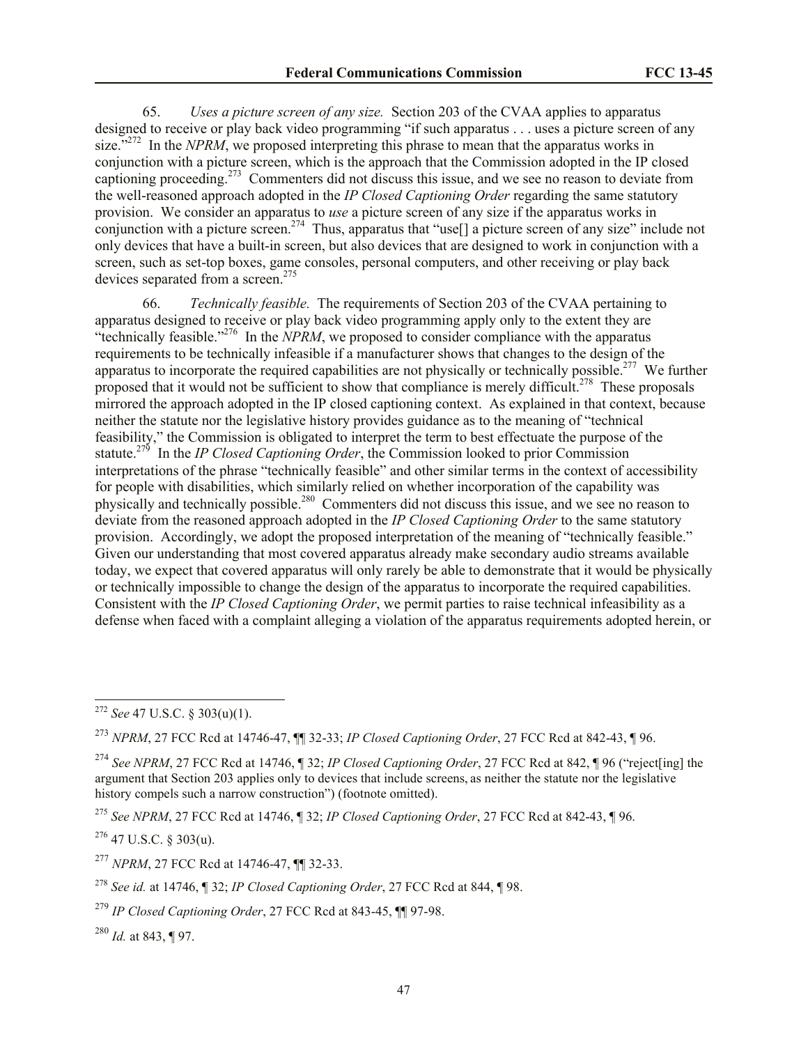65. *Uses a picture screen of any size.* Section 203 of the CVAA applies to apparatus designed to receive or play back video programming "if such apparatus . . . uses a picture screen of any size."[272] In the *NPRM*, we proposed interpreting this phrase to mean that the apparatus works in conjunction with a picture screen, which is the approach that the Commission adopted in the IP closed captioning proceeding.[273] Commenters did not discuss this issue, and we see no reason to deviate from the well-reasoned approach adopted in the *IP Closed Captioning Order* regarding the same statutory provision. We consider an apparatus to *use* a picture screen of any size if the apparatus works in conjunction with a picture screen.[274] Thus, apparatus that "use[] a picture screen of any size" include not only devices that have a built-in screen, but also devices that are designed to work in conjunction with a screen, such as set-top boxes, game consoles, personal computers, and other receiving or play back devices separated from a screen.[275]

66. *Technically feasible.* The requirements of Section 203 of the CVAA pertaining to apparatus designed to receive or play back video programming apply only to the extent they are "technically feasible."[276] In the *NPRM*, we proposed to consider compliance with the apparatus requirements to be technically infeasible if a manufacturer shows that changes to the design of the apparatus to incorporate the required capabilities are not physically or technically possible.[277] We further proposed that it would not be sufficient to show that compliance is merely difficult.[278] These proposals mirrored the approach adopted in the IP closed captioning context. As explained in that context, because neither the statute nor the legislative history provides guidance as to the meaning of "technical feasibility," the Commission is obligated to interpret the term to best effectuate the purpose of the statute.[279] In the *IP Closed Captioning Order*, the Commission looked to prior Commission interpretations of the phrase "technically feasible" and other similar terms in the context of accessibility for people with disabilities, which similarly relied on whether incorporation of the capability was physically and technically possible.[280] Commenters did not discuss this issue, and we see no reason to deviate from the reasoned approach adopted in the *IP Closed Captioning Order* to the same statutory provision. Accordingly, we adopt the proposed interpretation of the meaning of "technically feasible." Given our understanding that most covered apparatus already make secondary audio streams available today, we expect that covered apparatus will only rarely be able to demonstrate that it would be physically or technically impossible to change the design of the apparatus to incorporate the required capabilities. Consistent with the *IP Closed Captioning Order*, we permit parties to raise technical infeasibility as a defense when faced with a complaint alleging a violation of the apparatus requirements adopted herein, or

---

[272] *See* 47 U.S.C. § 303(u)(1).

[273] *NPRM*, 27 FCC Rcd at 14746-47, ¶¶ 32-33; *IP Closed Captioning Order*, 27 FCC Rcd at 842-43, ¶ 96.

[274] *See NPRM*, 27 FCC Rcd at 14746, ¶ 32; *IP Closed Captioning Order*, 27 FCC Rcd at 842, ¶ 96 ("reject[ing] the argument that Section 203 applies only to devices that include screens, as neither the statute nor the legislative history compels such a narrow construction") (footnote omitted).

[275] *See NPRM*, 27 FCC Rcd at 14746, ¶ 32; *IP Closed Captioning Order*, 27 FCC Rcd at 842-43, ¶ 96.

[276] 47 U.S.C. § 303(u).

[277] *NPRM*, 27 FCC Rcd at 14746-47, ¶¶ 32-33.

[278] *See id.* at 14746, ¶ 32; *IP Closed Captioning Order*, 27 FCC Rcd at 844, ¶ 98.

[279] *IP Closed Captioning Order*, 27 FCC Rcd at 843-45, ¶¶ 97-98.

[280] *Id.* at 843, ¶ 97.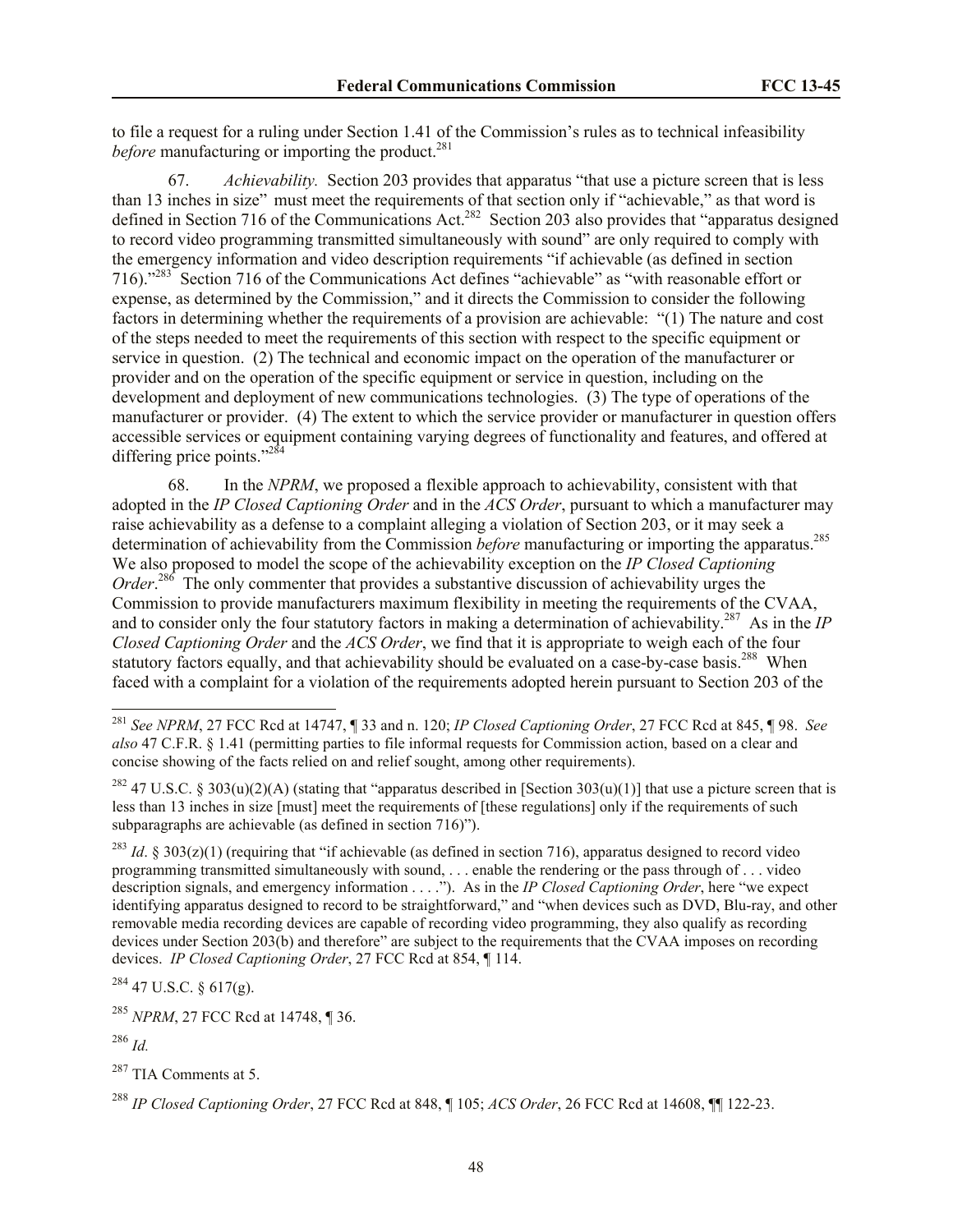to file a request for a ruling under Section 1.41 of the Commission's rules as to technical infeasibility *before* manufacturing or importing the product.[281]

67. *Achievability.* Section 203 provides that apparatus "that use a picture screen that is less than 13 inches in size" must meet the requirements of that section only if "achievable," as that word is defined in Section 716 of the Communications Act.[282] Section 203 also provides that "apparatus designed to record video programming transmitted simultaneously with sound" are only required to comply with the emergency information and video description requirements "if achievable (as defined in section 716)."[283] Section 716 of the Communications Act defines "achievable" as "with reasonable effort or expense, as determined by the Commission," and it directs the Commission to consider the following factors in determining whether the requirements of a provision are achievable: "(1) The nature and cost of the steps needed to meet the requirements of this section with respect to the specific equipment or service in question. (2) The technical and economic impact on the operation of the manufacturer or provider and on the operation of the specific equipment or service in question, including on the development and deployment of new communications technologies. (3) The type of operations of the manufacturer or provider. (4) The extent to which the service provider or manufacturer in question offers accessible services or equipment containing varying degrees of functionality and features, and offered at differing price points."[284]

68. In the *NPRM*, we proposed a flexible approach to achievability, consistent with that adopted in the *IP Closed Captioning Order* and in the *ACS Order*, pursuant to which a manufacturer may raise achievability as a defense to a complaint alleging a violation of Section 203, or it may seek a determination of achievability from the Commission *before* manufacturing or importing the apparatus.[285] We also proposed to model the scope of the achievability exception on the *IP Closed Captioning Order*.[286] The only commenter that provides a substantive discussion of achievability urges the Commission to provide manufacturers maximum flexibility in meeting the requirements of the CVAA, and to consider only the four statutory factors in making a determination of achievability.[287] As in the *IP Closed Captioning Order* and the *ACS Order*, we find that it is appropriate to weigh each of the four statutory factors equally, and that achievability should be evaluated on a case-by-case basis.[288] When faced with a complaint for a violation of the requirements adopted herein pursuant to Section 203 of the

---

[281] *See NPRM*, 27 FCC Rcd at 14747, ¶ 33 and n. 120; *IP Closed Captioning Order*, 27 FCC Rcd at 845, ¶ 98. *See also* 47 C.F.R. § 1.41 (permitting parties to file informal requests for Commission action, based on a clear and concise showing of the facts relied on and relief sought, among other requirements).

[282] 47 U.S.C. § 303(u)(2)(A) (stating that "apparatus described in [Section 303(u)(1)] that use a picture screen that is less than 13 inches in size [must] meet the requirements of [these regulations] only if the requirements of such subparagraphs are achievable (as defined in section 716)").

[283] *Id*. § 303(z)(1) (requiring that "if achievable (as defined in section 716), apparatus designed to record video programming transmitted simultaneously with sound, . . . enable the rendering or the pass through of . . . video description signals, and emergency information . . . ."). As in the *IP Closed Captioning Order*, here "we expect identifying apparatus designed to record to be straightforward," and "when devices such as DVD, Blu-ray, and other removable media recording devices are capable of recording video programming, they also qualify as recording devices under Section 203(b) and therefore" are subject to the requirements that the CVAA imposes on recording devices. *IP Closed Captioning Order*, 27 FCC Rcd at 854, ¶ 114.

[284] 47 U.S.C. § 617(g).

[285] *NPRM*, 27 FCC Rcd at 14748, ¶ 36.

[286] *Id.*

[287] TIA Comments at 5.

[288] *IP Closed Captioning Order*, 27 FCC Rcd at 848, ¶ 105; *ACS Order*, 26 FCC Rcd at 14608, ¶¶ 122-23.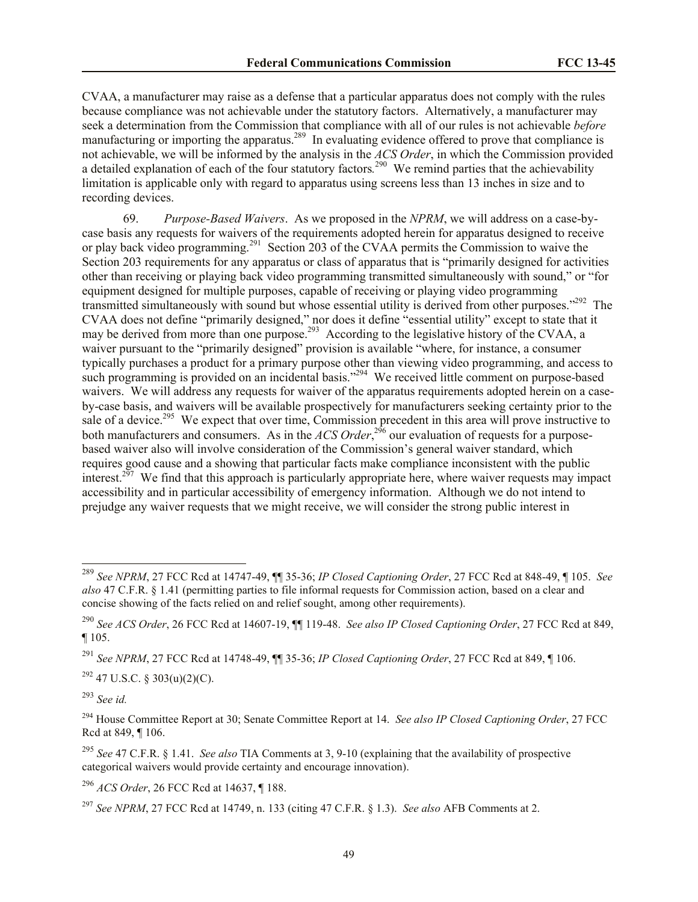CVAA, a manufacturer may raise as a defense that a particular apparatus does not comply with the rules because compliance was not achievable under the statutory factors. Alternatively, a manufacturer may seek a determination from the Commission that compliance with all of our rules is not achievable *before* manufacturing or importing the apparatus.[289] In evaluating evidence offered to prove that compliance is not achievable, we will be informed by the analysis in the *ACS Order*, in which the Commission provided a detailed explanation of each of the four statutory factors.[290] We remind parties that the achievability limitation is applicable only with regard to apparatus using screens less than 13 inches in size and to recording devices.

69. *Purpose-Based Waivers*. As we proposed in the *NPRM*, we will address on a case-by-case basis any requests for waivers of the requirements adopted herein for apparatus designed to receive or play back video programming.[291] Section 203 of the CVAA permits the Commission to waive the Section 203 requirements for any apparatus or class of apparatus that is "primarily designed for activities other than receiving or playing back video programming transmitted simultaneously with sound," or "for equipment designed for multiple purposes, capable of receiving or playing video programming transmitted simultaneously with sound but whose essential utility is derived from other purposes."[292] The CVAA does not define "primarily designed," nor does it define "essential utility" except to state that it may be derived from more than one purpose.[293] According to the legislative history of the CVAA, a waiver pursuant to the "primarily designed" provision is available "where, for instance, a consumer typically purchases a product for a primary purpose other than viewing video programming, and access to such programming is provided on an incidental basis."[294] We received little comment on purpose-based waivers. We will address any requests for waiver of the apparatus requirements adopted herein on a case-by-case basis, and waivers will be available prospectively for manufacturers seeking certainty prior to the sale of a device.[295] We expect that over time, Commission precedent in this area will prove instructive to both manufacturers and consumers. As in the *ACS Order*,[296] our evaluation of requests for a purpose-based waiver also will involve consideration of the Commission's general waiver standard, which requires good cause and a showing that particular facts make compliance inconsistent with the public interest.[297] We find that this approach is particularly appropriate here, where waiver requests may impact accessibility and in particular accessibility of emergency information. Although we do not intend to prejudge any waiver requests that we might receive, we will consider the strong public interest in

---

[289] *See NPRM*, 27 FCC Rcd at 14747-49, ¶¶ 35-36; *IP Closed Captioning Order*, 27 FCC Rcd at 848-49, ¶ 105. *See also* 47 C.F.R. § 1.41 (permitting parties to file informal requests for Commission action, based on a clear and concise showing of the facts relied on and relief sought, among other requirements).

[290] *See ACS Order*, 26 FCC Rcd at 14607-19, ¶¶ 119-48. *See also IP Closed Captioning Order*, 27 FCC Rcd at 849, ¶ 105.

[291] *See NPRM*, 27 FCC Rcd at 14748-49, ¶¶ 35-36; *IP Closed Captioning Order*, 27 FCC Rcd at 849, ¶ 106.

[292] 47 U.S.C. § 303(u)(2)(C).

[293] *See id.*

[294] House Committee Report at 30; Senate Committee Report at 14. *See also IP Closed Captioning Order*, 27 FCC Rcd at 849, ¶ 106.

[295] *See* 47 C.F.R. § 1.41. *See also* TIA Comments at 3, 9-10 (explaining that the availability of prospective categorical waivers would provide certainty and encourage innovation).

[296] *ACS Order*, 26 FCC Rcd at 14637, ¶ 188.

[297] *See NPRM*, 27 FCC Rcd at 14749, n. 133 (citing 47 C.F.R. § 1.3). *See also* AFB Comments at 2.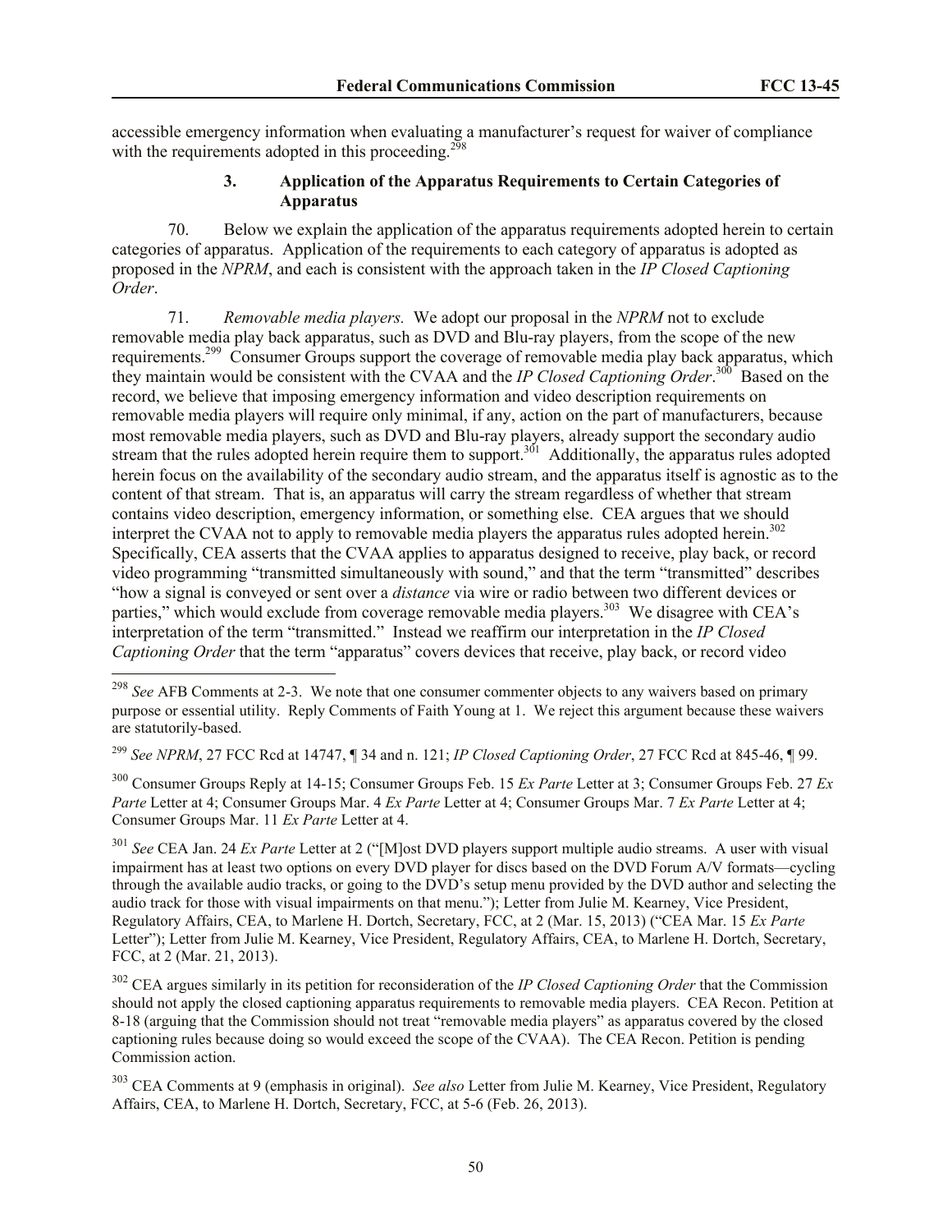accessible emergency information when evaluating a manufacturer's request for waiver of compliance with the requirements adopted in this proceeding.[298]

### 3. Application of the Apparatus Requirements to Certain Categories of Apparatus

70. Below we explain the application of the apparatus requirements adopted herein to certain categories of apparatus. Application of the requirements to each category of apparatus is adopted as proposed in the *NPRM*, and each is consistent with the approach taken in the *IP Closed Captioning Order*.

71. *Removable media players.* We adopt our proposal in the *NPRM* not to exclude removable media play back apparatus, such as DVD and Blu-ray players, from the scope of the new requirements.[299] Consumer Groups support the coverage of removable media play back apparatus, which they maintain would be consistent with the CVAA and the *IP Closed Captioning Order*.[300] Based on the record, we believe that imposing emergency information and video description requirements on removable media players will require only minimal, if any, action on the part of manufacturers, because most removable media players, such as DVD and Blu-ray players, already support the secondary audio stream that the rules adopted herein require them to support.[301] Additionally, the apparatus rules adopted herein focus on the availability of the secondary audio stream, and the apparatus itself is agnostic as to the content of that stream. That is, an apparatus will carry the stream regardless of whether that stream contains video description, emergency information, or something else. CEA argues that we should interpret the CVAA not to apply to removable media players the apparatus rules adopted herein.[302] Specifically, CEA asserts that the CVAA applies to apparatus designed to receive, play back, or record video programming "transmitted simultaneously with sound," and that the term "transmitted" describes "how a signal is conveyed or sent over a *distance* via wire or radio between two different devices or parties," which would exclude from coverage removable media players.[303] We disagree with CEA's interpretation of the term "transmitted." Instead we reaffirm our interpretation in the *IP Closed Captioning Order* that the term "apparatus" covers devices that receive, play back, or record video

---

[298] *See* AFB Comments at 2-3. We note that one consumer commenter objects to any waivers based on primary purpose or essential utility. Reply Comments of Faith Young at 1. We reject this argument because these waivers are statutorily-based.

[299] *See NPRM*, 27 FCC Rcd at 14747, ¶ 34 and n. 121; *IP Closed Captioning Order*, 27 FCC Rcd at 845-46, ¶ 99.

[300] Consumer Groups Reply at 14-15; Consumer Groups Feb. 15 *Ex Parte* Letter at 3; Consumer Groups Feb. 27 *Ex Parte* Letter at 4; Consumer Groups Mar. 4 *Ex Parte* Letter at 4; Consumer Groups Mar. 7 *Ex Parte* Letter at 4; Consumer Groups Mar. 11 *Ex Parte* Letter at 4.

[301] *See* CEA Jan. 24 *Ex Parte* Letter at 2 ("[M]ost DVD players support multiple audio streams. A user with visual impairment has at least two options on every DVD player for discs based on the DVD Forum A/V formats—cycling through the available audio tracks, or going to the DVD's setup menu provided by the DVD author and selecting the audio track for those with visual impairments on that menu."); Letter from Julie M. Kearney, Vice President, Regulatory Affairs, CEA, to Marlene H. Dortch, Secretary, FCC, at 2 (Mar. 15, 2013) ("CEA Mar. 15 *Ex Parte* Letter"); Letter from Julie M. Kearney, Vice President, Regulatory Affairs, CEA, to Marlene H. Dortch, Secretary, FCC, at 2 (Mar. 21, 2013).

[302] CEA argues similarly in its petition for reconsideration of the *IP Closed Captioning Order* that the Commission should not apply the closed captioning apparatus requirements to removable media players. CEA Recon. Petition at 8-18 (arguing that the Commission should not treat "removable media players" as apparatus covered by the closed captioning rules because doing so would exceed the scope of the CVAA). The CEA Recon. Petition is pending Commission action.

[303] CEA Comments at 9 (emphasis in original). *See also* Letter from Julie M. Kearney, Vice President, Regulatory Affairs, CEA, to Marlene H. Dortch, Secretary, FCC, at 5-6 (Feb. 26, 2013).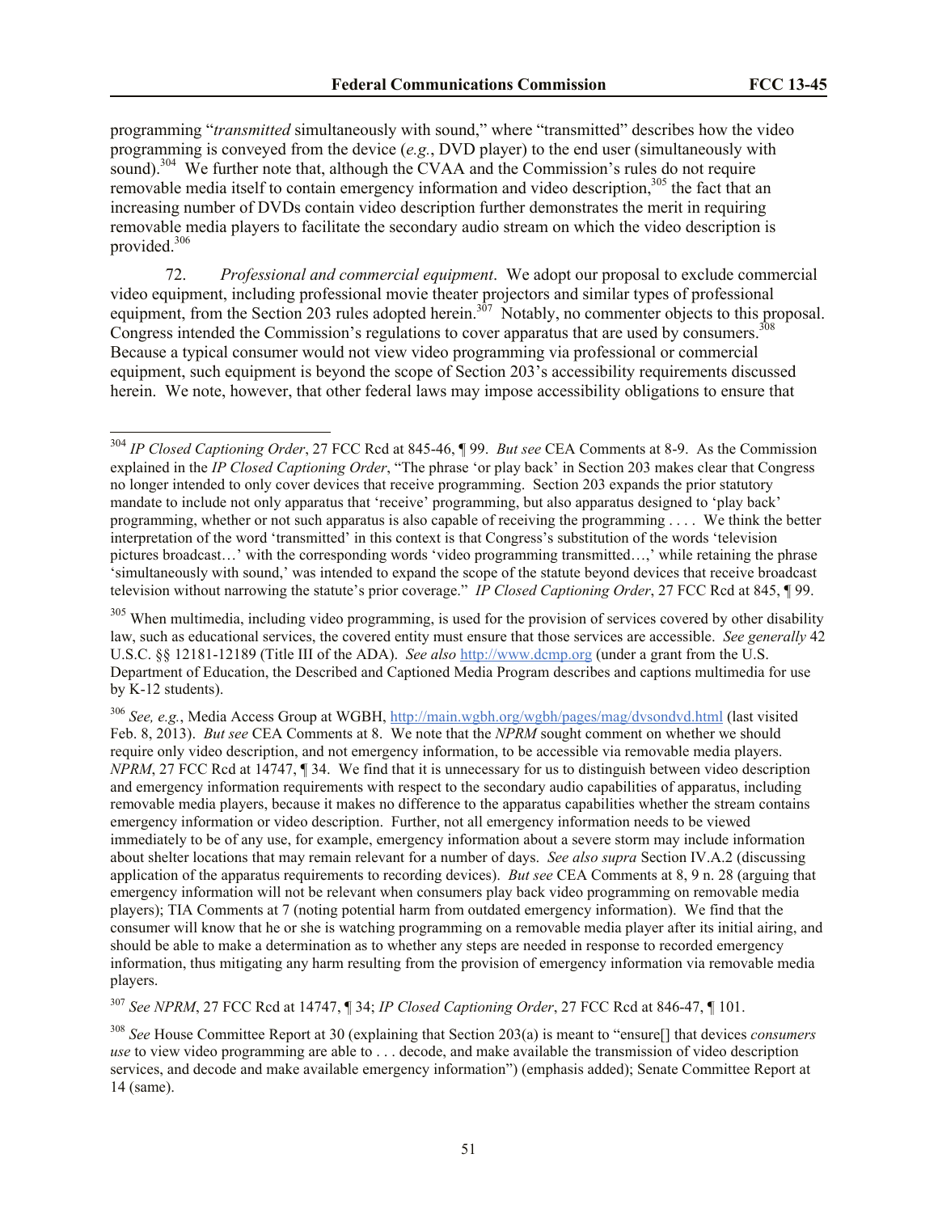programming "*transmitted* simultaneously with sound," where "transmitted" describes how the video programming is conveyed from the device (*e.g.*, DVD player) to the end user (simultaneously with sound).[304] We further note that, although the CVAA and the Commission's rules do not require removable media itself to contain emergency information and video description,[305] the fact that an increasing number of DVDs contain video description further demonstrates the merit in requiring removable media players to facilitate the secondary audio stream on which the video description is provided.[306]

72. *Professional and commercial equipment*. We adopt our proposal to exclude commercial video equipment, including professional movie theater projectors and similar types of professional equipment, from the Section 203 rules adopted herein.[307] Notably, no commenter objects to this proposal. Congress intended the Commission's regulations to cover apparatus that are used by consumers.[308] Because a typical consumer would not view video programming via professional or commercial equipment, such equipment is beyond the scope of Section 203's accessibility requirements discussed herein. We note, however, that other federal laws may impose accessibility obligations to ensure that

---

[304] *IP Closed Captioning Order*, 27 FCC Rcd at 845-46, ¶ 99. *But see* CEA Comments at 8-9. As the Commission explained in the *IP Closed Captioning Order*, "The phrase 'or play back' in Section 203 makes clear that Congress no longer intended to only cover devices that receive programming. Section 203 expands the prior statutory mandate to include not only apparatus that 'receive' programming, but also apparatus designed to 'play back' programming, whether or not such apparatus is also capable of receiving the programming . . . . We think the better interpretation of the word 'transmitted' in this context is that Congress's substitution of the words 'television pictures broadcast…' with the corresponding words 'video programming transmitted…,' while retaining the phrase 'simultaneously with sound,' was intended to expand the scope of the statute beyond devices that receive broadcast television without narrowing the statute's prior coverage." *IP Closed Captioning Order*, 27 FCC Rcd at 845, ¶ 99.

[305] When multimedia, including video programming, is used for the provision of services covered by other disability law, such as educational services, the covered entity must ensure that those services are accessible. *See generally* 42 U.S.C. §§ 12181-12189 (Title III of the ADA). *See also* http://www.dcmp.org (under a grant from the U.S. Department of Education, the Described and Captioned Media Program describes and captions multimedia for use by K-12 students).

[306] *See, e.g.*, Media Access Group at WGBH, http://main.wgbh.org/wgbh/pages/mag/dvsondvd.html (last visited Feb. 8, 2013). *But see* CEA Comments at 8. We note that the *NPRM* sought comment on whether we should require only video description, and not emergency information, to be accessible via removable media players. *NPRM*, 27 FCC Rcd at 14747, ¶ 34. We find that it is unnecessary for us to distinguish between video description and emergency information requirements with respect to the secondary audio capabilities of apparatus, including removable media players, because it makes no difference to the apparatus capabilities whether the stream contains emergency information or video description. Further, not all emergency information needs to be viewed immediately to be of any use, for example, emergency information about a severe storm may include information about shelter locations that may remain relevant for a number of days. *See also supra* Section IV.A.2 (discussing application of the apparatus requirements to recording devices). *But see* CEA Comments at 8, 9 n. 28 (arguing that emergency information will not be relevant when consumers play back video programming on removable media players); TIA Comments at 7 (noting potential harm from outdated emergency information). We find that the consumer will know that he or she is watching programming on a removable media player after its initial airing, and should be able to make a determination as to whether any steps are needed in response to recorded emergency information, thus mitigating any harm resulting from the provision of emergency information via removable media players.

[307] *See NPRM*, 27 FCC Rcd at 14747, ¶ 34; *IP Closed Captioning Order*, 27 FCC Rcd at 846-47, ¶ 101.

[308] *See* House Committee Report at 30 (explaining that Section 203(a) is meant to "ensure[] that devices *consumers use* to view video programming are able to . . . decode, and make available the transmission of video description services, and decode and make available emergency information") (emphasis added); Senate Committee Report at 14 (same).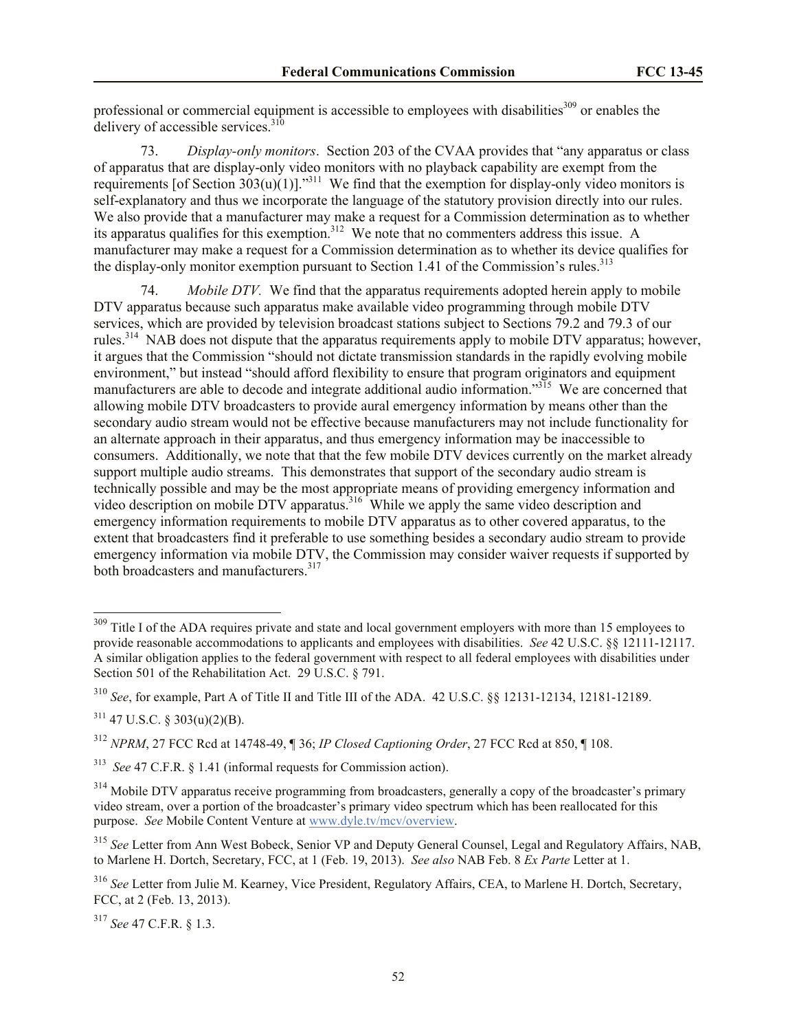professional or commercial equipment is accessible to employees with disabilities[309] or enables the delivery of accessible services.[310]

73. *Display-only monitors*. Section 203 of the CVAA provides that "any apparatus or class of apparatus that are display-only video monitors with no playback capability are exempt from the requirements [of Section 303(u)(1)]."[311] We find that the exemption for display-only video monitors is self-explanatory and thus we incorporate the language of the statutory provision directly into our rules. We also provide that a manufacturer may make a request for a Commission determination as to whether its apparatus qualifies for this exemption.[312] We note that no commenters address this issue. A manufacturer may make a request for a Commission determination as to whether its device qualifies for the display-only monitor exemption pursuant to Section 1.41 of the Commission's rules.[313]

74. *Mobile DTV.* We find that the apparatus requirements adopted herein apply to mobile DTV apparatus because such apparatus make available video programming through mobile DTV services, which are provided by television broadcast stations subject to Sections 79.2 and 79.3 of our rules.[314] NAB does not dispute that the apparatus requirements apply to mobile DTV apparatus; however, it argues that the Commission "should not dictate transmission standards in the rapidly evolving mobile environment," but instead "should afford flexibility to ensure that program originators and equipment manufacturers are able to decode and integrate additional audio information."[315] We are concerned that allowing mobile DTV broadcasters to provide aural emergency information by means other than the secondary audio stream would not be effective because manufacturers may not include functionality for an alternate approach in their apparatus, and thus emergency information may be inaccessible to consumers. Additionally, we note that that the few mobile DTV devices currently on the market already support multiple audio streams. This demonstrates that support of the secondary audio stream is technically possible and may be the most appropriate means of providing emergency information and video description on mobile DTV apparatus.[316] While we apply the same video description and emergency information requirements to mobile DTV apparatus as to other covered apparatus, to the extent that broadcasters find it preferable to use something besides a secondary audio stream to provide emergency information via mobile DTV, the Commission may consider waiver requests if supported by both broadcasters and manufacturers.[317]

---

[309] Title I of the ADA requires private and state and local government employers with more than 15 employees to provide reasonable accommodations to applicants and employees with disabilities. *See* 42 U.S.C. §§ 12111-12117. A similar obligation applies to the federal government with respect to all federal employees with disabilities under Section 501 of the Rehabilitation Act. 29 U.S.C. § 791.

[310] *See*, for example, Part A of Title II and Title III of the ADA. 42 U.S.C. §§ 12131-12134, 12181-12189.

[311] 47 U.S.C. § 303(u)(2)(B).

[312] *NPRM*, 27 FCC Rcd at 14748-49, ¶ 36; *IP Closed Captioning Order*, 27 FCC Rcd at 850, ¶ 108.

[313] *See* 47 C.F.R. § 1.41 (informal requests for Commission action).

[314] Mobile DTV apparatus receive programming from broadcasters, generally a copy of the broadcaster's primary video stream, over a portion of the broadcaster's primary video spectrum which has been reallocated for this purpose. *See* Mobile Content Venture at www.dyle.tv/mcv/overview.

[315] *See* Letter from Ann West Bobeck, Senior VP and Deputy General Counsel, Legal and Regulatory Affairs, NAB, to Marlene H. Dortch, Secretary, FCC, at 1 (Feb. 19, 2013). *See also* NAB Feb. 8 *Ex Parte* Letter at 1.

[316] *See* Letter from Julie M. Kearney, Vice President, Regulatory Affairs, CEA, to Marlene H. Dortch, Secretary, FCC, at 2 (Feb. 13, 2013).

[317] *See* 47 C.F.R. § 1.3.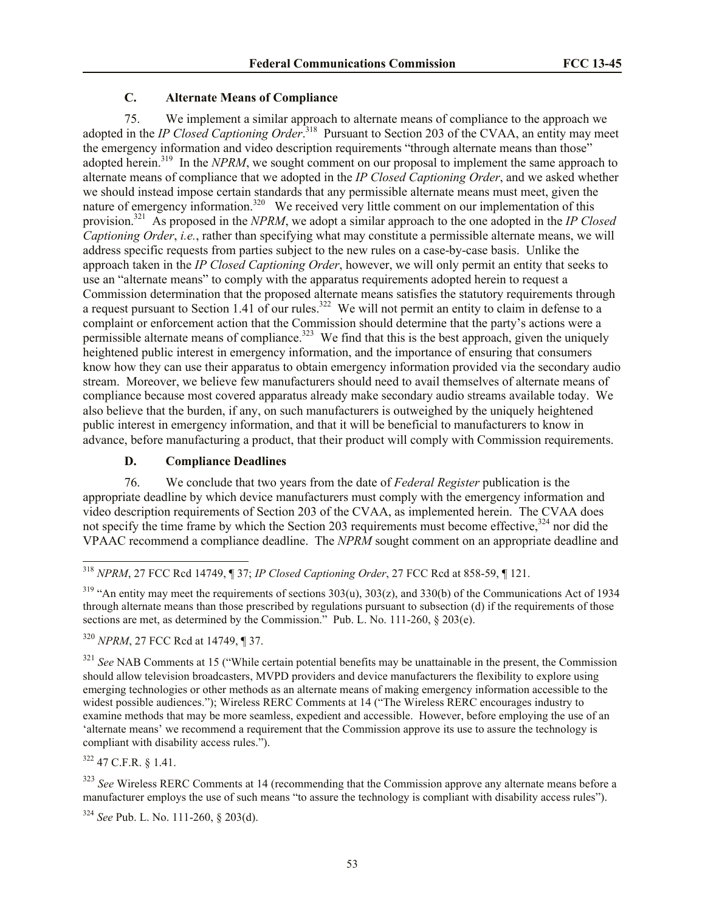### C. Alternate Means of Compliance

75. We implement a similar approach to alternate means of compliance to the approach we adopted in the *IP Closed Captioning Order*.[318] Pursuant to Section 203 of the CVAA, an entity may meet the emergency information and video description requirements "through alternate means than those" adopted herein.[319] In the *NPRM*, we sought comment on our proposal to implement the same approach to alternate means of compliance that we adopted in the *IP Closed Captioning Order*, and we asked whether we should instead impose certain standards that any permissible alternate means must meet, given the nature of emergency information.[320] We received very little comment on our implementation of this provision.[321] As proposed in the *NPRM*, we adopt a similar approach to the one adopted in the *IP Closed Captioning Order*, *i.e.*, rather than specifying what may constitute a permissible alternate means, we will address specific requests from parties subject to the new rules on a case-by-case basis. Unlike the approach taken in the *IP Closed Captioning Order*, however, we will only permit an entity that seeks to use an "alternate means" to comply with the apparatus requirements adopted herein to request a Commission determination that the proposed alternate means satisfies the statutory requirements through a request pursuant to Section 1.41 of our rules.[322] We will not permit an entity to claim in defense to a complaint or enforcement action that the Commission should determine that the party's actions were a permissible alternate means of compliance.[323] We find that this is the best approach, given the uniquely heightened public interest in emergency information, and the importance of ensuring that consumers know how they can use their apparatus to obtain emergency information provided via the secondary audio stream. Moreover, we believe few manufacturers should need to avail themselves of alternate means of compliance because most covered apparatus already make secondary audio streams available today. We also believe that the burden, if any, on such manufacturers is outweighed by the uniquely heightened public interest in emergency information, and that it will be beneficial to manufacturers to know in advance, before manufacturing a product, that their product will comply with Commission requirements.

### D. Compliance Deadlines

76. We conclude that two years from the date of *Federal Register* publication is the appropriate deadline by which device manufacturers must comply with the emergency information and video description requirements of Section 203 of the CVAA, as implemented herein. The CVAA does not specify the time frame by which the Section 203 requirements must become effective,[324] nor did the VPAAC recommend a compliance deadline. The *NPRM* sought comment on an appropriate deadline and

---

[318] *NPRM*, 27 FCC Rcd 14749, ¶ 37; *IP Closed Captioning Order*, 27 FCC Rcd at 858-59, ¶ 121.

[319] "An entity may meet the requirements of sections 303(u), 303(z), and 330(b) of the Communications Act of 1934 through alternate means than those prescribed by regulations pursuant to subsection (d) if the requirements of those sections are met, as determined by the Commission." Pub. L. No. 111-260, § 203(e).

[320] *NPRM*, 27 FCC Rcd at 14749, ¶ 37.

[321] *See* NAB Comments at 15 ("While certain potential benefits may be unattainable in the present, the Commission should allow television broadcasters, MVPD providers and device manufacturers the flexibility to explore using emerging technologies or other methods as an alternate means of making emergency information accessible to the widest possible audiences."); Wireless RERC Comments at 14 ("The Wireless RERC encourages industry to examine methods that may be more seamless, expedient and accessible. However, before employing the use of an 'alternate means' we recommend a requirement that the Commission approve its use to assure the technology is compliant with disability access rules.").

[322] 47 C.F.R. § 1.41.

[323] *See* Wireless RERC Comments at 14 (recommending that the Commission approve any alternate means before a manufacturer employs the use of such means "to assure the technology is compliant with disability access rules").

[324] *See* Pub. L. No. 111-260, § 203(d).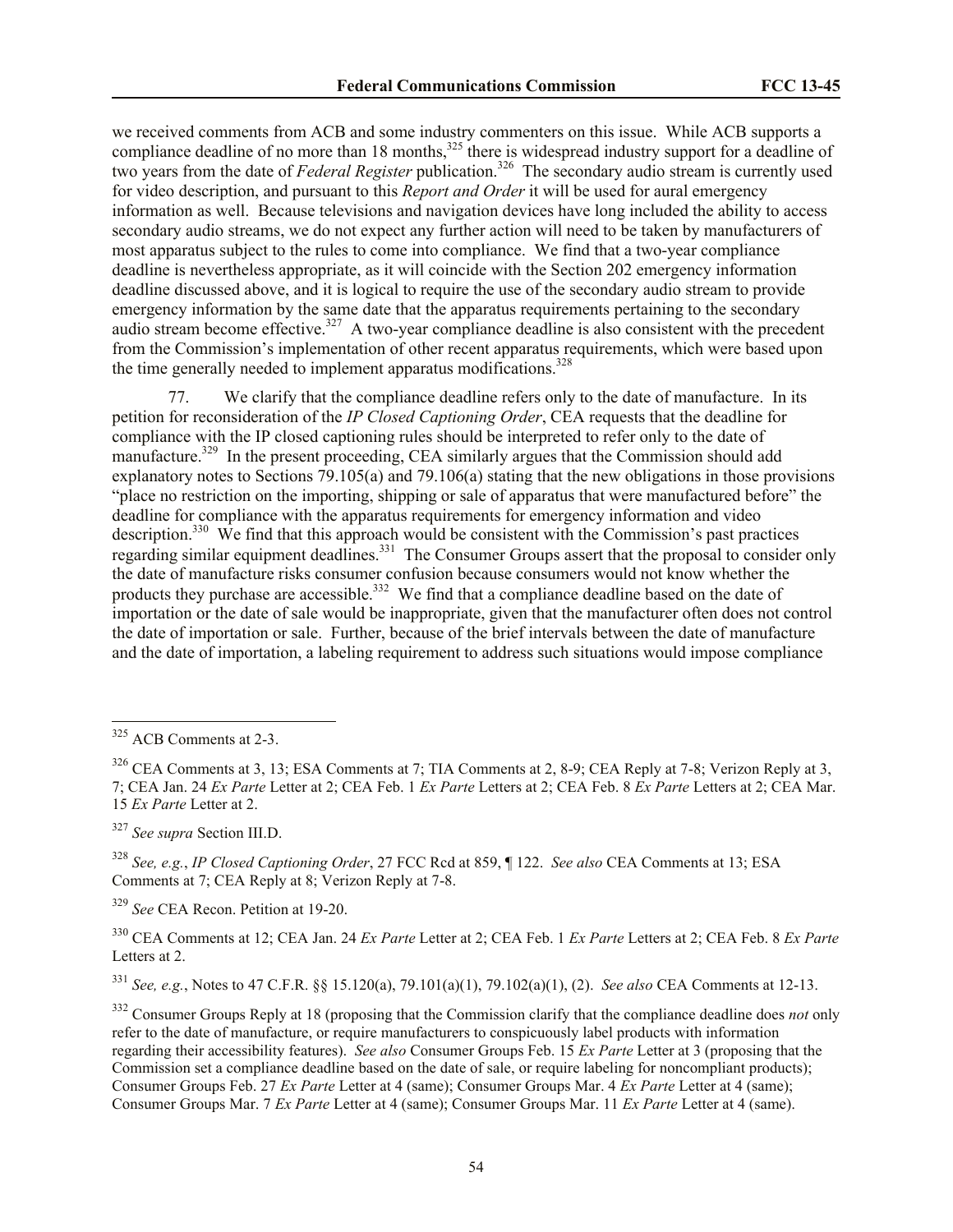we received comments from ACB and some industry commenters on this issue. While ACB supports a compliance deadline of no more than 18 months,[325] there is widespread industry support for a deadline of two years from the date of *Federal Register* publication.[326] The secondary audio stream is currently used for video description, and pursuant to this *Report and Order* it will be used for aural emergency information as well. Because televisions and navigation devices have long included the ability to access secondary audio streams, we do not expect any further action will need to be taken by manufacturers of most apparatus subject to the rules to come into compliance. We find that a two-year compliance deadline is nevertheless appropriate, as it will coincide with the Section 202 emergency information deadline discussed above, and it is logical to require the use of the secondary audio stream to provide emergency information by the same date that the apparatus requirements pertaining to the secondary audio stream become effective.[327] A two-year compliance deadline is also consistent with the precedent from the Commission's implementation of other recent apparatus requirements, which were based upon the time generally needed to implement apparatus modifications.[328]

77. We clarify that the compliance deadline refers only to the date of manufacture. In its petition for reconsideration of the *IP Closed Captioning Order*, CEA requests that the deadline for compliance with the IP closed captioning rules should be interpreted to refer only to the date of manufacture.[329] In the present proceeding, CEA similarly argues that the Commission should add explanatory notes to Sections 79.105(a) and 79.106(a) stating that the new obligations in those provisions "place no restriction on the importing, shipping or sale of apparatus that were manufactured before" the deadline for compliance with the apparatus requirements for emergency information and video description.[330] We find that this approach would be consistent with the Commission's past practices regarding similar equipment deadlines.[331] The Consumer Groups assert that the proposal to consider only the date of manufacture risks consumer confusion because consumers would not know whether the products they purchase are accessible.[332] We find that a compliance deadline based on the date of importation or the date of sale would be inappropriate, given that the manufacturer often does not control the date of importation or sale. Further, because of the brief intervals between the date of manufacture and the date of importation, a labeling requirement to address such situations would impose compliance

---

[325] ACB Comments at 2-3.

[326] CEA Comments at 3, 13; ESA Comments at 7; TIA Comments at 2, 8-9; CEA Reply at 7-8; Verizon Reply at 3, 7; CEA Jan. 24 *Ex Parte* Letter at 2; CEA Feb. 1 *Ex Parte* Letters at 2; CEA Feb. 8 *Ex Parte* Letters at 2; CEA Mar. 15 *Ex Parte* Letter at 2.

[327] *See supra* Section III.D.

[328] *See, e.g.*, *IP Closed Captioning Order*, 27 FCC Rcd at 859, ¶ 122. *See also* CEA Comments at 13; ESA Comments at 7; CEA Reply at 8; Verizon Reply at 7-8.

[329] *See* CEA Recon. Petition at 19-20.

[330] CEA Comments at 12; CEA Jan. 24 *Ex Parte* Letter at 2; CEA Feb. 1 *Ex Parte* Letters at 2; CEA Feb. 8 *Ex Parte* Letters at 2.

[331] *See, e.g.*, Notes to 47 C.F.R. §§ 15.120(a), 79.101(a)(1), 79.102(a)(1), (2). *See also* CEA Comments at 12-13.

[332] Consumer Groups Reply at 18 (proposing that the Commission clarify that the compliance deadline does *not* only refer to the date of manufacture, or require manufacturers to conspicuously label products with information regarding their accessibility features). *See also* Consumer Groups Feb. 15 *Ex Parte* Letter at 3 (proposing that the Commission set a compliance deadline based on the date of sale, or require labeling for noncompliant products); Consumer Groups Feb. 27 *Ex Parte* Letter at 4 (same); Consumer Groups Mar. 4 *Ex Parte* Letter at 4 (same); Consumer Groups Mar. 7 *Ex Parte* Letter at 4 (same); Consumer Groups Mar. 11 *Ex Parte* Letter at 4 (same).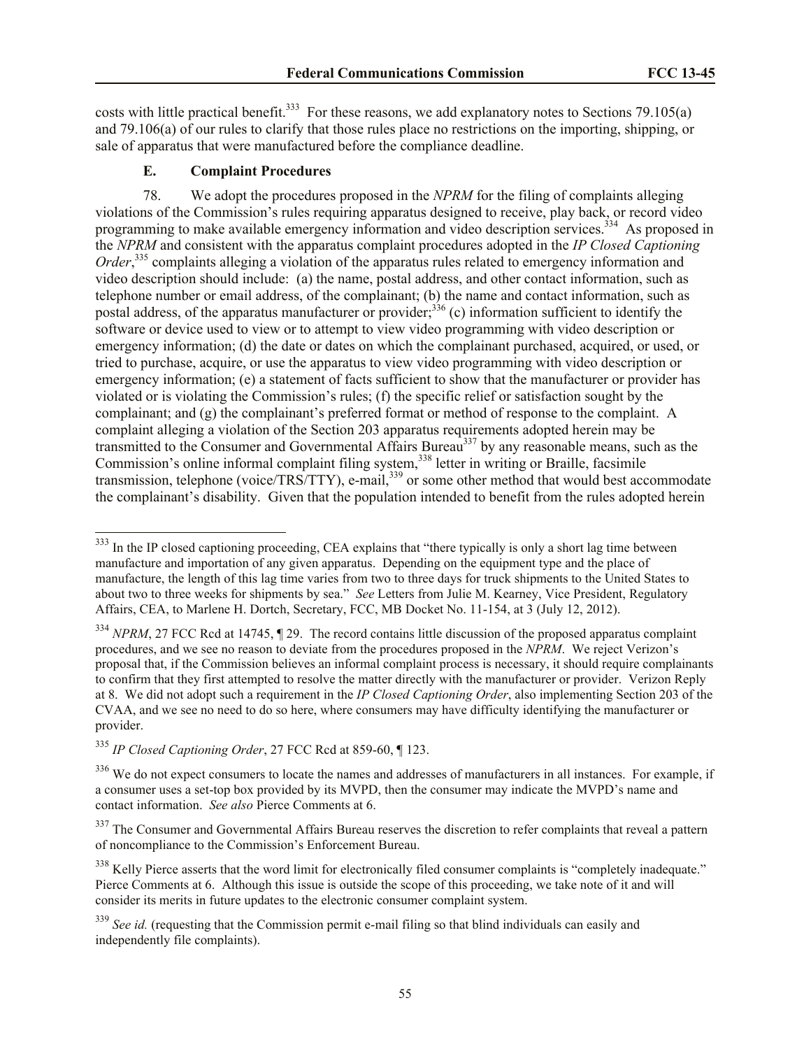costs with little practical benefit.[333] For these reasons, we add explanatory notes to Sections 79.105(a) and 79.106(a) of our rules to clarify that those rules place no restrictions on the importing, shipping, or sale of apparatus that were manufactured before the compliance deadline.

### E. Complaint Procedures

78. We adopt the procedures proposed in the *NPRM* for the filing of complaints alleging violations of the Commission's rules requiring apparatus designed to receive, play back, or record video programming to make available emergency information and video description services.[334] As proposed in the *NPRM* and consistent with the apparatus complaint procedures adopted in the *IP Closed Captioning Order*,[335] complaints alleging a violation of the apparatus rules related to emergency information and video description should include: (a) the name, postal address, and other contact information, such as telephone number or email address, of the complainant; (b) the name and contact information, such as postal address, of the apparatus manufacturer or provider;[336] (c) information sufficient to identify the software or device used to view or to attempt to view video programming with video description or emergency information; (d) the date or dates on which the complainant purchased, acquired, or used, or tried to purchase, acquire, or use the apparatus to view video programming with video description or emergency information; (e) a statement of facts sufficient to show that the manufacturer or provider has violated or is violating the Commission's rules; (f) the specific relief or satisfaction sought by the complainant; and (g) the complainant's preferred format or method of response to the complaint. A complaint alleging a violation of the Section 203 apparatus requirements adopted herein may be transmitted to the Consumer and Governmental Affairs Bureau[337] by any reasonable means, such as the Commission's online informal complaint filing system,[338] letter in writing or Braille, facsimile transmission, telephone (voice/TRS/TTY), e-mail,[339] or some other method that would best accommodate the complainant's disability. Given that the population intended to benefit from the rules adopted herein

---

[333] In the IP closed captioning proceeding, CEA explains that "there typically is only a short lag time between manufacture and importation of any given apparatus. Depending on the equipment type and the place of manufacture, the length of this lag time varies from two to three days for truck shipments to the United States to about two to three weeks for shipments by sea." *See* Letters from Julie M. Kearney, Vice President, Regulatory Affairs, CEA, to Marlene H. Dortch, Secretary, FCC, MB Docket No. 11-154, at 3 (July 12, 2012).

[334] *NPRM*, 27 FCC Rcd at 14745, ¶ 29. The record contains little discussion of the proposed apparatus complaint procedures, and we see no reason to deviate from the procedures proposed in the *NPRM*. We reject Verizon's proposal that, if the Commission believes an informal complaint process is necessary, it should require complainants to confirm that they first attempted to resolve the matter directly with the manufacturer or provider. Verizon Reply at 8. We did not adopt such a requirement in the *IP Closed Captioning Order*, also implementing Section 203 of the CVAA, and we see no need to do so here, where consumers may have difficulty identifying the manufacturer or provider.

[335] *IP Closed Captioning Order*, 27 FCC Rcd at 859-60, ¶ 123.

[336] We do not expect consumers to locate the names and addresses of manufacturers in all instances. For example, if a consumer uses a set-top box provided by its MVPD, then the consumer may indicate the MVPD's name and contact information. *See also* Pierce Comments at 6.

[337] The Consumer and Governmental Affairs Bureau reserves the discretion to refer complaints that reveal a pattern of noncompliance to the Commission's Enforcement Bureau.

[338] Kelly Pierce asserts that the word limit for electronically filed consumer complaints is "completely inadequate." Pierce Comments at 6. Although this issue is outside the scope of this proceeding, we take note of it and will consider its merits in future updates to the electronic consumer complaint system.

[339] *See id.* (requesting that the Commission permit e-mail filing so that blind individuals can easily and independently file complaints).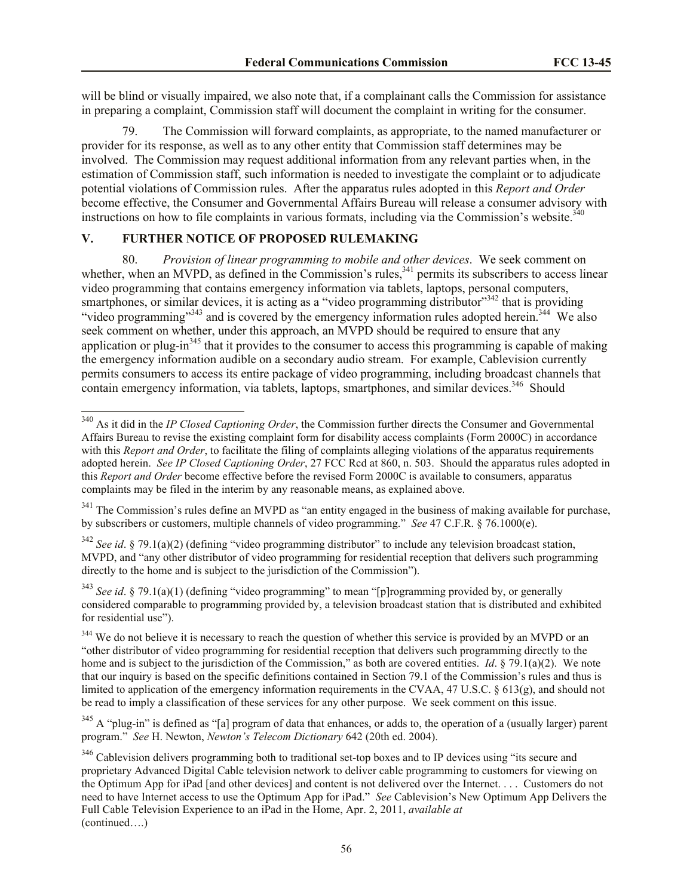will be blind or visually impaired, we also note that, if a complainant calls the Commission for assistance in preparing a complaint, Commission staff will document the complaint in writing for the consumer.

79. The Commission will forward complaints, as appropriate, to the named manufacturer or provider for its response, as well as to any other entity that Commission staff determines may be involved. The Commission may request additional information from any relevant parties when, in the estimation of Commission staff, such information is needed to investigate the complaint or to adjudicate potential violations of Commission rules. After the apparatus rules adopted in this *Report and Order* become effective, the Consumer and Governmental Affairs Bureau will release a consumer advisory with instructions on how to file complaints in various formats, including via the Commission's website.[340]

## V. FURTHER NOTICE OF PROPOSED RULEMAKING

80. *Provision of linear programming to mobile and other devices*. We seek comment on whether, when an MVPD, as defined in the Commission's rules,[341] permits its subscribers to access linear video programming that contains emergency information via tablets, laptops, personal computers, smartphones, or similar devices, it is acting as a "video programming distributor"[342] that is providing "video programming"[343] and is covered by the emergency information rules adopted herein.[344] We also seek comment on whether, under this approach, an MVPD should be required to ensure that any application or plug-in[345] that it provides to the consumer to access this programming is capable of making the emergency information audible on a secondary audio stream. For example, Cablevision currently permits consumers to access its entire package of video programming, including broadcast channels that contain emergency information, via tablets, laptops, smartphones, and similar devices.[346] Should

---

[340] As it did in the *IP Closed Captioning Order*, the Commission further directs the Consumer and Governmental Affairs Bureau to revise the existing complaint form for disability access complaints (Form 2000C) in accordance with this *Report and Order*, to facilitate the filing of complaints alleging violations of the apparatus requirements adopted herein. *See IP Closed Captioning Order*, 27 FCC Rcd at 860, n. 503. Should the apparatus rules adopted in this *Report and Order* become effective before the revised Form 2000C is available to consumers, apparatus complaints may be filed in the interim by any reasonable means, as explained above.

[341] The Commission's rules define an MVPD as "an entity engaged in the business of making available for purchase, by subscribers or customers, multiple channels of video programming." *See* 47 C.F.R. § 76.1000(e).

[342] *See id*. § 79.1(a)(2) (defining "video programming distributor" to include any television broadcast station, MVPD, and "any other distributor of video programming for residential reception that delivers such programming directly to the home and is subject to the jurisdiction of the Commission").

[343] *See id*. § 79.1(a)(1) (defining "video programming" to mean "[p]rogramming provided by, or generally considered comparable to programming provided by, a television broadcast station that is distributed and exhibited for residential use").

[344] We do not believe it is necessary to reach the question of whether this service is provided by an MVPD or an "other distributor of video programming for residential reception that delivers such programming directly to the home and is subject to the jurisdiction of the Commission," as both are covered entities. *Id*. § 79.1(a)(2). We note that our inquiry is based on the specific definitions contained in Section 79.1 of the Commission's rules and thus is limited to application of the emergency information requirements in the CVAA, 47 U.S.C. § 613(g), and should not be read to imply a classification of these services for any other purpose. We seek comment on this issue.

[345] A "plug-in" is defined as "[a] program of data that enhances, or adds to, the operation of a (usually larger) parent program." *See* H. Newton, *Newton's Telecom Dictionary* 642 (20th ed. 2004).

[346] Cablevision delivers programming both to traditional set-top boxes and to IP devices using "its secure and proprietary Advanced Digital Cable television network to deliver cable programming to customers for viewing on the Optimum App for iPad [and other devices] and content is not delivered over the Internet. . . . Customers do not need to have Internet access to use the Optimum App for iPad." *See* Cablevision's New Optimum App Delivers the Full Cable Television Experience to an iPad in the Home, Apr. 2, 2011, *available at*
(continued….)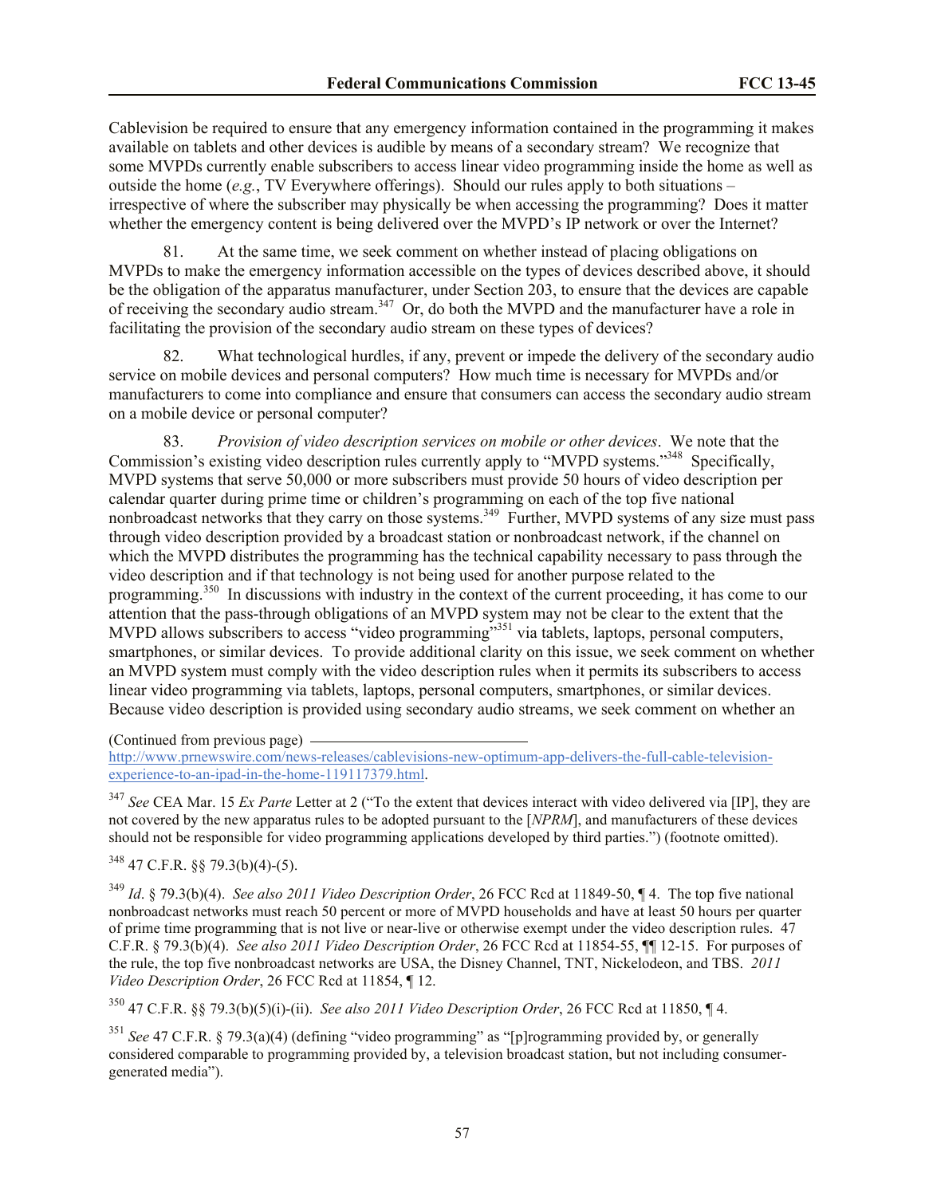Cablevision be required to ensure that any emergency information contained in the programming it makes available on tablets and other devices is audible by means of a secondary stream? We recognize that some MVPDs currently enable subscribers to access linear video programming inside the home as well as outside the home (*e.g.*, TV Everywhere offerings). Should our rules apply to both situations – irrespective of where the subscriber may physically be when accessing the programming? Does it matter whether the emergency content is being delivered over the MVPD's IP network or over the Internet?

81. At the same time, we seek comment on whether instead of placing obligations on MVPDs to make the emergency information accessible on the types of devices described above, it should be the obligation of the apparatus manufacturer, under Section 203, to ensure that the devices are capable of receiving the secondary audio stream.[347] Or, do both the MVPD and the manufacturer have a role in facilitating the provision of the secondary audio stream on these types of devices?

82. What technological hurdles, if any, prevent or impede the delivery of the secondary audio service on mobile devices and personal computers? How much time is necessary for MVPDs and/or manufacturers to come into compliance and ensure that consumers can access the secondary audio stream on a mobile device or personal computer?

83. *Provision of video description services on mobile or other devices*. We note that the Commission's existing video description rules currently apply to "MVPD systems."[348] Specifically, MVPD systems that serve 50,000 or more subscribers must provide 50 hours of video description per calendar quarter during prime time or children's programming on each of the top five national nonbroadcast networks that they carry on those systems.[349] Further, MVPD systems of any size must pass through video description provided by a broadcast station or nonbroadcast network, if the channel on which the MVPD distributes the programming has the technical capability necessary to pass through the video description and if that technology is not being used for another purpose related to the programming.[350] In discussions with industry in the context of the current proceeding, it has come to our attention that the pass-through obligations of an MVPD system may not be clear to the extent that the MVPD allows subscribers to access "video programming"[351] via tablets, laptops, personal computers, smartphones, or similar devices. To provide additional clarity on this issue, we seek comment on whether an MVPD system must comply with the video description rules when it permits its subscribers to access linear video programming via tablets, laptops, personal computers, smartphones, or similar devices. Because video description is provided using secondary audio streams, we seek comment on whether an

(Continued from previous page)
http://www.prnewswire.com/news-releases/cablevisions-new-optimum-app-delivers-the-full-cable-television-experience-to-an-ipad-in-the-home-119117379.html.

[347] *See* CEA Mar. 15 *Ex Parte* Letter at 2 ("To the extent that devices interact with video delivered via [IP], they are not covered by the new apparatus rules to be adopted pursuant to the [*NPRM*], and manufacturers of these devices should not be responsible for video programming applications developed by third parties.") (footnote omitted).

[348] 47 C.F.R. §§ 79.3(b)(4)-(5).

[349] *Id*. § 79.3(b)(4). *See also 2011 Video Description Order*, 26 FCC Rcd at 11849-50, ¶ 4. The top five national nonbroadcast networks must reach 50 percent or more of MVPD households and have at least 50 hours per quarter of prime time programming that is not live or near-live or otherwise exempt under the video description rules. 47 C.F.R. § 79.3(b)(4). *See also 2011 Video Description Order*, 26 FCC Rcd at 11854-55, ¶¶ 12-15. For purposes of the rule, the top five nonbroadcast networks are USA, the Disney Channel, TNT, Nickelodeon, and TBS. *2011 Video Description Order*, 26 FCC Rcd at 11854, ¶ 12.

[350] 47 C.F.R. §§ 79.3(b)(5)(i)-(ii). *See also 2011 Video Description Order*, 26 FCC Rcd at 11850, ¶ 4.

[351] *See* 47 C.F.R. § 79.3(a)(4) (defining "video programming" as "[p]rogramming provided by, or generally considered comparable to programming provided by, a television broadcast station, but not including consumer-generated media").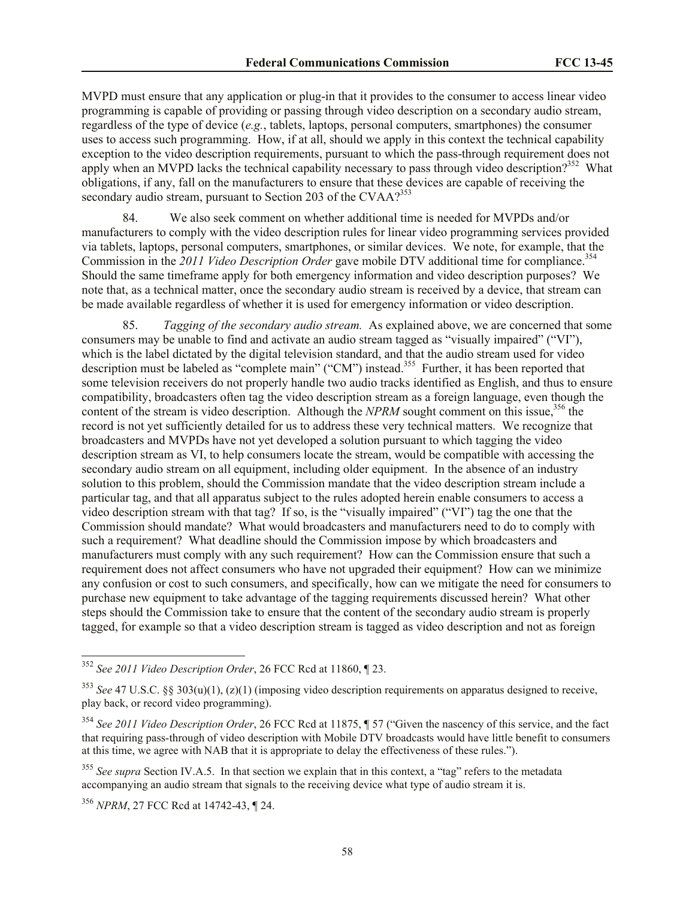MVPD must ensure that any application or plug-in that it provides to the consumer to access linear video programming is capable of providing or passing through video description on a secondary audio stream, regardless of the type of device (*e.g.*, tablets, laptops, personal computers, smartphones) the consumer uses to access such programming. How, if at all, should we apply in this context the technical capability exception to the video description requirements, pursuant to which the pass-through requirement does not apply when an MVPD lacks the technical capability necessary to pass through video description?[352] What obligations, if any, fall on the manufacturers to ensure that these devices are capable of receiving the secondary audio stream, pursuant to Section 203 of the CVAA?[353]

84. We also seek comment on whether additional time is needed for MVPDs and/or manufacturers to comply with the video description rules for linear video programming services provided via tablets, laptops, personal computers, smartphones, or similar devices. We note, for example, that the Commission in the *2011 Video Description Order* gave mobile DTV additional time for compliance.[354] Should the same timeframe apply for both emergency information and video description purposes? We note that, as a technical matter, once the secondary audio stream is received by a device, that stream can be made available regardless of whether it is used for emergency information or video description.

85. *Tagging of the secondary audio stream.* As explained above, we are concerned that some consumers may be unable to find and activate an audio stream tagged as "visually impaired" ("VI"), which is the label dictated by the digital television standard, and that the audio stream used for video description must be labeled as "complete main" ("CM") instead.[355] Further, it has been reported that some television receivers do not properly handle two audio tracks identified as English, and thus to ensure compatibility, broadcasters often tag the video description stream as a foreign language, even though the content of the stream is video description. Although the *NPRM* sought comment on this issue,[356] the record is not yet sufficiently detailed for us to address these very technical matters. We recognize that broadcasters and MVPDs have not yet developed a solution pursuant to which tagging the video description stream as VI, to help consumers locate the stream, would be compatible with accessing the secondary audio stream on all equipment, including older equipment. In the absence of an industry solution to this problem, should the Commission mandate that the video description stream include a particular tag, and that all apparatus subject to the rules adopted herein enable consumers to access a video description stream with that tag? If so, is the "visually impaired" ("VI") tag the one that the Commission should mandate? What would broadcasters and manufacturers need to do to comply with such a requirement? What deadline should the Commission impose by which broadcasters and manufacturers must comply with any such requirement? How can the Commission ensure that such a requirement does not affect consumers who have not upgraded their equipment? How can we minimize any confusion or cost to such consumers, and specifically, how can we mitigate the need for consumers to purchase new equipment to take advantage of the tagging requirements discussed herein? What other steps should the Commission take to ensure that the content of the secondary audio stream is properly tagged, for example so that a video description stream is tagged as video description and not as foreign

---

[352] *See 2011 Video Description Order*, 26 FCC Rcd at 11860, ¶ 23.

[353] *See* 47 U.S.C. §§ 303(u)(1), (z)(1) (imposing video description requirements on apparatus designed to receive, play back, or record video programming).

[354] *See 2011 Video Description Order*, 26 FCC Rcd at 11875, ¶ 57 ("Given the nascency of this service, and the fact that requiring pass-through of video description with Mobile DTV broadcasts would have little benefit to consumers at this time, we agree with NAB that it is appropriate to delay the effectiveness of these rules.").

[355] *See supra* Section IV.A.5. In that section we explain that in this context, a "tag" refers to the metadata accompanying an audio stream that signals to the receiving device what type of audio stream it is.

[356] *NPRM*, 27 FCC Rcd at 14742-43, ¶ 24.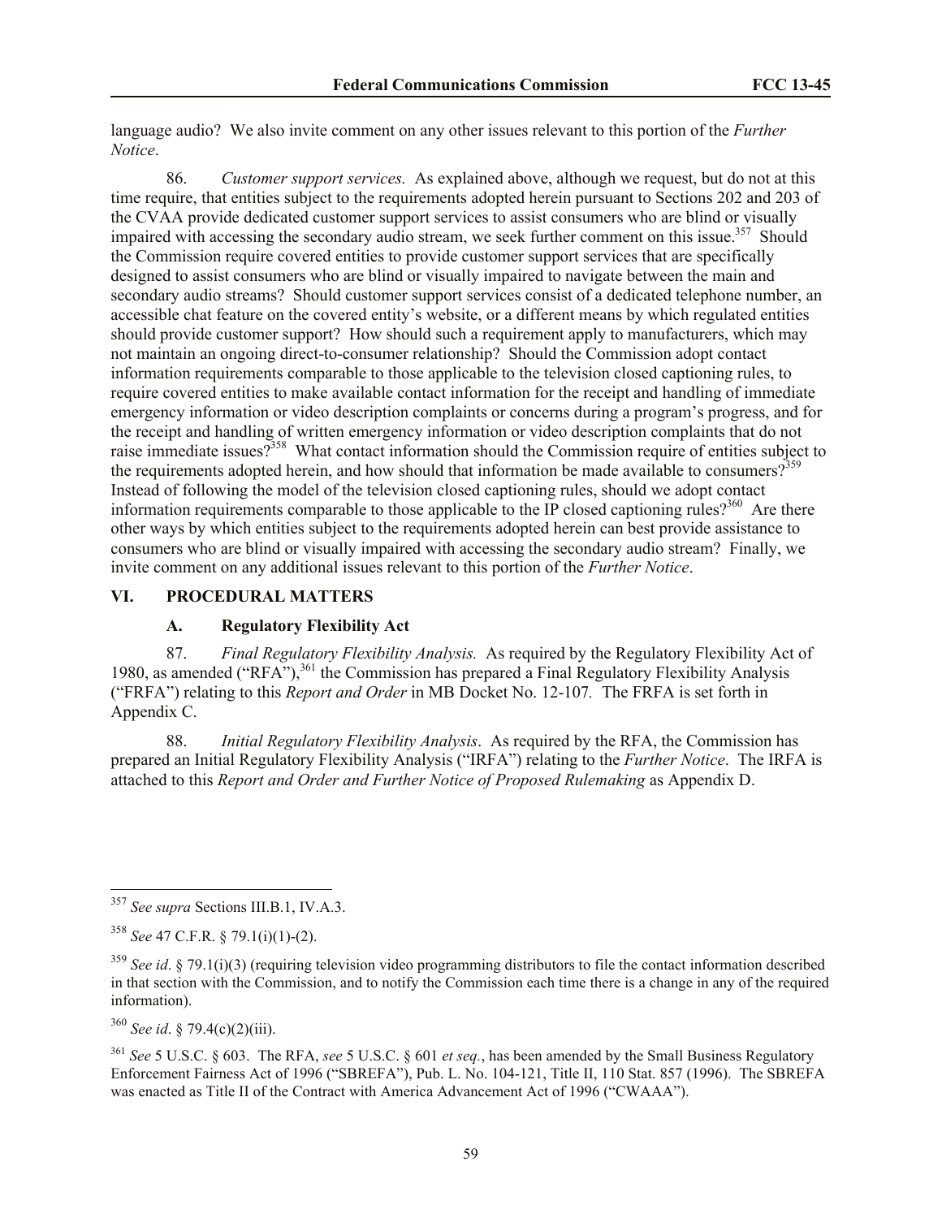language audio? We also invite comment on any other issues relevant to this portion of the *Further Notice*.

86. *Customer support services.* As explained above, although we request, but do not at this time require, that entities subject to the requirements adopted herein pursuant to Sections 202 and 203 of the CVAA provide dedicated customer support services to assist consumers who are blind or visually impaired with accessing the secondary audio stream, we seek further comment on this issue.[357] Should the Commission require covered entities to provide customer support services that are specifically designed to assist consumers who are blind or visually impaired to navigate between the main and secondary audio streams? Should customer support services consist of a dedicated telephone number, an accessible chat feature on the covered entity's website, or a different means by which regulated entities should provide customer support? How should such a requirement apply to manufacturers, which may not maintain an ongoing direct-to-consumer relationship? Should the Commission adopt contact information requirements comparable to those applicable to the television closed captioning rules, to require covered entities to make available contact information for the receipt and handling of immediate emergency information or video description complaints or concerns during a program's progress, and for the receipt and handling of written emergency information or video description complaints that do not raise immediate issues?[358] What contact information should the Commission require of entities subject to the requirements adopted herein, and how should that information be made available to consumers?[359] Instead of following the model of the television closed captioning rules, should we adopt contact information requirements comparable to those applicable to the IP closed captioning rules?[360] Are there other ways by which entities subject to the requirements adopted herein can best provide assistance to consumers who are blind or visually impaired with accessing the secondary audio stream? Finally, we invite comment on any additional issues relevant to this portion of the *Further Notice*.

## VI. PROCEDURAL MATTERS

### A. Regulatory Flexibility Act

87. *Final Regulatory Flexibility Analysis.* As required by the Regulatory Flexibility Act of 1980, as amended ("RFA"),[361] the Commission has prepared a Final Regulatory Flexibility Analysis ("FRFA") relating to this *Report and Order* in MB Docket No. 12-107. The FRFA is set forth in Appendix C.

88. *Initial Regulatory Flexibility Analysis*. As required by the RFA, the Commission has prepared an Initial Regulatory Flexibility Analysis ("IRFA") relating to the *Further Notice*. The IRFA is attached to this *Report and Order and Further Notice of Proposed Rulemaking* as Appendix D.

---

[357] *See supra* Sections III.B.1, IV.A.3.

[358] *See* 47 C.F.R. § 79.1(i)(1)-(2).

[359] *See id*. § 79.1(i)(3) (requiring television video programming distributors to file the contact information described in that section with the Commission, and to notify the Commission each time there is a change in any of the required information).

[360] *See id*. § 79.4(c)(2)(iii).

[361] *See* 5 U.S.C. § 603. The RFA, *see* 5 U.S.C. § 601 *et seq.*, has been amended by the Small Business Regulatory Enforcement Fairness Act of 1996 ("SBREFA"), Pub. L. No. 104-121, Title II, 110 Stat. 857 (1996). The SBREFA was enacted as Title II of the Contract with America Advancement Act of 1996 ("CWAAA").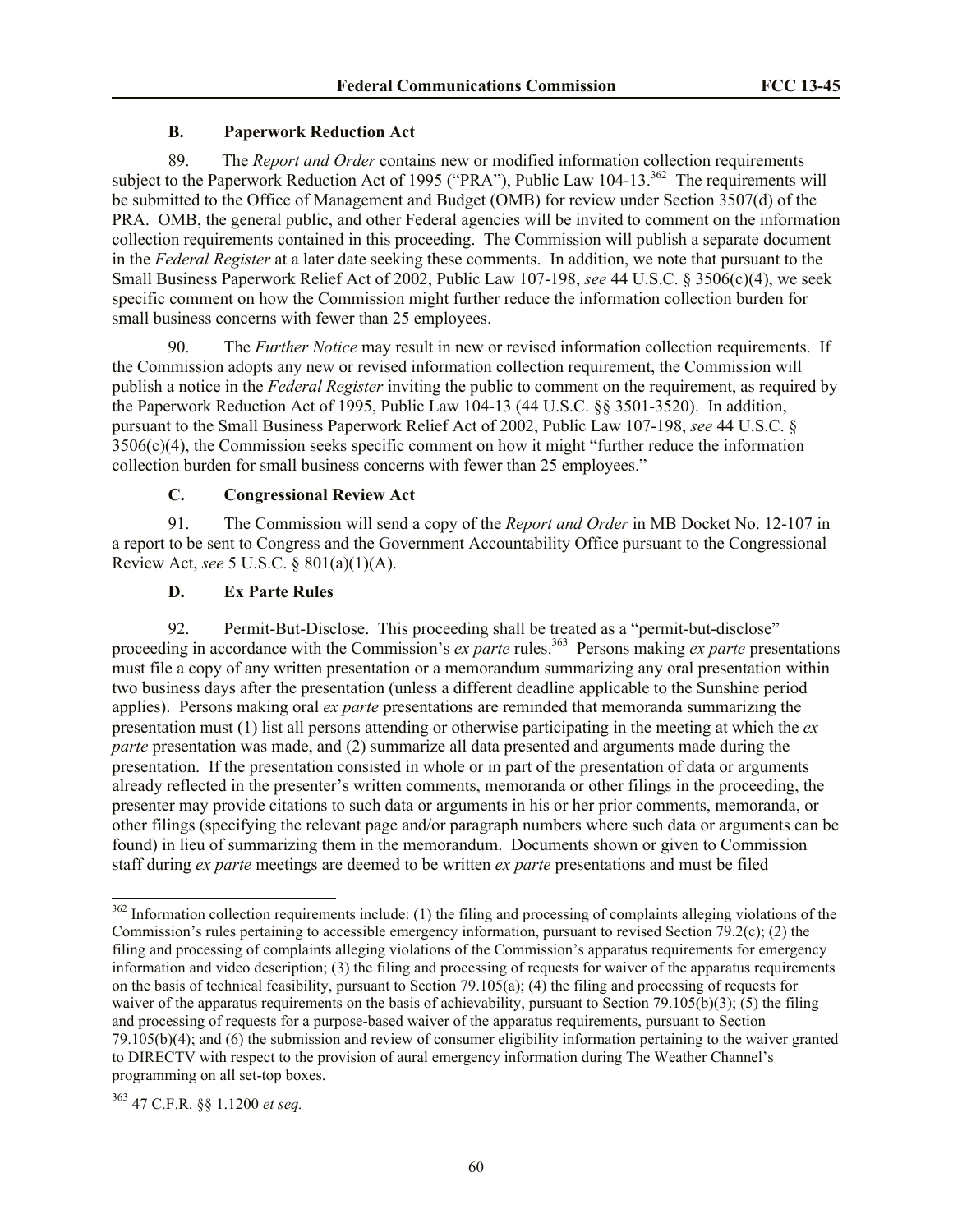### B. Paperwork Reduction Act

89. The *Report and Order* contains new or modified information collection requirements subject to the Paperwork Reduction Act of 1995 ("PRA"), Public Law 104-13.[362] The requirements will be submitted to the Office of Management and Budget (OMB) for review under Section 3507(d) of the PRA. OMB, the general public, and other Federal agencies will be invited to comment on the information collection requirements contained in this proceeding. The Commission will publish a separate document in the *Federal Register* at a later date seeking these comments. In addition, we note that pursuant to the Small Business Paperwork Relief Act of 2002, Public Law 107-198, *see* 44 U.S.C. § 3506(c)(4), we seek specific comment on how the Commission might further reduce the information collection burden for small business concerns with fewer than 25 employees.

90. The *Further Notice* may result in new or revised information collection requirements. If the Commission adopts any new or revised information collection requirement, the Commission will publish a notice in the *Federal Register* inviting the public to comment on the requirement, as required by the Paperwork Reduction Act of 1995, Public Law 104-13 (44 U.S.C. §§ 3501-3520). In addition, pursuant to the Small Business Paperwork Relief Act of 2002, Public Law 107-198, *see* 44 U.S.C. § 3506(c)(4), the Commission seeks specific comment on how it might "further reduce the information collection burden for small business concerns with fewer than 25 employees."

### C. Congressional Review Act

91. The Commission will send a copy of the *Report and Order* in MB Docket No. 12-107 in a report to be sent to Congress and the Government Accountability Office pursuant to the Congressional Review Act, *see* 5 U.S.C. § 801(a)(1)(A).

### D. Ex Parte Rules

92. Permit-But-Disclose. This proceeding shall be treated as a "permit-but-disclose" proceeding in accordance with the Commission's *ex parte* rules.[363] Persons making *ex parte* presentations must file a copy of any written presentation or a memorandum summarizing any oral presentation within two business days after the presentation (unless a different deadline applicable to the Sunshine period applies). Persons making oral *ex parte* presentations are reminded that memoranda summarizing the presentation must (1) list all persons attending or otherwise participating in the meeting at which the *ex parte* presentation was made, and (2) summarize all data presented and arguments made during the presentation. If the presentation consisted in whole or in part of the presentation of data or arguments already reflected in the presenter's written comments, memoranda or other filings in the proceeding, the presenter may provide citations to such data or arguments in his or her prior comments, memoranda, or other filings (specifying the relevant page and/or paragraph numbers where such data or arguments can be found) in lieu of summarizing them in the memorandum. Documents shown or given to Commission staff during *ex parte* meetings are deemed to be written *ex parte* presentations and must be filed

---

[362] Information collection requirements include: (1) the filing and processing of complaints alleging violations of the Commission's rules pertaining to accessible emergency information, pursuant to revised Section 79.2(c); (2) the filing and processing of complaints alleging violations of the Commission's apparatus requirements for emergency information and video description; (3) the filing and processing of requests for waiver of the apparatus requirements on the basis of technical feasibility, pursuant to Section 79.105(a); (4) the filing and processing of requests for waiver of the apparatus requirements on the basis of achievability, pursuant to Section 79.105(b)(3); (5) the filing and processing of requests for a purpose-based waiver of the apparatus requirements, pursuant to Section 79.105(b)(4); and (6) the submission and review of consumer eligibility information pertaining to the waiver granted to DIRECTV with respect to the provision of aural emergency information during The Weather Channel's programming on all set-top boxes.

[363] 47 C.F.R. §§ 1.1200 *et seq.*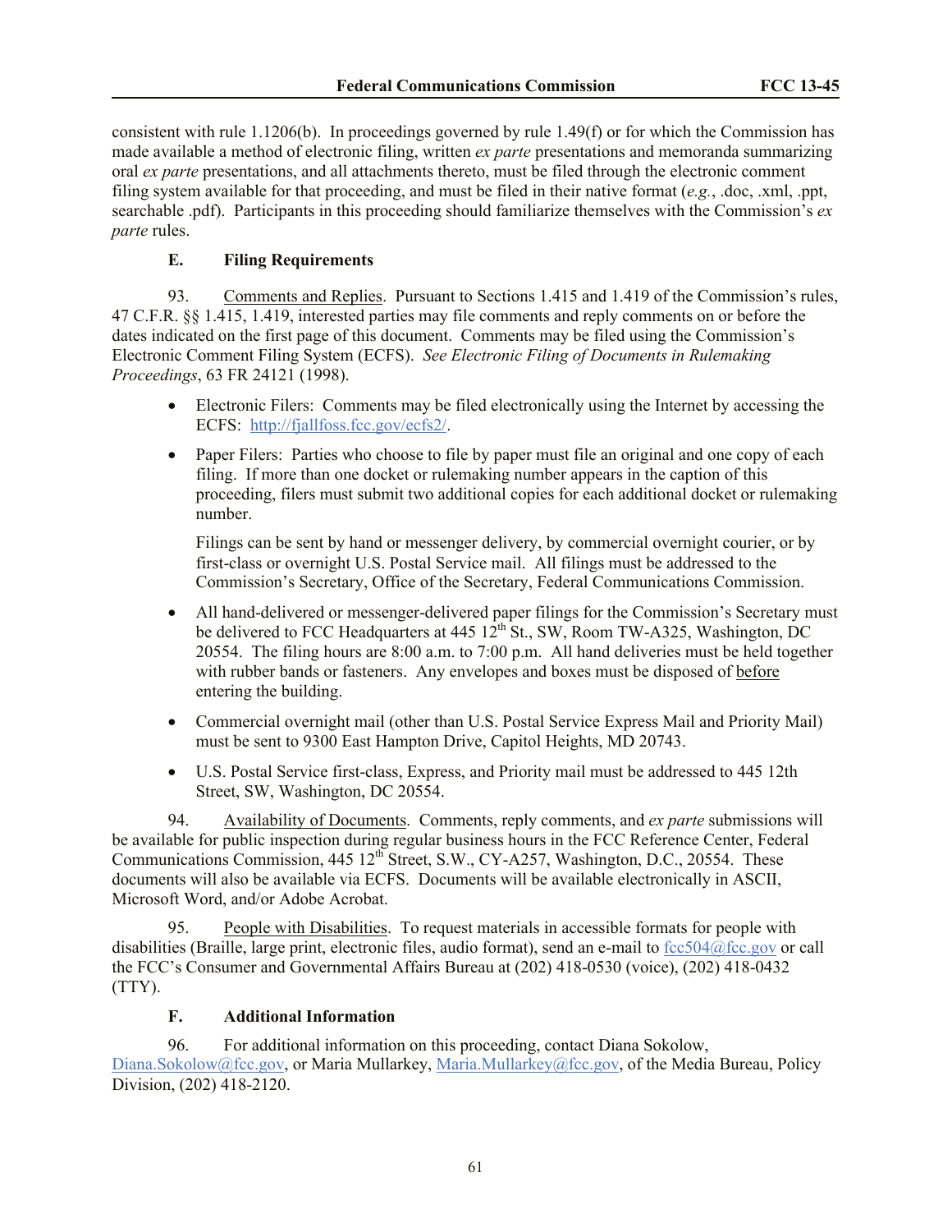consistent with rule 1.1206(b). In proceedings governed by rule 1.49(f) or for which the Commission has made available a method of electronic filing, written *ex parte* presentations and memoranda summarizing oral *ex parte* presentations, and all attachments thereto, must be filed through the electronic comment filing system available for that proceeding, and must be filed in their native format (*e.g.*, .doc, .xml, .ppt, searchable .pdf). Participants in this proceeding should familiarize themselves with the Commission's *ex parte* rules.

### E. Filing Requirements

93. Comments and Replies. Pursuant to Sections 1.415 and 1.419 of the Commission's rules, 47 C.F.R. §§ 1.415, 1.419, interested parties may file comments and reply comments on or before the dates indicated on the first page of this document. Comments may be filed using the Commission's Electronic Comment Filing System (ECFS). *See Electronic Filing of Documents in Rulemaking Proceedings*, 63 FR 24121 (1998).

- Electronic Filers: Comments may be filed electronically using the Internet by accessing the ECFS: http://fjallfoss.fcc.gov/ecfs2/.
- Paper Filers: Parties who choose to file by paper must file an original and one copy of each filing. If more than one docket or rulemaking number appears in the caption of this proceeding, filers must submit two additional copies for each additional docket or rulemaking number.

  Filings can be sent by hand or messenger delivery, by commercial overnight courier, or by first-class or overnight U.S. Postal Service mail. All filings must be addressed to the Commission's Secretary, Office of the Secretary, Federal Communications Commission.

- All hand-delivered or messenger-delivered paper filings for the Commission's Secretary must be delivered to FCC Headquarters at 445 12th St., SW, Room TW-A325, Washington, DC 20554. The filing hours are 8:00 a.m. to 7:00 p.m. All hand deliveries must be held together with rubber bands or fasteners. Any envelopes and boxes must be disposed of before entering the building.
- Commercial overnight mail (other than U.S. Postal Service Express Mail and Priority Mail) must be sent to 9300 East Hampton Drive, Capitol Heights, MD 20743.
- U.S. Postal Service first-class, Express, and Priority mail must be addressed to 445 12th Street, SW, Washington, DC 20554.

94. Availability of Documents. Comments, reply comments, and *ex parte* submissions will be available for public inspection during regular business hours in the FCC Reference Center, Federal Communications Commission, 445 12th Street, S.W., CY-A257, Washington, D.C., 20554. These documents will also be available via ECFS. Documents will be available electronically in ASCII, Microsoft Word, and/or Adobe Acrobat.

95. People with Disabilities. To request materials in accessible formats for people with disabilities (Braille, large print, electronic files, audio format), send an e-mail to fcc504@fcc.gov or call the FCC's Consumer and Governmental Affairs Bureau at (202) 418-0530 (voice), (202) 418-0432 (TTY).

### F. Additional Information

96. For additional information on this proceeding, contact Diana Sokolow, Diana.Sokolow@fcc.gov, or Maria Mullarkey, Maria.Mullarkey@fcc.gov, of the Media Bureau, Policy Division, (202) 418-2120.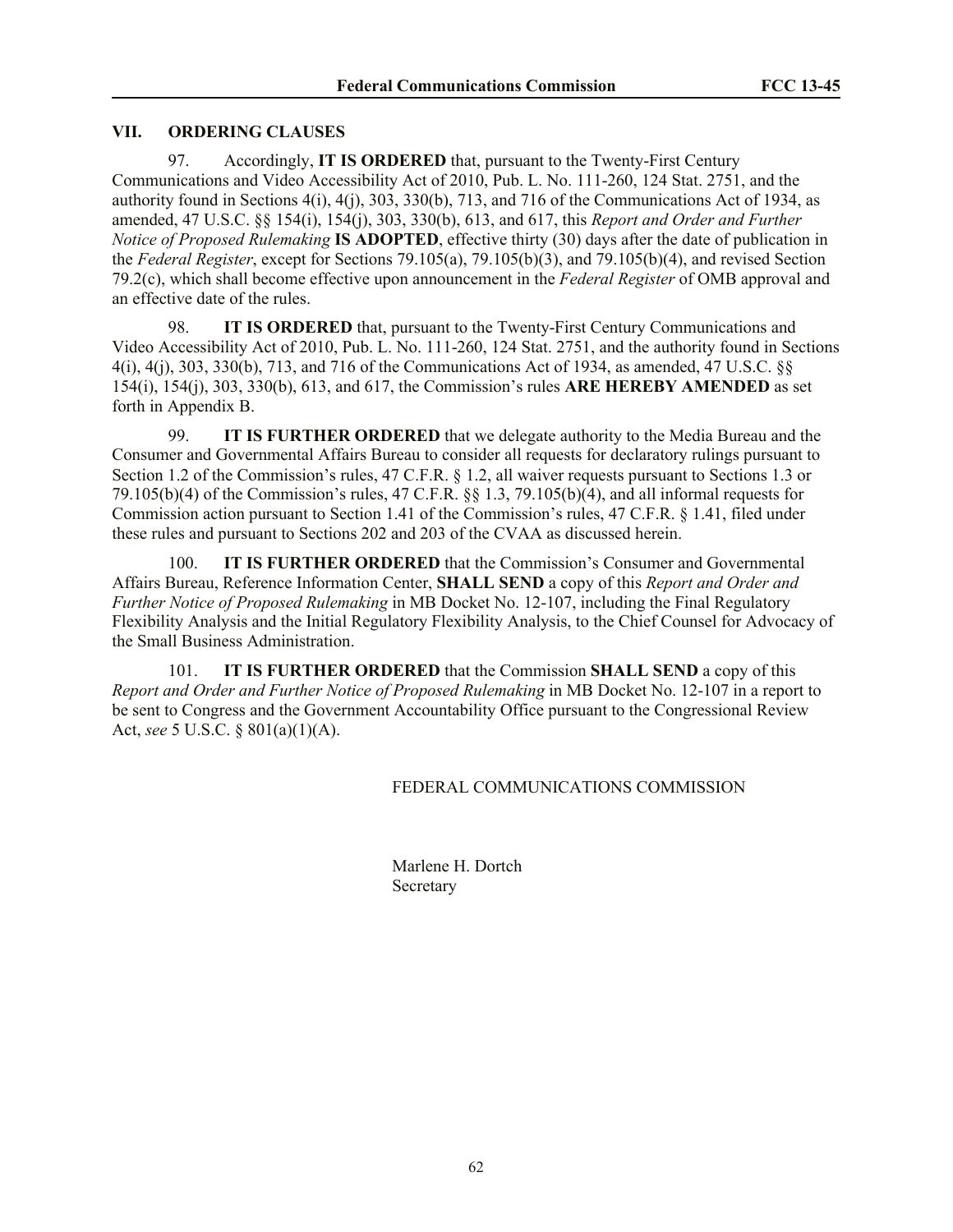## VII. ORDERING CLAUSES

97. Accordingly, **IT IS ORDERED** that, pursuant to the Twenty-First Century Communications and Video Accessibility Act of 2010, Pub. L. No. 111-260, 124 Stat. 2751, and the authority found in Sections 4(i), 4(j), 303, 330(b), 713, and 716 of the Communications Act of 1934, as amended, 47 U.S.C. §§ 154(i), 154(j), 303, 330(b), 613, and 617, this *Report and Order and Further Notice of Proposed Rulemaking* **IS ADOPTED**, effective thirty (30) days after the date of publication in the *Federal Register*, except for Sections 79.105(a), 79.105(b)(3), and 79.105(b)(4), and revised Section 79.2(c), which shall become effective upon announcement in the *Federal Register* of OMB approval and an effective date of the rules.

98. **IT IS ORDERED** that, pursuant to the Twenty-First Century Communications and Video Accessibility Act of 2010, Pub. L. No. 111-260, 124 Stat. 2751, and the authority found in Sections 4(i), 4(j), 303, 330(b), 713, and 716 of the Communications Act of 1934, as amended, 47 U.S.C. §§ 154(i), 154(j), 303, 330(b), 613, and 617, the Commission's rules **ARE HEREBY AMENDED** as set forth in Appendix B.

99. **IT IS FURTHER ORDERED** that we delegate authority to the Media Bureau and the Consumer and Governmental Affairs Bureau to consider all requests for declaratory rulings pursuant to Section 1.2 of the Commission's rules, 47 C.F.R. § 1.2, all waiver requests pursuant to Sections 1.3 or 79.105(b)(4) of the Commission's rules, 47 C.F.R. §§ 1.3, 79.105(b)(4), and all informal requests for Commission action pursuant to Section 1.41 of the Commission's rules, 47 C.F.R. § 1.41, filed under these rules and pursuant to Sections 202 and 203 of the CVAA as discussed herein.

100. **IT IS FURTHER ORDERED** that the Commission's Consumer and Governmental Affairs Bureau, Reference Information Center, **SHALL SEND** a copy of this *Report and Order and Further Notice of Proposed Rulemaking* in MB Docket No. 12-107, including the Final Regulatory Flexibility Analysis and the Initial Regulatory Flexibility Analysis, to the Chief Counsel for Advocacy of the Small Business Administration.

101. **IT IS FURTHER ORDERED** that the Commission **SHALL SEND** a copy of this *Report and Order and Further Notice of Proposed Rulemaking* in MB Docket No. 12-107 in a report to be sent to Congress and the Government Accountability Office pursuant to the Congressional Review Act, *see* 5 U.S.C. § 801(a)(1)(A).

FEDERAL COMMUNICATIONS COMMISSION

Marlene H. Dortch
Secretary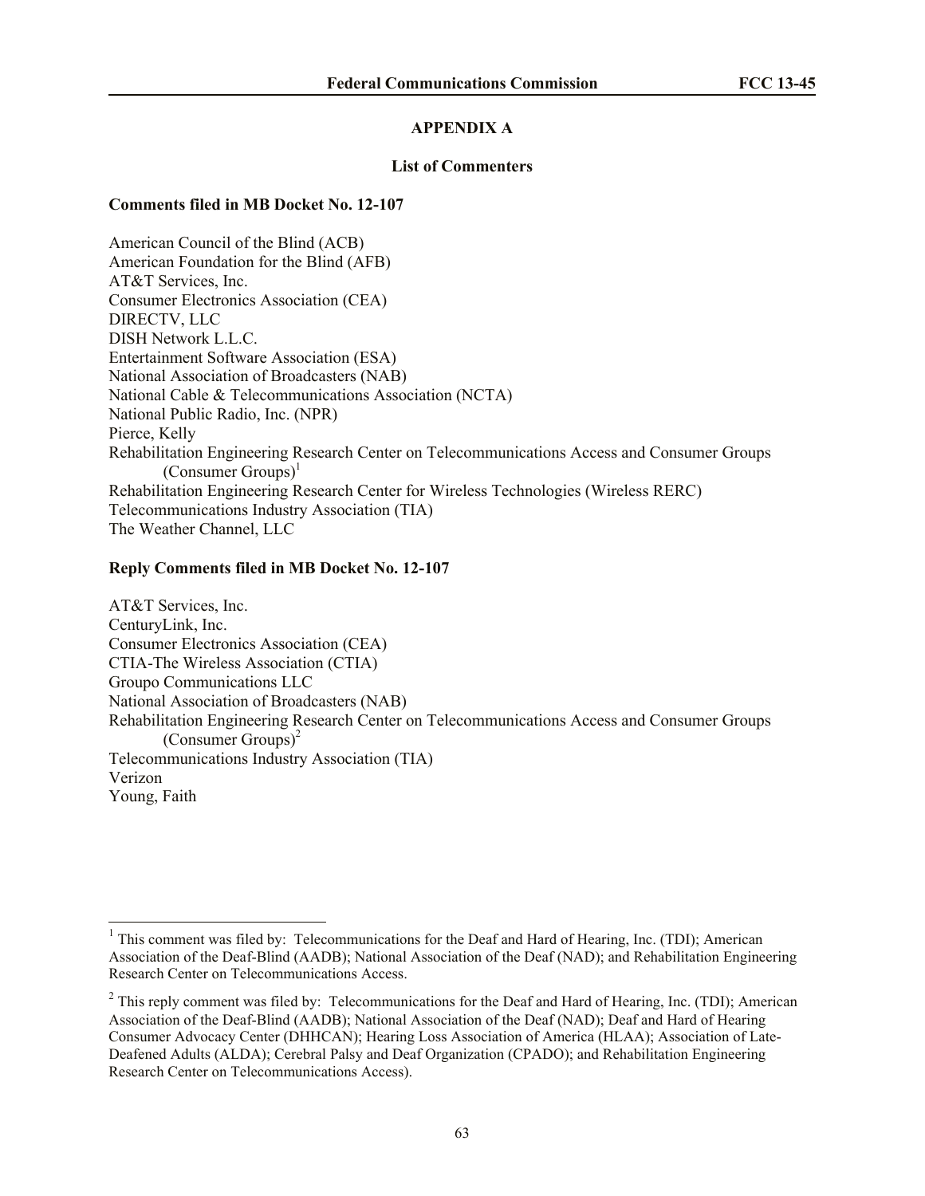# APPENDIX A

## List of Commenters

### Comments filed in MB Docket No. 12-107

American Council of the Blind (ACB)
American Foundation for the Blind (AFB)
AT&T Services, Inc.
Consumer Electronics Association (CEA)
DIRECTV, LLC
DISH Network L.L.C.
Entertainment Software Association (ESA)
National Association of Broadcasters (NAB)
National Cable & Telecommunications Association (NCTA)
National Public Radio, Inc. (NPR)
Pierce, Kelly
Rehabilitation Engineering Research Center on Telecommunications Access and Consumer Groups (Consumer Groups)[1]
Rehabilitation Engineering Research Center for Wireless Technologies (Wireless RERC)
Telecommunications Industry Association (TIA)
The Weather Channel, LLC

### Reply Comments filed in MB Docket No. 12-107

AT&T Services, Inc.
CenturyLink, Inc.
Consumer Electronics Association (CEA)
CTIA-The Wireless Association (CTIA)
Groupo Communications LLC
National Association of Broadcasters (NAB)
Rehabilitation Engineering Research Center on Telecommunications Access and Consumer Groups (Consumer Groups)[2]
Telecommunications Industry Association (TIA)
Verizon
Young, Faith

---

[1] This comment was filed by: Telecommunications for the Deaf and Hard of Hearing, Inc. (TDI); American Association of the Deaf-Blind (AADB); National Association of the Deaf (NAD); and Rehabilitation Engineering Research Center on Telecommunications Access.

[2] This reply comment was filed by: Telecommunications for the Deaf and Hard of Hearing, Inc. (TDI); American Association of the Deaf-Blind (AADB); National Association of the Deaf (NAD); Deaf and Hard of Hearing Consumer Advocacy Center (DHHCAN); Hearing Loss Association of America (HLAA); Association of Late-Deafened Adults (ALDA); Cerebral Palsy and Deaf Organization (CPADO); and Rehabilitation Engineering Research Center on Telecommunications Access).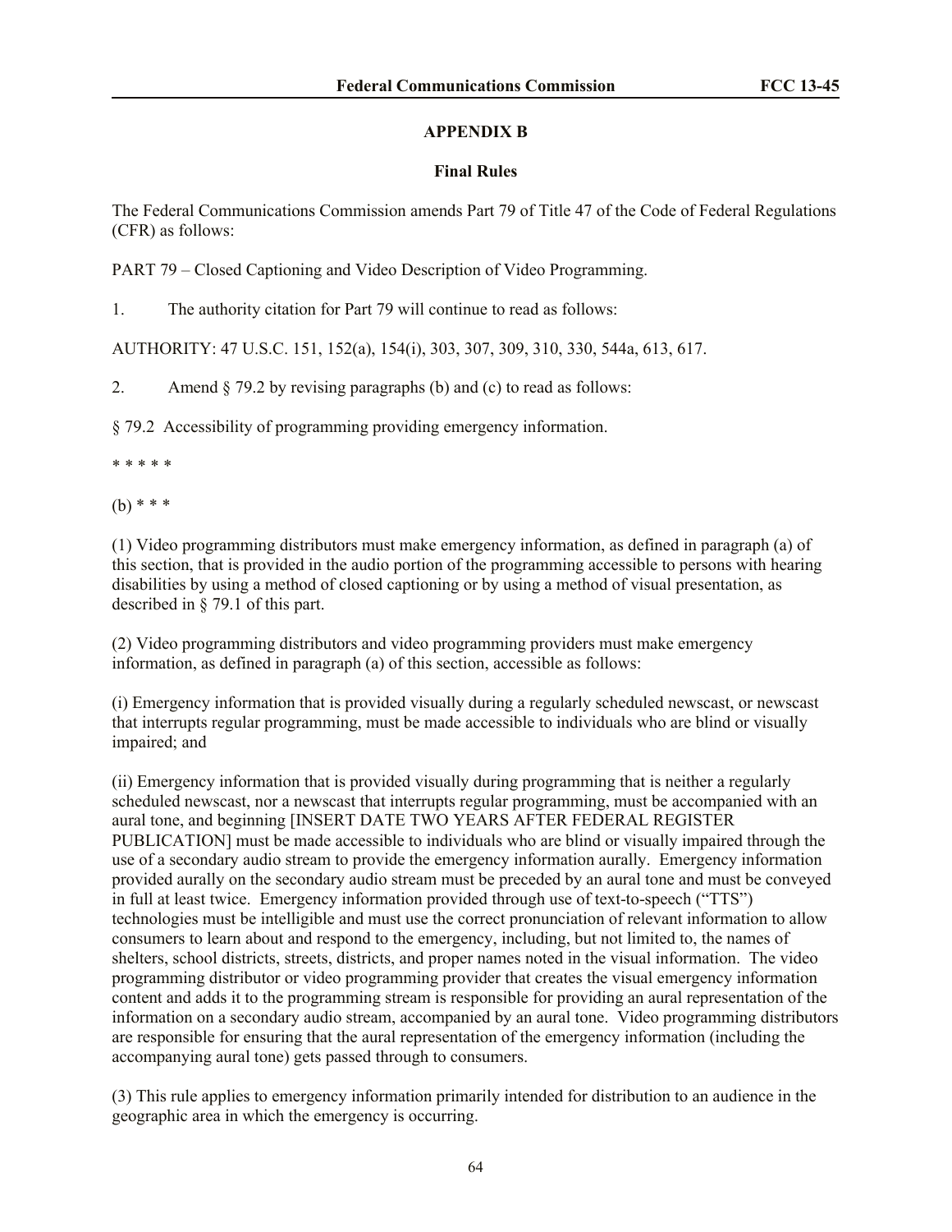## APPENDIX B

### Final Rules

The Federal Communications Commission amends Part 79 of Title 47 of the Code of Federal Regulations (CFR) as follows:

PART 79 – Closed Captioning and Video Description of Video Programming.

1. The authority citation for Part 79 will continue to read as follows:

AUTHORITY: 47 U.S.C. 151, 152(a), 154(i), 303, 307, 309, 310, 330, 544a, 613, 617.

2. Amend § 79.2 by revising paragraphs (b) and (c) to read as follows:

§ 79.2 Accessibility of programming providing emergency information.

* * * * *

(b) * * *

(1) Video programming distributors must make emergency information, as defined in paragraph (a) of this section, that is provided in the audio portion of the programming accessible to persons with hearing disabilities by using a method of closed captioning or by using a method of visual presentation, as described in § 79.1 of this part.

(2) Video programming distributors and video programming providers must make emergency information, as defined in paragraph (a) of this section, accessible as follows:

(i) Emergency information that is provided visually during a regularly scheduled newscast, or newscast that interrupts regular programming, must be made accessible to individuals who are blind or visually impaired; and

(ii) Emergency information that is provided visually during programming that is neither a regularly scheduled newscast, nor a newscast that interrupts regular programming, must be accompanied with an aural tone, and beginning [INSERT DATE TWO YEARS AFTER FEDERAL REGISTER PUBLICATION] must be made accessible to individuals who are blind or visually impaired through the use of a secondary audio stream to provide the emergency information aurally. Emergency information provided aurally on the secondary audio stream must be preceded by an aural tone and must be conveyed in full at least twice. Emergency information provided through use of text-to-speech ("TTS") technologies must be intelligible and must use the correct pronunciation of relevant information to allow consumers to learn about and respond to the emergency, including, but not limited to, the names of shelters, school districts, streets, districts, and proper names noted in the visual information. The video programming distributor or video programming provider that creates the visual emergency information content and adds it to the programming stream is responsible for providing an aural representation of the information on a secondary audio stream, accompanied by an aural tone. Video programming distributors are responsible for ensuring that the aural representation of the emergency information (including the accompanying aural tone) gets passed through to consumers.

(3) This rule applies to emergency information primarily intended for distribution to an audience in the geographic area in which the emergency is occurring.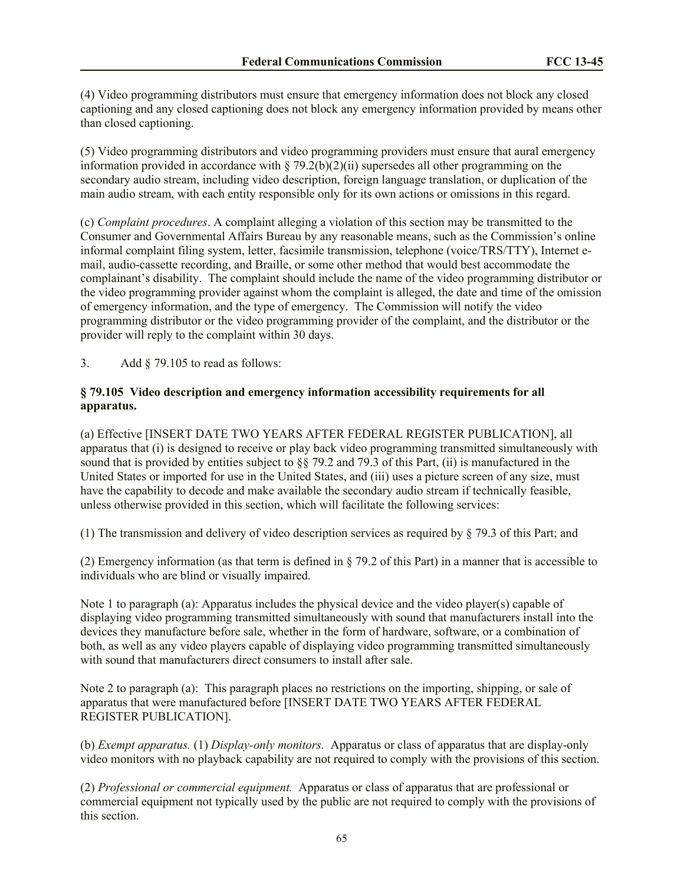(4) Video programming distributors must ensure that emergency information does not block any closed captioning and any closed captioning does not block any emergency information provided by means other than closed captioning.

(5) Video programming distributors and video programming providers must ensure that aural emergency information provided in accordance with § 79.2(b)(2)(ii) supersedes all other programming on the secondary audio stream, including video description, foreign language translation, or duplication of the main audio stream, with each entity responsible only for its own actions or omissions in this regard.

(c) *Complaint procedures*. A complaint alleging a violation of this section may be transmitted to the Consumer and Governmental Affairs Bureau by any reasonable means, such as the Commission's online informal complaint filing system, letter, facsimile transmission, telephone (voice/TRS/TTY), Internet e-mail, audio-cassette recording, and Braille, or some other method that would best accommodate the complainant's disability. The complaint should include the name of the video programming distributor or the video programming provider against whom the complaint is alleged, the date and time of the omission of emergency information, and the type of emergency. The Commission will notify the video programming distributor or the video programming provider of the complaint, and the distributor or the provider will reply to the complaint within 30 days.

3. Add § 79.105 to read as follows:

**§ 79.105 Video description and emergency information accessibility requirements for all apparatus.**

(a) Effective [INSERT DATE TWO YEARS AFTER FEDERAL REGISTER PUBLICATION], all apparatus that (i) is designed to receive or play back video programming transmitted simultaneously with sound that is provided by entities subject to §§ 79.2 and 79.3 of this Part, (ii) is manufactured in the United States or imported for use in the United States, and (iii) uses a picture screen of any size, must have the capability to decode and make available the secondary audio stream if technically feasible, unless otherwise provided in this section, which will facilitate the following services:

(1) The transmission and delivery of video description services as required by § 79.3 of this Part; and

(2) Emergency information (as that term is defined in § 79.2 of this Part) in a manner that is accessible to individuals who are blind or visually impaired.

Note 1 to paragraph (a): Apparatus includes the physical device and the video player(s) capable of displaying video programming transmitted simultaneously with sound that manufacturers install into the devices they manufacture before sale, whether in the form of hardware, software, or a combination of both, as well as any video players capable of displaying video programming transmitted simultaneously with sound that manufacturers direct consumers to install after sale.

Note 2 to paragraph (a): This paragraph places no restrictions on the importing, shipping, or sale of apparatus that were manufactured before [INSERT DATE TWO YEARS AFTER FEDERAL REGISTER PUBLICATION].

(b) *Exempt apparatus.* (1) *Display-only monitors.* Apparatus or class of apparatus that are display-only video monitors with no playback capability are not required to comply with the provisions of this section.

(2) *Professional or commercial equipment.* Apparatus or class of apparatus that are professional or commercial equipment not typically used by the public are not required to comply with the provisions of this section.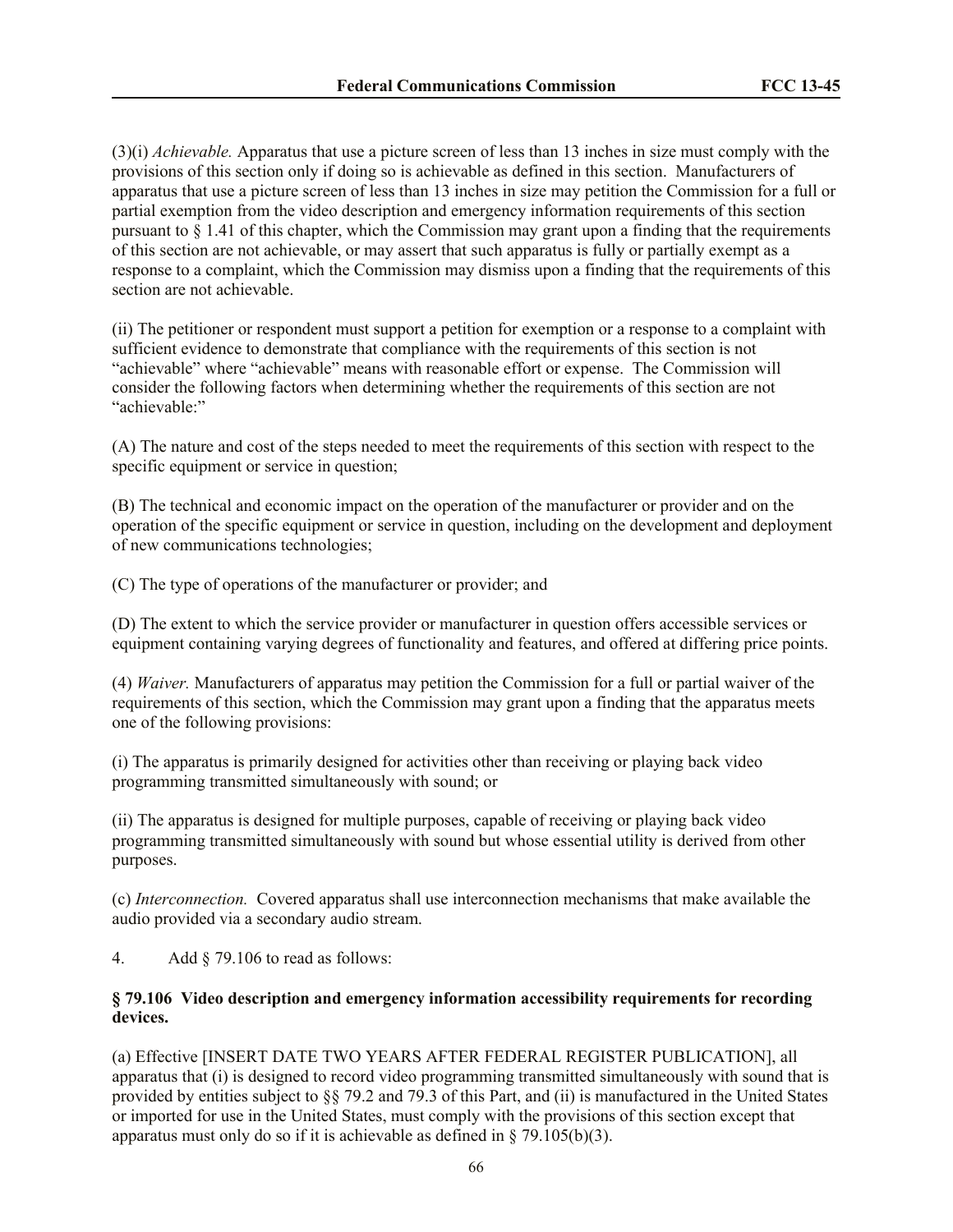(3)(i) *Achievable.* Apparatus that use a picture screen of less than 13 inches in size must comply with the provisions of this section only if doing so is achievable as defined in this section. Manufacturers of apparatus that use a picture screen of less than 13 inches in size may petition the Commission for a full or partial exemption from the video description and emergency information requirements of this section pursuant to § 1.41 of this chapter, which the Commission may grant upon a finding that the requirements of this section are not achievable, or may assert that such apparatus is fully or partially exempt as a response to a complaint, which the Commission may dismiss upon a finding that the requirements of this section are not achievable.

(ii) The petitioner or respondent must support a petition for exemption or a response to a complaint with sufficient evidence to demonstrate that compliance with the requirements of this section is not "achievable" where "achievable" means with reasonable effort or expense. The Commission will consider the following factors when determining whether the requirements of this section are not "achievable:"

(A) The nature and cost of the steps needed to meet the requirements of this section with respect to the specific equipment or service in question;

(B) The technical and economic impact on the operation of the manufacturer or provider and on the operation of the specific equipment or service in question, including on the development and deployment of new communications technologies;

(C) The type of operations of the manufacturer or provider; and

(D) The extent to which the service provider or manufacturer in question offers accessible services or equipment containing varying degrees of functionality and features, and offered at differing price points.

(4) *Waiver.* Manufacturers of apparatus may petition the Commission for a full or partial waiver of the requirements of this section, which the Commission may grant upon a finding that the apparatus meets one of the following provisions:

(i) The apparatus is primarily designed for activities other than receiving or playing back video programming transmitted simultaneously with sound; or

(ii) The apparatus is designed for multiple purposes, capable of receiving or playing back video programming transmitted simultaneously with sound but whose essential utility is derived from other purposes.

(c) *Interconnection.* Covered apparatus shall use interconnection mechanisms that make available the audio provided via a secondary audio stream.

4. Add § 79.106 to read as follows:

**§ 79.106 Video description and emergency information accessibility requirements for recording devices.**

(a) Effective [INSERT DATE TWO YEARS AFTER FEDERAL REGISTER PUBLICATION], all apparatus that (i) is designed to record video programming transmitted simultaneously with sound that is provided by entities subject to §§ 79.2 and 79.3 of this Part, and (ii) is manufactured in the United States or imported for use in the United States, must comply with the provisions of this section except that apparatus must only do so if it is achievable as defined in § 79.105(b)(3).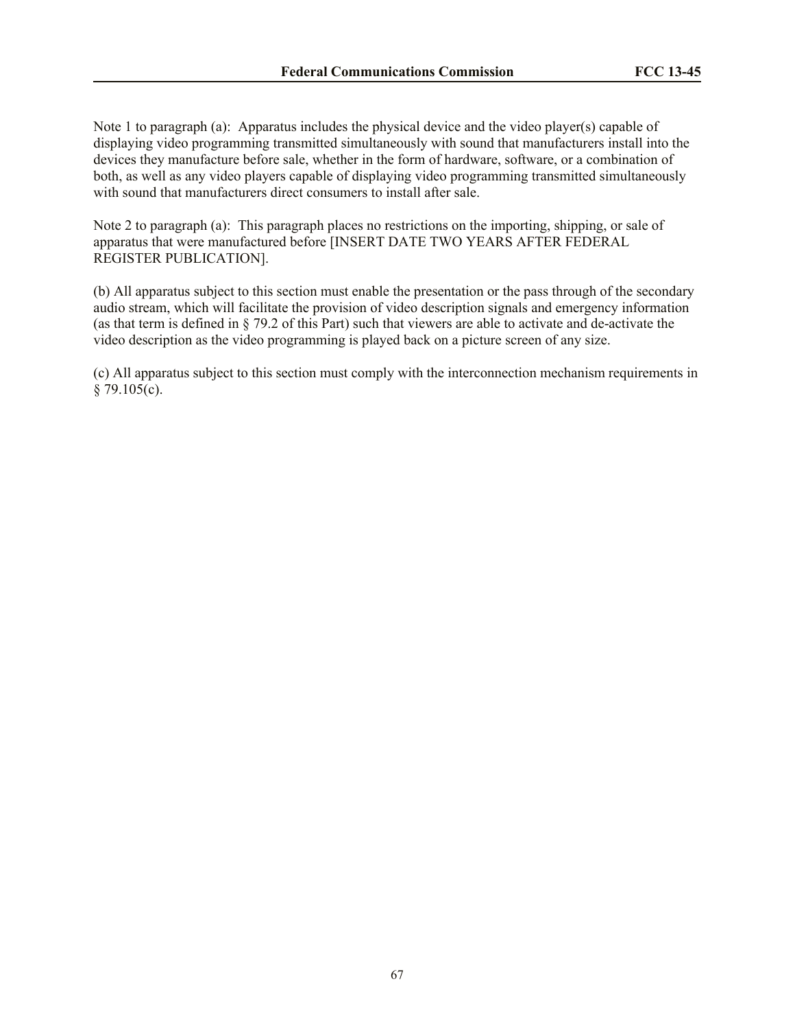Note 1 to paragraph (a): Apparatus includes the physical device and the video player(s) capable of displaying video programming transmitted simultaneously with sound that manufacturers install into the devices they manufacture before sale, whether in the form of hardware, software, or a combination of both, as well as any video players capable of displaying video programming transmitted simultaneously with sound that manufacturers direct consumers to install after sale.

Note 2 to paragraph (a): This paragraph places no restrictions on the importing, shipping, or sale of apparatus that were manufactured before [INSERT DATE TWO YEARS AFTER FEDERAL REGISTER PUBLICATION].

(b) All apparatus subject to this section must enable the presentation or the pass through of the secondary audio stream, which will facilitate the provision of video description signals and emergency information (as that term is defined in § 79.2 of this Part) such that viewers are able to activate and de-activate the video description as the video programming is played back on a picture screen of any size.

(c) All apparatus subject to this section must comply with the interconnection mechanism requirements in § 79.105(c).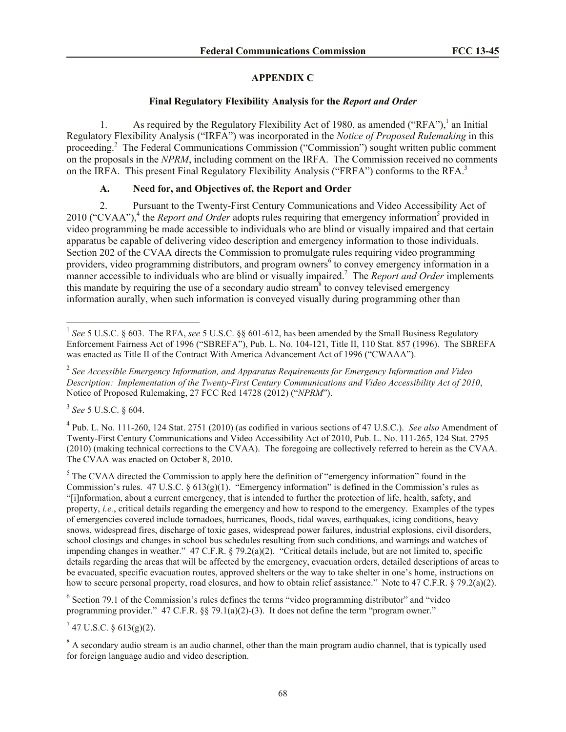## APPENDIX C

### Final Regulatory Flexibility Analysis for the *Report and Order*

1. As required by the Regulatory Flexibility Act of 1980, as amended ("RFA"),[1] an Initial Regulatory Flexibility Analysis ("IRFA") was incorporated in the *Notice of Proposed Rulemaking* in this proceeding.[2] The Federal Communications Commission ("Commission") sought written public comment on the proposals in the *NPRM*, including comment on the IRFA. The Commission received no comments on the IRFA. This present Final Regulatory Flexibility Analysis ("FRFA") conforms to the RFA.[3]

#### A. Need for, and Objectives of, the Report and Order

2. Pursuant to the Twenty-First Century Communications and Video Accessibility Act of 2010 ("CVAA"),[4] the *Report and Order* adopts rules requiring that emergency information[5] provided in video programming be made accessible to individuals who are blind or visually impaired and that certain apparatus be capable of delivering video description and emergency information to those individuals. Section 202 of the CVAA directs the Commission to promulgate rules requiring video programming providers, video programming distributors, and program owners[6] to convey emergency information in a manner accessible to individuals who are blind or visually impaired.[7] The *Report and Order* implements this mandate by requiring the use of a secondary audio stream[8] to convey televised emergency information aurally, when such information is conveyed visually during programming other than

---

[1] *See* 5 U.S.C. § 603. The RFA, *see* 5 U.S.C. §§ 601-612, has been amended by the Small Business Regulatory Enforcement Fairness Act of 1996 ("SBREFA"), Pub. L. No. 104-121, Title II, 110 Stat. 857 (1996). The SBREFA was enacted as Title II of the Contract With America Advancement Act of 1996 ("CWAAA").

[2] *See Accessible Emergency Information, and Apparatus Requirements for Emergency Information and Video Description: Implementation of the Twenty-First Century Communications and Video Accessibility Act of 2010*, Notice of Proposed Rulemaking, 27 FCC Rcd 14728 (2012) ("*NPRM*").

[3] *See* 5 U.S.C. § 604.

[4] Pub. L. No. 111-260, 124 Stat. 2751 (2010) (as codified in various sections of 47 U.S.C.). *See also* Amendment of Twenty-First Century Communications and Video Accessibility Act of 2010, Pub. L. No. 111-265, 124 Stat. 2795 (2010) (making technical corrections to the CVAA). The foregoing are collectively referred to herein as the CVAA. The CVAA was enacted on October 8, 2010.

[5] The CVAA directed the Commission to apply here the definition of "emergency information" found in the Commission's rules. 47 U.S.C. § 613(g)(1). "Emergency information" is defined in the Commission's rules as "[i]nformation, about a current emergency, that is intended to further the protection of life, health, safety, and property, *i.e.*, critical details regarding the emergency and how to respond to the emergency. Examples of the types of emergencies covered include tornadoes, hurricanes, floods, tidal waves, earthquakes, icing conditions, heavy snows, widespread fires, discharge of toxic gases, widespread power failures, industrial explosions, civil disorders, school closings and changes in school bus schedules resulting from such conditions, and warnings and watches of impending changes in weather." 47 C.F.R. § 79.2(a)(2). "Critical details include, but are not limited to, specific details regarding the areas that will be affected by the emergency, evacuation orders, detailed descriptions of areas to be evacuated, specific evacuation routes, approved shelters or the way to take shelter in one's home, instructions on how to secure personal property, road closures, and how to obtain relief assistance." Note to 47 C.F.R. § 79.2(a)(2).

[6] Section 79.1 of the Commission's rules defines the terms "video programming distributor" and "video programming provider." 47 C.F.R. §§ 79.1(a)(2)-(3). It does not define the term "program owner."

[7] 47 U.S.C. § 613(g)(2).

[8] A secondary audio stream is an audio channel, other than the main program audio channel, that is typically used for foreign language audio and video description.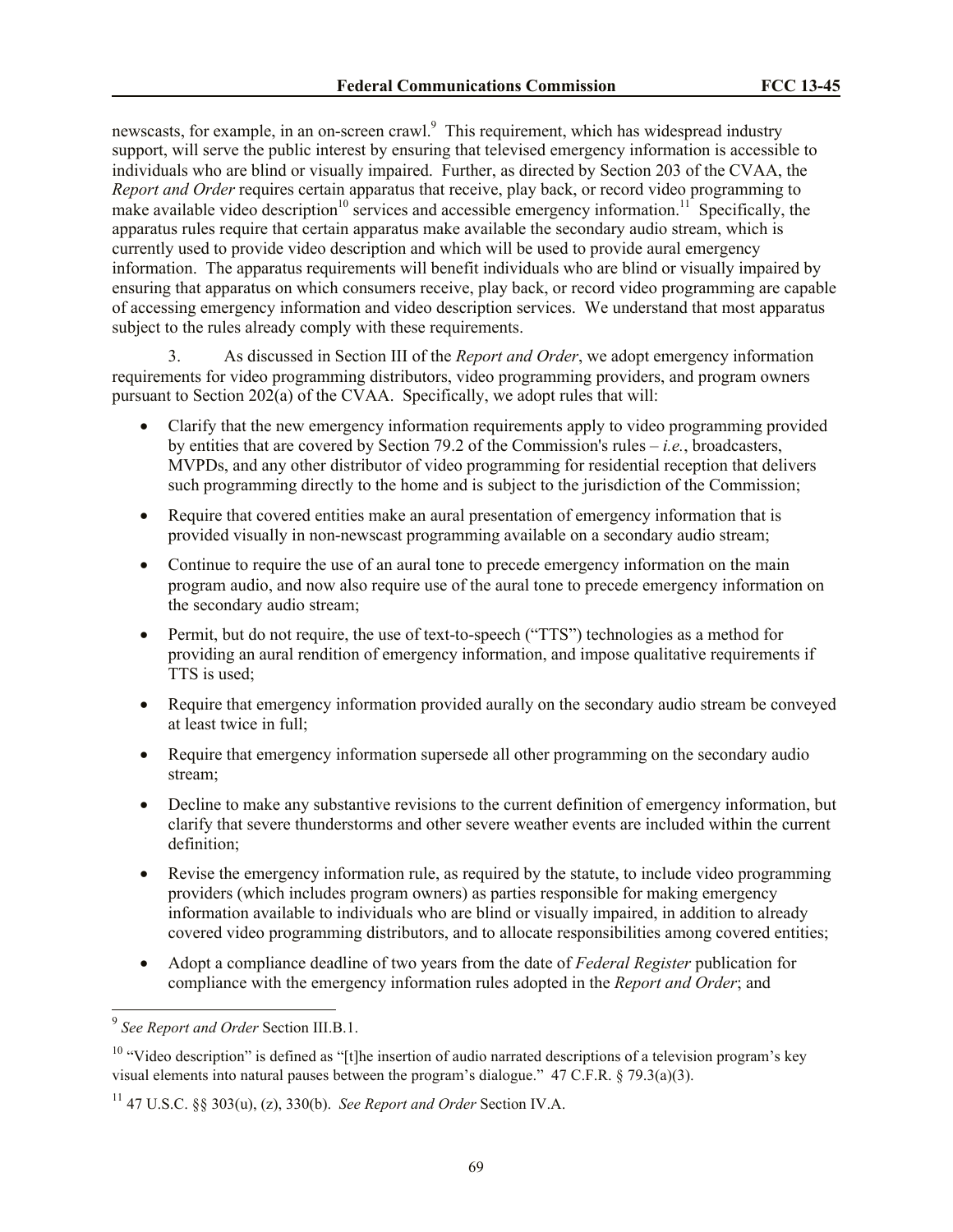newscasts, for example, in an on-screen crawl.[9] This requirement, which has widespread industry support, will serve the public interest by ensuring that televised emergency information is accessible to individuals who are blind or visually impaired. Further, as directed by Section 203 of the CVAA, the *Report and Order* requires certain apparatus that receive, play back, or record video programming to make available video description[10] services and accessible emergency information.[11] Specifically, the apparatus rules require that certain apparatus make available the secondary audio stream, which is currently used to provide video description and which will be used to provide aural emergency information. The apparatus requirements will benefit individuals who are blind or visually impaired by ensuring that apparatus on which consumers receive, play back, or record video programming are capable of accessing emergency information and video description services. We understand that most apparatus subject to the rules already comply with these requirements.

3. As discussed in Section III of the *Report and Order*, we adopt emergency information requirements for video programming distributors, video programming providers, and program owners pursuant to Section 202(a) of the CVAA. Specifically, we adopt rules that will:

- Clarify that the new emergency information requirements apply to video programming provided by entities that are covered by Section 79.2 of the Commission's rules – *i.e.*, broadcasters, MVPDs, and any other distributor of video programming for residential reception that delivers such programming directly to the home and is subject to the jurisdiction of the Commission;
- Require that covered entities make an aural presentation of emergency information that is provided visually in non-newscast programming available on a secondary audio stream;
- Continue to require the use of an aural tone to precede emergency information on the main program audio, and now also require use of the aural tone to precede emergency information on the secondary audio stream;
- Permit, but do not require, the use of text-to-speech ("TTS") technologies as a method for providing an aural rendition of emergency information, and impose qualitative requirements if TTS is used;
- Require that emergency information provided aurally on the secondary audio stream be conveyed at least twice in full;
- Require that emergency information supersede all other programming on the secondary audio stream;
- Decline to make any substantive revisions to the current definition of emergency information, but clarify that severe thunderstorms and other severe weather events are included within the current definition;
- Revise the emergency information rule, as required by the statute, to include video programming providers (which includes program owners) as parties responsible for making emergency information available to individuals who are blind or visually impaired, in addition to already covered video programming distributors, and to allocate responsibilities among covered entities;
- Adopt a compliance deadline of two years from the date of *Federal Register* publication for compliance with the emergency information rules adopted in the *Report and Order*; and

---

[9] *See Report and Order* Section III.B.1.

[10] "Video description" is defined as "[t]he insertion of audio narrated descriptions of a television program's key visual elements into natural pauses between the program's dialogue." 47 C.F.R. § 79.3(a)(3).

[11] 47 U.S.C. §§ 303(u), (z), 330(b). *See Report and Order* Section IV.A.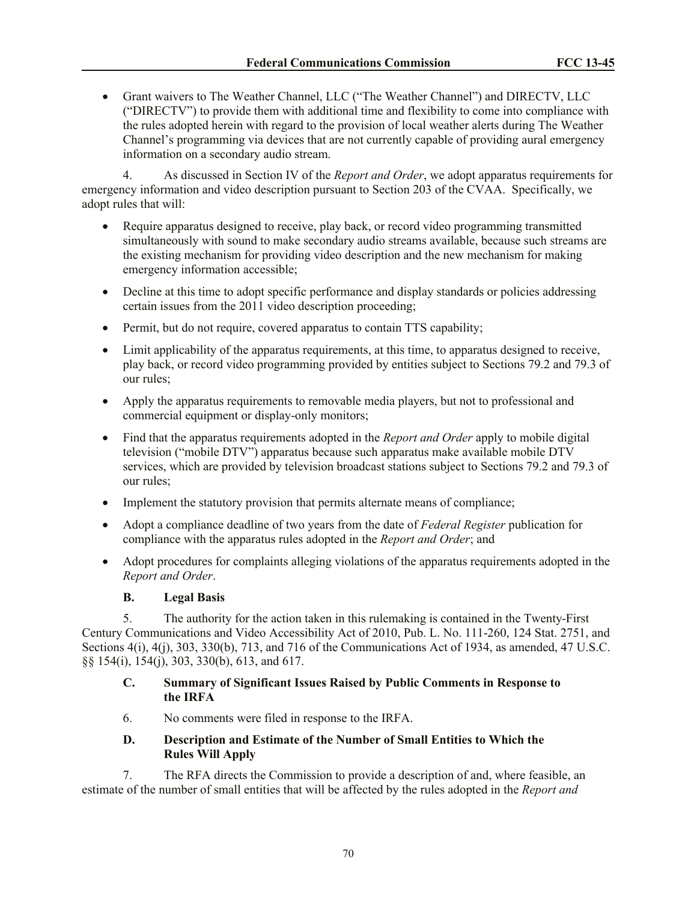- Grant waivers to The Weather Channel, LLC ("The Weather Channel") and DIRECTV, LLC ("DIRECTV") to provide them with additional time and flexibility to come into compliance with the rules adopted herein with regard to the provision of local weather alerts during The Weather Channel's programming via devices that are not currently capable of providing aural emergency information on a secondary audio stream.

4. As discussed in Section IV of the *Report and Order*, we adopt apparatus requirements for emergency information and video description pursuant to Section 203 of the CVAA. Specifically, we adopt rules that will:

- Require apparatus designed to receive, play back, or record video programming transmitted simultaneously with sound to make secondary audio streams available, because such streams are the existing mechanism for providing video description and the new mechanism for making emergency information accessible;
- Decline at this time to adopt specific performance and display standards or policies addressing certain issues from the 2011 video description proceeding;
- Permit, but do not require, covered apparatus to contain TTS capability;
- Limit applicability of the apparatus requirements, at this time, to apparatus designed to receive, play back, or record video programming provided by entities subject to Sections 79.2 and 79.3 of our rules;
- Apply the apparatus requirements to removable media players, but not to professional and commercial equipment or display-only monitors;
- Find that the apparatus requirements adopted in the *Report and Order* apply to mobile digital television ("mobile DTV") apparatus because such apparatus make available mobile DTV services, which are provided by television broadcast stations subject to Sections 79.2 and 79.3 of our rules;
- Implement the statutory provision that permits alternate means of compliance;
- Adopt a compliance deadline of two years from the date of *Federal Register* publication for compliance with the apparatus rules adopted in the *Report and Order*; and
- Adopt procedures for complaints alleging violations of the apparatus requirements adopted in the *Report and Order*.

### B. Legal Basis

5. The authority for the action taken in this rulemaking is contained in the Twenty-First Century Communications and Video Accessibility Act of 2010, Pub. L. No. 111-260, 124 Stat. 2751, and Sections 4(i), 4(j), 303, 330(b), 713, and 716 of the Communications Act of 1934, as amended, 47 U.S.C. §§ 154(i), 154(j), 303, 330(b), 613, and 617.

### C. Summary of Significant Issues Raised by Public Comments in Response to the IRFA

6. No comments were filed in response to the IRFA.

### D. Description and Estimate of the Number of Small Entities to Which the Rules Will Apply

7. The RFA directs the Commission to provide a description of and, where feasible, an estimate of the number of small entities that will be affected by the rules adopted in the *Report and*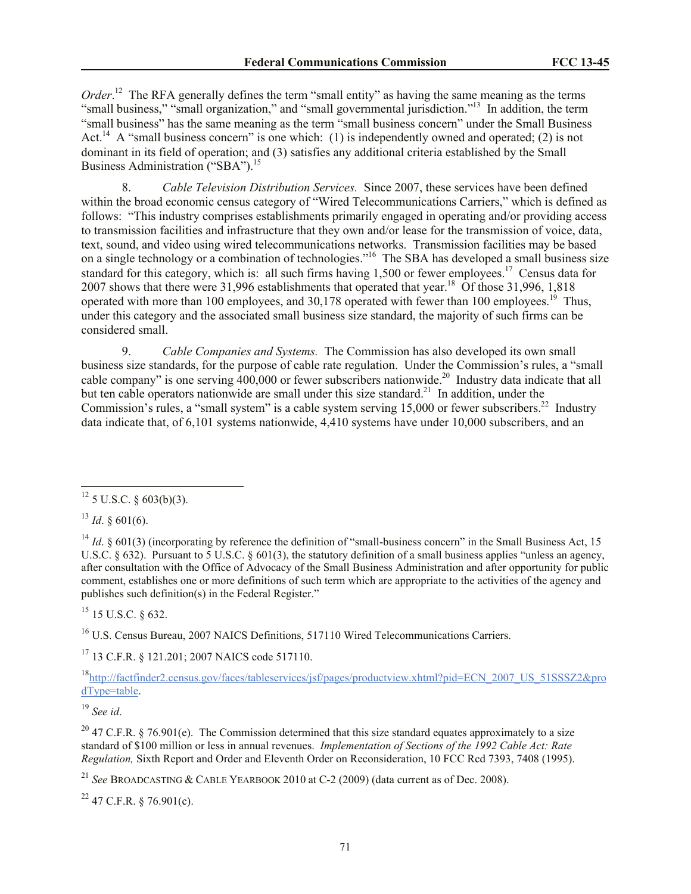*Order*.[12] The RFA generally defines the term "small entity" as having the same meaning as the terms "small business," "small organization," and "small governmental jurisdiction."[13] In addition, the term "small business" has the same meaning as the term "small business concern" under the Small Business Act.[14] A "small business concern" is one which: (1) is independently owned and operated; (2) is not dominant in its field of operation; and (3) satisfies any additional criteria established by the Small Business Administration ("SBA").[15]

8. *Cable Television Distribution Services.* Since 2007, these services have been defined within the broad economic census category of "Wired Telecommunications Carriers," which is defined as follows: "This industry comprises establishments primarily engaged in operating and/or providing access to transmission facilities and infrastructure that they own and/or lease for the transmission of voice, data, text, sound, and video using wired telecommunications networks. Transmission facilities may be based on a single technology or a combination of technologies."[16] The SBA has developed a small business size standard for this category, which is: all such firms having 1,500 or fewer employees.[17] Census data for 2007 shows that there were 31,996 establishments that operated that year.[18] Of those 31,996, 1,818 operated with more than 100 employees, and 30,178 operated with fewer than 100 employees.[19] Thus, under this category and the associated small business size standard, the majority of such firms can be considered small.

9. *Cable Companies and Systems.* The Commission has also developed its own small business size standards, for the purpose of cable rate regulation. Under the Commission's rules, a "small cable company" is one serving 400,000 or fewer subscribers nationwide.[20] Industry data indicate that all but ten cable operators nationwide are small under this size standard.[21] In addition, under the Commission's rules, a "small system" is a cable system serving 15,000 or fewer subscribers.[22] Industry data indicate that, of 6,101 systems nationwide, 4,410 systems have under 10,000 subscribers, and an

---

[12] 5 U.S.C. § 603(b)(3).

[13] *Id*. § 601(6).

[14] *Id*. § 601(3) (incorporating by reference the definition of "small-business concern" in the Small Business Act, 15 U.S.C. § 632). Pursuant to 5 U.S.C. § 601(3), the statutory definition of a small business applies "unless an agency, after consultation with the Office of Advocacy of the Small Business Administration and after opportunity for public comment, establishes one or more definitions of such term which are appropriate to the activities of the agency and publishes such definition(s) in the Federal Register."

[15] 15 U.S.C. § 632.

[16] U.S. Census Bureau, 2007 NAICS Definitions, 517110 Wired Telecommunications Carriers.

[17] 13 C.F.R. § 121.201; 2007 NAICS code 517110.

[18] http://factfinder2.census.gov/faces/tableservices/jsf/pages/productview.xhtml?pid=ECN_2007_US_51SSSZ2&prodType=table.

[19] *See id*.

[20] 47 C.F.R. § 76.901(e). The Commission determined that this size standard equates approximately to a size standard of $100 million or less in annual revenues. *Implementation of Sections of the 1992 Cable Act: Rate Regulation,* Sixth Report and Order and Eleventh Order on Reconsideration, 10 FCC Rcd 7393, 7408 (1995).

[21] *See* BROADCASTING & CABLE YEARBOOK 2010 at C-2 (2009) (data current as of Dec. 2008).

[22] 47 C.F.R. § 76.901(c).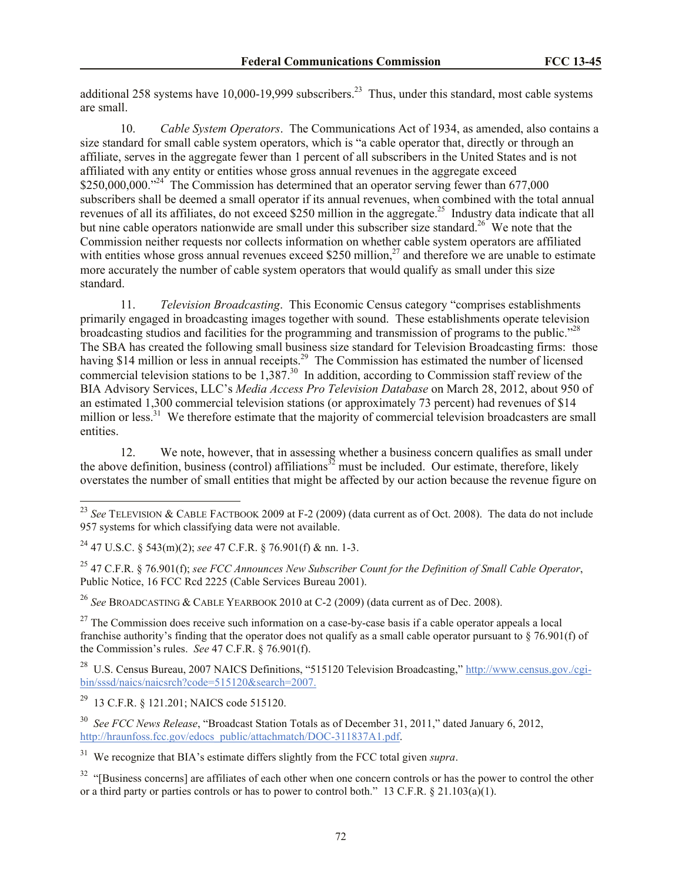additional 258 systems have 10,000-19,999 subscribers.[23] Thus, under this standard, most cable systems are small.

10. *Cable System Operators*. The Communications Act of 1934, as amended, also contains a size standard for small cable system operators, which is "a cable operator that, directly or through an affiliate, serves in the aggregate fewer than 1 percent of all subscribers in the United States and is not affiliated with any entity or entities whose gross annual revenues in the aggregate exceed $250,000,000."[24] The Commission has determined that an operator serving fewer than 677,000 subscribers shall be deemed a small operator if its annual revenues, when combined with the total annual revenues of all its affiliates, do not exceed $250 million in the aggregate.[25] Industry data indicate that all but nine cable operators nationwide are small under this subscriber size standard.[26] We note that the Commission neither requests nor collects information on whether cable system operators are affiliated with entities whose gross annual revenues exceed $250 million,[27] and therefore we are unable to estimate more accurately the number of cable system operators that would qualify as small under this size standard.

11. *Television Broadcasting*. This Economic Census category "comprises establishments primarily engaged in broadcasting images together with sound. These establishments operate television broadcasting studios and facilities for the programming and transmission of programs to the public."[28] The SBA has created the following small business size standard for Television Broadcasting firms: those having $14 million or less in annual receipts.[29] The Commission has estimated the number of licensed commercial television stations to be 1,387.[30] In addition, according to Commission staff review of the BIA Advisory Services, LLC's *Media Access Pro Television Database* on March 28, 2012, about 950 of an estimated 1,300 commercial television stations (or approximately 73 percent) had revenues of $14 million or less.[31] We therefore estimate that the majority of commercial television broadcasters are small entities.

12. We note, however, that in assessing whether a business concern qualifies as small under the above definition, business (control) affiliations[32] must be included. Our estimate, therefore, likely overstates the number of small entities that might be affected by our action because the revenue figure on

---

[23] *See* TELEVISION & CABLE FACTBOOK 2009 at F-2 (2009) (data current as of Oct. 2008). The data do not include 957 systems for which classifying data were not available.

[24] 47 U.S.C. § 543(m)(2); *see* 47 C.F.R. § 76.901(f) & nn. 1-3.

[25] 47 C.F.R. § 76.901(f); *see FCC Announces New Subscriber Count for the Definition of Small Cable Operator*, Public Notice, 16 FCC Rcd 2225 (Cable Services Bureau 2001).

[26] *See* BROADCASTING & CABLE YEARBOOK 2010 at C-2 (2009) (data current as of Dec. 2008).

[27] The Commission does receive such information on a case-by-case basis if a cable operator appeals a local franchise authority's finding that the operator does not qualify as a small cable operator pursuant to § 76.901(f) of the Commission's rules. *See* 47 C.F.R. § 76.901(f).

[28] U.S. Census Bureau, 2007 NAICS Definitions, "515120 Television Broadcasting," http://www.census.gov./cgi-bin/sssd/naics/naicsrch?code=515120&search=2007.

[29] 13 C.F.R. § 121.201; NAICS code 515120.

[30] *See FCC News Release*, "Broadcast Station Totals as of December 31, 2011," dated January 6, 2012, http://hraunfoss.fcc.gov/edocs_public/attachmatch/DOC-311837A1.pdf.

[31] We recognize that BIA's estimate differs slightly from the FCC total given *supra*.

[32] "[Business concerns] are affiliates of each other when one concern controls or has the power to control the other or a third party or parties controls or has to power to control both." 13 C.F.R. § 21.103(a)(1).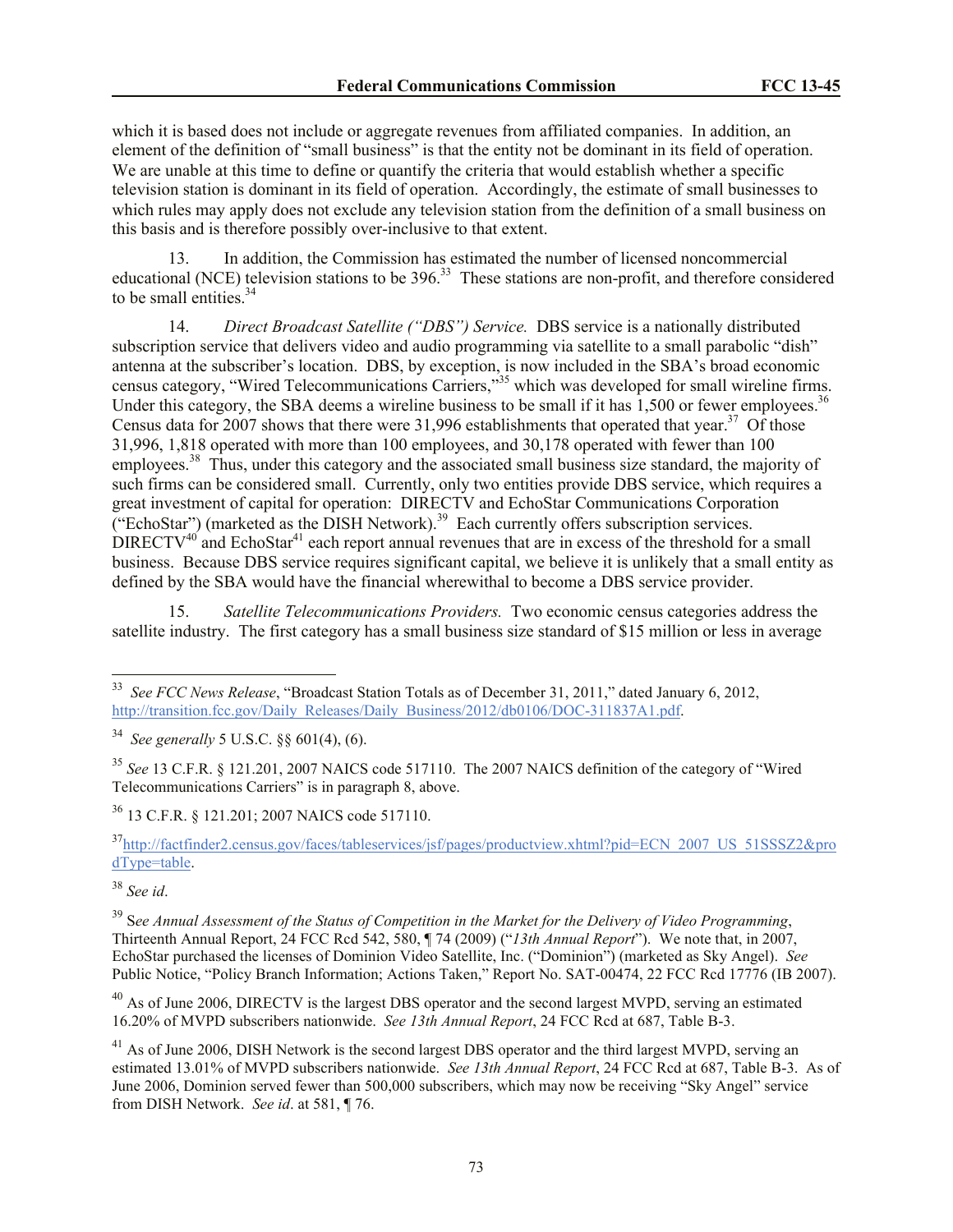which it is based does not include or aggregate revenues from affiliated companies. In addition, an element of the definition of "small business" is that the entity not be dominant in its field of operation. We are unable at this time to define or quantify the criteria that would establish whether a specific television station is dominant in its field of operation. Accordingly, the estimate of small businesses to which rules may apply does not exclude any television station from the definition of a small business on this basis and is therefore possibly over-inclusive to that extent.

13. In addition, the Commission has estimated the number of licensed noncommercial educational (NCE) television stations to be 396.[33] These stations are non-profit, and therefore considered to be small entities.[34]

14. *Direct Broadcast Satellite ("DBS") Service.* DBS service is a nationally distributed subscription service that delivers video and audio programming via satellite to a small parabolic "dish" antenna at the subscriber's location. DBS, by exception, is now included in the SBA's broad economic census category, "Wired Telecommunications Carriers,"[35] which was developed for small wireline firms. Under this category, the SBA deems a wireline business to be small if it has 1,500 or fewer employees.[36] Census data for 2007 shows that there were 31,996 establishments that operated that year.[37] Of those 31,996, 1,818 operated with more than 100 employees, and 30,178 operated with fewer than 100 employees.[38] Thus, under this category and the associated small business size standard, the majority of such firms can be considered small. Currently, only two entities provide DBS service, which requires a great investment of capital for operation: DIRECTV and EchoStar Communications Corporation ("EchoStar") (marketed as the DISH Network).[39] Each currently offers subscription services. DIRECTV[40] and EchoStar[41] each report annual revenues that are in excess of the threshold for a small business. Because DBS service requires significant capital, we believe it is unlikely that a small entity as defined by the SBA would have the financial wherewithal to become a DBS service provider.

15. *Satellite Telecommunications Providers.* Two economic census categories address the satellite industry. The first category has a small business size standard of $15 million or less in average

---

[33] *See FCC News Release*, "Broadcast Station Totals as of December 31, 2011," dated January 6, 2012, http://transition.fcc.gov/Daily_Releases/Daily_Business/2012/db0106/DOC-311837A1.pdf.

[34] *See generally* 5 U.S.C. §§ 601(4), (6).

[35] *See* 13 C.F.R. § 121.201, 2007 NAICS code 517110. The 2007 NAICS definition of the category of "Wired Telecommunications Carriers" is in paragraph 8, above.

[36] 13 C.F.R. § 121.201; 2007 NAICS code 517110.

[37] http://factfinder2.census.gov/faces/tableservices/jsf/pages/productview.xhtml?pid=ECN_2007_US_51SSSZ2&prodType=table.

[38] *See id*.

[39] See *Annual Assessment of the Status of Competition in the Market for the Delivery of Video Programming*, Thirteenth Annual Report, 24 FCC Rcd 542, 580, ¶ 74 (2009) ("*13th Annual Report*"). We note that, in 2007, EchoStar purchased the licenses of Dominion Video Satellite, Inc. ("Dominion") (marketed as Sky Angel). *See* Public Notice, "Policy Branch Information; Actions Taken," Report No. SAT-00474, 22 FCC Rcd 17776 (IB 2007).

[40] As of June 2006, DIRECTV is the largest DBS operator and the second largest MVPD, serving an estimated 16.20% of MVPD subscribers nationwide. *See 13th Annual Report*, 24 FCC Rcd at 687, Table B-3.

[41] As of June 2006, DISH Network is the second largest DBS operator and the third largest MVPD, serving an estimated 13.01% of MVPD subscribers nationwide. *See 13th Annual Report*, 24 FCC Rcd at 687, Table B-3. As of June 2006, Dominion served fewer than 500,000 subscribers, which may now be receiving "Sky Angel" service from DISH Network. *See id*. at 581, ¶ 76.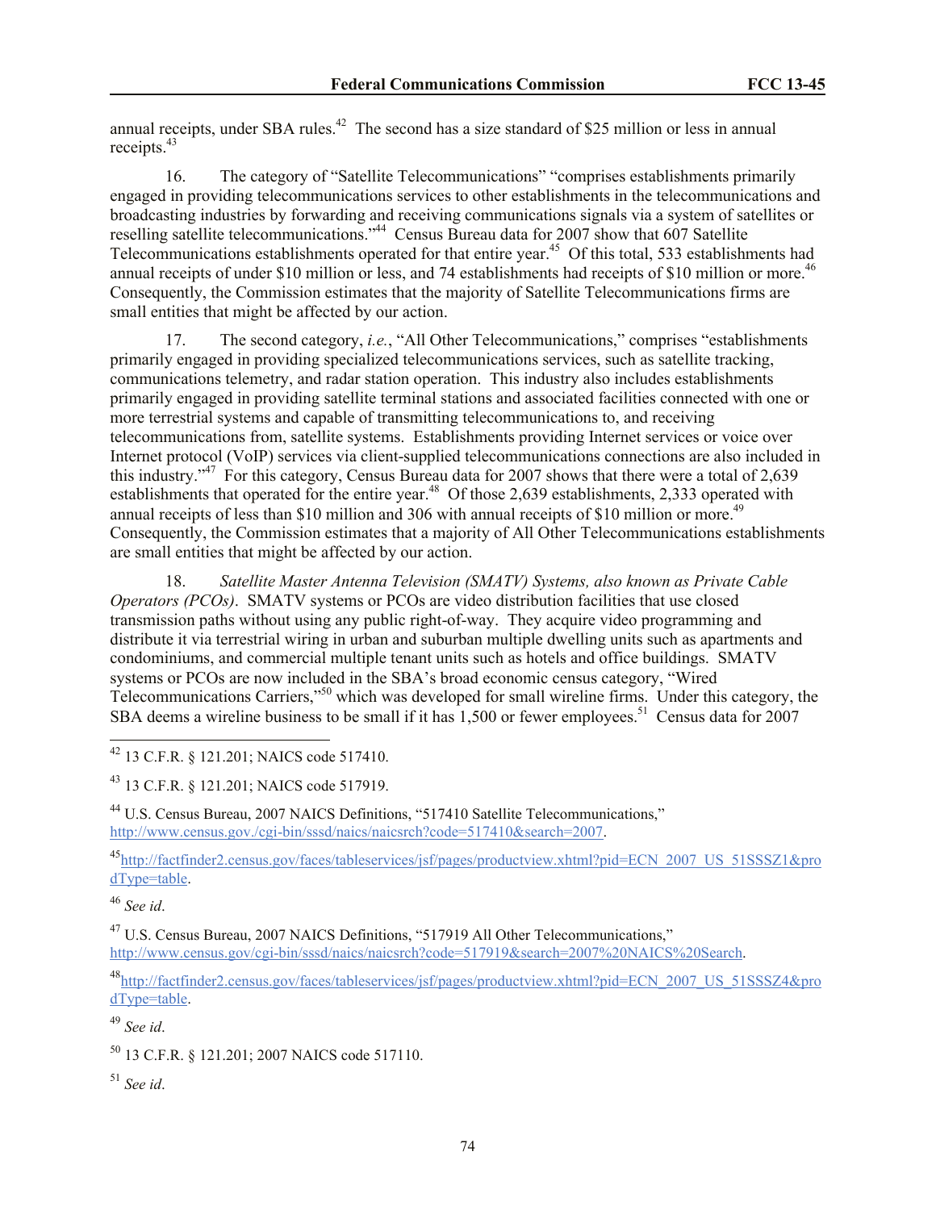annual receipts, under SBA rules.[42] The second has a size standard of $25 million or less in annual receipts.[43]

16. The category of "Satellite Telecommunications" "comprises establishments primarily engaged in providing telecommunications services to other establishments in the telecommunications and broadcasting industries by forwarding and receiving communications signals via a system of satellites or reselling satellite telecommunications."[44] Census Bureau data for 2007 show that 607 Satellite Telecommunications establishments operated for that entire year.[45] Of this total, 533 establishments had annual receipts of under $10 million or less, and 74 establishments had receipts of $10 million or more.[46] Consequently, the Commission estimates that the majority of Satellite Telecommunications firms are small entities that might be affected by our action.

17. The second category, *i.e.*, "All Other Telecommunications," comprises "establishments primarily engaged in providing specialized telecommunications services, such as satellite tracking, communications telemetry, and radar station operation. This industry also includes establishments primarily engaged in providing satellite terminal stations and associated facilities connected with one or more terrestrial systems and capable of transmitting telecommunications to, and receiving telecommunications from, satellite systems. Establishments providing Internet services or voice over Internet protocol (VoIP) services via client-supplied telecommunications connections are also included in this industry."[47] For this category, Census Bureau data for 2007 shows that there were a total of 2,639 establishments that operated for the entire year.[48] Of those 2,639 establishments, 2,333 operated with annual receipts of less than $10 million and 306 with annual receipts of $10 million or more.[49] Consequently, the Commission estimates that a majority of All Other Telecommunications establishments are small entities that might be affected by our action.

18. *Satellite Master Antenna Television (SMATV) Systems, also known as Private Cable Operators (PCOs)*. SMATV systems or PCOs are video distribution facilities that use closed transmission paths without using any public right-of-way. They acquire video programming and distribute it via terrestrial wiring in urban and suburban multiple dwelling units such as apartments and condominiums, and commercial multiple tenant units such as hotels and office buildings. SMATV systems or PCOs are now included in the SBA's broad economic census category, "Wired Telecommunications Carriers,"[50] which was developed for small wireline firms. Under this category, the SBA deems a wireline business to be small if it has 1,500 or fewer employees.[51] Census data for 2007

---

[42] 13 C.F.R. § 121.201; NAICS code 517410.

[43] 13 C.F.R. § 121.201; NAICS code 517919.

[44] U.S. Census Bureau, 2007 NAICS Definitions, "517410 Satellite Telecommunications," http://www.census.gov./cgi-bin/sssd/naics/naicsrch?code=517410&search=2007.

[45] http://factfinder2.census.gov/faces/tableservices/jsf/pages/productview.xhtml?pid=ECN_2007_US_51SSSZ1&prodType=table.

[46] *See id*.

[47] U.S. Census Bureau, 2007 NAICS Definitions, "517919 All Other Telecommunications," http://www.census.gov/cgi-bin/sssd/naics/naicsrch?code=517919&search=2007%20NAICS%20Search.

[48] http://factfinder2.census.gov/faces/tableservices/jsf/pages/productview.xhtml?pid=ECN_2007_US_51SSSZ4&prodType=table.

[49] *See id*.

[50] 13 C.F.R. § 121.201; 2007 NAICS code 517110.

[51] *See id*.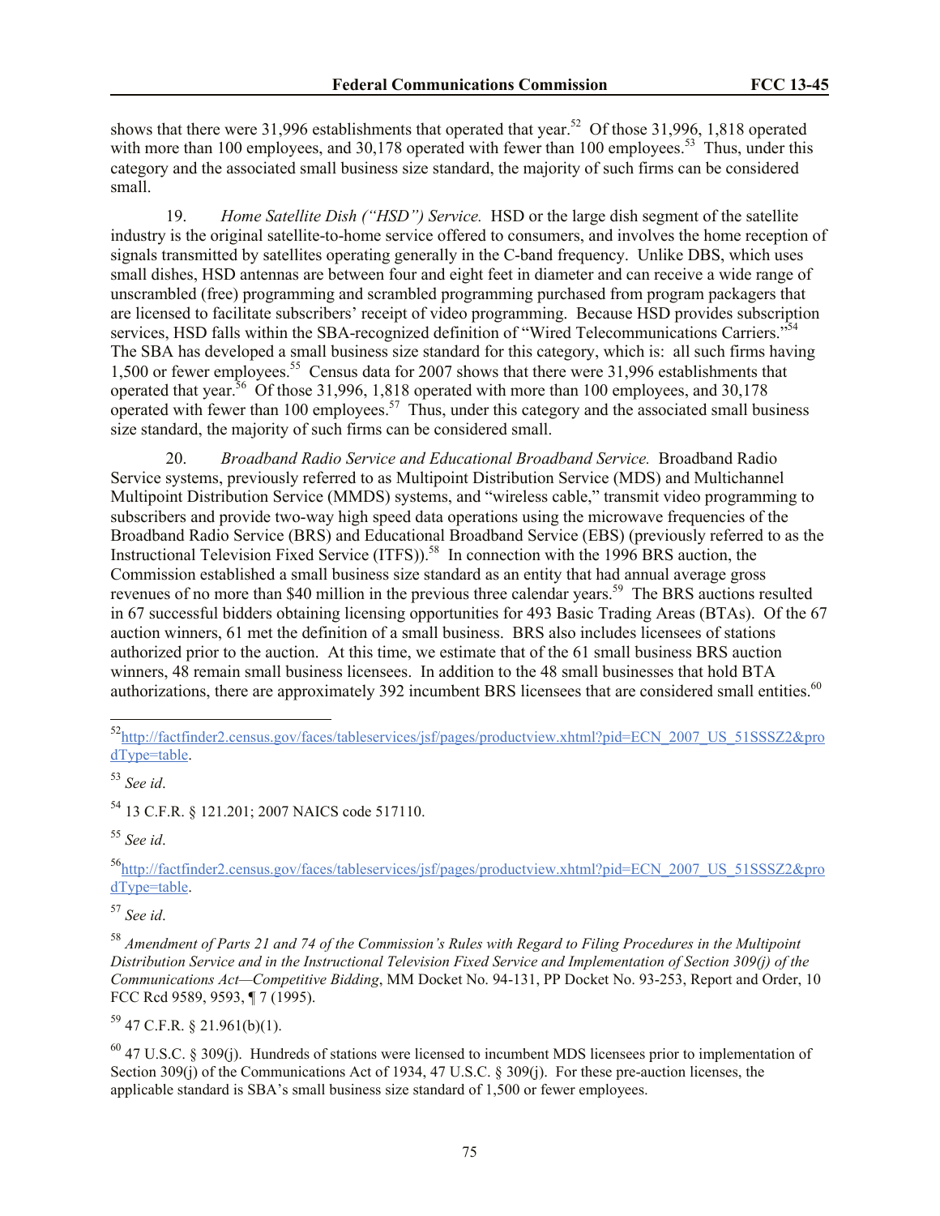shows that there were 31,996 establishments that operated that year.[52] Of those 31,996, 1,818 operated with more than 100 employees, and 30,178 operated with fewer than 100 employees.[53] Thus, under this category and the associated small business size standard, the majority of such firms can be considered small.

19. *Home Satellite Dish ("HSD") Service.* HSD or the large dish segment of the satellite industry is the original satellite-to-home service offered to consumers, and involves the home reception of signals transmitted by satellites operating generally in the C-band frequency. Unlike DBS, which uses small dishes, HSD antennas are between four and eight feet in diameter and can receive a wide range of unscrambled (free) programming and scrambled programming purchased from program packagers that are licensed to facilitate subscribers' receipt of video programming. Because HSD provides subscription services, HSD falls within the SBA-recognized definition of "Wired Telecommunications Carriers."[54] The SBA has developed a small business size standard for this category, which is: all such firms having 1,500 or fewer employees.[55] Census data for 2007 shows that there were 31,996 establishments that operated that year.[56] Of those 31,996, 1,818 operated with more than 100 employees, and 30,178 operated with fewer than 100 employees.[57] Thus, under this category and the associated small business size standard, the majority of such firms can be considered small.

20. *Broadband Radio Service and Educational Broadband Service.* Broadband Radio Service systems, previously referred to as Multipoint Distribution Service (MDS) and Multichannel Multipoint Distribution Service (MMDS) systems, and "wireless cable," transmit video programming to subscribers and provide two-way high speed data operations using the microwave frequencies of the Broadband Radio Service (BRS) and Educational Broadband Service (EBS) (previously referred to as the Instructional Television Fixed Service (ITFS)).[58] In connection with the 1996 BRS auction, the Commission established a small business size standard as an entity that had annual average gross revenues of no more than $40 million in the previous three calendar years.[59] The BRS auctions resulted in 67 successful bidders obtaining licensing opportunities for 493 Basic Trading Areas (BTAs). Of the 67 auction winners, 61 met the definition of a small business. BRS also includes licensees of stations authorized prior to the auction. At this time, we estimate that of the 61 small business BRS auction winners, 48 remain small business licensees. In addition to the 48 small businesses that hold BTA authorizations, there are approximately 392 incumbent BRS licensees that are considered small entities.[60]

---

[52] http://factfinder2.census.gov/faces/tableservices/jsf/pages/productview.xhtml?pid=ECN_2007_US_51SSSZ2&prodType=table.

[53] *See id*.

[54] 13 C.F.R. § 121.201; 2007 NAICS code 517110.

[55] *See id*.

[56] http://factfinder2.census.gov/faces/tableservices/jsf/pages/productview.xhtml?pid=ECN_2007_US_51SSSZ2&prodType=table.

[57] *See id*.

[58] *Amendment of Parts 21 and 74 of the Commission's Rules with Regard to Filing Procedures in the Multipoint Distribution Service and in the Instructional Television Fixed Service and Implementation of Section 309(j) of the Communications Act—Competitive Bidding*, MM Docket No. 94-131, PP Docket No. 93-253, Report and Order, 10 FCC Rcd 9589, 9593, ¶ 7 (1995).

[59] 47 C.F.R. § 21.961(b)(1).

[60] 47 U.S.C. § 309(j). Hundreds of stations were licensed to incumbent MDS licensees prior to implementation of Section 309(j) of the Communications Act of 1934, 47 U.S.C. § 309(j). For these pre-auction licenses, the applicable standard is SBA's small business size standard of 1,500 or fewer employees.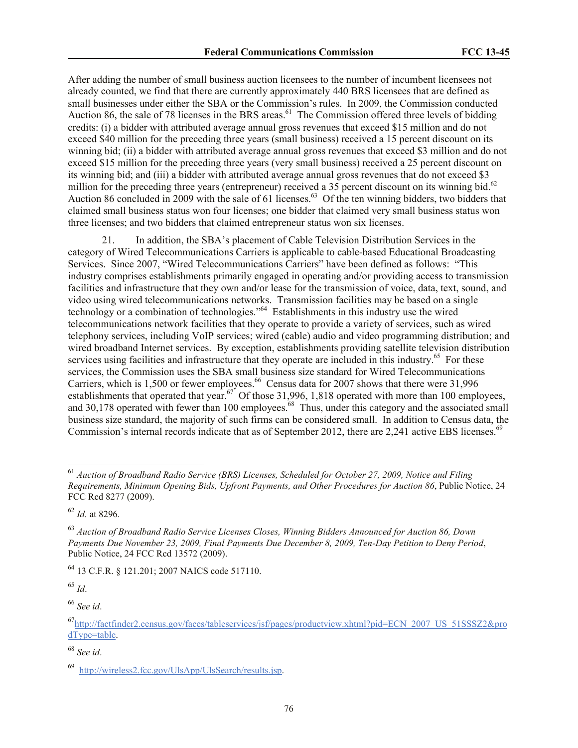After adding the number of small business auction licensees to the number of incumbent licensees not already counted, we find that there are currently approximately 440 BRS licensees that are defined as small businesses under either the SBA or the Commission's rules. In 2009, the Commission conducted Auction 86, the sale of 78 licenses in the BRS areas.[61] The Commission offered three levels of bidding credits: (i) a bidder with attributed average annual gross revenues that exceed $15 million and do not exceed $40 million for the preceding three years (small business) received a 15 percent discount on its winning bid; (ii) a bidder with attributed average annual gross revenues that exceed $3 million and do not exceed $15 million for the preceding three years (very small business) received a 25 percent discount on its winning bid; and (iii) a bidder with attributed average annual gross revenues that do not exceed $3 million for the preceding three years (entrepreneur) received a 35 percent discount on its winning bid.[62] Auction 86 concluded in 2009 with the sale of 61 licenses.[63] Of the ten winning bidders, two bidders that claimed small business status won four licenses; one bidder that claimed very small business status won three licenses; and two bidders that claimed entrepreneur status won six licenses.

21. In addition, the SBA's placement of Cable Television Distribution Services in the category of Wired Telecommunications Carriers is applicable to cable-based Educational Broadcasting Services. Since 2007, "Wired Telecommunications Carriers" have been defined as follows: "This industry comprises establishments primarily engaged in operating and/or providing access to transmission facilities and infrastructure that they own and/or lease for the transmission of voice, data, text, sound, and video using wired telecommunications networks. Transmission facilities may be based on a single technology or a combination of technologies."[64] Establishments in this industry use the wired telecommunications network facilities that they operate to provide a variety of services, such as wired telephony services, including VoIP services; wired (cable) audio and video programming distribution; and wired broadband Internet services. By exception, establishments providing satellite television distribution services using facilities and infrastructure that they operate are included in this industry.[65] For these services, the Commission uses the SBA small business size standard for Wired Telecommunications Carriers, which is 1,500 or fewer employees.[66] Census data for 2007 shows that there were 31,996 establishments that operated that year.[67] Of those 31,996, 1,818 operated with more than 100 employees, and 30,178 operated with fewer than 100 employees.[68] Thus, under this category and the associated small business size standard, the majority of such firms can be considered small. In addition to Census data, the Commission's internal records indicate that as of September 2012, there are 2,241 active EBS licenses.[69]

---

[61] *Auction of Broadband Radio Service (BRS) Licenses, Scheduled for October 27, 2009, Notice and Filing Requirements, Minimum Opening Bids, Upfront Payments, and Other Procedures for Auction 86*, Public Notice, 24 FCC Rcd 8277 (2009).

[62] *Id.* at 8296.

[63] *Auction of Broadband Radio Service Licenses Closes, Winning Bidders Announced for Auction 86, Down Payments Due November 23, 2009, Final Payments Due December 8, 2009, Ten-Day Petition to Deny Period*, Public Notice, 24 FCC Rcd 13572 (2009).

[64] 13 C.F.R. § 121.201; 2007 NAICS code 517110.

[65] *Id*.

[66] *See id*.

[67] http://factfinder2.census.gov/faces/tableservices/jsf/pages/productview.xhtml?pid=ECN_2007_US_51SSSZ2&prodType=table.

[68] *See id*.

[69] http://wireless2.fcc.gov/UlsApp/UlsSearch/results.jsp.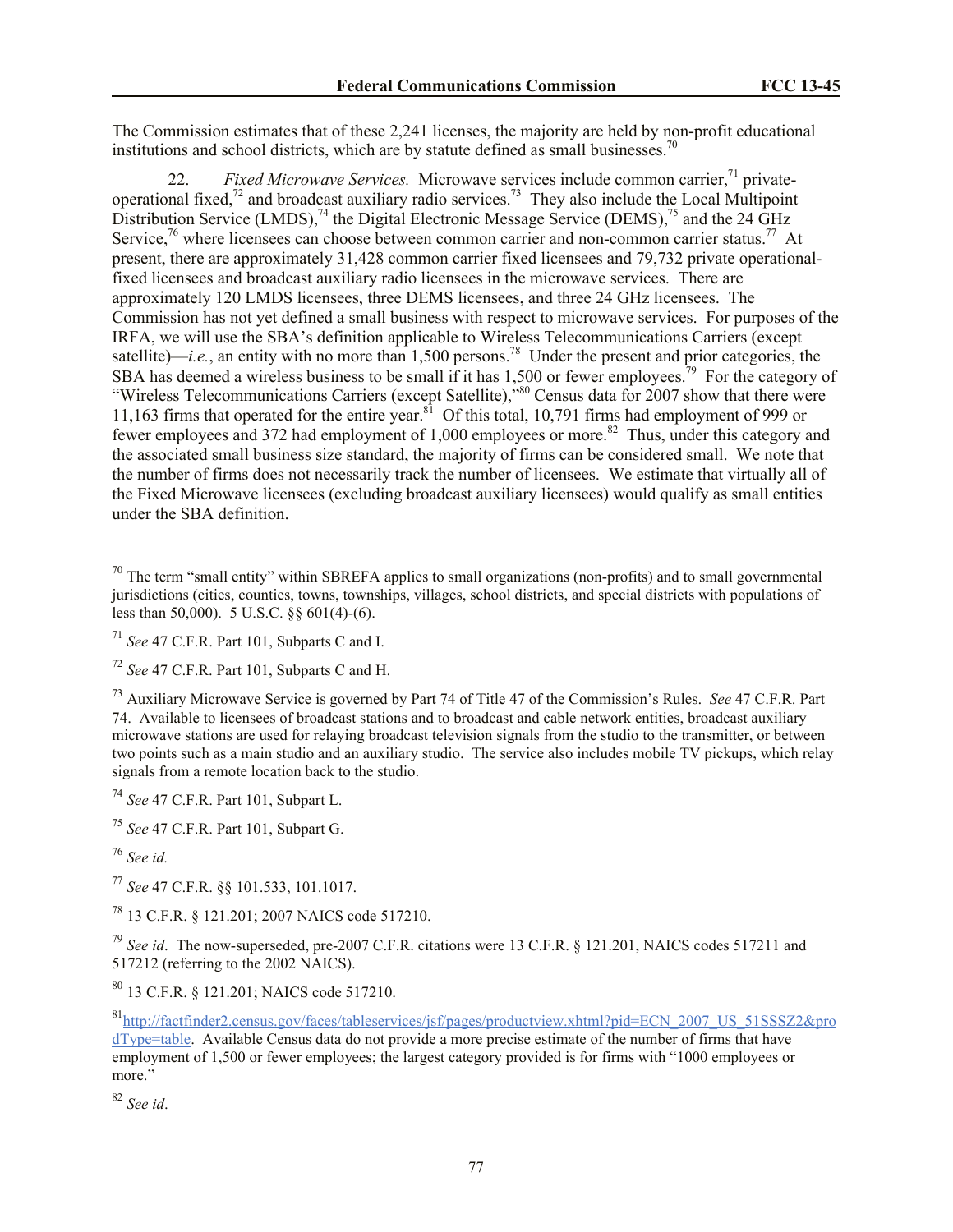The Commission estimates that of these 2,241 licenses, the majority are held by non-profit educational institutions and school districts, which are by statute defined as small businesses.[70]

22. *Fixed Microwave Services.* Microwave services include common carrier,[71] private-operational fixed,[72] and broadcast auxiliary radio services.[73] They also include the Local Multipoint Distribution Service (LMDS),[74] the Digital Electronic Message Service (DEMS),[75] and the 24 GHz Service,[76] where licensees can choose between common carrier and non-common carrier status.[77] At present, there are approximately 31,428 common carrier fixed licensees and 79,732 private operational-fixed licensees and broadcast auxiliary radio licensees in the microwave services. There are approximately 120 LMDS licensees, three DEMS licensees, and three 24 GHz licensees. The Commission has not yet defined a small business with respect to microwave services. For purposes of the IRFA, we will use the SBA's definition applicable to Wireless Telecommunications Carriers (except satellite)—*i.e.*, an entity with no more than 1,500 persons.[78] Under the present and prior categories, the SBA has deemed a wireless business to be small if it has 1,500 or fewer employees.[79] For the category of "Wireless Telecommunications Carriers (except Satellite),"[80] Census data for 2007 show that there were 11,163 firms that operated for the entire year.[81] Of this total, 10,791 firms had employment of 999 or fewer employees and 372 had employment of 1,000 employees or more.[82] Thus, under this category and the associated small business size standard, the majority of firms can be considered small. We note that the number of firms does not necessarily track the number of licensees. We estimate that virtually all of the Fixed Microwave licensees (excluding broadcast auxiliary licensees) would qualify as small entities under the SBA definition.

---

[70] The term "small entity" within SBREFA applies to small organizations (non-profits) and to small governmental jurisdictions (cities, counties, towns, townships, villages, school districts, and special districts with populations of less than 50,000). 5 U.S.C. §§ 601(4)-(6).

[71] *See* 47 C.F.R. Part 101, Subparts C and I.

[72] *See* 47 C.F.R. Part 101, Subparts C and H.

[73] Auxiliary Microwave Service is governed by Part 74 of Title 47 of the Commission's Rules. *See* 47 C.F.R. Part 74. Available to licensees of broadcast stations and to broadcast and cable network entities, broadcast auxiliary microwave stations are used for relaying broadcast television signals from the studio to the transmitter, or between two points such as a main studio and an auxiliary studio. The service also includes mobile TV pickups, which relay signals from a remote location back to the studio.

[74] *See* 47 C.F.R. Part 101, Subpart L.

[75] *See* 47 C.F.R. Part 101, Subpart G.

[76] *See id.*

[77] *See* 47 C.F.R. §§ 101.533, 101.1017.

[78] 13 C.F.R. § 121.201; 2007 NAICS code 517210.

[79] *See id*. The now-superseded, pre-2007 C.F.R. citations were 13 C.F.R. § 121.201, NAICS codes 517211 and 517212 (referring to the 2002 NAICS).

[80] 13 C.F.R. § 121.201; NAICS code 517210.

[81] http://factfinder2.census.gov/faces/tableservices/jsf/pages/productview.xhtml?pid=ECN_2007_US_51SSSZ2&prodType=table. Available Census data do not provide a more precise estimate of the number of firms that have employment of 1,500 or fewer employees; the largest category provided is for firms with "1000 employees or more."

[82] *See id*.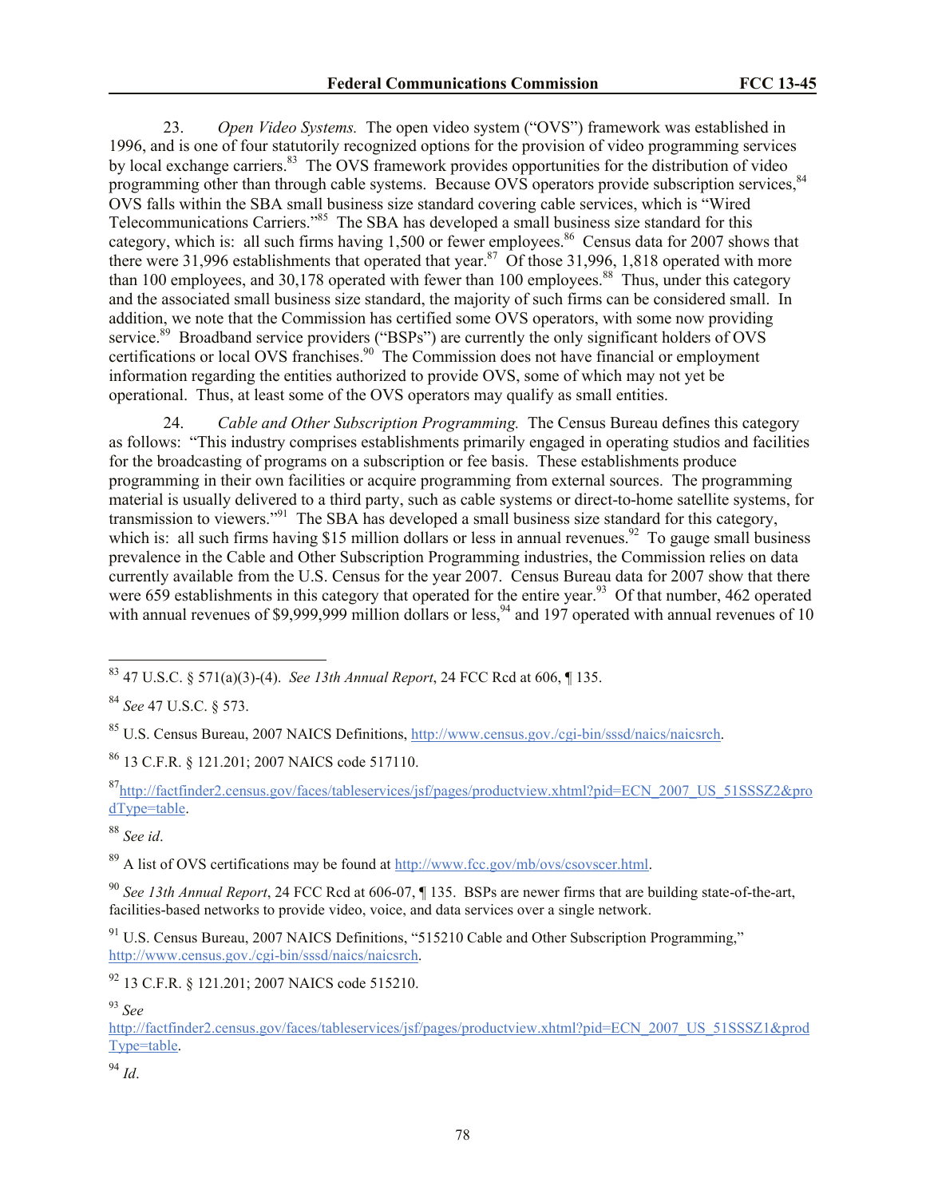23. *Open Video Systems.* The open video system ("OVS") framework was established in 1996, and is one of four statutorily recognized options for the provision of video programming services by local exchange carriers.[83] The OVS framework provides opportunities for the distribution of video programming other than through cable systems. Because OVS operators provide subscription services,[84] OVS falls within the SBA small business size standard covering cable services, which is "Wired Telecommunications Carriers."[85] The SBA has developed a small business size standard for this category, which is: all such firms having 1,500 or fewer employees.[86] Census data for 2007 shows that there were 31,996 establishments that operated that year.[87] Of those 31,996, 1,818 operated with more than 100 employees, and 30,178 operated with fewer than 100 employees.[88] Thus, under this category and the associated small business size standard, the majority of such firms can be considered small. In addition, we note that the Commission has certified some OVS operators, with some now providing service.[89] Broadband service providers ("BSPs") are currently the only significant holders of OVS certifications or local OVS franchises.[90] The Commission does not have financial or employment information regarding the entities authorized to provide OVS, some of which may not yet be operational. Thus, at least some of the OVS operators may qualify as small entities.

24. *Cable and Other Subscription Programming.* The Census Bureau defines this category as follows: "This industry comprises establishments primarily engaged in operating studios and facilities for the broadcasting of programs on a subscription or fee basis. These establishments produce programming in their own facilities or acquire programming from external sources. The programming material is usually delivered to a third party, such as cable systems or direct-to-home satellite systems, for transmission to viewers."[91] The SBA has developed a small business size standard for this category, which is: all such firms having $15 million dollars or less in annual revenues.[92] To gauge small business prevalence in the Cable and Other Subscription Programming industries, the Commission relies on data currently available from the U.S. Census for the year 2007. Census Bureau data for 2007 show that there were 659 establishments in this category that operated for the entire year.[93] Of that number, 462 operated with annual revenues of $9,999,999 million dollars or less,[94] and 197 operated with annual revenues of 10

---

[83] 47 U.S.C. § 571(a)(3)-(4). *See 13th Annual Report*, 24 FCC Rcd at 606, ¶ 135.

[84] *See* 47 U.S.C. § 573.

[85] U.S. Census Bureau, 2007 NAICS Definitions, http://www.census.gov./cgi-bin/sssd/naics/naicsrch.

[86] 13 C.F.R. § 121.201; 2007 NAICS code 517110.

[87] http://factfinder2.census.gov/faces/tableservices/jsf/pages/productview.xhtml?pid=ECN_2007_US_51SSSZ2&prodType=table.

[88] *See id*.

[89] A list of OVS certifications may be found at http://www.fcc.gov/mb/ovs/csovscer.html.

[90] *See 13th Annual Report*, 24 FCC Rcd at 606-07, ¶ 135. BSPs are newer firms that are building state-of-the-art, facilities-based networks to provide video, voice, and data services over a single network.

[91] U.S. Census Bureau, 2007 NAICS Definitions, "515210 Cable and Other Subscription Programming," http://www.census.gov./cgi-bin/sssd/naics/naicsrch.

[92] 13 C.F.R. § 121.201; 2007 NAICS code 515210.

[93] *See* http://factfinder2.census.gov/faces/tableservices/jsf/pages/productview.xhtml?pid=ECN_2007_US_51SSSZ1&prodType=table.

[94] *Id*.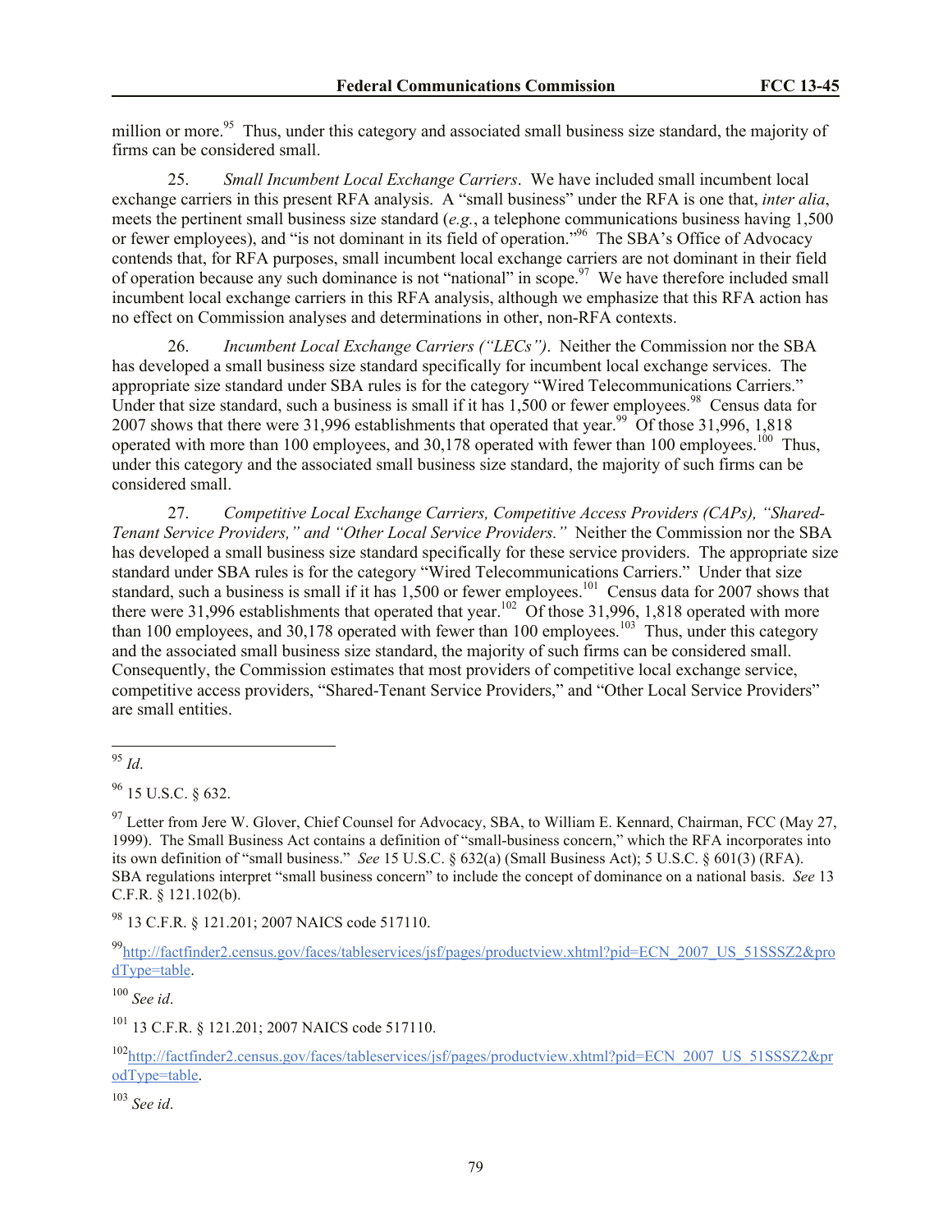million or more.[95] Thus, under this category and associated small business size standard, the majority of firms can be considered small.

25. *Small Incumbent Local Exchange Carriers*. We have included small incumbent local exchange carriers in this present RFA analysis. A "small business" under the RFA is one that, *inter alia*, meets the pertinent small business size standard (*e.g.*, a telephone communications business having 1,500 or fewer employees), and "is not dominant in its field of operation."[96] The SBA's Office of Advocacy contends that, for RFA purposes, small incumbent local exchange carriers are not dominant in their field of operation because any such dominance is not "national" in scope.[97] We have therefore included small incumbent local exchange carriers in this RFA analysis, although we emphasize that this RFA action has no effect on Commission analyses and determinations in other, non-RFA contexts.

26. *Incumbent Local Exchange Carriers ("LECs")*. Neither the Commission nor the SBA has developed a small business size standard specifically for incumbent local exchange services. The appropriate size standard under SBA rules is for the category "Wired Telecommunications Carriers." Under that size standard, such a business is small if it has 1,500 or fewer employees.[98] Census data for 2007 shows that there were 31,996 establishments that operated that year.[99] Of those 31,996, 1,818 operated with more than 100 employees, and 30,178 operated with fewer than 100 employees.[100] Thus, under this category and the associated small business size standard, the majority of such firms can be considered small.

27. *Competitive Local Exchange Carriers, Competitive Access Providers (CAPs), "Shared-Tenant Service Providers," and "Other Local Service Providers."* Neither the Commission nor the SBA has developed a small business size standard specifically for these service providers. The appropriate size standard under SBA rules is for the category "Wired Telecommunications Carriers." Under that size standard, such a business is small if it has 1,500 or fewer employees.[101] Census data for 2007 shows that there were 31,996 establishments that operated that year.[102] Of those 31,996, 1,818 operated with more than 100 employees, and 30,178 operated with fewer than 100 employees.[103] Thus, under this category and the associated small business size standard, the majority of such firms can be considered small. Consequently, the Commission estimates that most providers of competitive local exchange service, competitive access providers, "Shared-Tenant Service Providers," and "Other Local Service Providers" are small entities.

---

[95] *Id*.

[96] 15 U.S.C. § 632.

[97] Letter from Jere W. Glover, Chief Counsel for Advocacy, SBA, to William E. Kennard, Chairman, FCC (May 27, 1999). The Small Business Act contains a definition of "small-business concern," which the RFA incorporates into its own definition of "small business." *See* 15 U.S.C. § 632(a) (Small Business Act); 5 U.S.C. § 601(3) (RFA). SBA regulations interpret "small business concern" to include the concept of dominance on a national basis. *See* 13 C.F.R. § 121.102(b).

[98] 13 C.F.R. § 121.201; 2007 NAICS code 517110.

[99] http://factfinder2.census.gov/faces/tableservices/jsf/pages/productview.xhtml?pid=ECN_2007_US_51SSSZ2&prodType=table.

[100] *See id*.

[101] 13 C.F.R. § 121.201; 2007 NAICS code 517110.

[102] http://factfinder2.census.gov/faces/tableservices/jsf/pages/productview.xhtml?pid=ECN_2007_US_51SSSZ2&prodType=table.

[103] *See id*.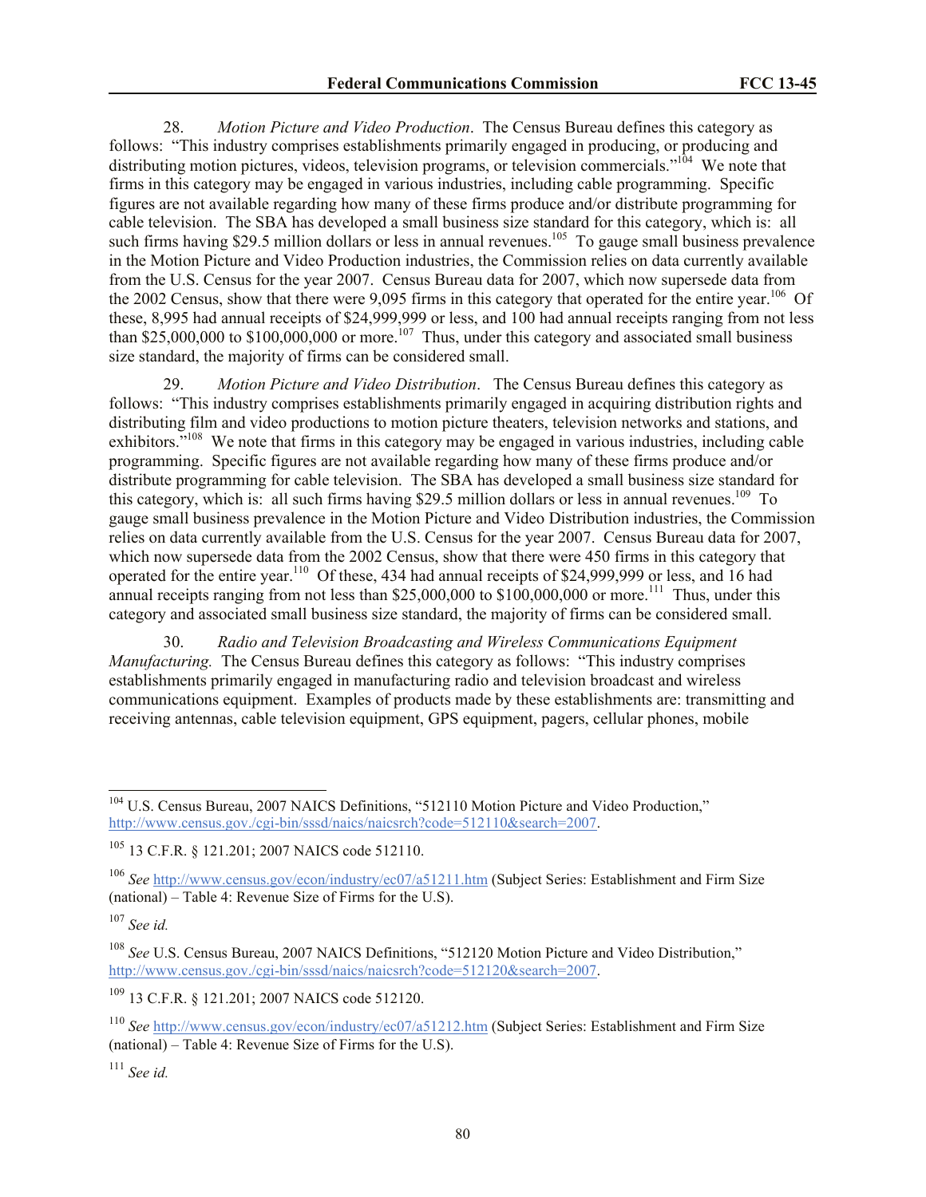28. *Motion Picture and Video Production*. The Census Bureau defines this category as follows: "This industry comprises establishments primarily engaged in producing, or producing and distributing motion pictures, videos, television programs, or television commercials."[104] We note that firms in this category may be engaged in various industries, including cable programming. Specific figures are not available regarding how many of these firms produce and/or distribute programming for cable television. The SBA has developed a small business size standard for this category, which is: all such firms having $29.5 million dollars or less in annual revenues.[105] To gauge small business prevalence in the Motion Picture and Video Production industries, the Commission relies on data currently available from the U.S. Census for the year 2007. Census Bureau data for 2007, which now supersede data from the 2002 Census, show that there were 9,095 firms in this category that operated for the entire year.[106] Of these, 8,995 had annual receipts of $24,999,999 or less, and 100 had annual receipts ranging from not less than $25,000,000 to $100,000,000 or more.[107] Thus, under this category and associated small business size standard, the majority of firms can be considered small.

29. *Motion Picture and Video Distribution*. The Census Bureau defines this category as follows: "This industry comprises establishments primarily engaged in acquiring distribution rights and distributing film and video productions to motion picture theaters, television networks and stations, and exhibitors."[108] We note that firms in this category may be engaged in various industries, including cable programming. Specific figures are not available regarding how many of these firms produce and/or distribute programming for cable television. The SBA has developed a small business size standard for this category, which is: all such firms having $29.5 million dollars or less in annual revenues.[109] To gauge small business prevalence in the Motion Picture and Video Distribution industries, the Commission relies on data currently available from the U.S. Census for the year 2007. Census Bureau data for 2007, which now supersede data from the 2002 Census, show that there were 450 firms in this category that operated for the entire year.[110] Of these, 434 had annual receipts of $24,999,999 or less, and 16 had annual receipts ranging from not less than $25,000,000 to $100,000,000 or more.[111] Thus, under this category and associated small business size standard, the majority of firms can be considered small.

30. *Radio and Television Broadcasting and Wireless Communications Equipment Manufacturing.* The Census Bureau defines this category as follows: "This industry comprises establishments primarily engaged in manufacturing radio and television broadcast and wireless communications equipment. Examples of products made by these establishments are: transmitting and receiving antennas, cable television equipment, GPS equipment, pagers, cellular phones, mobile

---

[104] U.S. Census Bureau, 2007 NAICS Definitions, "512110 Motion Picture and Video Production," http://www.census.gov./cgi-bin/sssd/naics/naicsrch?code=512110&search=2007.

[105] 13 C.F.R. § 121.201; 2007 NAICS code 512110.

[106] *See* http://www.census.gov/econ/industry/ec07/a51211.htm (Subject Series: Establishment and Firm Size (national) – Table 4: Revenue Size of Firms for the U.S).

[107] *See id.*

[108] *See* U.S. Census Bureau, 2007 NAICS Definitions, "512120 Motion Picture and Video Distribution," http://www.census.gov./cgi-bin/sssd/naics/naicsrch?code=512120&search=2007.

[109] 13 C.F.R. § 121.201; 2007 NAICS code 512120.

[110] *See* http://www.census.gov/econ/industry/ec07/a51212.htm (Subject Series: Establishment and Firm Size (national) – Table 4: Revenue Size of Firms for the U.S).

[111] *See id.*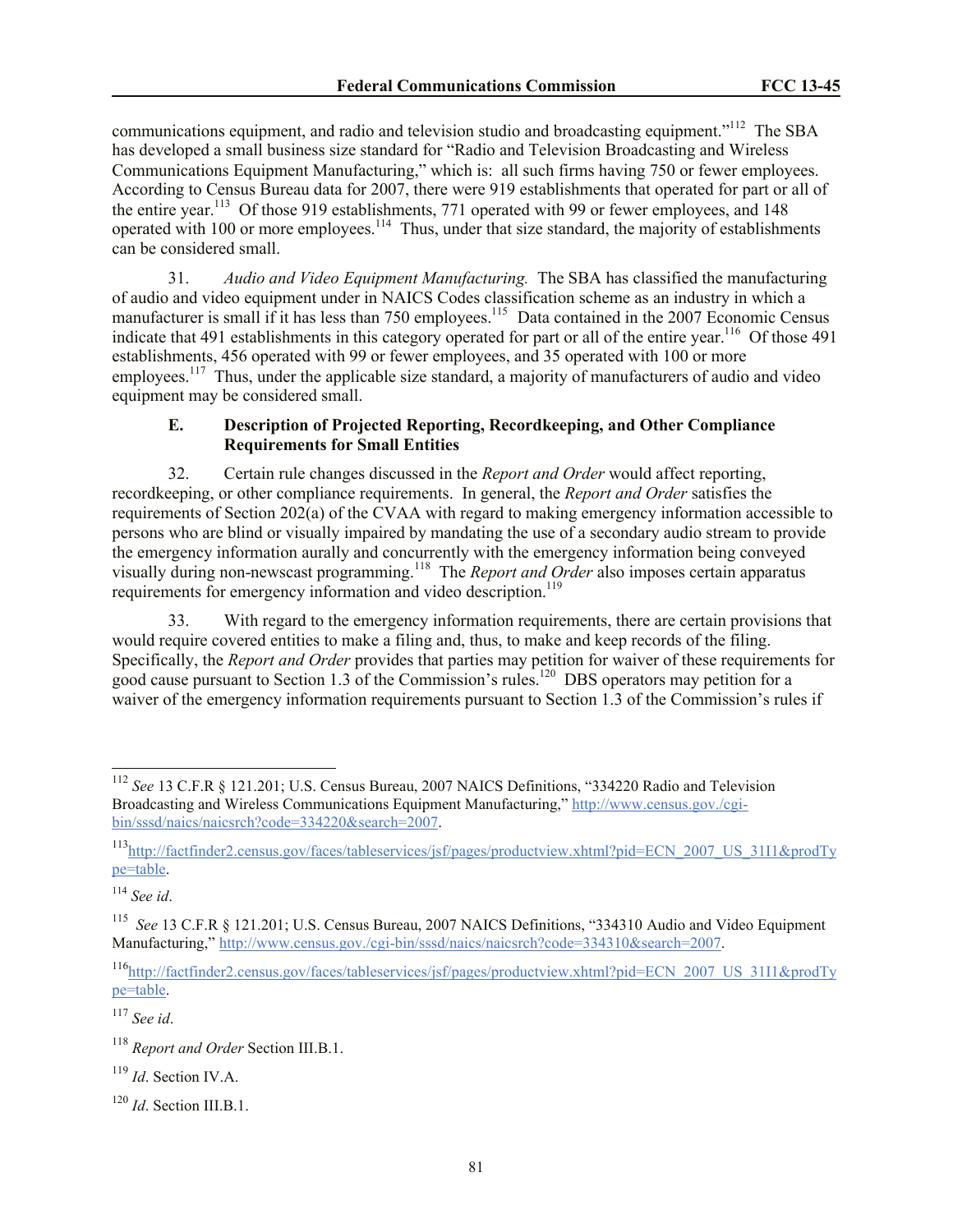communications equipment, and radio and television studio and broadcasting equipment."[112] The SBA has developed a small business size standard for "Radio and Television Broadcasting and Wireless Communications Equipment Manufacturing," which is: all such firms having 750 or fewer employees. According to Census Bureau data for 2007, there were 919 establishments that operated for part or all of the entire year.[113] Of those 919 establishments, 771 operated with 99 or fewer employees, and 148 operated with 100 or more employees.[114] Thus, under that size standard, the majority of establishments can be considered small.

31. *Audio and Video Equipment Manufacturing.* The SBA has classified the manufacturing of audio and video equipment under in NAICS Codes classification scheme as an industry in which a manufacturer is small if it has less than 750 employees.[115] Data contained in the 2007 Economic Census indicate that 491 establishments in this category operated for part or all of the entire year.[116] Of those 491 establishments, 456 operated with 99 or fewer employees, and 35 operated with 100 or more employees.[117] Thus, under the applicable size standard, a majority of manufacturers of audio and video equipment may be considered small.

### E. Description of Projected Reporting, Recordkeeping, and Other Compliance Requirements for Small Entities

32. Certain rule changes discussed in the *Report and Order* would affect reporting, recordkeeping, or other compliance requirements. In general, the *Report and Order* satisfies the requirements of Section 202(a) of the CVAA with regard to making emergency information accessible to persons who are blind or visually impaired by mandating the use of a secondary audio stream to provide the emergency information aurally and concurrently with the emergency information being conveyed visually during non-newscast programming.[118] The *Report and Order* also imposes certain apparatus requirements for emergency information and video description.[119]

33. With regard to the emergency information requirements, there are certain provisions that would require covered entities to make a filing and, thus, to make and keep records of the filing. Specifically, the *Report and Order* provides that parties may petition for waiver of these requirements for good cause pursuant to Section 1.3 of the Commission's rules.[120] DBS operators may petition for a waiver of the emergency information requirements pursuant to Section 1.3 of the Commission's rules if

---

[112] *See* 13 C.F.R § 121.201; U.S. Census Bureau, 2007 NAICS Definitions, "334220 Radio and Television Broadcasting and Wireless Communications Equipment Manufacturing," http://www.census.gov./cgi-bin/sssd/naics/naicsrch?code=334220&search=2007.

[113] http://factfinder2.census.gov/faces/tableservices/jsf/pages/productview.xhtml?pid=ECN_2007_US_31I1&prodType=table.

[114] *See id*.

[115] *See* 13 C.F.R § 121.201; U.S. Census Bureau, 2007 NAICS Definitions, "334310 Audio and Video Equipment Manufacturing," http://www.census.gov./cgi-bin/sssd/naics/naicsrch?code=334310&search=2007.

[116] http://factfinder2.census.gov/faces/tableservices/jsf/pages/productview.xhtml?pid=ECN_2007_US_31I1&prodType=table.

[117] *See id*.

[118] *Report and Order* Section III.B.1.

[119] *Id*. Section IV.A.

[120] *Id*. Section III.B.1.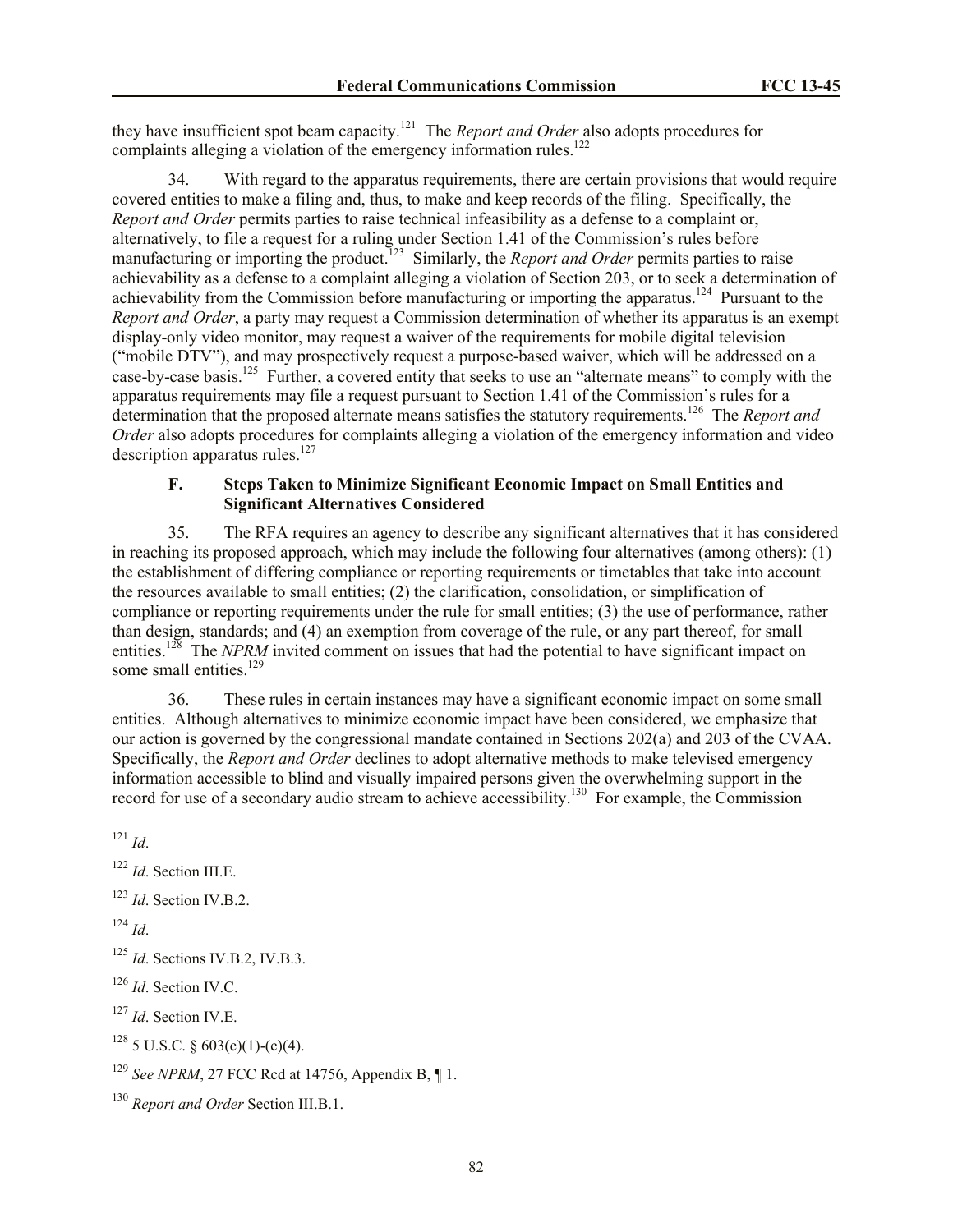they have insufficient spot beam capacity.[121] The *Report and Order* also adopts procedures for complaints alleging a violation of the emergency information rules.[122]

34. With regard to the apparatus requirements, there are certain provisions that would require covered entities to make a filing and, thus, to make and keep records of the filing. Specifically, the *Report and Order* permits parties to raise technical infeasibility as a defense to a complaint or, alternatively, to file a request for a ruling under Section 1.41 of the Commission's rules before manufacturing or importing the product.[123] Similarly, the *Report and Order* permits parties to raise achievability as a defense to a complaint alleging a violation of Section 203, or to seek a determination of achievability from the Commission before manufacturing or importing the apparatus.[124] Pursuant to the *Report and Order*, a party may request a Commission determination of whether its apparatus is an exempt display-only video monitor, may request a waiver of the requirements for mobile digital television ("mobile DTV"), and may prospectively request a purpose-based waiver, which will be addressed on a case-by-case basis.[125] Further, a covered entity that seeks to use an "alternate means" to comply with the apparatus requirements may file a request pursuant to Section 1.41 of the Commission's rules for a determination that the proposed alternate means satisfies the statutory requirements.[126] The *Report and Order* also adopts procedures for complaints alleging a violation of the emergency information and video description apparatus rules.[127]

### F. Steps Taken to Minimize Significant Economic Impact on Small Entities and Significant Alternatives Considered

35. The RFA requires an agency to describe any significant alternatives that it has considered in reaching its proposed approach, which may include the following four alternatives (among others): (1) the establishment of differing compliance or reporting requirements or timetables that take into account the resources available to small entities; (2) the clarification, consolidation, or simplification of compliance or reporting requirements under the rule for small entities; (3) the use of performance, rather than design, standards; and (4) an exemption from coverage of the rule, or any part thereof, for small entities.[128] The *NPRM* invited comment on issues that had the potential to have significant impact on some small entities.[129]

36. These rules in certain instances may have a significant economic impact on some small entities. Although alternatives to minimize economic impact have been considered, we emphasize that our action is governed by the congressional mandate contained in Sections 202(a) and 203 of the CVAA. Specifically, the *Report and Order* declines to adopt alternative methods to make televised emergency information accessible to blind and visually impaired persons given the overwhelming support in the record for use of a secondary audio stream to achieve accessibility.[130] For example, the Commission

---

[121] *Id*.

[122] *Id*. Section III.E.

[123] *Id*. Section IV.B.2.

[124] *Id*.

[125] *Id*. Sections IV.B.2, IV.B.3.

[126] *Id*. Section IV.C.

[127] *Id*. Section IV.E.

[128] 5 U.S.C. § 603(c)(1)-(c)(4).

[129] *See NPRM*, 27 FCC Rcd at 14756, Appendix B, ¶ 1.

[130] *Report and Order* Section III.B.1.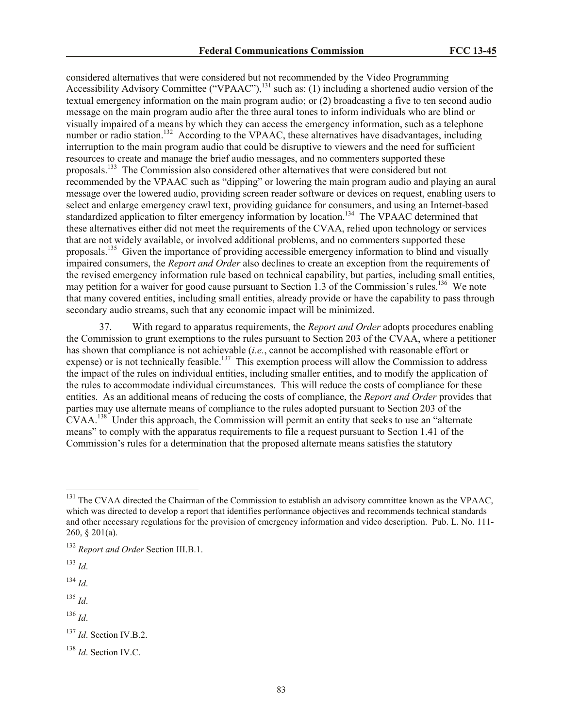considered alternatives that were considered but not recommended by the Video Programming Accessibility Advisory Committee ("VPAAC"),[131] such as: (1) including a shortened audio version of the textual emergency information on the main program audio; or (2) broadcasting a five to ten second audio message on the main program audio after the three aural tones to inform individuals who are blind or visually impaired of a means by which they can access the emergency information, such as a telephone number or radio station.[132] According to the VPAAC, these alternatives have disadvantages, including interruption to the main program audio that could be disruptive to viewers and the need for sufficient resources to create and manage the brief audio messages, and no commenters supported these proposals.[133] The Commission also considered other alternatives that were considered but not recommended by the VPAAC such as "dipping" or lowering the main program audio and playing an aural message over the lowered audio, providing screen reader software or devices on request, enabling users to select and enlarge emergency crawl text, providing guidance for consumers, and using an Internet-based standardized application to filter emergency information by location.[134] The VPAAC determined that these alternatives either did not meet the requirements of the CVAA, relied upon technology or services that are not widely available, or involved additional problems, and no commenters supported these proposals.[135] Given the importance of providing accessible emergency information to blind and visually impaired consumers, the *Report and Order* also declines to create an exception from the requirements of the revised emergency information rule based on technical capability, but parties, including small entities, may petition for a waiver for good cause pursuant to Section 1.3 of the Commission's rules.[136] We note that many covered entities, including small entities, already provide or have the capability to pass through secondary audio streams, such that any economic impact will be minimized.

37. With regard to apparatus requirements, the *Report and Order* adopts procedures enabling the Commission to grant exemptions to the rules pursuant to Section 203 of the CVAA, where a petitioner has shown that compliance is not achievable (*i.e.*, cannot be accomplished with reasonable effort or expense) or is not technically feasible.[137] This exemption process will allow the Commission to address the impact of the rules on individual entities, including smaller entities, and to modify the application of the rules to accommodate individual circumstances. This will reduce the costs of compliance for these entities. As an additional means of reducing the costs of compliance, the *Report and Order* provides that parties may use alternate means of compliance to the rules adopted pursuant to Section 203 of the CVAA.[138] Under this approach, the Commission will permit an entity that seeks to use an "alternate means" to comply with the apparatus requirements to file a request pursuant to Section 1.41 of the Commission's rules for a determination that the proposed alternate means satisfies the statutory

---

[131] The CVAA directed the Chairman of the Commission to establish an advisory committee known as the VPAAC, which was directed to develop a report that identifies performance objectives and recommends technical standards and other necessary regulations for the provision of emergency information and video description. Pub. L. No. 111-260, § 201(a).

[132] *Report and Order* Section III.B.1.

[133] *Id*.

[134] *Id*.

[135] *Id*.

[136] *Id*.

[137] *Id*. Section IV.B.2.

[138] *Id*. Section IV.C.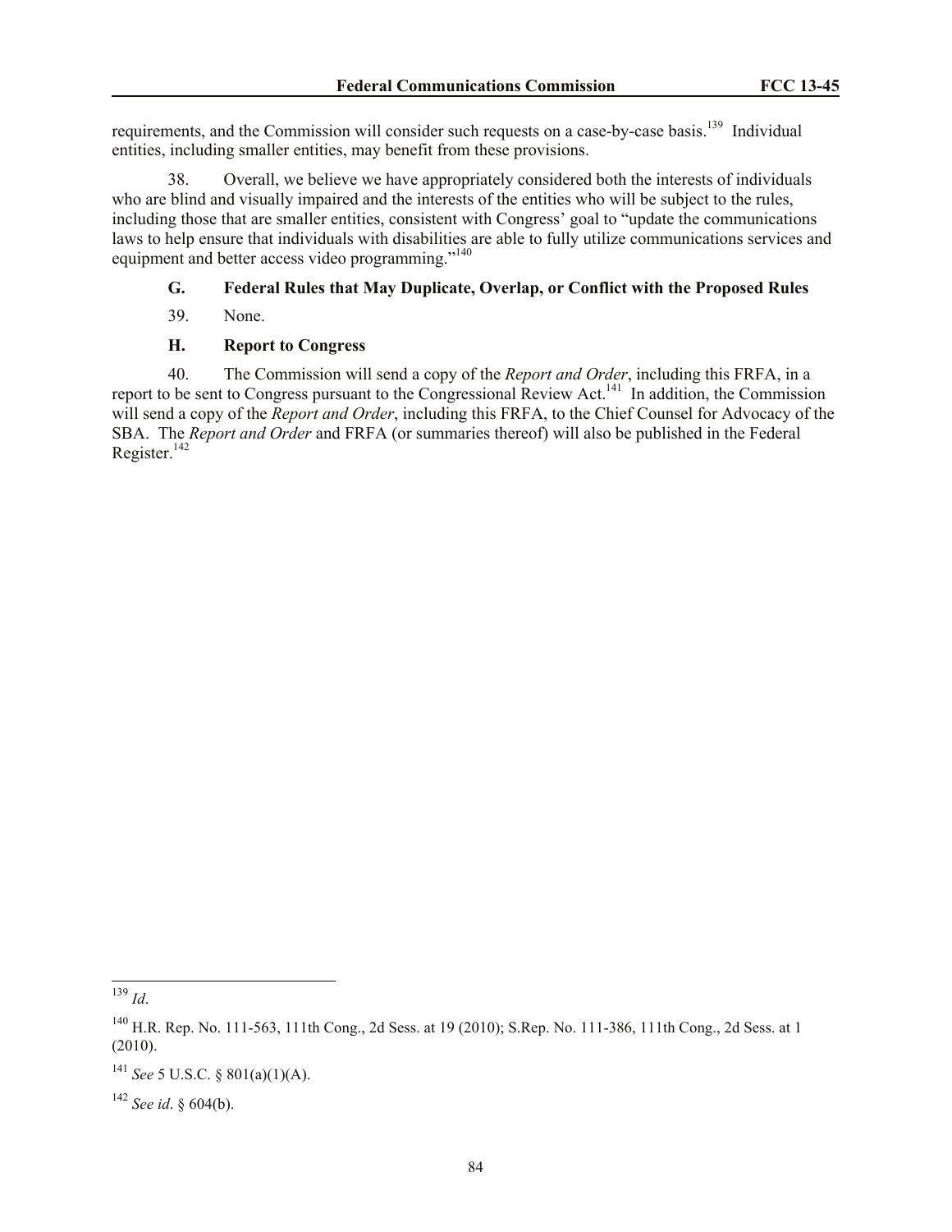requirements, and the Commission will consider such requests on a case-by-case basis.[139] Individual entities, including smaller entities, may benefit from these provisions.

38. Overall, we believe we have appropriately considered both the interests of individuals who are blind and visually impaired and the interests of the entities who will be subject to the rules, including those that are smaller entities, consistent with Congress' goal to "update the communications laws to help ensure that individuals with disabilities are able to fully utilize communications services and equipment and better access video programming."[140]

### G. Federal Rules that May Duplicate, Overlap, or Conflict with the Proposed Rules

39. None.

### H. Report to Congress

40. The Commission will send a copy of the *Report and Order*, including this FRFA, in a report to be sent to Congress pursuant to the Congressional Review Act.[141] In addition, the Commission will send a copy of the *Report and Order*, including this FRFA, to the Chief Counsel for Advocacy of the SBA. The *Report and Order* and FRFA (or summaries thereof) will also be published in the Federal Register.[142]

---

[139] *Id*.

[140] H.R. Rep. No. 111-563, 111th Cong., 2d Sess. at 19 (2010); S.Rep. No. 111-386, 111th Cong., 2d Sess. at 1 (2010).

[141] *See* 5 U.S.C. § 801(a)(1)(A).

[142] *See id*. § 604(b).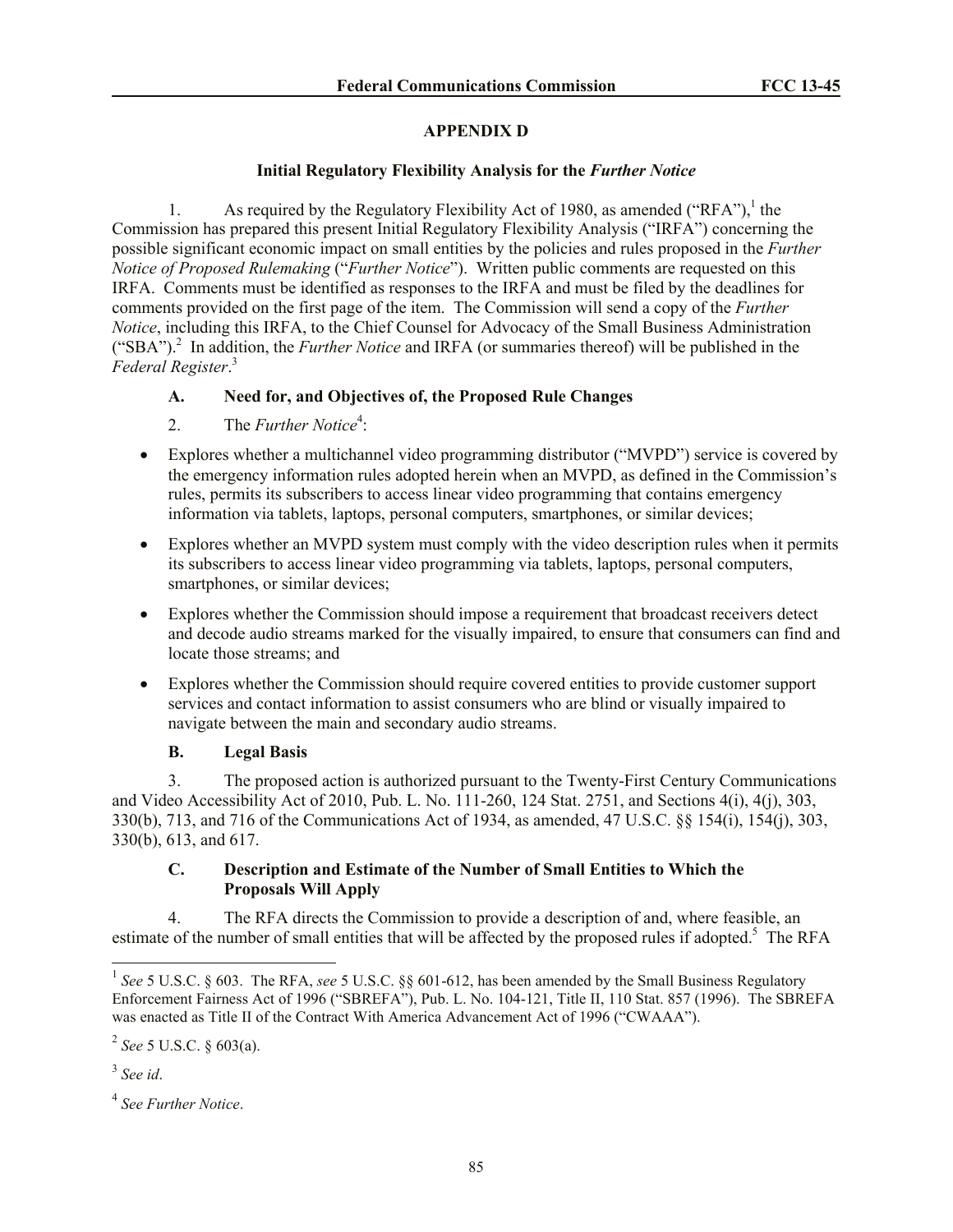## APPENDIX D

### Initial Regulatory Flexibility Analysis for the *Further Notice*

1. As required by the Regulatory Flexibility Act of 1980, as amended ("RFA"),[1] the Commission has prepared this present Initial Regulatory Flexibility Analysis ("IRFA") concerning the possible significant economic impact on small entities by the policies and rules proposed in the *Further Notice of Proposed Rulemaking* ("*Further Notice*"). Written public comments are requested on this IRFA. Comments must be identified as responses to the IRFA and must be filed by the deadlines for comments provided on the first page of the item. The Commission will send a copy of the *Further Notice*, including this IRFA, to the Chief Counsel for Advocacy of the Small Business Administration ("SBA").[2] In addition, the *Further Notice* and IRFA (or summaries thereof) will be published in the *Federal Register*.[3]

#### A. Need for, and Objectives of, the Proposed Rule Changes

2. The *Further Notice*[4]:

- Explores whether a multichannel video programming distributor ("MVPD") service is covered by the emergency information rules adopted herein when an MVPD, as defined in the Commission's rules, permits its subscribers to access linear video programming that contains emergency information via tablets, laptops, personal computers, smartphones, or similar devices;
- Explores whether an MVPD system must comply with the video description rules when it permits its subscribers to access linear video programming via tablets, laptops, personal computers, smartphones, or similar devices;
- Explores whether the Commission should impose a requirement that broadcast receivers detect and decode audio streams marked for the visually impaired, to ensure that consumers can find and locate those streams; and
- Explores whether the Commission should require covered entities to provide customer support services and contact information to assist consumers who are blind or visually impaired to navigate between the main and secondary audio streams.

#### B. Legal Basis

3. The proposed action is authorized pursuant to the Twenty-First Century Communications and Video Accessibility Act of 2010, Pub. L. No. 111-260, 124 Stat. 2751, and Sections 4(i), 4(j), 303, 330(b), 713, and 716 of the Communications Act of 1934, as amended, 47 U.S.C. §§ 154(i), 154(j), 303, 330(b), 613, and 617.

#### C. Description and Estimate of the Number of Small Entities to Which the Proposals Will Apply

4. The RFA directs the Commission to provide a description of and, where feasible, an estimate of the number of small entities that will be affected by the proposed rules if adopted.[5] The RFA

---

[1] *See* 5 U.S.C. § 603. The RFA, *see* 5 U.S.C. §§ 601-612, has been amended by the Small Business Regulatory Enforcement Fairness Act of 1996 ("SBREFA"), Pub. L. No. 104-121, Title II, 110 Stat. 857 (1996). The SBREFA was enacted as Title II of the Contract With America Advancement Act of 1996 ("CWAAA").

[2] *See* 5 U.S.C. § 603(a).

[3] *See id*.

[4] *See Further Notice*.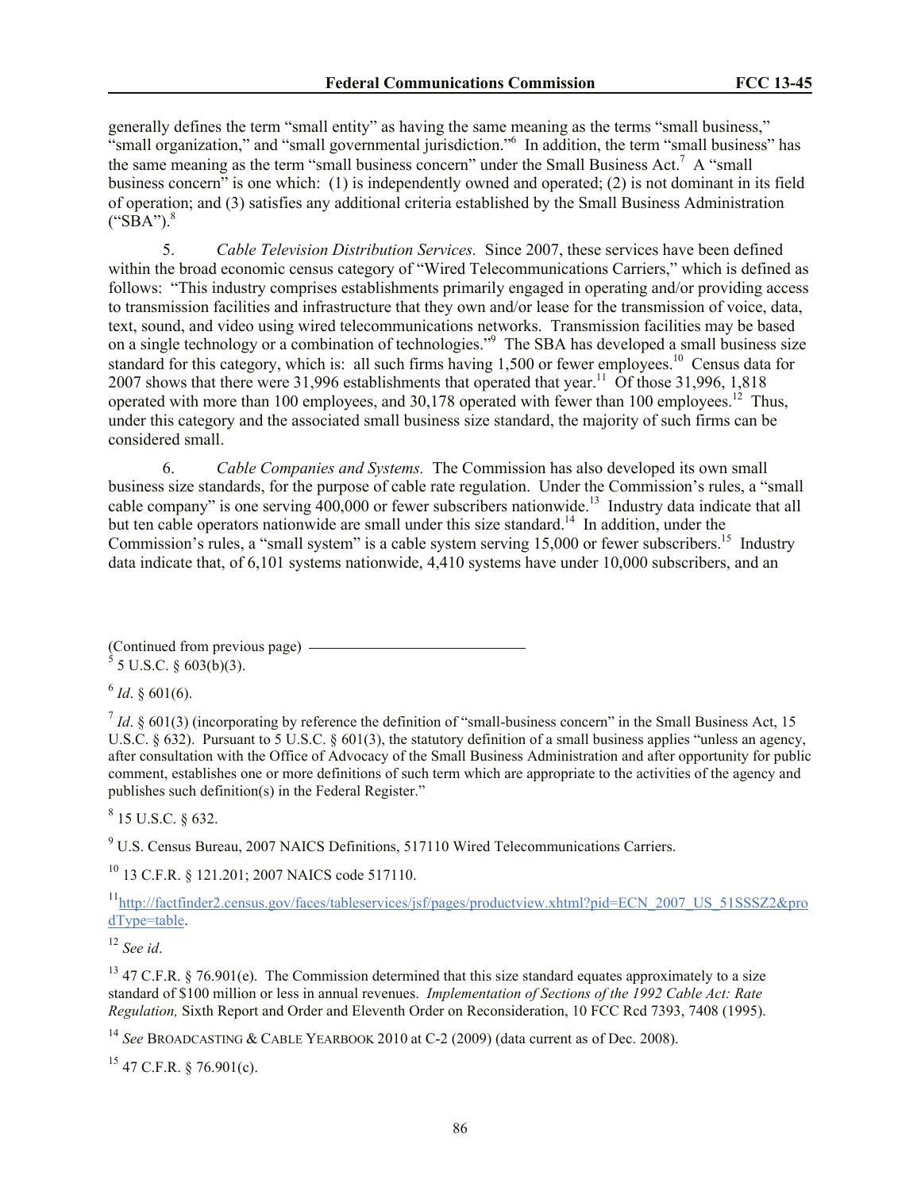generally defines the term "small entity" as having the same meaning as the terms "small business," "small organization," and "small governmental jurisdiction."[6] In addition, the term "small business" has the same meaning as the term "small business concern" under the Small Business Act.[7] A "small business concern" is one which: (1) is independently owned and operated; (2) is not dominant in its field of operation; and (3) satisfies any additional criteria established by the Small Business Administration ("SBA").[8]

5. *Cable Television Distribution Services.* Since 2007, these services have been defined within the broad economic census category of "Wired Telecommunications Carriers," which is defined as follows: "This industry comprises establishments primarily engaged in operating and/or providing access to transmission facilities and infrastructure that they own and/or lease for the transmission of voice, data, text, sound, and video using wired telecommunications networks. Transmission facilities may be based on a single technology or a combination of technologies."[9] The SBA has developed a small business size standard for this category, which is: all such firms having 1,500 or fewer employees.[10] Census data for 2007 shows that there were 31,996 establishments that operated that year.[11] Of those 31,996, 1,818 operated with more than 100 employees, and 30,178 operated with fewer than 100 employees.[12] Thus, under this category and the associated small business size standard, the majority of such firms can be considered small.

6. *Cable Companies and Systems.* The Commission has also developed its own small business size standards, for the purpose of cable rate regulation. Under the Commission's rules, a "small cable company" is one serving 400,000 or fewer subscribers nationwide.[13] Industry data indicate that all but ten cable operators nationwide are small under this size standard.[14] In addition, under the Commission's rules, a "small system" is a cable system serving 15,000 or fewer subscribers.[15] Industry data indicate that, of 6,101 systems nationwide, 4,410 systems have under 10,000 subscribers, and an

(Continued from previous page)

[5] 5 U.S.C. § 603(b)(3).

[6] *Id*. § 601(6).

[7] *Id*. § 601(3) (incorporating by reference the definition of "small-business concern" in the Small Business Act, 15 U.S.C. § 632). Pursuant to 5 U.S.C. § 601(3), the statutory definition of a small business applies "unless an agency, after consultation with the Office of Advocacy of the Small Business Administration and after opportunity for public comment, establishes one or more definitions of such term which are appropriate to the activities of the agency and publishes such definition(s) in the Federal Register."

[8] 15 U.S.C. § 632.

[9] U.S. Census Bureau, 2007 NAICS Definitions, 517110 Wired Telecommunications Carriers.

[10] 13 C.F.R. § 121.201; 2007 NAICS code 517110.

[11] http://factfinder2.census.gov/faces/tableservices/jsf/pages/productview.xhtml?pid=ECN_2007_US_51SSSZ2&prodType=table.

[12] *See id*.

[13] 47 C.F.R. § 76.901(e). The Commission determined that this size standard equates approximately to a size standard of $100 million or less in annual revenues. *Implementation of Sections of the 1992 Cable Act: Rate Regulation,* Sixth Report and Order and Eleventh Order on Reconsideration, 10 FCC Rcd 7393, 7408 (1995).

[14] *See* BROADCASTING & CABLE YEARBOOK 2010 at C-2 (2009) (data current as of Dec. 2008).

[15] 47 C.F.R. § 76.901(c).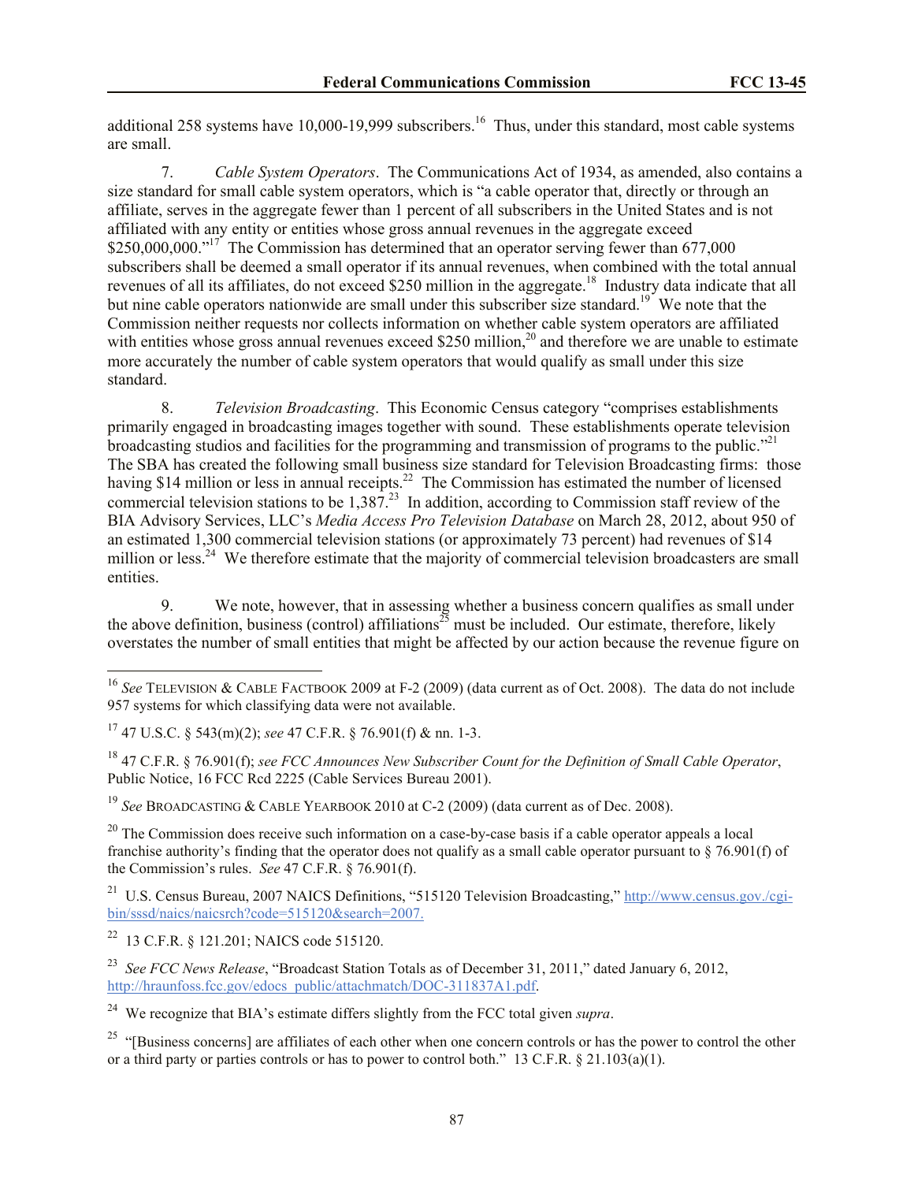additional 258 systems have 10,000-19,999 subscribers.[16] Thus, under this standard, most cable systems are small.

7. *Cable System Operators*. The Communications Act of 1934, as amended, also contains a size standard for small cable system operators, which is "a cable operator that, directly or through an affiliate, serves in the aggregate fewer than 1 percent of all subscribers in the United States and is not affiliated with any entity or entities whose gross annual revenues in the aggregate exceed $250,000,000."[17] The Commission has determined that an operator serving fewer than 677,000 subscribers shall be deemed a small operator if its annual revenues, when combined with the total annual revenues of all its affiliates, do not exceed $250 million in the aggregate.[18] Industry data indicate that all but nine cable operators nationwide are small under this subscriber size standard.[19] We note that the Commission neither requests nor collects information on whether cable system operators are affiliated with entities whose gross annual revenues exceed $250 million,[20] and therefore we are unable to estimate more accurately the number of cable system operators that would qualify as small under this size standard.

8. *Television Broadcasting*. This Economic Census category "comprises establishments primarily engaged in broadcasting images together with sound. These establishments operate television broadcasting studios and facilities for the programming and transmission of programs to the public."[21] The SBA has created the following small business size standard for Television Broadcasting firms: those having $14 million or less in annual receipts.[22] The Commission has estimated the number of licensed commercial television stations to be 1,387.[23] In addition, according to Commission staff review of the BIA Advisory Services, LLC's *Media Access Pro Television Database* on March 28, 2012, about 950 of an estimated 1,300 commercial television stations (or approximately 73 percent) had revenues of $14 million or less.[24] We therefore estimate that the majority of commercial television broadcasters are small entities.

9. We note, however, that in assessing whether a business concern qualifies as small under the above definition, business (control) affiliations[25] must be included. Our estimate, therefore, likely overstates the number of small entities that might be affected by our action because the revenue figure on

---

[16] *See* TELEVISION & CABLE FACTBOOK 2009 at F-2 (2009) (data current as of Oct. 2008). The data do not include 957 systems for which classifying data were not available.

[17] 47 U.S.C. § 543(m)(2); *see* 47 C.F.R. § 76.901(f) & nn. 1-3.

[18] 47 C.F.R. § 76.901(f); *see FCC Announces New Subscriber Count for the Definition of Small Cable Operator*, Public Notice, 16 FCC Rcd 2225 (Cable Services Bureau 2001).

[19] *See* BROADCASTING & CABLE YEARBOOK 2010 at C-2 (2009) (data current as of Dec. 2008).

[20] The Commission does receive such information on a case-by-case basis if a cable operator appeals a local franchise authority's finding that the operator does not qualify as a small cable operator pursuant to § 76.901(f) of the Commission's rules. *See* 47 C.F.R. § 76.901(f).

[21] U.S. Census Bureau, 2007 NAICS Definitions, "515120 Television Broadcasting," http://www.census.gov./cgi-bin/sssd/naics/naicsrch?code=515120&search=2007.

[22] 13 C.F.R. § 121.201; NAICS code 515120.

[23] *See FCC News Release*, "Broadcast Station Totals as of December 31, 2011," dated January 6, 2012, http://hraunfoss.fcc.gov/edocs_public/attachmatch/DOC-311837A1.pdf.

[24] We recognize that BIA's estimate differs slightly from the FCC total given *supra*.

[25] "[Business concerns] are affiliates of each other when one concern controls or has the power to control the other or a third party or parties controls or has to power to control both." 13 C.F.R. § 21.103(a)(1).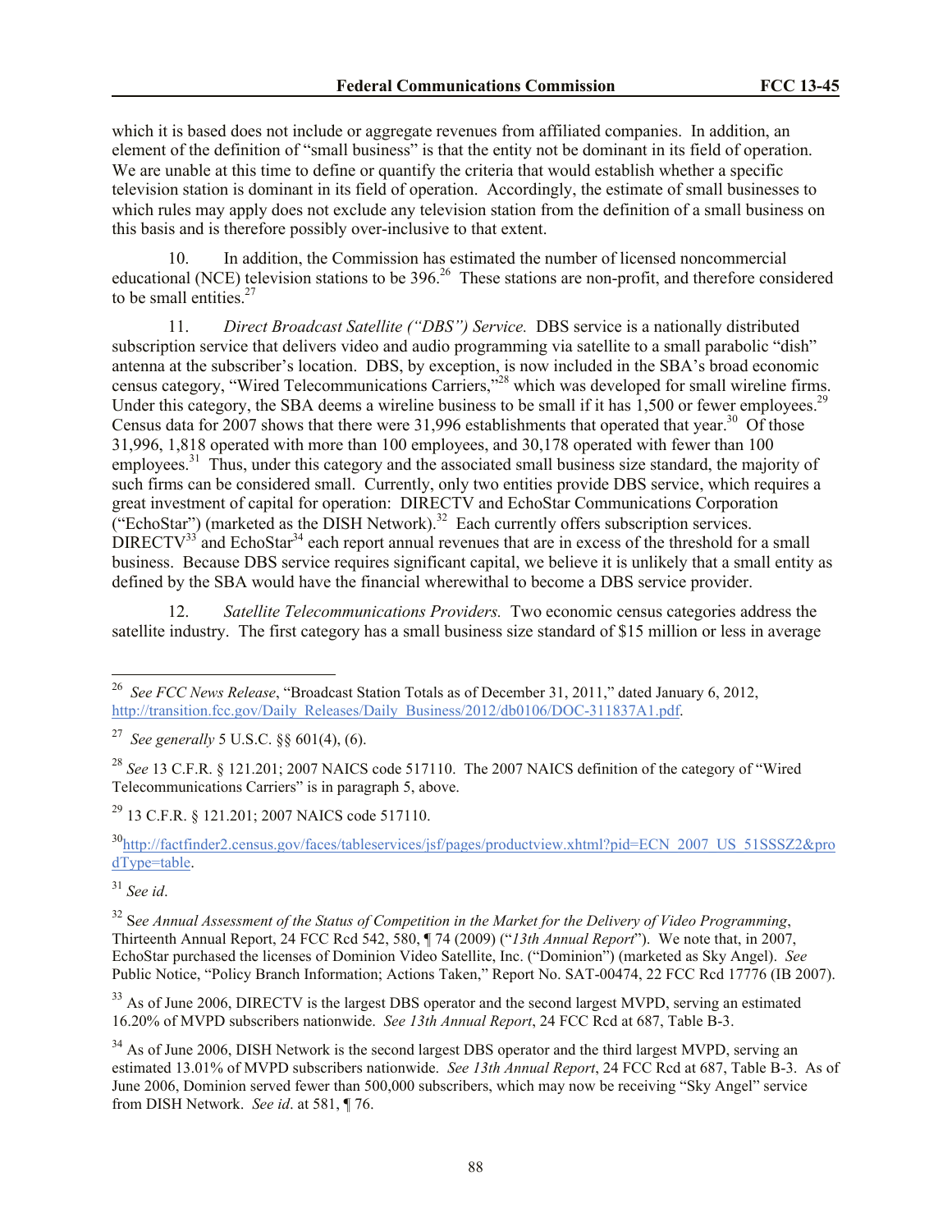which it is based does not include or aggregate revenues from affiliated companies. In addition, an element of the definition of "small business" is that the entity not be dominant in its field of operation. We are unable at this time to define or quantify the criteria that would establish whether a specific television station is dominant in its field of operation. Accordingly, the estimate of small businesses to which rules may apply does not exclude any television station from the definition of a small business on this basis and is therefore possibly over-inclusive to that extent.

10. In addition, the Commission has estimated the number of licensed noncommercial educational (NCE) television stations to be 396.[26] These stations are non-profit, and therefore considered to be small entities.[27]

11. *Direct Broadcast Satellite ("DBS") Service.* DBS service is a nationally distributed subscription service that delivers video and audio programming via satellite to a small parabolic "dish" antenna at the subscriber's location. DBS, by exception, is now included in the SBA's broad economic census category, "Wired Telecommunications Carriers,"[28] which was developed for small wireline firms. Under this category, the SBA deems a wireline business to be small if it has 1,500 or fewer employees.[29] Census data for 2007 shows that there were 31,996 establishments that operated that year.[30] Of those 31,996, 1,818 operated with more than 100 employees, and 30,178 operated with fewer than 100 employees.[31] Thus, under this category and the associated small business size standard, the majority of such firms can be considered small. Currently, only two entities provide DBS service, which requires a great investment of capital for operation: DIRECTV and EchoStar Communications Corporation ("EchoStar") (marketed as the DISH Network).[32] Each currently offers subscription services. DIRECTV[33] and EchoStar[34] each report annual revenues that are in excess of the threshold for a small business. Because DBS service requires significant capital, we believe it is unlikely that a small entity as defined by the SBA would have the financial wherewithal to become a DBS service provider.

12. *Satellite Telecommunications Providers.* Two economic census categories address the satellite industry. The first category has a small business size standard of $15 million or less in average

---

[26] *See FCC News Release*, "Broadcast Station Totals as of December 31, 2011," dated January 6, 2012, http://transition.fcc.gov/Daily_Releases/Daily_Business/2012/db0106/DOC-311837A1.pdf.

[27] *See generally* 5 U.S.C. §§ 601(4), (6).

[28] *See* 13 C.F.R. § 121.201; 2007 NAICS code 517110. The 2007 NAICS definition of the category of "Wired Telecommunications Carriers" is in paragraph 5, above.

[29] 13 C.F.R. § 121.201; 2007 NAICS code 517110.

[30] http://factfinder2.census.gov/faces/tableservices/jsf/pages/productview.xhtml?pid=ECN_2007_US_51SSSZ2&prodType=table.

[31] *See id*.

[32] See *Annual Assessment of the Status of Competition in the Market for the Delivery of Video Programming*, Thirteenth Annual Report, 24 FCC Rcd 542, 580, ¶ 74 (2009) ("*13th Annual Report*"). We note that, in 2007, EchoStar purchased the licenses of Dominion Video Satellite, Inc. ("Dominion") (marketed as Sky Angel). *See* Public Notice, "Policy Branch Information; Actions Taken," Report No. SAT-00474, 22 FCC Rcd 17776 (IB 2007).

[33] As of June 2006, DIRECTV is the largest DBS operator and the second largest MVPD, serving an estimated 16.20% of MVPD subscribers nationwide. *See 13th Annual Report*, 24 FCC Rcd at 687, Table B-3.

[34] As of June 2006, DISH Network is the second largest DBS operator and the third largest MVPD, serving an estimated 13.01% of MVPD subscribers nationwide. *See 13th Annual Report*, 24 FCC Rcd at 687, Table B-3. As of June 2006, Dominion served fewer than 500,000 subscribers, which may now be receiving "Sky Angel" service from DISH Network. *See id*. at 581, ¶ 76.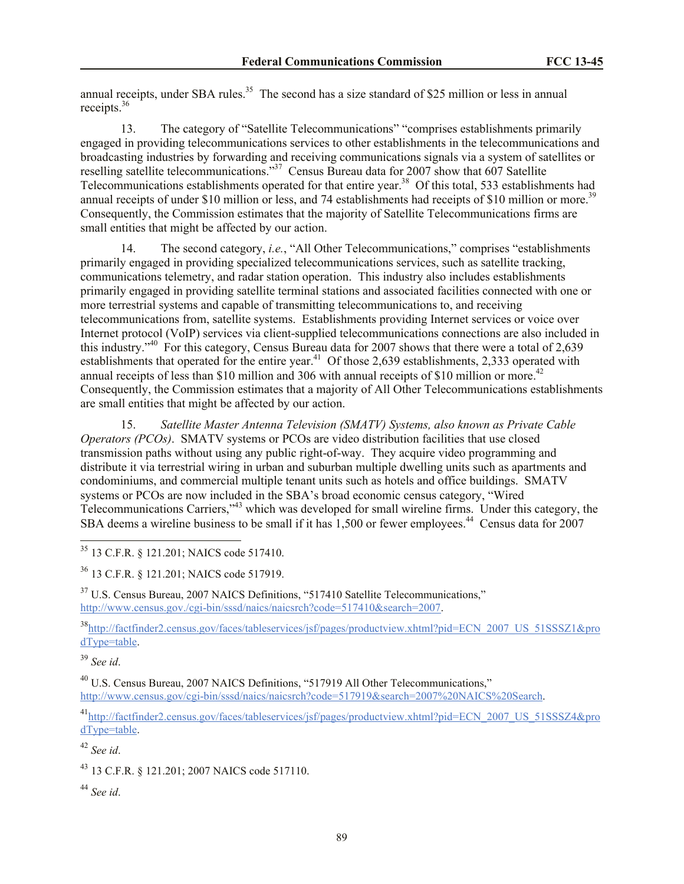annual receipts, under SBA rules.[35] The second has a size standard of $25 million or less in annual receipts.[36]

13. The category of "Satellite Telecommunications" "comprises establishments primarily engaged in providing telecommunications services to other establishments in the telecommunications and broadcasting industries by forwarding and receiving communications signals via a system of satellites or reselling satellite telecommunications."[37] Census Bureau data for 2007 show that 607 Satellite Telecommunications establishments operated for that entire year.[38] Of this total, 533 establishments had annual receipts of under $10 million or less, and 74 establishments had receipts of $10 million or more.[39] Consequently, the Commission estimates that the majority of Satellite Telecommunications firms are small entities that might be affected by our action.

14. The second category, *i.e.*, "All Other Telecommunications," comprises "establishments primarily engaged in providing specialized telecommunications services, such as satellite tracking, communications telemetry, and radar station operation. This industry also includes establishments primarily engaged in providing satellite terminal stations and associated facilities connected with one or more terrestrial systems and capable of transmitting telecommunications to, and receiving telecommunications from, satellite systems. Establishments providing Internet services or voice over Internet protocol (VoIP) services via client-supplied telecommunications connections are also included in this industry."[40] For this category, Census Bureau data for 2007 shows that there were a total of 2,639 establishments that operated for the entire year.[41] Of those 2,639 establishments, 2,333 operated with annual receipts of less than $10 million and 306 with annual receipts of $10 million or more.[42] Consequently, the Commission estimates that a majority of All Other Telecommunications establishments are small entities that might be affected by our action.

15. *Satellite Master Antenna Television (SMATV) Systems, also known as Private Cable Operators (PCOs)*. SMATV systems or PCOs are video distribution facilities that use closed transmission paths without using any public right-of-way. They acquire video programming and distribute it via terrestrial wiring in urban and suburban multiple dwelling units such as apartments and condominiums, and commercial multiple tenant units such as hotels and office buildings. SMATV systems or PCOs are now included in the SBA's broad economic census category, "Wired Telecommunications Carriers,"[43] which was developed for small wireline firms. Under this category, the SBA deems a wireline business to be small if it has 1,500 or fewer employees.[44] Census data for 2007

---

[35] 13 C.F.R. § 121.201; NAICS code 517410.

[36] 13 C.F.R. § 121.201; NAICS code 517919.

[37] U.S. Census Bureau, 2007 NAICS Definitions, "517410 Satellite Telecommunications," http://www.census.gov./cgi-bin/sssd/naics/naicsrch?code=517410&search=2007.

[38] http://factfinder2.census.gov/faces/tableservices/jsf/pages/productview.xhtml?pid=ECN_2007_US_51SSSZ1&prodType=table.

[39] *See id*.

[40] U.S. Census Bureau, 2007 NAICS Definitions, "517919 All Other Telecommunications," http://www.census.gov/cgi-bin/sssd/naics/naicsrch?code=517919&search=2007%20NAICS%20Search.

[41] http://factfinder2.census.gov/faces/tableservices/jsf/pages/productview.xhtml?pid=ECN_2007_US_51SSSZ4&prodType=table.

[42] *See id*.

[43] 13 C.F.R. § 121.201; 2007 NAICS code 517110.

[44] *See id*.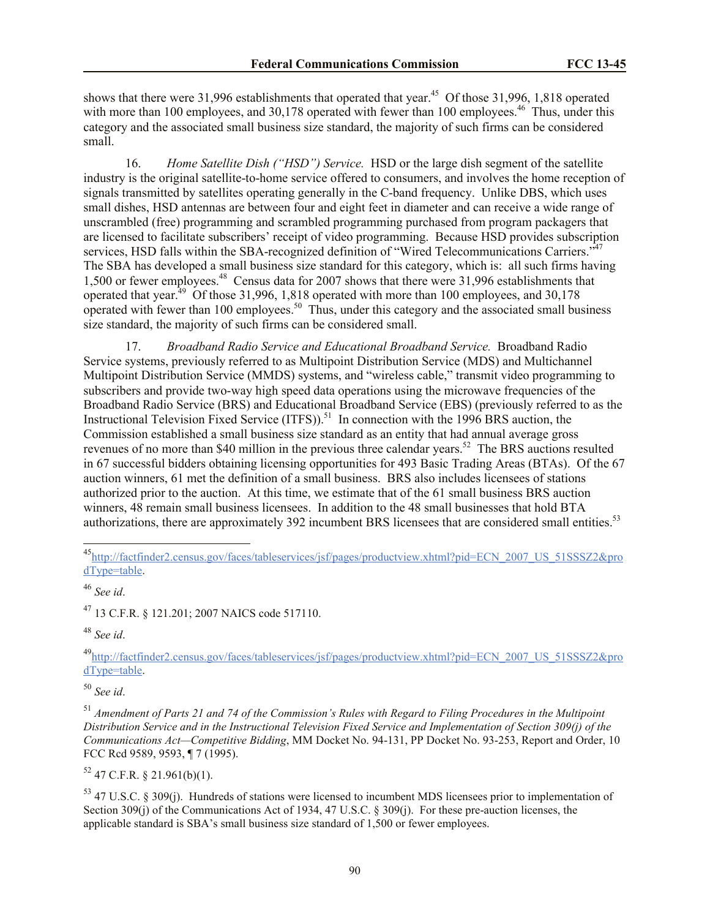shows that there were 31,996 establishments that operated that year.[45] Of those 31,996, 1,818 operated with more than 100 employees, and 30,178 operated with fewer than 100 employees.[46] Thus, under this category and the associated small business size standard, the majority of such firms can be considered small.

16. *Home Satellite Dish ("HSD") Service.* HSD or the large dish segment of the satellite industry is the original satellite-to-home service offered to consumers, and involves the home reception of signals transmitted by satellites operating generally in the C-band frequency. Unlike DBS, which uses small dishes, HSD antennas are between four and eight feet in diameter and can receive a wide range of unscrambled (free) programming and scrambled programming purchased from program packagers that are licensed to facilitate subscribers' receipt of video programming. Because HSD provides subscription services, HSD falls within the SBA-recognized definition of "Wired Telecommunications Carriers."[47] The SBA has developed a small business size standard for this category, which is: all such firms having 1,500 or fewer employees.[48] Census data for 2007 shows that there were 31,996 establishments that operated that year.[49] Of those 31,996, 1,818 operated with more than 100 employees, and 30,178 operated with fewer than 100 employees.[50] Thus, under this category and the associated small business size standard, the majority of such firms can be considered small.

17. *Broadband Radio Service and Educational Broadband Service.* Broadband Radio Service systems, previously referred to as Multipoint Distribution Service (MDS) and Multichannel Multipoint Distribution Service (MMDS) systems, and "wireless cable," transmit video programming to subscribers and provide two-way high speed data operations using the microwave frequencies of the Broadband Radio Service (BRS) and Educational Broadband Service (EBS) (previously referred to as the Instructional Television Fixed Service (ITFS)).[51] In connection with the 1996 BRS auction, the Commission established a small business size standard as an entity that had annual average gross revenues of no more than $40 million in the previous three calendar years.[52] The BRS auctions resulted in 67 successful bidders obtaining licensing opportunities for 493 Basic Trading Areas (BTAs). Of the 67 auction winners, 61 met the definition of a small business. BRS also includes licensees of stations authorized prior to the auction. At this time, we estimate that of the 61 small business BRS auction winners, 48 remain small business licensees. In addition to the 48 small businesses that hold BTA authorizations, there are approximately 392 incumbent BRS licensees that are considered small entities.[53]

---

[45] http://factfinder2.census.gov/faces/tableservices/jsf/pages/productview.xhtml?pid=ECN_2007_US_51SSSZ2&prodType=table.

[46] *See id*.

[47] 13 C.F.R. § 121.201; 2007 NAICS code 517110.

[48] *See id*.

[49] http://factfinder2.census.gov/faces/tableservices/jsf/pages/productview.xhtml?pid=ECN_2007_US_51SSSZ2&prodType=table.

[50] *See id*.

[51] *Amendment of Parts 21 and 74 of the Commission's Rules with Regard to Filing Procedures in the Multipoint Distribution Service and in the Instructional Television Fixed Service and Implementation of Section 309(j) of the Communications Act—Competitive Bidding*, MM Docket No. 94-131, PP Docket No. 93-253, Report and Order, 10 FCC Rcd 9589, 9593, ¶ 7 (1995).

[52] 47 C.F.R. § 21.961(b)(1).

[53] 47 U.S.C. § 309(j). Hundreds of stations were licensed to incumbent MDS licensees prior to implementation of Section 309(j) of the Communications Act of 1934, 47 U.S.C. § 309(j). For these pre-auction licenses, the applicable standard is SBA's small business size standard of 1,500 or fewer employees.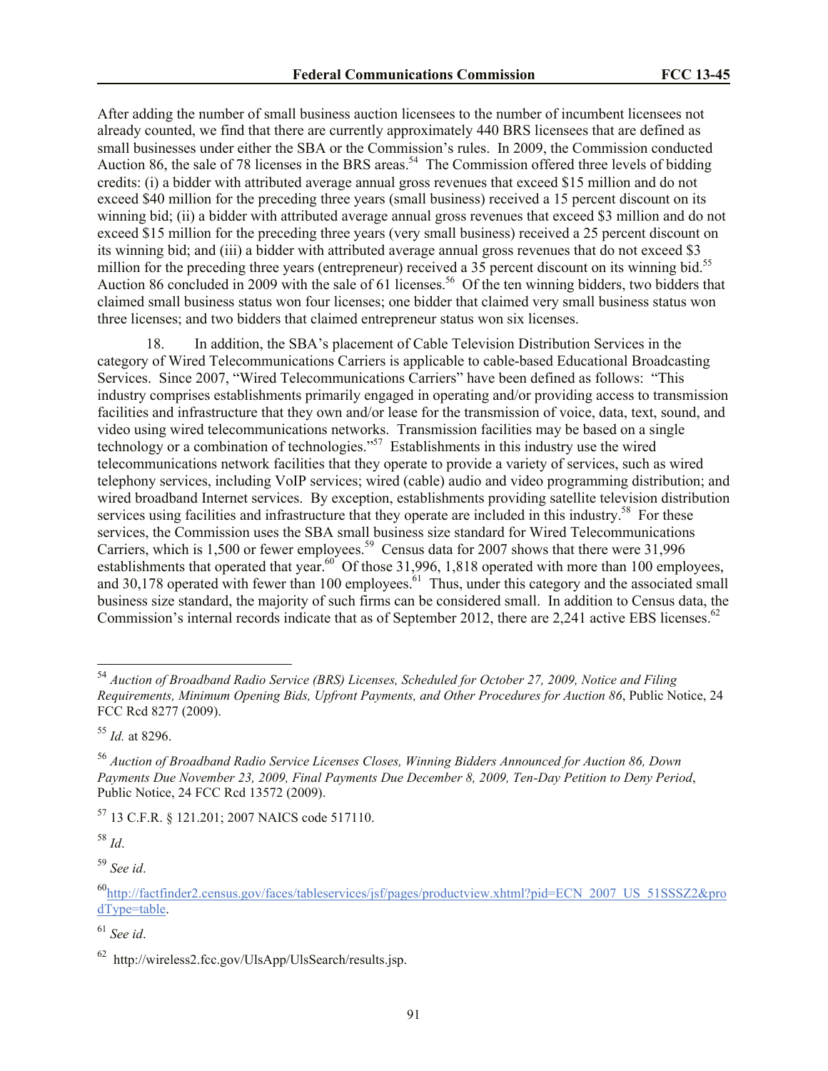After adding the number of small business auction licensees to the number of incumbent licensees not already counted, we find that there are currently approximately 440 BRS licensees that are defined as small businesses under either the SBA or the Commission's rules. In 2009, the Commission conducted Auction 86, the sale of 78 licenses in the BRS areas.[54] The Commission offered three levels of bidding credits: (i) a bidder with attributed average annual gross revenues that exceed $15 million and do not exceed $40 million for the preceding three years (small business) received a 15 percent discount on its winning bid; (ii) a bidder with attributed average annual gross revenues that exceed $3 million and do not exceed $15 million for the preceding three years (very small business) received a 25 percent discount on its winning bid; and (iii) a bidder with attributed average annual gross revenues that do not exceed $3 million for the preceding three years (entrepreneur) received a 35 percent discount on its winning bid.[55] Auction 86 concluded in 2009 with the sale of 61 licenses.[56] Of the ten winning bidders, two bidders that claimed small business status won four licenses; one bidder that claimed very small business status won three licenses; and two bidders that claimed entrepreneur status won six licenses.

18. In addition, the SBA's placement of Cable Television Distribution Services in the category of Wired Telecommunications Carriers is applicable to cable-based Educational Broadcasting Services. Since 2007, "Wired Telecommunications Carriers" have been defined as follows: "This industry comprises establishments primarily engaged in operating and/or providing access to transmission facilities and infrastructure that they own and/or lease for the transmission of voice, data, text, sound, and video using wired telecommunications networks. Transmission facilities may be based on a single technology or a combination of technologies."[57] Establishments in this industry use the wired telecommunications network facilities that they operate to provide a variety of services, such as wired telephony services, including VoIP services; wired (cable) audio and video programming distribution; and wired broadband Internet services. By exception, establishments providing satellite television distribution services using facilities and infrastructure that they operate are included in this industry.[58] For these services, the Commission uses the SBA small business size standard for Wired Telecommunications Carriers, which is 1,500 or fewer employees.[59] Census data for 2007 shows that there were 31,996 establishments that operated that year.[60] Of those 31,996, 1,818 operated with more than 100 employees, and 30,178 operated with fewer than 100 employees.[61] Thus, under this category and the associated small business size standard, the majority of such firms can be considered small. In addition to Census data, the Commission's internal records indicate that as of September 2012, there are 2,241 active EBS licenses.[62]

---

[54] *Auction of Broadband Radio Service (BRS) Licenses, Scheduled for October 27, 2009, Notice and Filing Requirements, Minimum Opening Bids, Upfront Payments, and Other Procedures for Auction 86*, Public Notice, 24 FCC Rcd 8277 (2009).

[55] *Id.* at 8296.

[56] *Auction of Broadband Radio Service Licenses Closes, Winning Bidders Announced for Auction 86, Down Payments Due November 23, 2009, Final Payments Due December 8, 2009, Ten-Day Petition to Deny Period*, Public Notice, 24 FCC Rcd 13572 (2009).

[57] 13 C.F.R. § 121.201; 2007 NAICS code 517110.

[58] *Id*.

[59] *See id*.

[60] http://factfinder2.census.gov/faces/tableservices/jsf/pages/productview.xhtml?pid=ECN_2007_US_51SSSZ2&prodType=table.

[61] *See id*.

[62] http://wireless2.fcc.gov/UlsApp/UlsSearch/results.jsp.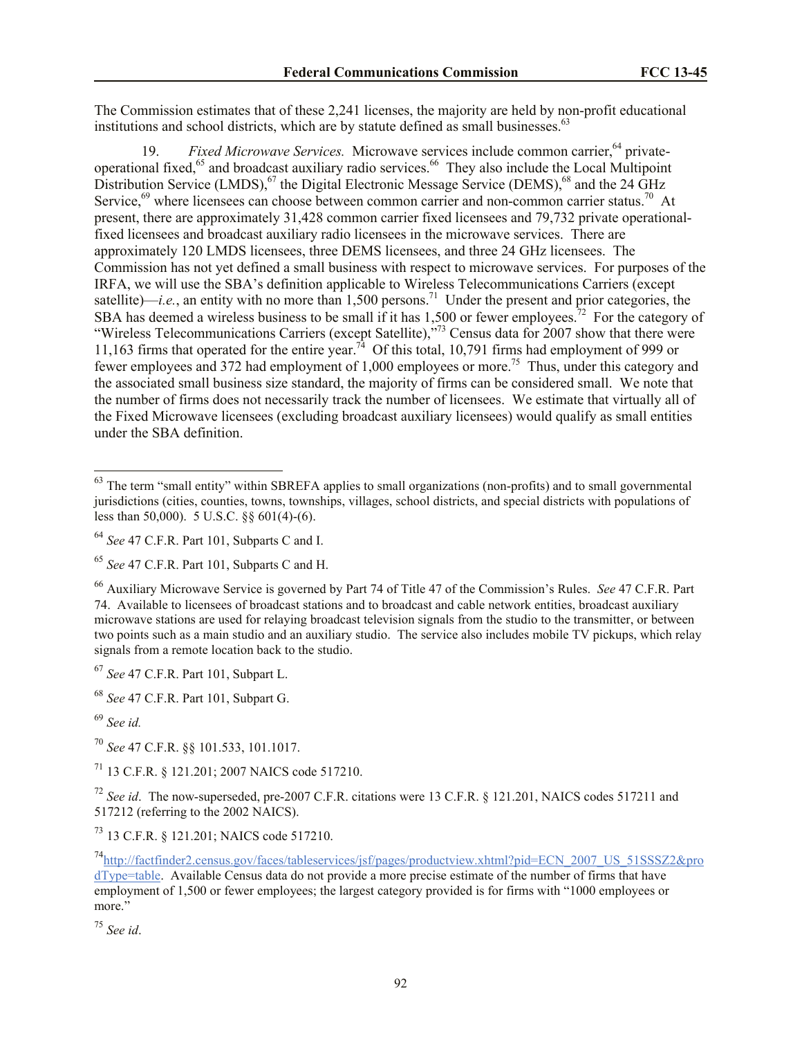The Commission estimates that of these 2,241 licenses, the majority are held by non-profit educational institutions and school districts, which are by statute defined as small businesses.[63]

19. *Fixed Microwave Services.* Microwave services include common carrier,[64] private-operational fixed,[65] and broadcast auxiliary radio services.[66] They also include the Local Multipoint Distribution Service (LMDS),[67] the Digital Electronic Message Service (DEMS),[68] and the 24 GHz Service,[69] where licensees can choose between common carrier and non-common carrier status.[70] At present, there are approximately 31,428 common carrier fixed licensees and 79,732 private operational-fixed licensees and broadcast auxiliary radio licensees in the microwave services. There are approximately 120 LMDS licensees, three DEMS licensees, and three 24 GHz licensees. The Commission has not yet defined a small business with respect to microwave services. For purposes of the IRFA, we will use the SBA's definition applicable to Wireless Telecommunications Carriers (except satellite)—*i.e.*, an entity with no more than 1,500 persons.[71] Under the present and prior categories, the SBA has deemed a wireless business to be small if it has 1,500 or fewer employees.[72] For the category of "Wireless Telecommunications Carriers (except Satellite),"[73] Census data for 2007 show that there were 11,163 firms that operated for the entire year.[74] Of this total, 10,791 firms had employment of 999 or fewer employees and 372 had employment of 1,000 employees or more.[75] Thus, under this category and the associated small business size standard, the majority of firms can be considered small. We note that the number of firms does not necessarily track the number of licensees. We estimate that virtually all of the Fixed Microwave licensees (excluding broadcast auxiliary licensees) would qualify as small entities under the SBA definition.

---

[63] The term "small entity" within SBREFA applies to small organizations (non-profits) and to small governmental jurisdictions (cities, counties, towns, townships, villages, school districts, and special districts with populations of less than 50,000). 5 U.S.C. §§ 601(4)-(6).

[64] *See* 47 C.F.R. Part 101, Subparts C and I.

[65] *See* 47 C.F.R. Part 101, Subparts C and H.

[66] Auxiliary Microwave Service is governed by Part 74 of Title 47 of the Commission's Rules. *See* 47 C.F.R. Part 74. Available to licensees of broadcast stations and to broadcast and cable network entities, broadcast auxiliary microwave stations are used for relaying broadcast television signals from the studio to the transmitter, or between two points such as a main studio and an auxiliary studio. The service also includes mobile TV pickups, which relay signals from a remote location back to the studio.

[67] *See* 47 C.F.R. Part 101, Subpart L.

[68] *See* 47 C.F.R. Part 101, Subpart G.

[69] *See id.*

[70] *See* 47 C.F.R. §§ 101.533, 101.1017.

[71] 13 C.F.R. § 121.201; 2007 NAICS code 517210.

[72] *See id*. The now-superseded, pre-2007 C.F.R. citations were 13 C.F.R. § 121.201, NAICS codes 517211 and 517212 (referring to the 2002 NAICS).

[73] 13 C.F.R. § 121.201; NAICS code 517210.

[74] http://factfinder2.census.gov/faces/tableservices/jsf/pages/productview.xhtml?pid=ECN_2007_US_51SSSZ2&prodType=table. Available Census data do not provide a more precise estimate of the number of firms that have employment of 1,500 or fewer employees; the largest category provided is for firms with "1000 employees or more."

[75] *See id*.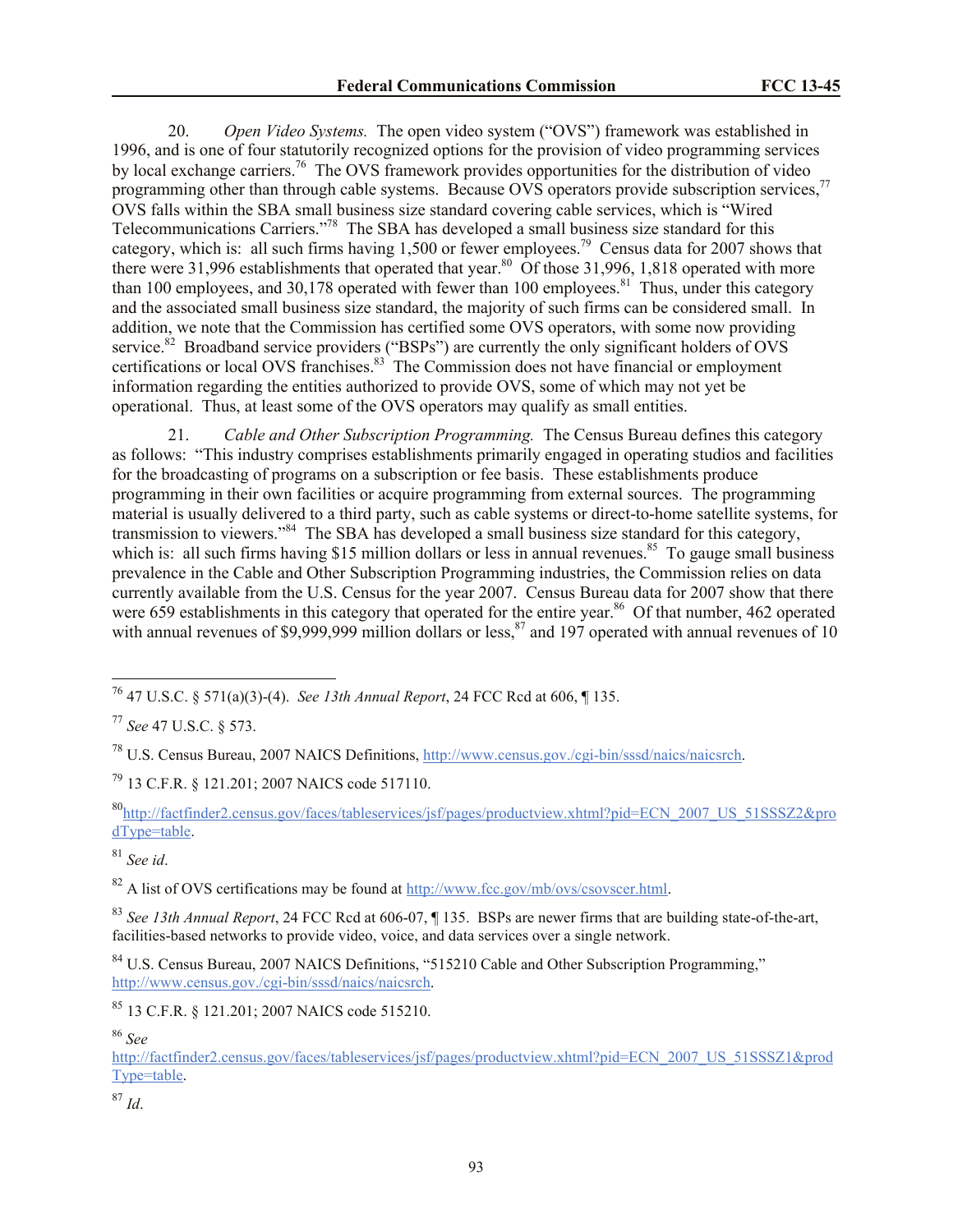20. *Open Video Systems.* The open video system ("OVS") framework was established in 1996, and is one of four statutorily recognized options for the provision of video programming services by local exchange carriers.[76] The OVS framework provides opportunities for the distribution of video programming other than through cable systems. Because OVS operators provide subscription services,[77] OVS falls within the SBA small business size standard covering cable services, which is "Wired Telecommunications Carriers."[78] The SBA has developed a small business size standard for this category, which is: all such firms having 1,500 or fewer employees.[79] Census data for 2007 shows that there were 31,996 establishments that operated that year.[80] Of those 31,996, 1,818 operated with more than 100 employees, and 30,178 operated with fewer than 100 employees.[81] Thus, under this category and the associated small business size standard, the majority of such firms can be considered small. In addition, we note that the Commission has certified some OVS operators, with some now providing service.[82] Broadband service providers ("BSPs") are currently the only significant holders of OVS certifications or local OVS franchises.[83] The Commission does not have financial or employment information regarding the entities authorized to provide OVS, some of which may not yet be operational. Thus, at least some of the OVS operators may qualify as small entities.

21. *Cable and Other Subscription Programming.* The Census Bureau defines this category as follows: "This industry comprises establishments primarily engaged in operating studios and facilities for the broadcasting of programs on a subscription or fee basis. These establishments produce programming in their own facilities or acquire programming from external sources. The programming material is usually delivered to a third party, such as cable systems or direct-to-home satellite systems, for transmission to viewers."[84] The SBA has developed a small business size standard for this category, which is: all such firms having $15 million dollars or less in annual revenues.[85] To gauge small business prevalence in the Cable and Other Subscription Programming industries, the Commission relies on data currently available from the U.S. Census for the year 2007. Census Bureau data for 2007 show that there were 659 establishments in this category that operated for the entire year.[86] Of that number, 462 operated with annual revenues of $9,999,999 million dollars or less,[87] and 197 operated with annual revenues of 10

---

[76] 47 U.S.C. § 571(a)(3)-(4). *See 13th Annual Report*, 24 FCC Rcd at 606, ¶ 135.

[77] *See* 47 U.S.C. § 573.

[78] U.S. Census Bureau, 2007 NAICS Definitions, http://www.census.gov./cgi-bin/sssd/naics/naicsrch.

[79] 13 C.F.R. § 121.201; 2007 NAICS code 517110.

[80] http://factfinder2.census.gov/faces/tableservices/jsf/pages/productview.xhtml?pid=ECN_2007_US_51SSSZ2&prodType=table.

[81] *See id*.

[82] A list of OVS certifications may be found at http://www.fcc.gov/mb/ovs/csovscer.html.

[83] *See 13th Annual Report*, 24 FCC Rcd at 606-07, ¶ 135. BSPs are newer firms that are building state-of-the-art, facilities-based networks to provide video, voice, and data services over a single network.

[84] U.S. Census Bureau, 2007 NAICS Definitions, "515210 Cable and Other Subscription Programming," http://www.census.gov./cgi-bin/sssd/naics/naicsrch.

[85] 13 C.F.R. § 121.201; 2007 NAICS code 515210.

[86] *See* http://factfinder2.census.gov/faces/tableservices/jsf/pages/productview.xhtml?pid=ECN_2007_US_51SSSZ1&prodType=table.

[87] *Id*.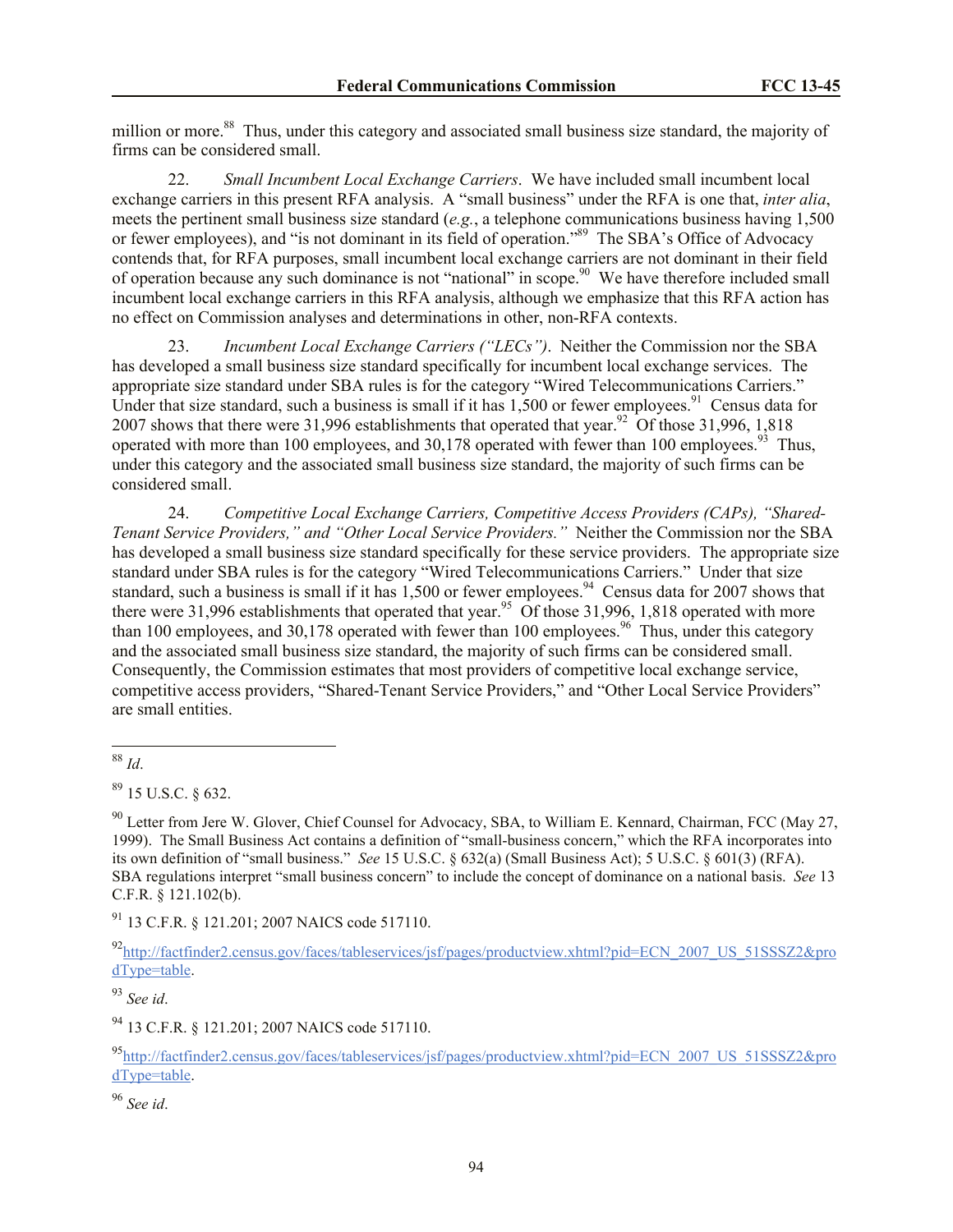million or more.[88] Thus, under this category and associated small business size standard, the majority of firms can be considered small.

22. *Small Incumbent Local Exchange Carriers*. We have included small incumbent local exchange carriers in this present RFA analysis. A "small business" under the RFA is one that, *inter alia*, meets the pertinent small business size standard (*e.g.*, a telephone communications business having 1,500 or fewer employees), and "is not dominant in its field of operation."[89] The SBA's Office of Advocacy contends that, for RFA purposes, small incumbent local exchange carriers are not dominant in their field of operation because any such dominance is not "national" in scope.[90] We have therefore included small incumbent local exchange carriers in this RFA analysis, although we emphasize that this RFA action has no effect on Commission analyses and determinations in other, non-RFA contexts.

23. *Incumbent Local Exchange Carriers ("LECs")*. Neither the Commission nor the SBA has developed a small business size standard specifically for incumbent local exchange services. The appropriate size standard under SBA rules is for the category "Wired Telecommunications Carriers." Under that size standard, such a business is small if it has 1,500 or fewer employees.[91] Census data for 2007 shows that there were 31,996 establishments that operated that year.[92] Of those 31,996, 1,818 operated with more than 100 employees, and 30,178 operated with fewer than 100 employees.[93] Thus, under this category and the associated small business size standard, the majority of such firms can be considered small.

24. *Competitive Local Exchange Carriers, Competitive Access Providers (CAPs), "Shared-Tenant Service Providers," and "Other Local Service Providers."* Neither the Commission nor the SBA has developed a small business size standard specifically for these service providers. The appropriate size standard under SBA rules is for the category "Wired Telecommunications Carriers." Under that size standard, such a business is small if it has 1,500 or fewer employees.[94] Census data for 2007 shows that there were 31,996 establishments that operated that year.[95] Of those 31,996, 1,818 operated with more than 100 employees, and 30,178 operated with fewer than 100 employees.[96] Thus, under this category and the associated small business size standard, the majority of such firms can be considered small. Consequently, the Commission estimates that most providers of competitive local exchange service, competitive access providers, "Shared-Tenant Service Providers," and "Other Local Service Providers" are small entities.

---

[88] *Id*.

[89] 15 U.S.C. § 632.

[90] Letter from Jere W. Glover, Chief Counsel for Advocacy, SBA, to William E. Kennard, Chairman, FCC (May 27, 1999). The Small Business Act contains a definition of "small-business concern," which the RFA incorporates into its own definition of "small business." *See* 15 U.S.C. § 632(a) (Small Business Act); 5 U.S.C. § 601(3) (RFA). SBA regulations interpret "small business concern" to include the concept of dominance on a national basis. *See* 13 C.F.R. § 121.102(b).

[91] 13 C.F.R. § 121.201; 2007 NAICS code 517110.

[92] http://factfinder2.census.gov/faces/tableservices/jsf/pages/productview.xhtml?pid=ECN_2007_US_51SSSZ2&prodType=table.

[93] *See id*.

[94] 13 C.F.R. § 121.201; 2007 NAICS code 517110.

[95] http://factfinder2.census.gov/faces/tableservices/jsf/pages/productview.xhtml?pid=ECN_2007_US_51SSSZ2&prodType=table.

[96] *See id*.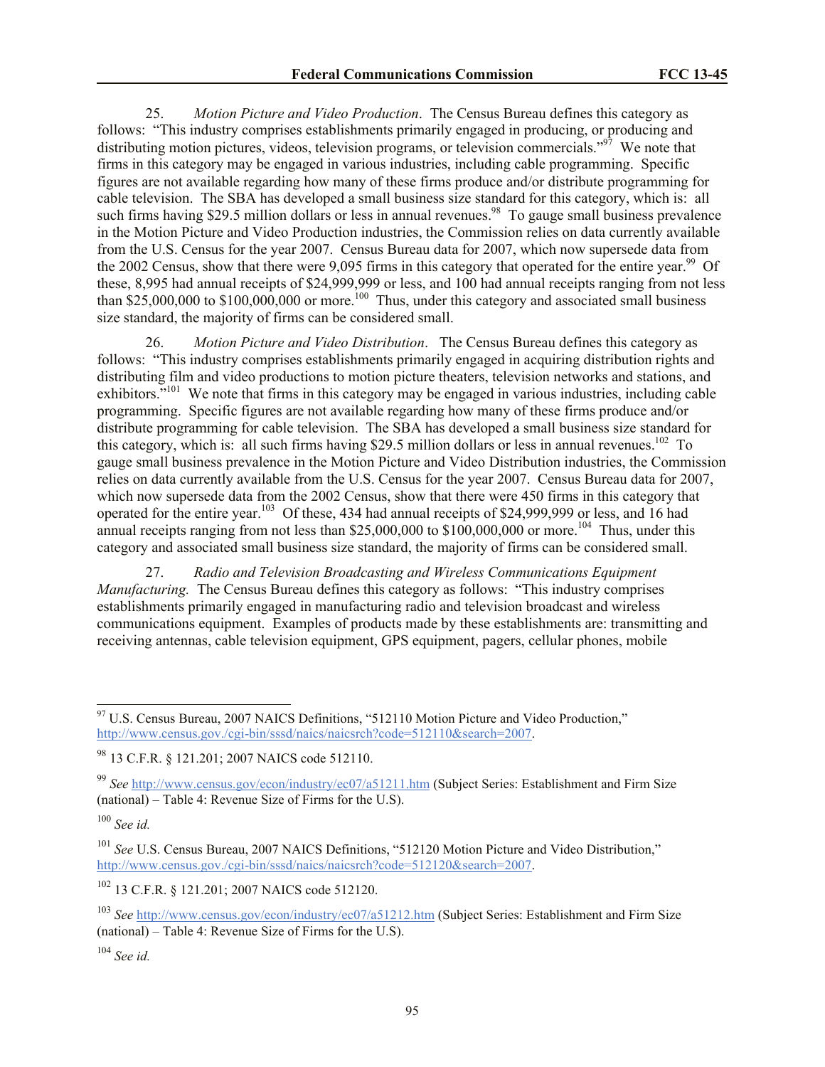25. *Motion Picture and Video Production*. The Census Bureau defines this category as follows: "This industry comprises establishments primarily engaged in producing, or producing and distributing motion pictures, videos, television programs, or television commercials."[97] We note that firms in this category may be engaged in various industries, including cable programming. Specific figures are not available regarding how many of these firms produce and/or distribute programming for cable television. The SBA has developed a small business size standard for this category, which is: all such firms having $29.5 million dollars or less in annual revenues.[98] To gauge small business prevalence in the Motion Picture and Video Production industries, the Commission relies on data currently available from the U.S. Census for the year 2007. Census Bureau data for 2007, which now supersede data from the 2002 Census, show that there were 9,095 firms in this category that operated for the entire year.[99] Of these, 8,995 had annual receipts of $24,999,999 or less, and 100 had annual receipts ranging from not less than $25,000,000 to $100,000,000 or more.[100] Thus, under this category and associated small business size standard, the majority of firms can be considered small.

26. *Motion Picture and Video Distribution*. The Census Bureau defines this category as follows: "This industry comprises establishments primarily engaged in acquiring distribution rights and distributing film and video productions to motion picture theaters, television networks and stations, and exhibitors."[101] We note that firms in this category may be engaged in various industries, including cable programming. Specific figures are not available regarding how many of these firms produce and/or distribute programming for cable television. The SBA has developed a small business size standard for this category, which is: all such firms having $29.5 million dollars or less in annual revenues.[102] To gauge small business prevalence in the Motion Picture and Video Distribution industries, the Commission relies on data currently available from the U.S. Census for the year 2007. Census Bureau data for 2007, which now supersede data from the 2002 Census, show that there were 450 firms in this category that operated for the entire year.[103] Of these, 434 had annual receipts of $24,999,999 or less, and 16 had annual receipts ranging from not less than $25,000,000 to $100,000,000 or more.[104] Thus, under this category and associated small business size standard, the majority of firms can be considered small.

27. *Radio and Television Broadcasting and Wireless Communications Equipment Manufacturing.* The Census Bureau defines this category as follows: "This industry comprises establishments primarily engaged in manufacturing radio and television broadcast and wireless communications equipment. Examples of products made by these establishments are: transmitting and receiving antennas, cable television equipment, GPS equipment, pagers, cellular phones, mobile

---

[97] U.S. Census Bureau, 2007 NAICS Definitions, "512110 Motion Picture and Video Production," http://www.census.gov./cgi-bin/sssd/naics/naicsrch?code=512110&search=2007.

[98] 13 C.F.R. § 121.201; 2007 NAICS code 512110.

[99] *See* http://www.census.gov/econ/industry/ec07/a51211.htm (Subject Series: Establishment and Firm Size (national) – Table 4: Revenue Size of Firms for the U.S).

[100] *See id.*

[101] *See* U.S. Census Bureau, 2007 NAICS Definitions, "512120 Motion Picture and Video Distribution," http://www.census.gov./cgi-bin/sssd/naics/naicsrch?code=512120&search=2007.

[102] 13 C.F.R. § 121.201; 2007 NAICS code 512120.

[103] *See* http://www.census.gov/econ/industry/ec07/a51212.htm (Subject Series: Establishment and Firm Size (national) – Table 4: Revenue Size of Firms for the U.S).

[104] *See id.*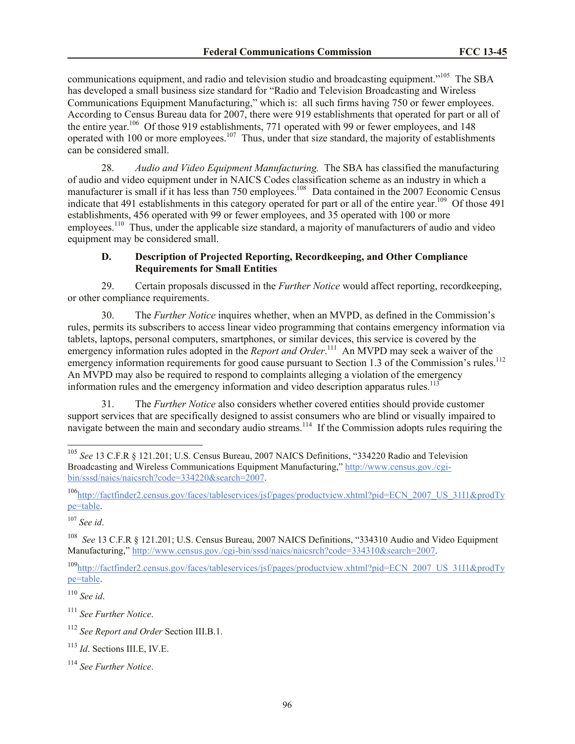communications equipment, and radio and television studio and broadcasting equipment."[105] The SBA has developed a small business size standard for "Radio and Television Broadcasting and Wireless Communications Equipment Manufacturing," which is: all such firms having 750 or fewer employees. According to Census Bureau data for 2007, there were 919 establishments that operated for part or all of the entire year.[106] Of those 919 establishments, 771 operated with 99 or fewer employees, and 148 operated with 100 or more employees.[107] Thus, under that size standard, the majority of establishments can be considered small.

28. *Audio and Video Equipment Manufacturing.* The SBA has classified the manufacturing of audio and video equipment under in NAICS Codes classification scheme as an industry in which a manufacturer is small if it has less than 750 employees.[108] Data contained in the 2007 Economic Census indicate that 491 establishments in this category operated for part or all of the entire year.[109] Of those 491 establishments, 456 operated with 99 or fewer employees, and 35 operated with 100 or more employees.[110] Thus, under the applicable size standard, a majority of manufacturers of audio and video equipment may be considered small.

### D. Description of Projected Reporting, Recordkeeping, and Other Compliance Requirements for Small Entities

29. Certain proposals discussed in the *Further Notice* would affect reporting, recordkeeping, or other compliance requirements.

30. The *Further Notice* inquires whether, when an MVPD, as defined in the Commission's rules, permits its subscribers to access linear video programming that contains emergency information via tablets, laptops, personal computers, smartphones, or similar devices, this service is covered by the emergency information rules adopted in the *Report and Order*.[111] An MVPD may seek a waiver of the emergency information requirements for good cause pursuant to Section 1.3 of the Commission's rules.[112] An MVPD may also be required to respond to complaints alleging a violation of the emergency information rules and the emergency information and video description apparatus rules.[113]

31. The *Further Notice* also considers whether covered entities should provide customer support services that are specifically designed to assist consumers who are blind or visually impaired to navigate between the main and secondary audio streams.[114] If the Commission adopts rules requiring the

---

[105] *See* 13 C.F.R § 121.201; U.S. Census Bureau, 2007 NAICS Definitions, "334220 Radio and Television Broadcasting and Wireless Communications Equipment Manufacturing," http://www.census.gov./cgi-bin/sssd/naics/naicsrch?code=334220&search=2007.

[106] http://factfinder2.census.gov/faces/tableservices/jsf/pages/productview.xhtml?pid=ECN_2007_US_31I1&prodType=table.

[107] *See id*.

[108] *See* 13 C.F.R § 121.201; U.S. Census Bureau, 2007 NAICS Definitions, "334310 Audio and Video Equipment Manufacturing," http://www.census.gov./cgi-bin/sssd/naics/naicsrch?code=334310&search=2007.

[109] http://factfinder2.census.gov/faces/tableservices/jsf/pages/productview.xhtml?pid=ECN_2007_US_31I1&prodType=table.

[110] *See id*.

[111] *See Further Notice*.

[112] *See Report and Order* Section III.B.1.

[113] *Id*. Sections III.E, IV.E.

[114] *See Further Notice*.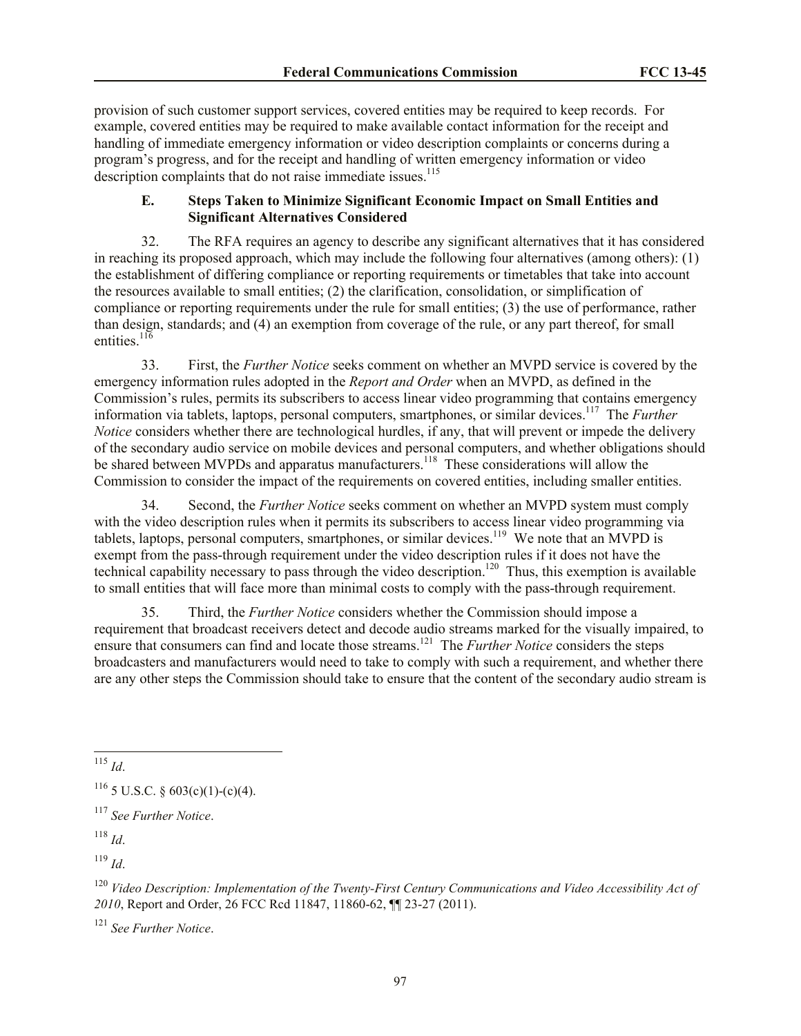provision of such customer support services, covered entities may be required to keep records. For example, covered entities may be required to make available contact information for the receipt and handling of immediate emergency information or video description complaints or concerns during a program's progress, and for the receipt and handling of written emergency information or video description complaints that do not raise immediate issues.[115]

### E. Steps Taken to Minimize Significant Economic Impact on Small Entities and Significant Alternatives Considered

32. The RFA requires an agency to describe any significant alternatives that it has considered in reaching its proposed approach, which may include the following four alternatives (among others): (1) the establishment of differing compliance or reporting requirements or timetables that take into account the resources available to small entities; (2) the clarification, consolidation, or simplification of compliance or reporting requirements under the rule for small entities; (3) the use of performance, rather than design, standards; and (4) an exemption from coverage of the rule, or any part thereof, for small entities.[116]

33. First, the *Further Notice* seeks comment on whether an MVPD service is covered by the emergency information rules adopted in the *Report and Order* when an MVPD, as defined in the Commission's rules, permits its subscribers to access linear video programming that contains emergency information via tablets, laptops, personal computers, smartphones, or similar devices.[117] The *Further Notice* considers whether there are technological hurdles, if any, that will prevent or impede the delivery of the secondary audio service on mobile devices and personal computers, and whether obligations should be shared between MVPDs and apparatus manufacturers.[118] These considerations will allow the Commission to consider the impact of the requirements on covered entities, including smaller entities.

34. Second, the *Further Notice* seeks comment on whether an MVPD system must comply with the video description rules when it permits its subscribers to access linear video programming via tablets, laptops, personal computers, smartphones, or similar devices.[119] We note that an MVPD is exempt from the pass-through requirement under the video description rules if it does not have the technical capability necessary to pass through the video description.[120] Thus, this exemption is available to small entities that will face more than minimal costs to comply with the pass-through requirement.

35. Third, the *Further Notice* considers whether the Commission should impose a requirement that broadcast receivers detect and decode audio streams marked for the visually impaired, to ensure that consumers can find and locate those streams.[121] The *Further Notice* considers the steps broadcasters and manufacturers would need to take to comply with such a requirement, and whether there are any other steps the Commission should take to ensure that the content of the secondary audio stream is

---

[115] *Id*.

[116] 5 U.S.C. § 603(c)(1)-(c)(4).

[117] *See Further Notice*.

[118] *Id*.

[119] *Id*.

[120] *Video Description: Implementation of the Twenty-First Century Communications and Video Accessibility Act of 2010*, Report and Order, 26 FCC Rcd 11847, 11860-62, ¶¶ 23-27 (2011).

[121] *See Further Notice*.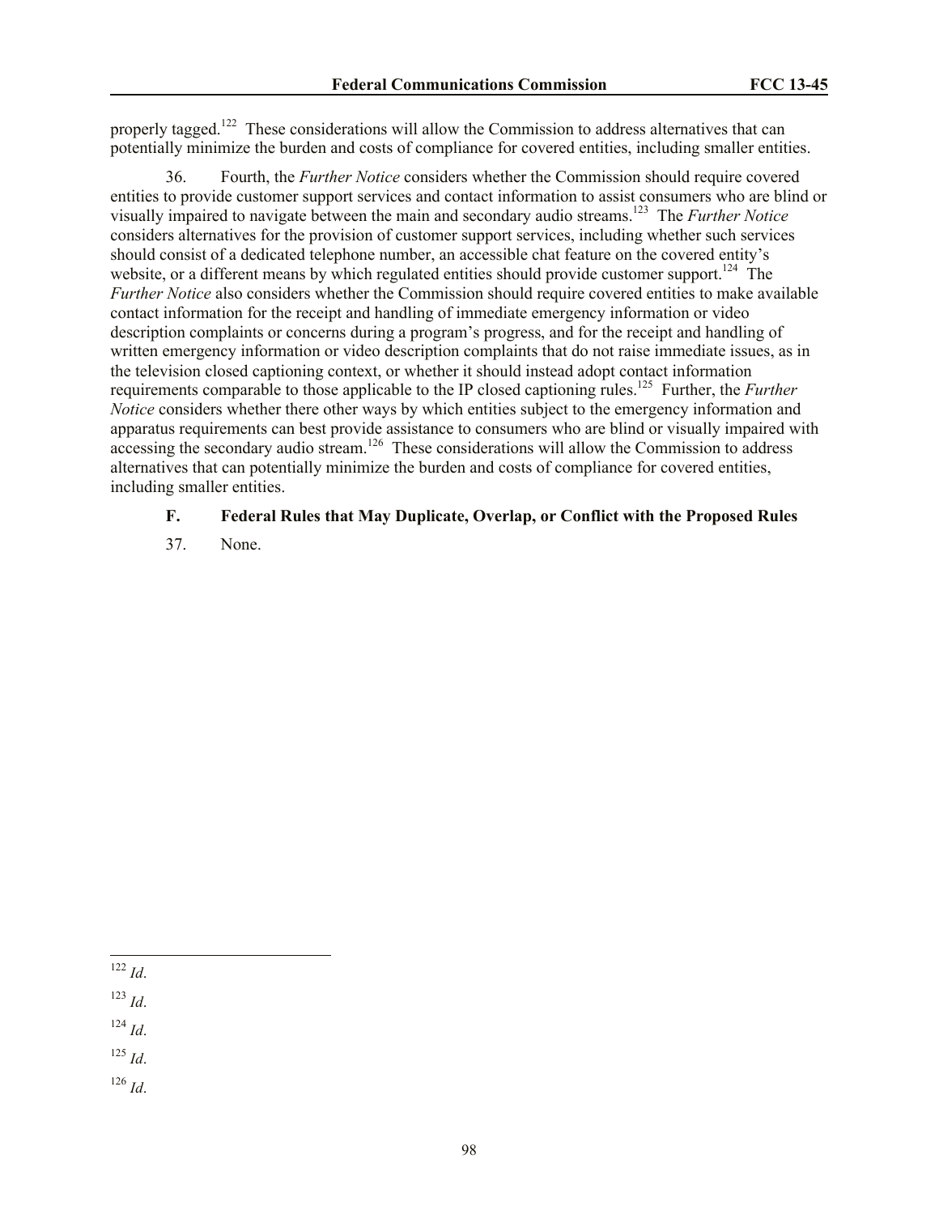properly tagged.[122] These considerations will allow the Commission to address alternatives that can potentially minimize the burden and costs of compliance for covered entities, including smaller entities.

36. Fourth, the *Further Notice* considers whether the Commission should require covered entities to provide customer support services and contact information to assist consumers who are blind or visually impaired to navigate between the main and secondary audio streams.[123] The *Further Notice* considers alternatives for the provision of customer support services, including whether such services should consist of a dedicated telephone number, an accessible chat feature on the covered entity's website, or a different means by which regulated entities should provide customer support.[124] The *Further Notice* also considers whether the Commission should require covered entities to make available contact information for the receipt and handling of immediate emergency information or video description complaints or concerns during a program's progress, and for the receipt and handling of written emergency information or video description complaints that do not raise immediate issues, as in the television closed captioning context, or whether it should instead adopt contact information requirements comparable to those applicable to the IP closed captioning rules.[125] Further, the *Further Notice* considers whether there other ways by which entities subject to the emergency information and apparatus requirements can best provide assistance to consumers who are blind or visually impaired with accessing the secondary audio stream.[126] These considerations will allow the Commission to address alternatives that can potentially minimize the burden and costs of compliance for covered entities, including smaller entities.

### F. Federal Rules that May Duplicate, Overlap, or Conflict with the Proposed Rules

37. None.

---

[122] *Id*.

[123] *Id*.

[124] *Id*.

[125] *Id*.

[126] *Id*.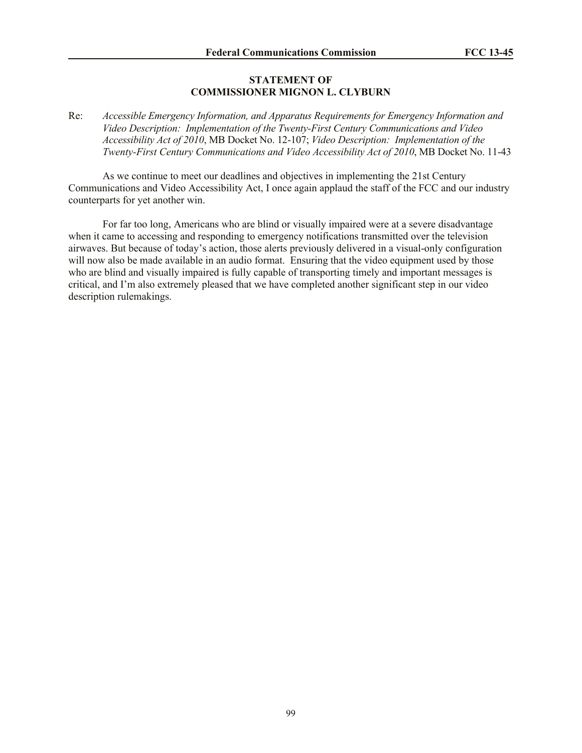**STATEMENT OF**
**COMMISSIONER MIGNON L. CLYBURN**

Re: *Accessible Emergency Information, and Apparatus Requirements for Emergency Information and Video Description: Implementation of the Twenty-First Century Communications and Video Accessibility Act of 2010*, MB Docket No. 12-107; *Video Description: Implementation of the Twenty-First Century Communications and Video Accessibility Act of 2010*, MB Docket No. 11-43

As we continue to meet our deadlines and objectives in implementing the 21st Century Communications and Video Accessibility Act, I once again applaud the staff of the FCC and our industry counterparts for yet another win.

For far too long, Americans who are blind or visually impaired were at a severe disadvantage when it came to accessing and responding to emergency notifications transmitted over the television airwaves. But because of today's action, those alerts previously delivered in a visual-only configuration will now also be made available in an audio format. Ensuring that the video equipment used by those who are blind and visually impaired is fully capable of transporting timely and important messages is critical, and I'm also extremely pleased that we have completed another significant step in our video description rulemakings.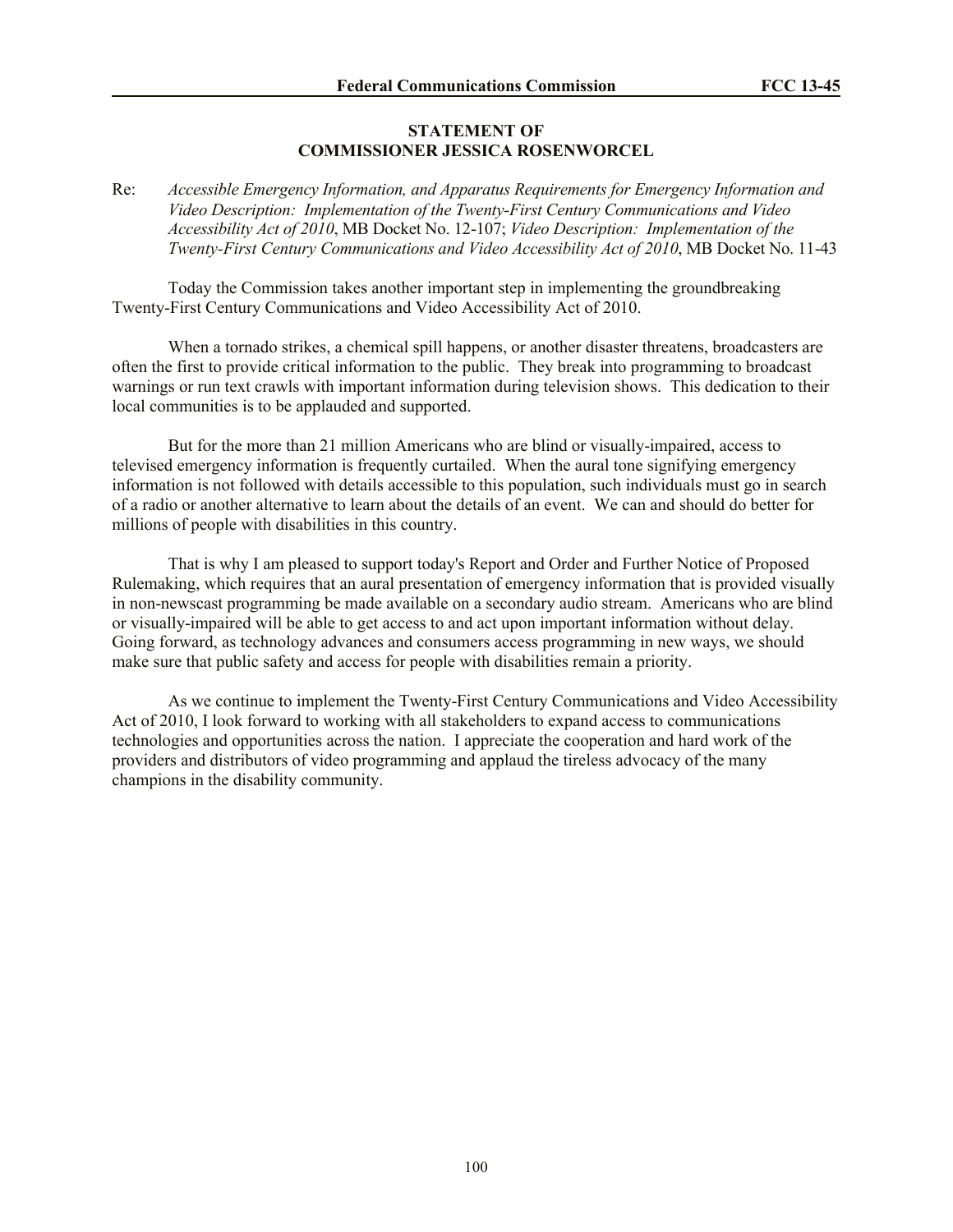**STATEMENT OF**
**COMMISSIONER JESSICA ROSENWORCEL**

Re: *Accessible Emergency Information, and Apparatus Requirements for Emergency Information and Video Description: Implementation of the Twenty-First Century Communications and Video Accessibility Act of 2010*, MB Docket No. 12-107; *Video Description: Implementation of the Twenty-First Century Communications and Video Accessibility Act of 2010*, MB Docket No. 11-43

Today the Commission takes another important step in implementing the groundbreaking Twenty-First Century Communications and Video Accessibility Act of 2010.

When a tornado strikes, a chemical spill happens, or another disaster threatens, broadcasters are often the first to provide critical information to the public. They break into programming to broadcast warnings or run text crawls with important information during television shows. This dedication to their local communities is to be applauded and supported.

But for the more than 21 million Americans who are blind or visually-impaired, access to televised emergency information is frequently curtailed. When the aural tone signifying emergency information is not followed with details accessible to this population, such individuals must go in search of a radio or another alternative to learn about the details of an event. We can and should do better for millions of people with disabilities in this country.

That is why I am pleased to support today's Report and Order and Further Notice of Proposed Rulemaking, which requires that an aural presentation of emergency information that is provided visually in non-newscast programming be made available on a secondary audio stream. Americans who are blind or visually-impaired will be able to get access to and act upon important information without delay. Going forward, as technology advances and consumers access programming in new ways, we should make sure that public safety and access for people with disabilities remain a priority.

As we continue to implement the Twenty-First Century Communications and Video Accessibility Act of 2010, I look forward to working with all stakeholders to expand access to communications technologies and opportunities across the nation. I appreciate the cooperation and hard work of the providers and distributors of video programming and applaud the tireless advocacy of the many champions in the disability community.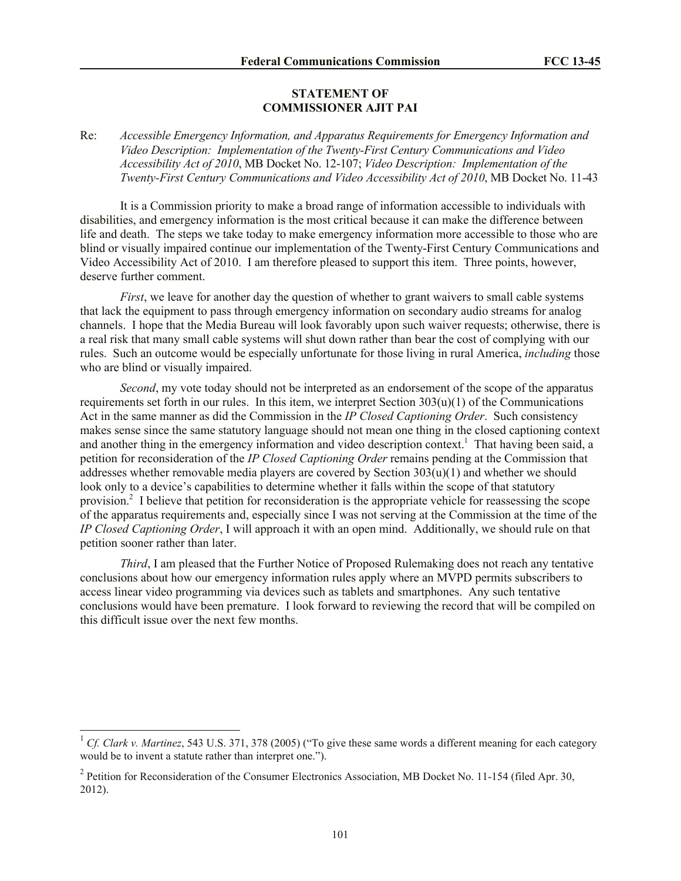## STATEMENT OF COMMISSIONER AJIT PAI

Re: *Accessible Emergency Information, and Apparatus Requirements for Emergency Information and Video Description: Implementation of the Twenty-First Century Communications and Video Accessibility Act of 2010*, MB Docket No. 12-107; *Video Description: Implementation of the Twenty-First Century Communications and Video Accessibility Act of 2010*, MB Docket No. 11-43

It is a Commission priority to make a broad range of information accessible to individuals with disabilities, and emergency information is the most critical because it can make the difference between life and death. The steps we take today to make emergency information more accessible to those who are blind or visually impaired continue our implementation of the Twenty-First Century Communications and Video Accessibility Act of 2010. I am therefore pleased to support this item. Three points, however, deserve further comment.

*First*, we leave for another day the question of whether to grant waivers to small cable systems that lack the equipment to pass through emergency information on secondary audio streams for analog channels. I hope that the Media Bureau will look favorably upon such waiver requests; otherwise, there is a real risk that many small cable systems will shut down rather than bear the cost of complying with our rules. Such an outcome would be especially unfortunate for those living in rural America, *including* those who are blind or visually impaired.

*Second*, my vote today should not be interpreted as an endorsement of the scope of the apparatus requirements set forth in our rules. In this item, we interpret Section 303(u)(1) of the Communications Act in the same manner as did the Commission in the *IP Closed Captioning Order*. Such consistency makes sense since the same statutory language should not mean one thing in the closed captioning context and another thing in the emergency information and video description context.[1] That having been said, a petition for reconsideration of the *IP Closed Captioning Order* remains pending at the Commission that addresses whether removable media players are covered by Section 303(u)(1) and whether we should look only to a device's capabilities to determine whether it falls within the scope of that statutory provision.[2] I believe that petition for reconsideration is the appropriate vehicle for reassessing the scope of the apparatus requirements and, especially since I was not serving at the Commission at the time of the *IP Closed Captioning Order*, I will approach it with an open mind. Additionally, we should rule on that petition sooner rather than later.

*Third*, I am pleased that the Further Notice of Proposed Rulemaking does not reach any tentative conclusions about how our emergency information rules apply where an MVPD permits subscribers to access linear video programming via devices such as tablets and smartphones. Any such tentative conclusions would have been premature. I look forward to reviewing the record that will be compiled on this difficult issue over the next few months.

---

[1] *Cf. Clark v. Martinez*, 543 U.S. 371, 378 (2005) ("To give these same words a different meaning for each category would be to invent a statute rather than interpret one.").

[2] Petition for Reconsideration of the Consumer Electronics Association, MB Docket No. 11-154 (filed Apr. 30, 2012).